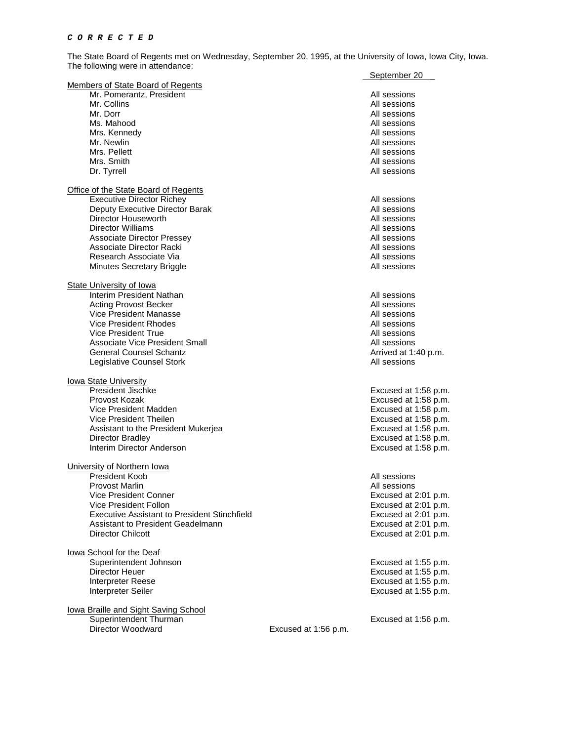***C O R R E C T E D***

The State Board of Regents met on Wednesday, September 20, 1995, at the University of Iowa, Iowa City, Iowa. The following were in attendance:

| | September 20 |
|---|---|
| **Members of State Board of Regents** | |
| Mr. Pomerantz, President | All sessions |
| Mr. Collins | All sessions |
| Mr. Dorr | All sessions |
| Ms. Mahood | All sessions |
| Mrs. Kennedy | All sessions |
| Mr. Newlin | All sessions |
| Mrs. Pellett | All sessions |
| Mrs. Smith | All sessions |
| Dr. Tyrrell | All sessions |
| **Office of the State Board of Regents** | |
| Executive Director Richey | All sessions |
| Deputy Executive Director Barak | All sessions |
| Director Houseworth | All sessions |
| Director Williams | All sessions |
| Associate Director Pressey | All sessions |
| Associate Director Racki | All sessions |
| Research Associate Via | All sessions |
| Minutes Secretary Briggle | All sessions |
| **State University of Iowa** | |
| Interim President Nathan | All sessions |
| Acting Provost Becker | All sessions |
| Vice President Manasse | All sessions |
| Vice President Rhodes | All sessions |
| Vice President True | All sessions |
| Associate Vice President Small | All sessions |
| General Counsel Schantz | Arrived at 1:40 p.m. |
| Legislative Counsel Stork | All sessions |
| **Iowa State University** | |
| President Jischke | Excused at 1:58 p.m. |
| Provost Kozak | Excused at 1:58 p.m. |
| Vice President Madden | Excused at 1:58 p.m. |
| Vice President Theilen | Excused at 1:58 p.m. |
| Assistant to the President Mukerjea | Excused at 1:58 p.m. |
| Director Bradley | Excused at 1:58 p.m. |
| Interim Director Anderson | Excused at 1:58 p.m. |
| **University of Northern Iowa** | |
| President Koob | All sessions |
| Provost Marlin | All sessions |
| Vice President Conner | Excused at 2:01 p.m. |
| Vice President Follon | Excused at 2:01 p.m. |
| Executive Assistant to President Stinchfield | Excused at 2:01 p.m. |
| Assistant to President Geadelmann | Excused at 2:01 p.m. |
| Director Chilcott | Excused at 2:01 p.m. |
| **Iowa School for the Deaf** | |
| Superintendent Johnson | Excused at 1:55 p.m. |
| Director Heuer | Excused at 1:55 p.m. |
| Interpreter Reese | Excused at 1:55 p.m. |
| Interpreter Seiler | Excused at 1:55 p.m. |
| **Iowa Braille and Sight Saving School** | |
| Superintendent Thurman | Excused at 1:56 p.m. |
| Director Woodward | Excused at 1:56 p.m. |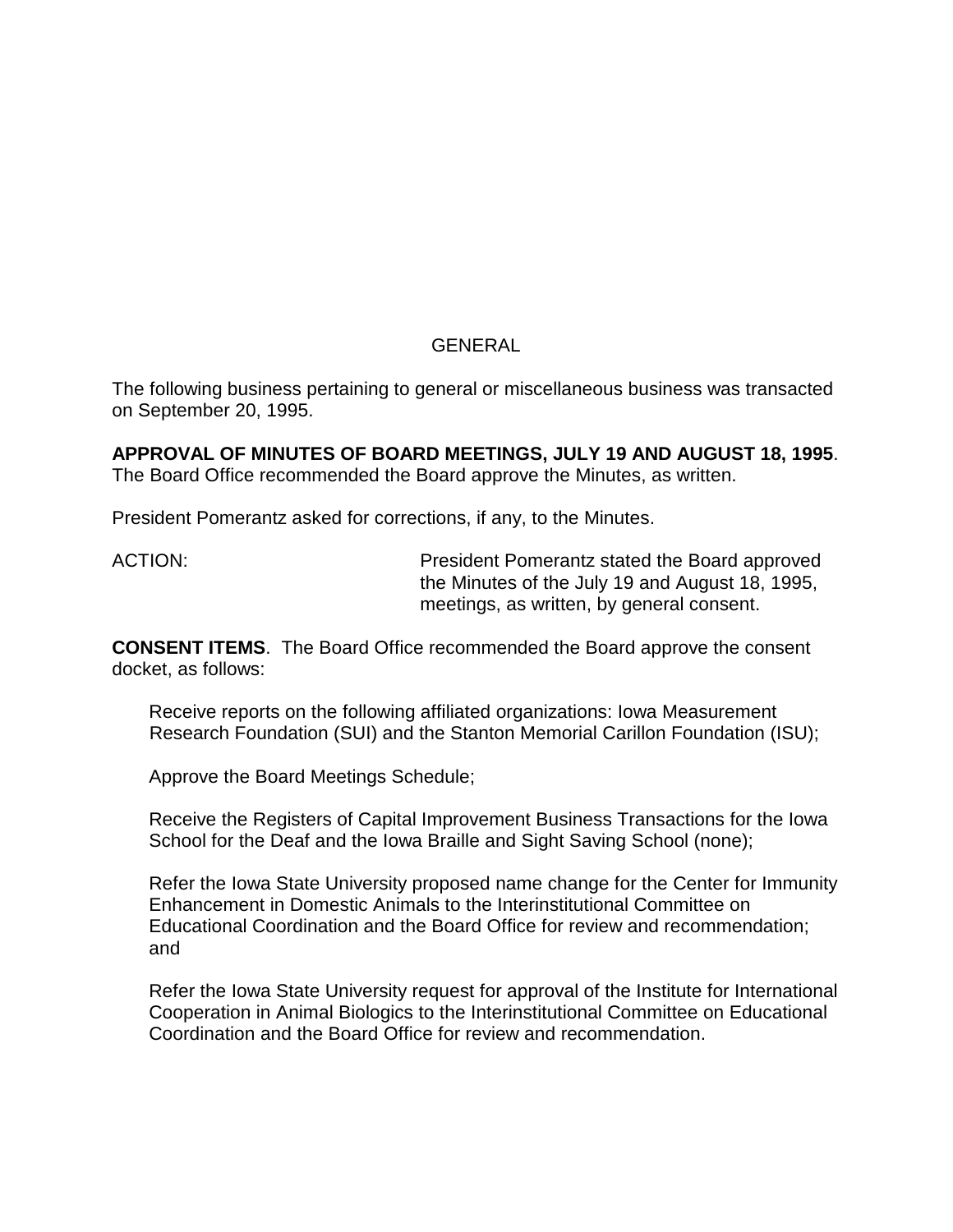GENERAL

The following business pertaining to general or miscellaneous business was transacted on September 20, 1995.

**APPROVAL OF MINUTES OF BOARD MEETINGS, JULY 19 AND AUGUST 18, 1995**. The Board Office recommended the Board approve the Minutes, as written.

President Pomerantz asked for corrections, if any, to the Minutes.

ACTION: President Pomerantz stated the Board approved the Minutes of the July 19 and August 18, 1995, meetings, as written, by general consent.

**CONSENT ITEMS**. The Board Office recommended the Board approve the consent docket, as follows:

Receive reports on the following affiliated organizations: Iowa Measurement Research Foundation (SUI) and the Stanton Memorial Carillon Foundation (ISU);

Approve the Board Meetings Schedule;

Receive the Registers of Capital Improvement Business Transactions for the Iowa School for the Deaf and the Iowa Braille and Sight Saving School (none);

Refer the Iowa State University proposed name change for the Center for Immunity Enhancement in Domestic Animals to the Interinstitutional Committee on Educational Coordination and the Board Office for review and recommendation; and

Refer the Iowa State University request for approval of the Institute for International Cooperation in Animal Biologics to the Interinstitutional Committee on Educational Coordination and the Board Office for review and recommendation.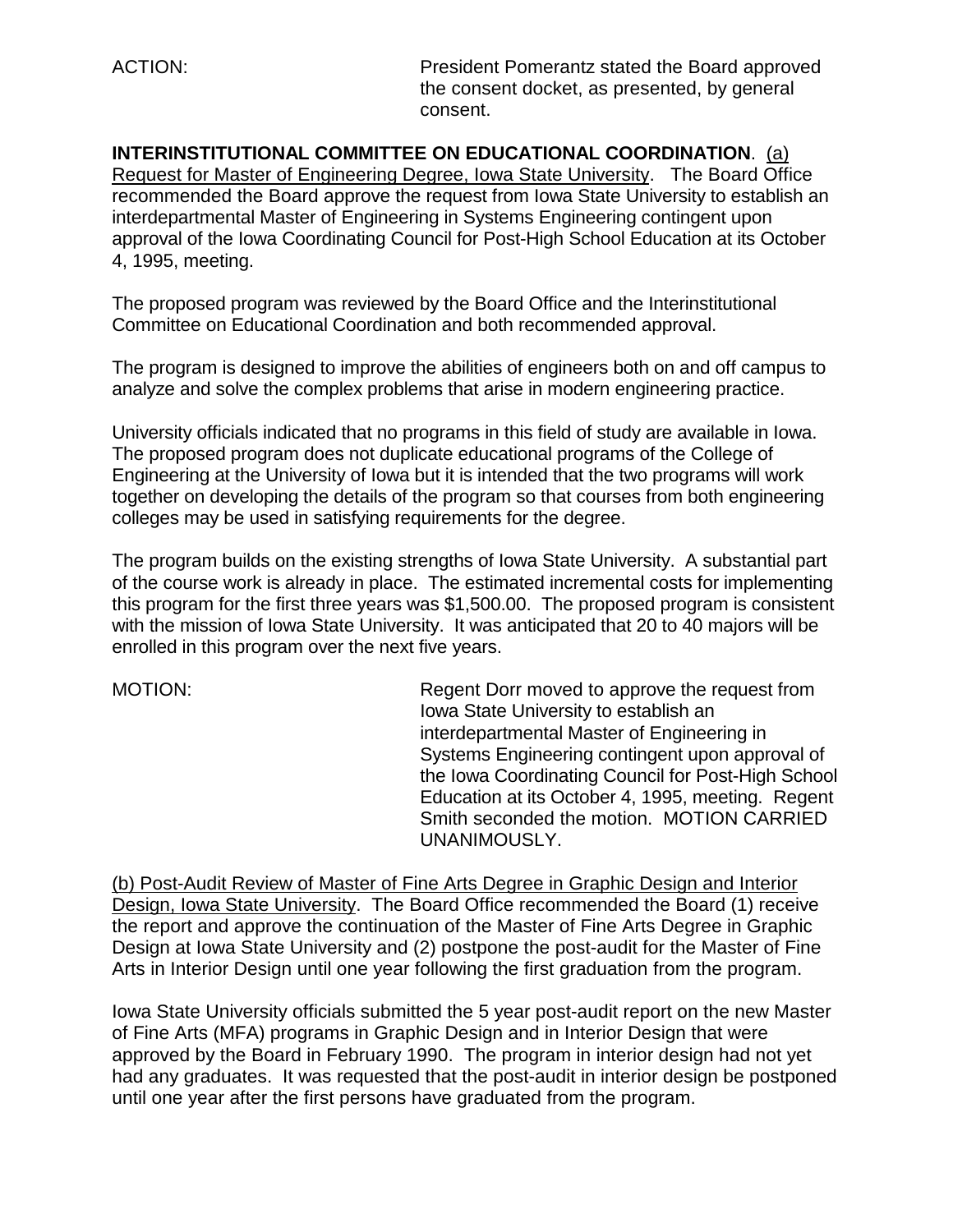ACTION: President Pomerantz stated the Board approved the consent docket, as presented, by general consent.

**INTERINSTITUTIONAL COMMITTEE ON EDUCATIONAL COORDINATION**. (a) Request for Master of Engineering Degree, Iowa State University. The Board Office recommended the Board approve the request from Iowa State University to establish an interdepartmental Master of Engineering in Systems Engineering contingent upon approval of the Iowa Coordinating Council for Post-High School Education at its October 4, 1995, meeting.

The proposed program was reviewed by the Board Office and the Interinstitutional Committee on Educational Coordination and both recommended approval.

The program is designed to improve the abilities of engineers both on and off campus to analyze and solve the complex problems that arise in modern engineering practice.

University officials indicated that no programs in this field of study are available in Iowa. The proposed program does not duplicate educational programs of the College of Engineering at the University of Iowa but it is intended that the two programs will work together on developing the details of the program so that courses from both engineering colleges may be used in satisfying requirements for the degree.

The program builds on the existing strengths of Iowa State University. A substantial part of the course work is already in place. The estimated incremental costs for implementing this program for the first three years was $1,500.00. The proposed program is consistent with the mission of Iowa State University. It was anticipated that 20 to 40 majors will be enrolled in this program over the next five years.

MOTION: Regent Dorr moved to approve the request from Iowa State University to establish an interdepartmental Master of Engineering in Systems Engineering contingent upon approval of the Iowa Coordinating Council for Post-High School Education at its October 4, 1995, meeting. Regent Smith seconded the motion. MOTION CARRIED UNANIMOUSLY.

(b) Post-Audit Review of Master of Fine Arts Degree in Graphic Design and Interior Design, Iowa State University. The Board Office recommended the Board (1) receive the report and approve the continuation of the Master of Fine Arts Degree in Graphic Design at Iowa State University and (2) postpone the post-audit for the Master of Fine Arts in Interior Design until one year following the first graduation from the program.

Iowa State University officials submitted the 5 year post-audit report on the new Master of Fine Arts (MFA) programs in Graphic Design and in Interior Design that were approved by the Board in February 1990. The program in interior design had not yet had any graduates. It was requested that the post-audit in interior design be postponed until one year after the first persons have graduated from the program.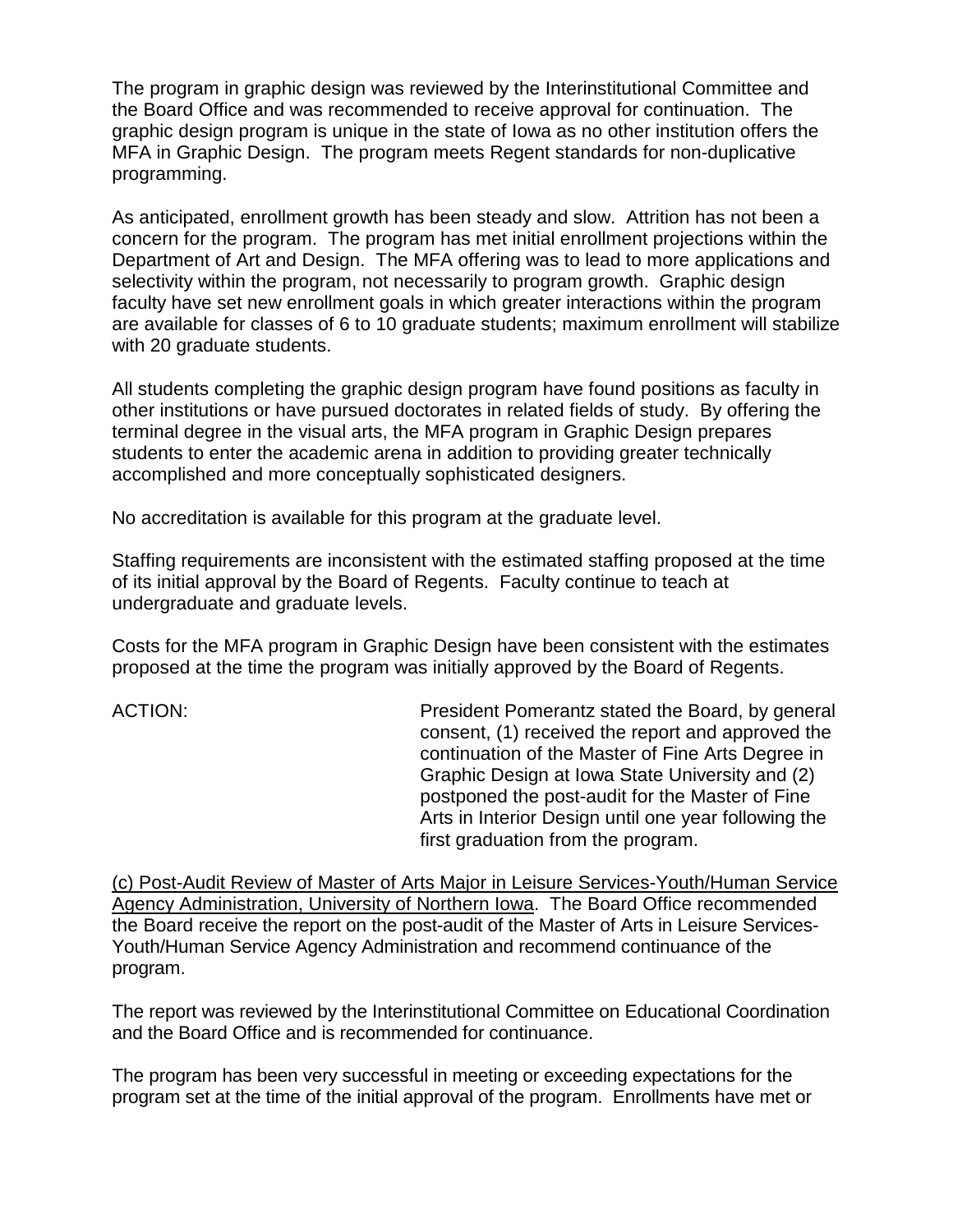The program in graphic design was reviewed by the Interinstitutional Committee and the Board Office and was recommended to receive approval for continuation. The graphic design program is unique in the state of Iowa as no other institution offers the MFA in Graphic Design. The program meets Regent standards for non-duplicative programming.

As anticipated, enrollment growth has been steady and slow. Attrition has not been a concern for the program. The program has met initial enrollment projections within the Department of Art and Design. The MFA offering was to lead to more applications and selectivity within the program, not necessarily to program growth. Graphic design faculty have set new enrollment goals in which greater interactions within the program are available for classes of 6 to 10 graduate students; maximum enrollment will stabilize with 20 graduate students.

All students completing the graphic design program have found positions as faculty in other institutions or have pursued doctorates in related fields of study. By offering the terminal degree in the visual arts, the MFA program in Graphic Design prepares students to enter the academic arena in addition to providing greater technically accomplished and more conceptually sophisticated designers.

No accreditation is available for this program at the graduate level.

Staffing requirements are inconsistent with the estimated staffing proposed at the time of its initial approval by the Board of Regents. Faculty continue to teach at undergraduate and graduate levels.

Costs for the MFA program in Graphic Design have been consistent with the estimates proposed at the time the program was initially approved by the Board of Regents.

ACTION: President Pomerantz stated the Board, by general consent, (1) received the report and approved the continuation of the Master of Fine Arts Degree in Graphic Design at Iowa State University and (2) postponed the post-audit for the Master of Fine Arts in Interior Design until one year following the first graduation from the program.

(c) Post-Audit Review of Master of Arts Major in Leisure Services-Youth/Human Service Agency Administration, University of Northern Iowa. The Board Office recommended the Board receive the report on the post-audit of the Master of Arts in Leisure Services-Youth/Human Service Agency Administration and recommend continuance of the program.

The report was reviewed by the Interinstitutional Committee on Educational Coordination and the Board Office and is recommended for continuance.

The program has been very successful in meeting or exceeding expectations for the program set at the time of the initial approval of the program. Enrollments have met or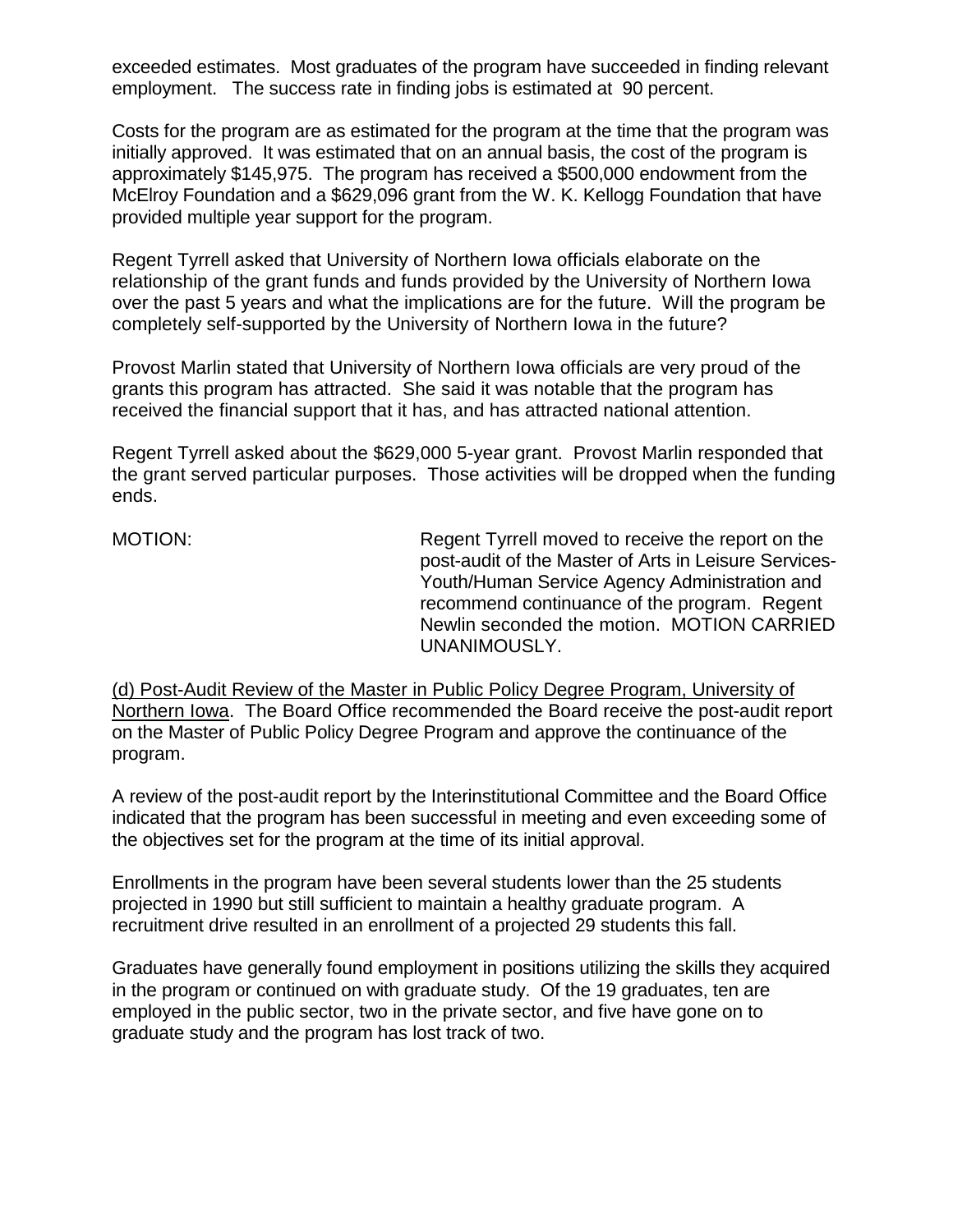exceeded estimates. Most graduates of the program have succeeded in finding relevant employment. The success rate in finding jobs is estimated at 90 percent.

Costs for the program are as estimated for the program at the time that the program was initially approved. It was estimated that on an annual basis, the cost of the program is approximately $145,975. The program has received a $500,000 endowment from the McElroy Foundation and a $629,096 grant from the W. K. Kellogg Foundation that have provided multiple year support for the program.

Regent Tyrrell asked that University of Northern Iowa officials elaborate on the relationship of the grant funds and funds provided by the University of Northern Iowa over the past 5 years and what the implications are for the future. Will the program be completely self-supported by the University of Northern Iowa in the future?

Provost Marlin stated that University of Northern Iowa officials are very proud of the grants this program has attracted. She said it was notable that the program has received the financial support that it has, and has attracted national attention.

Regent Tyrrell asked about the $629,000 5-year grant. Provost Marlin responded that the grant served particular purposes. Those activities will be dropped when the funding ends.

MOTION: Regent Tyrrell moved to receive the report on the post-audit of the Master of Arts in Leisure Services-Youth/Human Service Agency Administration and recommend continuance of the program. Regent Newlin seconded the motion. MOTION CARRIED UNANIMOUSLY.

(d) Post-Audit Review of the Master in Public Policy Degree Program, University of Northern Iowa. The Board Office recommended the Board receive the post-audit report on the Master of Public Policy Degree Program and approve the continuance of the program.

A review of the post-audit report by the Interinstitutional Committee and the Board Office indicated that the program has been successful in meeting and even exceeding some of the objectives set for the program at the time of its initial approval.

Enrollments in the program have been several students lower than the 25 students projected in 1990 but still sufficient to maintain a healthy graduate program. A recruitment drive resulted in an enrollment of a projected 29 students this fall.

Graduates have generally found employment in positions utilizing the skills they acquired in the program or continued on with graduate study. Of the 19 graduates, ten are employed in the public sector, two in the private sector, and five have gone on to graduate study and the program has lost track of two.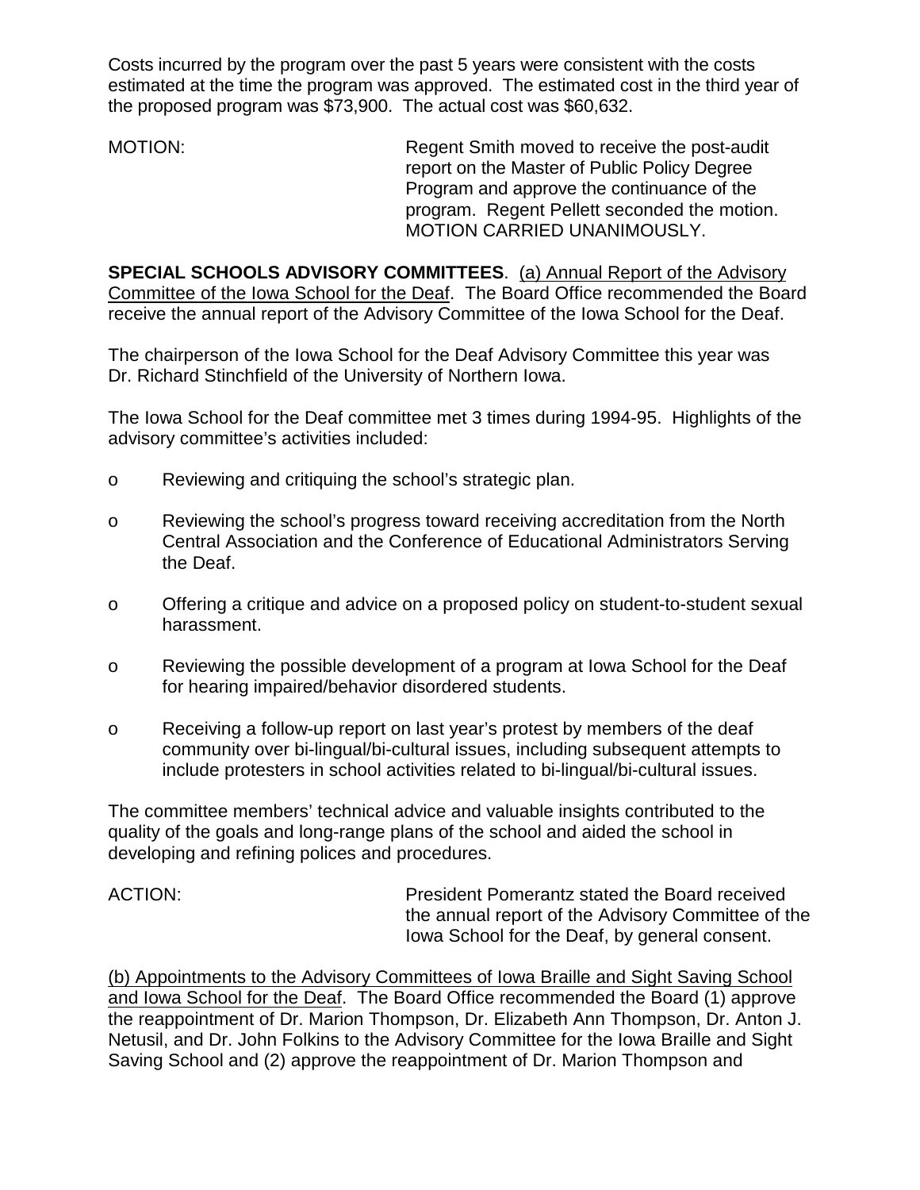Costs incurred by the program over the past 5 years were consistent with the costs estimated at the time the program was approved. The estimated cost in the third year of the proposed program was $73,900. The actual cost was $60,632.

MOTION: Regent Smith moved to receive the post-audit report on the Master of Public Policy Degree Program and approve the continuance of the program. Regent Pellett seconded the motion. MOTION CARRIED UNANIMOUSLY.

**SPECIAL SCHOOLS ADVISORY COMMITTEES**. (a) Annual Report of the Advisory Committee of the Iowa School for the Deaf. The Board Office recommended the Board receive the annual report of the Advisory Committee of the Iowa School for the Deaf.

The chairperson of the Iowa School for the Deaf Advisory Committee this year was Dr. Richard Stinchfield of the University of Northern Iowa.

The Iowa School for the Deaf committee met 3 times during 1994-95. Highlights of the advisory committee's activities included:

- Reviewing and critiquing the school's strategic plan.
- Reviewing the school's progress toward receiving accreditation from the North Central Association and the Conference of Educational Administrators Serving the Deaf.
- Offering a critique and advice on a proposed policy on student-to-student sexual harassment.
- Reviewing the possible development of a program at Iowa School for the Deaf for hearing impaired/behavior disordered students.
- Receiving a follow-up report on last year's protest by members of the deaf community over bi-lingual/bi-cultural issues, including subsequent attempts to include protesters in school activities related to bi-lingual/bi-cultural issues.

The committee members' technical advice and valuable insights contributed to the quality of the goals and long-range plans of the school and aided the school in developing and refining polices and procedures.

ACTION: President Pomerantz stated the Board received the annual report of the Advisory Committee of the Iowa School for the Deaf, by general consent.

(b) Appointments to the Advisory Committees of Iowa Braille and Sight Saving School and Iowa School for the Deaf. The Board Office recommended the Board (1) approve the reappointment of Dr. Marion Thompson, Dr. Elizabeth Ann Thompson, Dr. Anton J. Netusil, and Dr. John Folkins to the Advisory Committee for the Iowa Braille and Sight Saving School and (2) approve the reappointment of Dr. Marion Thompson and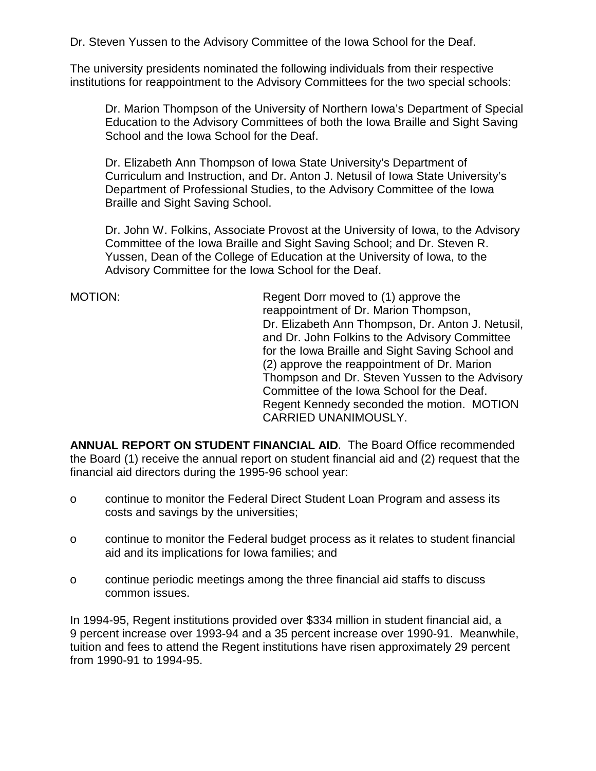Dr. Steven Yussen to the Advisory Committee of the Iowa School for the Deaf.

The university presidents nominated the following individuals from their respective institutions for reappointment to the Advisory Committees for the two special schools:

> Dr. Marion Thompson of the University of Northern Iowa's Department of Special Education to the Advisory Committees of both the Iowa Braille and Sight Saving School and the Iowa School for the Deaf.
>
> Dr. Elizabeth Ann Thompson of Iowa State University's Department of Curriculum and Instruction, and Dr. Anton J. Netusil of Iowa State University's Department of Professional Studies, to the Advisory Committee of the Iowa Braille and Sight Saving School.
>
> Dr. John W. Folkins, Associate Provost at the University of Iowa, to the Advisory Committee of the Iowa Braille and Sight Saving School; and Dr. Steven R. Yussen, Dean of the College of Education at the University of Iowa, to the Advisory Committee for the Iowa School for the Deaf.

MOTION: Regent Dorr moved to (1) approve the reappointment of Dr. Marion Thompson, Dr. Elizabeth Ann Thompson, Dr. Anton J. Netusil, and Dr. John Folkins to the Advisory Committee for the Iowa Braille and Sight Saving School and (2) approve the reappointment of Dr. Marion Thompson and Dr. Steven Yussen to the Advisory Committee of the Iowa School for the Deaf. Regent Kennedy seconded the motion. MOTION CARRIED UNANIMOUSLY.

**ANNUAL REPORT ON STUDENT FINANCIAL AID**. The Board Office recommended the Board (1) receive the annual report on student financial aid and (2) request that the financial aid directors during the 1995-96 school year:

- continue to monitor the Federal Direct Student Loan Program and assess its costs and savings by the universities;
- continue to monitor the Federal budget process as it relates to student financial aid and its implications for Iowa families; and
- continue periodic meetings among the three financial aid staffs to discuss common issues.

In 1994-95, Regent institutions provided over $334 million in student financial aid, a 9 percent increase over 1993-94 and a 35 percent increase over 1990-91. Meanwhile, tuition and fees to attend the Regent institutions have risen approximately 29 percent from 1990-91 to 1994-95.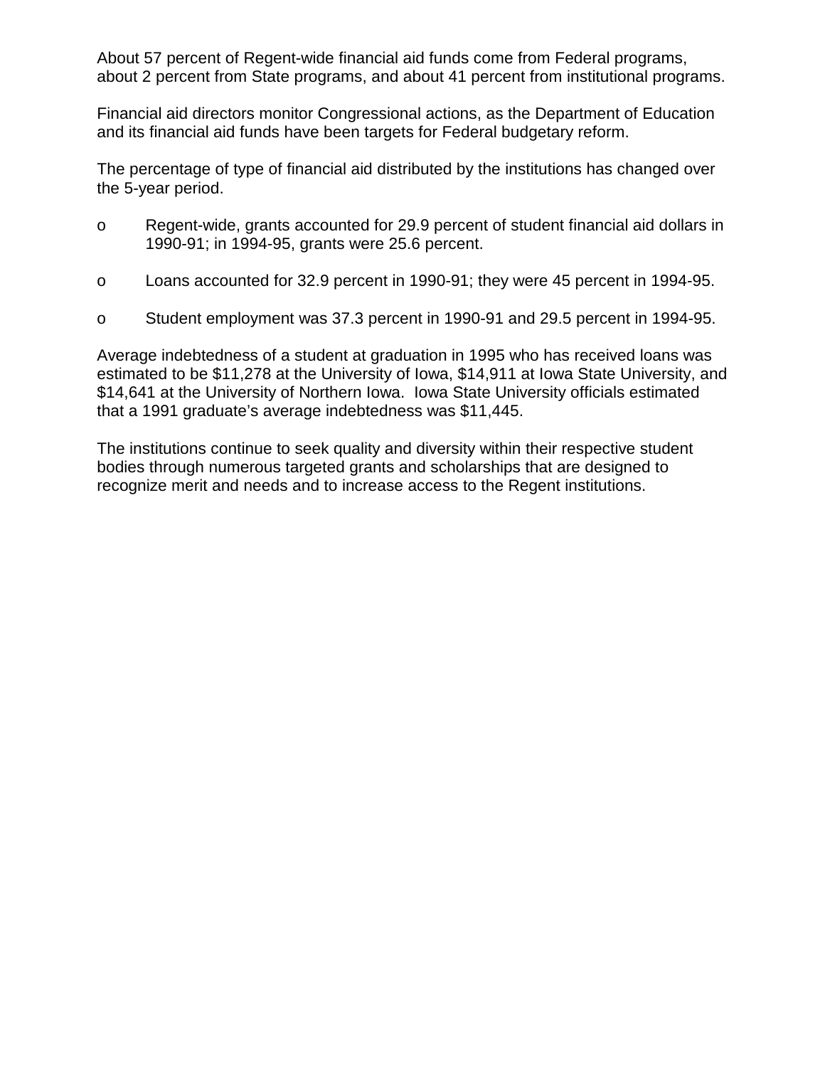About 57 percent of Regent-wide financial aid funds come from Federal programs, about 2 percent from State programs, and about 41 percent from institutional programs.

Financial aid directors monitor Congressional actions, as the Department of Education and its financial aid funds have been targets for Federal budgetary reform.

The percentage of type of financial aid distributed by the institutions has changed over the 5-year period.

- Regent-wide, grants accounted for 29.9 percent of student financial aid dollars in 1990-91; in 1994-95, grants were 25.6 percent.
- Loans accounted for 32.9 percent in 1990-91; they were 45 percent in 1994-95.
- Student employment was 37.3 percent in 1990-91 and 29.5 percent in 1994-95.

Average indebtedness of a student at graduation in 1995 who has received loans was estimated to be $11,278 at the University of Iowa, $14,911 at Iowa State University, and $14,641 at the University of Northern Iowa. Iowa State University officials estimated that a 1991 graduate's average indebtedness was $11,445.

The institutions continue to seek quality and diversity within their respective student bodies through numerous targeted grants and scholarships that are designed to recognize merit and needs and to increase access to the Regent institutions.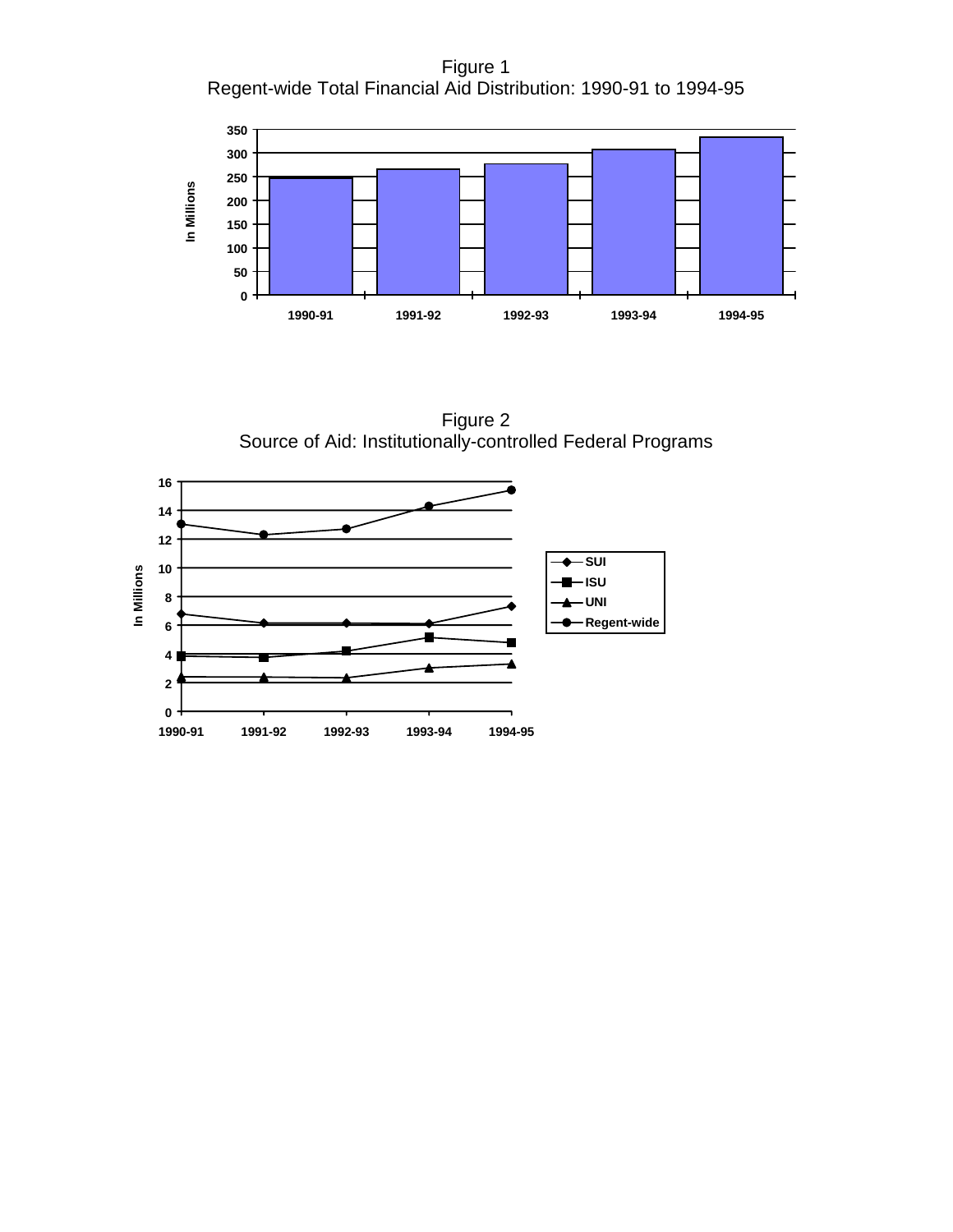Figure 1
Regent-wide Total Financial Aid Distribution: 1990-91 to 1994-95

Figure 2
Source of Aid: Institutionally-controlled Federal Programs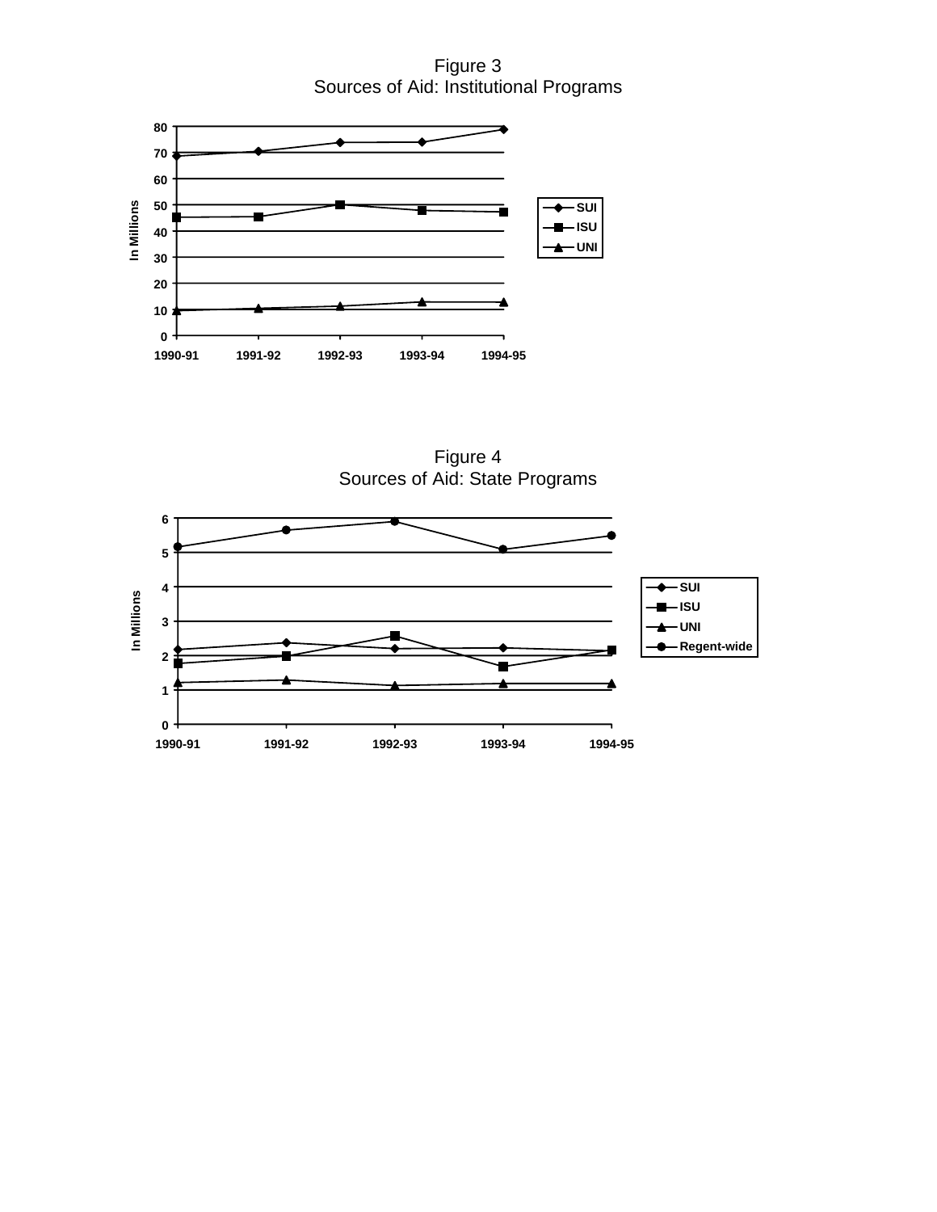Figure 3
Sources of Aid: Institutional Programs

Figure 4
Sources of Aid: State Programs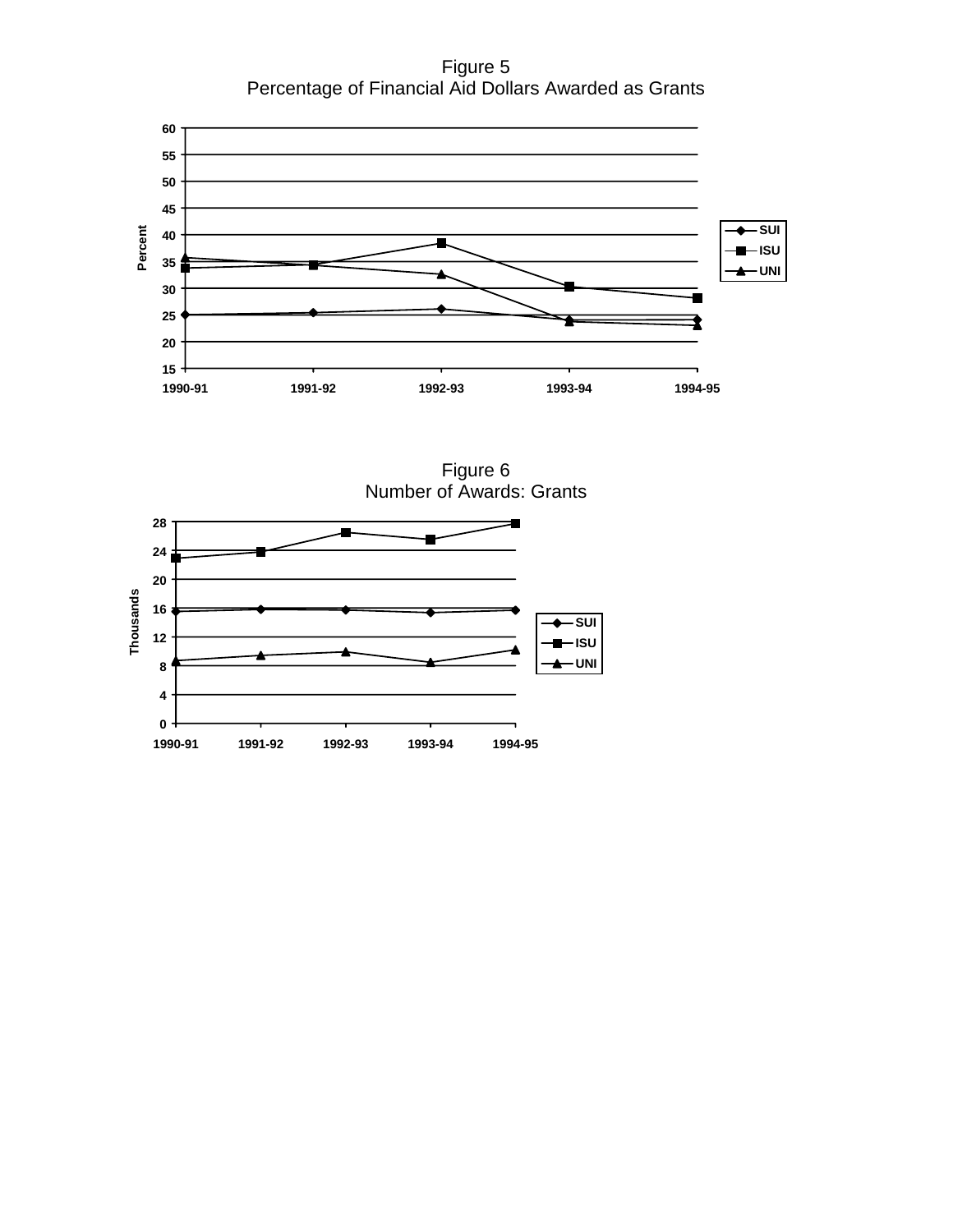Figure 5
Percentage of Financial Aid Dollars Awarded as Grants

Figure 6
Number of Awards: Grants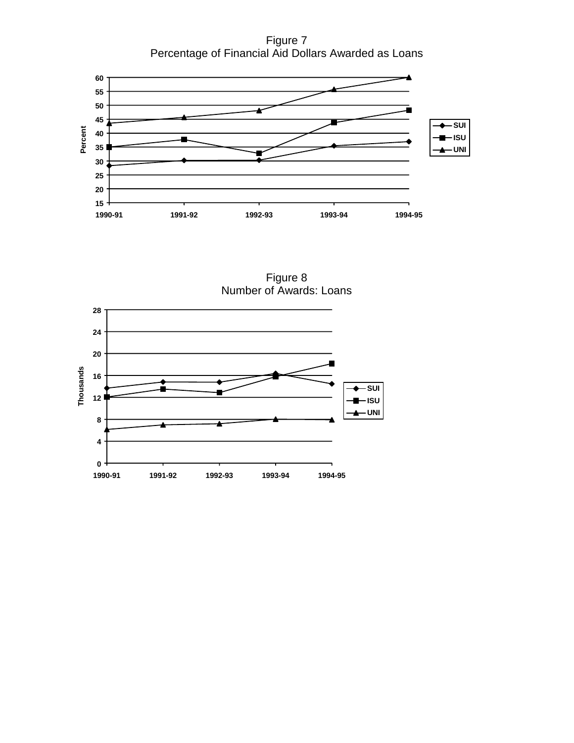Figure 7
Percentage of Financial Aid Dollars Awarded as Loans

Figure 8
Number of Awards: Loans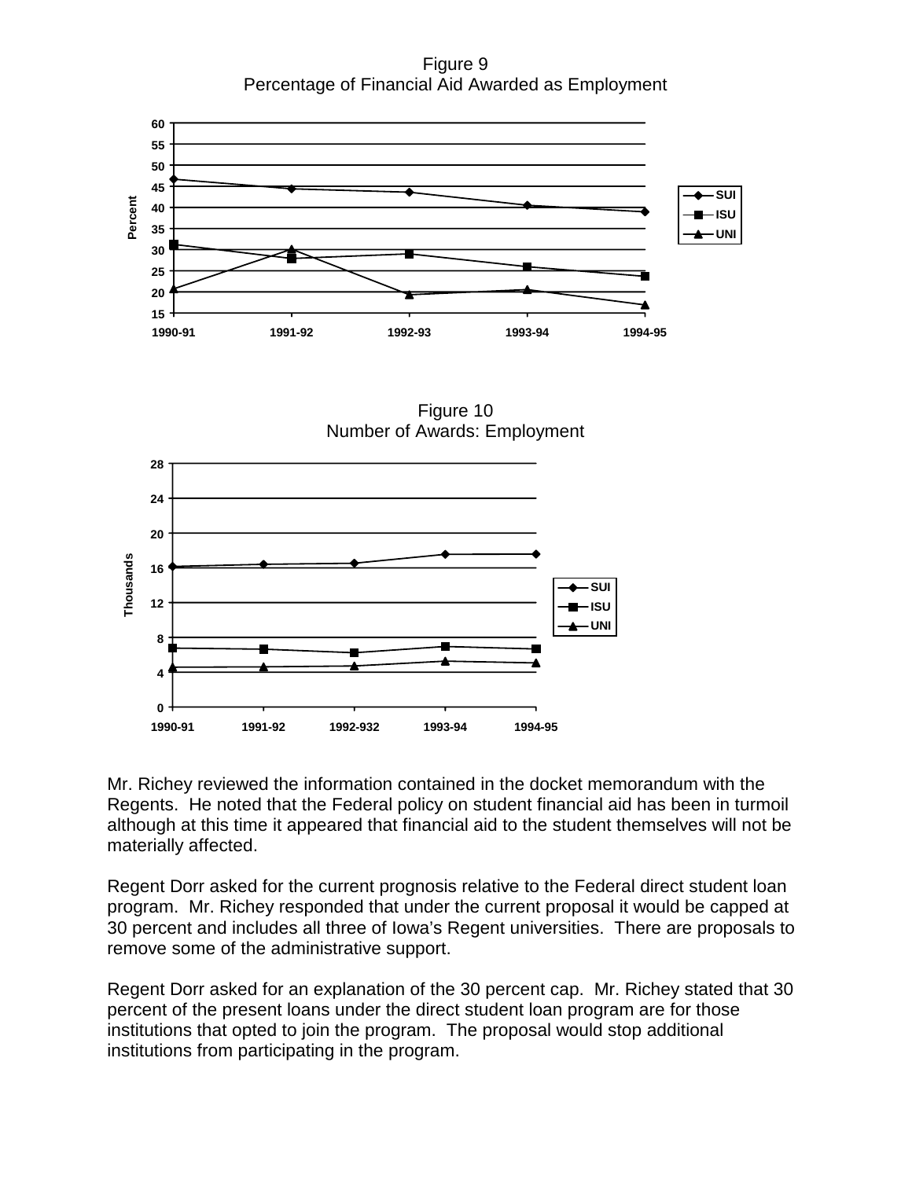Figure 9
Percentage of Financial Aid Awarded as Employment

Figure 10
Number of Awards: Employment

Mr. Richey reviewed the information contained in the docket memorandum with the Regents. He noted that the Federal policy on student financial aid has been in turmoil although at this time it appeared that financial aid to the student themselves will not be materially affected.

Regent Dorr asked for the current prognosis relative to the Federal direct student loan program. Mr. Richey responded that under the current proposal it would be capped at 30 percent and includes all three of Iowa's Regent universities. There are proposals to remove some of the administrative support.

Regent Dorr asked for an explanation of the 30 percent cap. Mr. Richey stated that 30 percent of the present loans under the direct student loan program are for those institutions that opted to join the program. The proposal would stop additional institutions from participating in the program.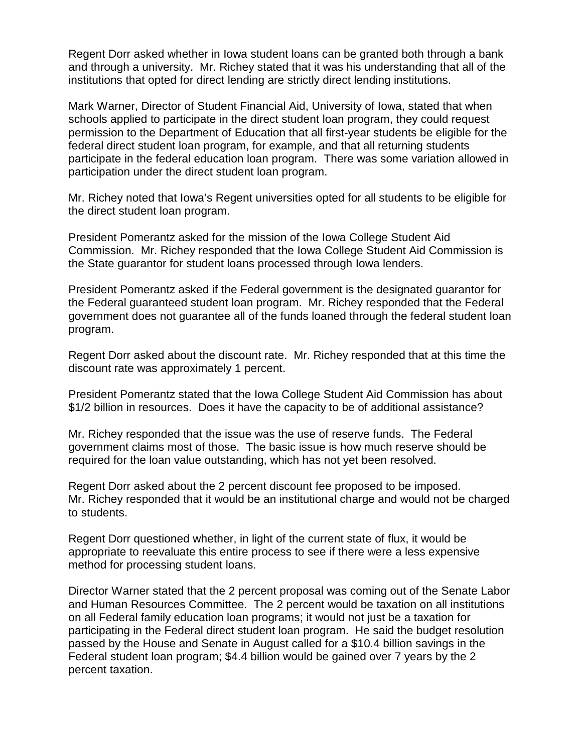Regent Dorr asked whether in Iowa student loans can be granted both through a bank and through a university. Mr. Richey stated that it was his understanding that all of the institutions that opted for direct lending are strictly direct lending institutions.

Mark Warner, Director of Student Financial Aid, University of Iowa, stated that when schools applied to participate in the direct student loan program, they could request permission to the Department of Education that all first-year students be eligible for the federal direct student loan program, for example, and that all returning students participate in the federal education loan program. There was some variation allowed in participation under the direct student loan program.

Mr. Richey noted that Iowa's Regent universities opted for all students to be eligible for the direct student loan program.

President Pomerantz asked for the mission of the Iowa College Student Aid Commission. Mr. Richey responded that the Iowa College Student Aid Commission is the State guarantor for student loans processed through Iowa lenders.

President Pomerantz asked if the Federal government is the designated guarantor for the Federal guaranteed student loan program. Mr. Richey responded that the Federal government does not guarantee all of the funds loaned through the federal student loan program.

Regent Dorr asked about the discount rate. Mr. Richey responded that at this time the discount rate was approximately 1 percent.

President Pomerantz stated that the Iowa College Student Aid Commission has about $1/2 billion in resources. Does it have the capacity to be of additional assistance?

Mr. Richey responded that the issue was the use of reserve funds. The Federal government claims most of those. The basic issue is how much reserve should be required for the loan value outstanding, which has not yet been resolved.

Regent Dorr asked about the 2 percent discount fee proposed to be imposed. Mr. Richey responded that it would be an institutional charge and would not be charged to students.

Regent Dorr questioned whether, in light of the current state of flux, it would be appropriate to reevaluate this entire process to see if there were a less expensive method for processing student loans.

Director Warner stated that the 2 percent proposal was coming out of the Senate Labor and Human Resources Committee. The 2 percent would be taxation on all institutions on all Federal family education loan programs; it would not just be a taxation for participating in the Federal direct student loan program. He said the budget resolution passed by the House and Senate in August called for a $10.4 billion savings in the Federal student loan program; $4.4 billion would be gained over 7 years by the 2 percent taxation.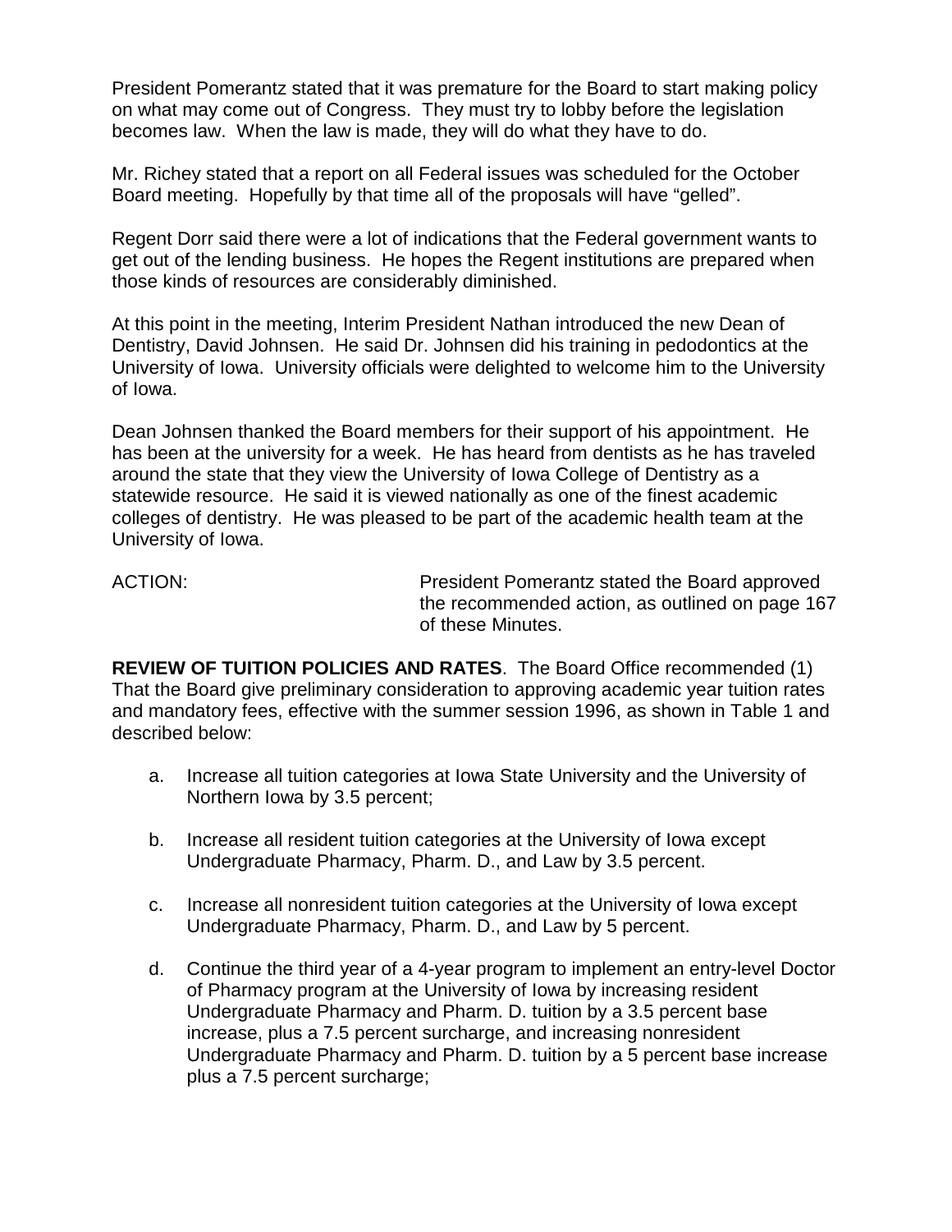President Pomerantz stated that it was premature for the Board to start making policy on what may come out of Congress. They must try to lobby before the legislation becomes law. When the law is made, they will do what they have to do.

Mr. Richey stated that a report on all Federal issues was scheduled for the October Board meeting. Hopefully by that time all of the proposals will have "gelled".

Regent Dorr said there were a lot of indications that the Federal government wants to get out of the lending business. He hopes the Regent institutions are prepared when those kinds of resources are considerably diminished.

At this point in the meeting, Interim President Nathan introduced the new Dean of Dentistry, David Johnsen. He said Dr. Johnsen did his training in pedodontics at the University of Iowa. University officials were delighted to welcome him to the University of Iowa.

Dean Johnsen thanked the Board members for their support of his appointment. He has been at the university for a week. He has heard from dentists as he has traveled around the state that they view the University of Iowa College of Dentistry as a statewide resource. He said it is viewed nationally as one of the finest academic colleges of dentistry. He was pleased to be part of the academic health team at the University of Iowa.

ACTION: President Pomerantz stated the Board approved the recommended action, as outlined on page 167 of these Minutes.

**REVIEW OF TUITION POLICIES AND RATES**. The Board Office recommended (1) That the Board give preliminary consideration to approving academic year tuition rates and mandatory fees, effective with the summer session 1996, as shown in Table 1 and described below:

a. Increase all tuition categories at Iowa State University and the University of Northern Iowa by 3.5 percent;

b. Increase all resident tuition categories at the University of Iowa except Undergraduate Pharmacy, Pharm. D., and Law by 3.5 percent.

c. Increase all nonresident tuition categories at the University of Iowa except Undergraduate Pharmacy, Pharm. D., and Law by 5 percent.

d. Continue the third year of a 4-year program to implement an entry-level Doctor of Pharmacy program at the University of Iowa by increasing resident Undergraduate Pharmacy and Pharm. D. tuition by a 3.5 percent base increase, plus a 7.5 percent surcharge, and increasing nonresident Undergraduate Pharmacy and Pharm. D. tuition by a 5 percent base increase plus a 7.5 percent surcharge;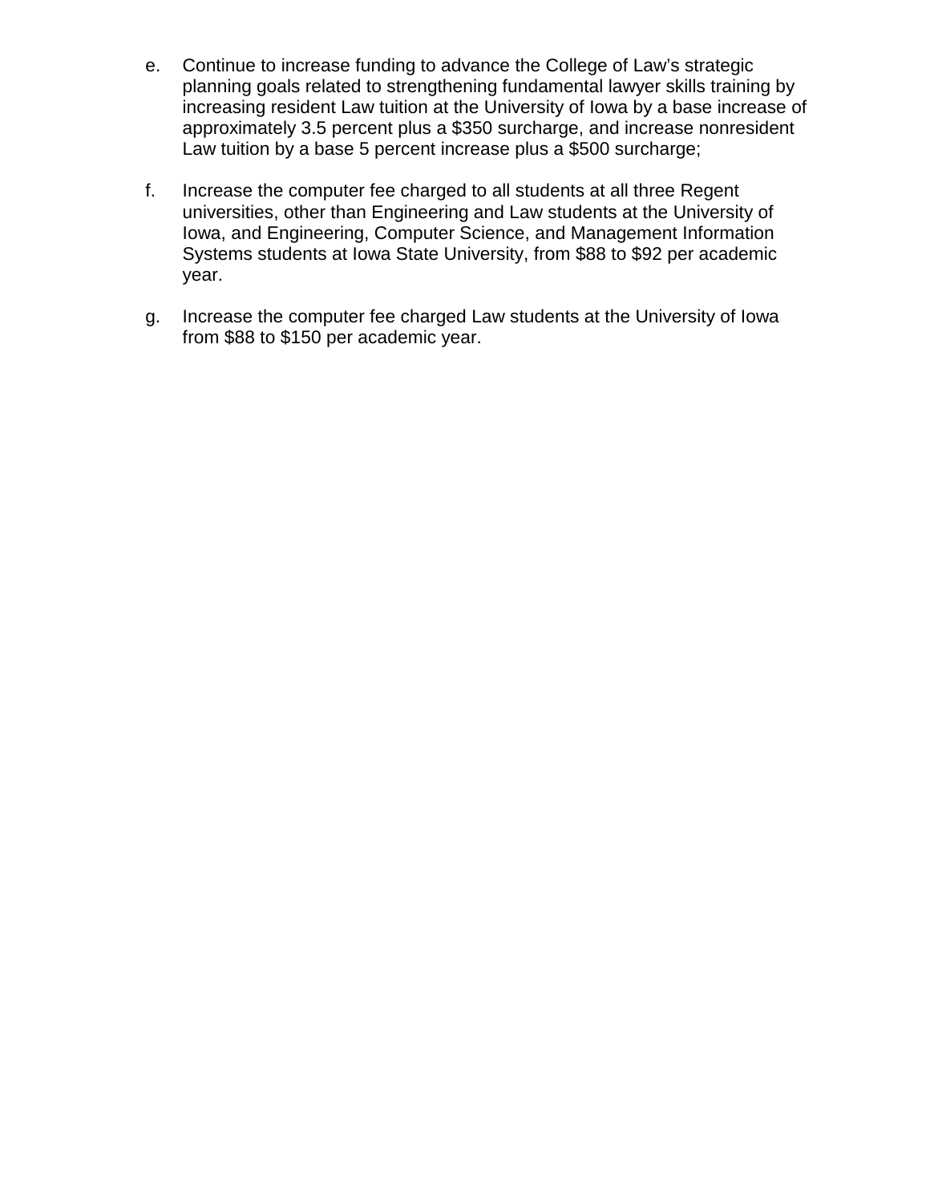e. Continue to increase funding to advance the College of Law's strategic planning goals related to strengthening fundamental lawyer skills training by increasing resident Law tuition at the University of Iowa by a base increase of approximately 3.5 percent plus a $350 surcharge, and increase nonresident Law tuition by a base 5 percent increase plus a $500 surcharge;

f. Increase the computer fee charged to all students at all three Regent universities, other than Engineering and Law students at the University of Iowa, and Engineering, Computer Science, and Management Information Systems students at Iowa State University, from $88 to $92 per academic year.

g. Increase the computer fee charged Law students at the University of Iowa from $88 to $150 per academic year.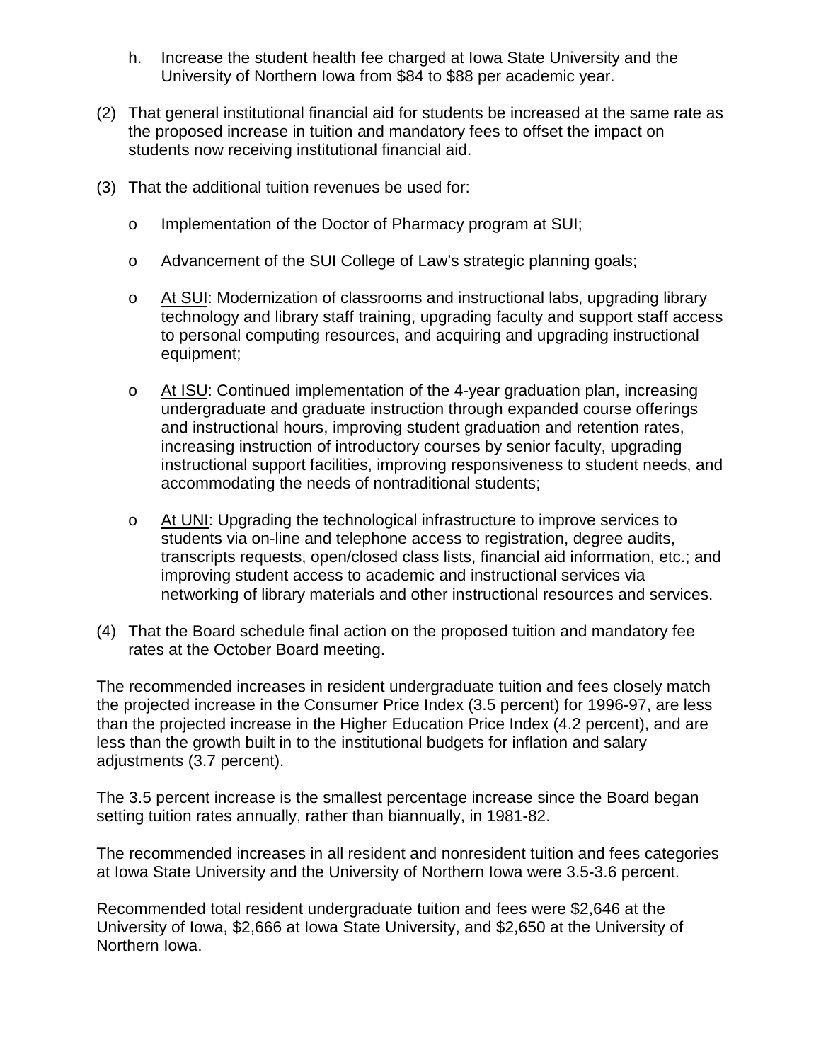h. Increase the student health fee charged at Iowa State University and the University of Northern Iowa from $84 to $88 per academic year.

(2) That general institutional financial aid for students be increased at the same rate as the proposed increase in tuition and mandatory fees to offset the impact on students now receiving institutional financial aid.

(3) That the additional tuition revenues be used for:

- Implementation of the Doctor of Pharmacy program at SUI;

- Advancement of the SUI College of Law's strategic planning goals;

- At SUI: Modernization of classrooms and instructional labs, upgrading library technology and library staff training, upgrading faculty and support staff access to personal computing resources, and acquiring and upgrading instructional equipment;

- At ISU: Continued implementation of the 4-year graduation plan, increasing undergraduate and graduate instruction through expanded course offerings and instructional hours, improving student graduation and retention rates, increasing instruction of introductory courses by senior faculty, upgrading instructional support facilities, improving responsiveness to student needs, and accommodating the needs of nontraditional students;

- At UNI: Upgrading the technological infrastructure to improve services to students via on-line and telephone access to registration, degree audits, transcripts requests, open/closed class lists, financial aid information, etc.; and improving student access to academic and instructional services via networking of library materials and other instructional resources and services.

(4) That the Board schedule final action on the proposed tuition and mandatory fee rates at the October Board meeting.

The recommended increases in resident undergraduate tuition and fees closely match the projected increase in the Consumer Price Index (3.5 percent) for 1996-97, are less than the projected increase in the Higher Education Price Index (4.2 percent), and are less than the growth built in to the institutional budgets for inflation and salary adjustments (3.7 percent).

The 3.5 percent increase is the smallest percentage increase since the Board began setting tuition rates annually, rather than biannually, in 1981-82.

The recommended increases in all resident and nonresident tuition and fees categories at Iowa State University and the University of Northern Iowa were 3.5-3.6 percent.

Recommended total resident undergraduate tuition and fees were $2,646 at the University of Iowa, $2,666 at Iowa State University, and $2,650 at the University of Northern Iowa.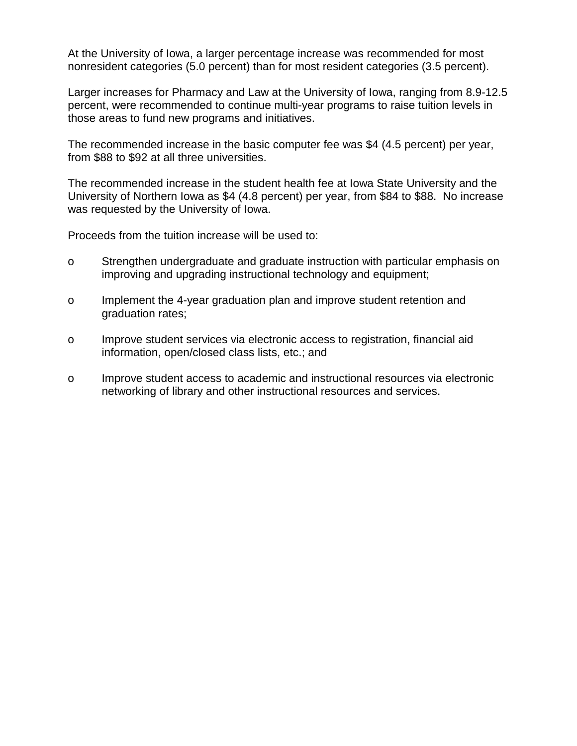At the University of Iowa, a larger percentage increase was recommended for most nonresident categories (5.0 percent) than for most resident categories (3.5 percent).

Larger increases for Pharmacy and Law at the University of Iowa, ranging from 8.9-12.5 percent, were recommended to continue multi-year programs to raise tuition levels in those areas to fund new programs and initiatives.

The recommended increase in the basic computer fee was $4 (4.5 percent) per year, from $88 to $92 at all three universities.

The recommended increase in the student health fee at Iowa State University and the University of Northern Iowa as $4 (4.8 percent) per year, from $84 to $88. No increase was requested by the University of Iowa.

Proceeds from the tuition increase will be used to:

- Strengthen undergraduate and graduate instruction with particular emphasis on improving and upgrading instructional technology and equipment;
- Implement the 4-year graduation plan and improve student retention and graduation rates;
- Improve student services via electronic access to registration, financial aid information, open/closed class lists, etc.; and
- Improve student access to academic and instructional resources via electronic networking of library and other instructional resources and services.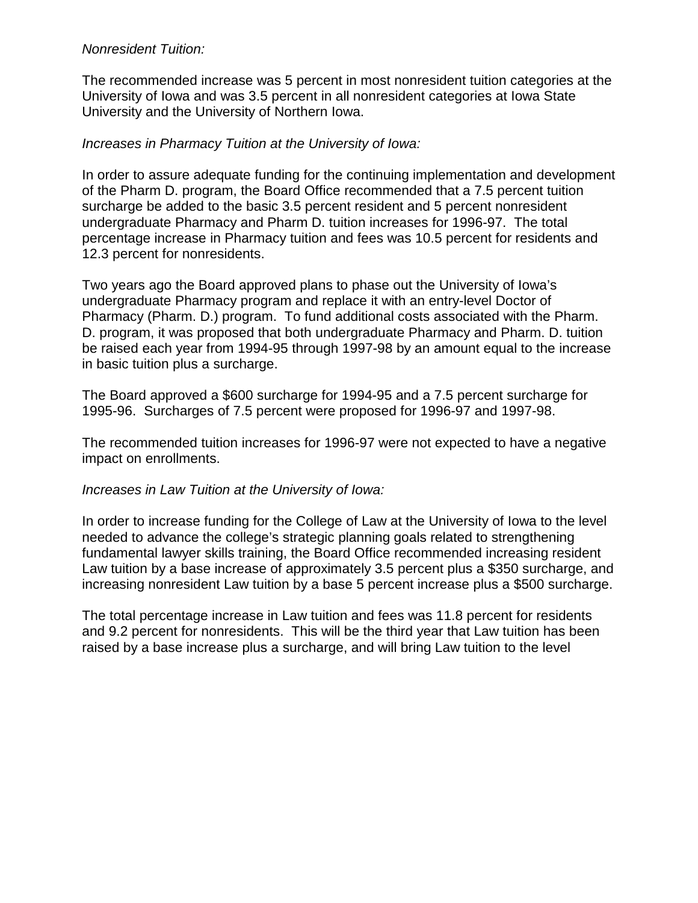*Nonresident Tuition:*

The recommended increase was 5 percent in most nonresident tuition categories at the University of Iowa and was 3.5 percent in all nonresident categories at Iowa State University and the University of Northern Iowa.

*Increases in Pharmacy Tuition at the University of Iowa:*

In order to assure adequate funding for the continuing implementation and development of the Pharm D. program, the Board Office recommended that a 7.5 percent tuition surcharge be added to the basic 3.5 percent resident and 5 percent nonresident undergraduate Pharmacy and Pharm D. tuition increases for 1996-97. The total percentage increase in Pharmacy tuition and fees was 10.5 percent for residents and 12.3 percent for nonresidents.

Two years ago the Board approved plans to phase out the University of Iowa's undergraduate Pharmacy program and replace it with an entry-level Doctor of Pharmacy (Pharm. D.) program. To fund additional costs associated with the Pharm. D. program, it was proposed that both undergraduate Pharmacy and Pharm. D. tuition be raised each year from 1994-95 through 1997-98 by an amount equal to the increase in basic tuition plus a surcharge.

The Board approved a $600 surcharge for 1994-95 and a 7.5 percent surcharge for 1995-96. Surcharges of 7.5 percent were proposed for 1996-97 and 1997-98.

The recommended tuition increases for 1996-97 were not expected to have a negative impact on enrollments.

*Increases in Law Tuition at the University of Iowa:*

In order to increase funding for the College of Law at the University of Iowa to the level needed to advance the college's strategic planning goals related to strengthening fundamental lawyer skills training, the Board Office recommended increasing resident Law tuition by a base increase of approximately 3.5 percent plus a $350 surcharge, and increasing nonresident Law tuition by a base 5 percent increase plus a $500 surcharge.

The total percentage increase in Law tuition and fees was 11.8 percent for residents and 9.2 percent for nonresidents. This will be the third year that Law tuition has been raised by a base increase plus a surcharge, and will bring Law tuition to the level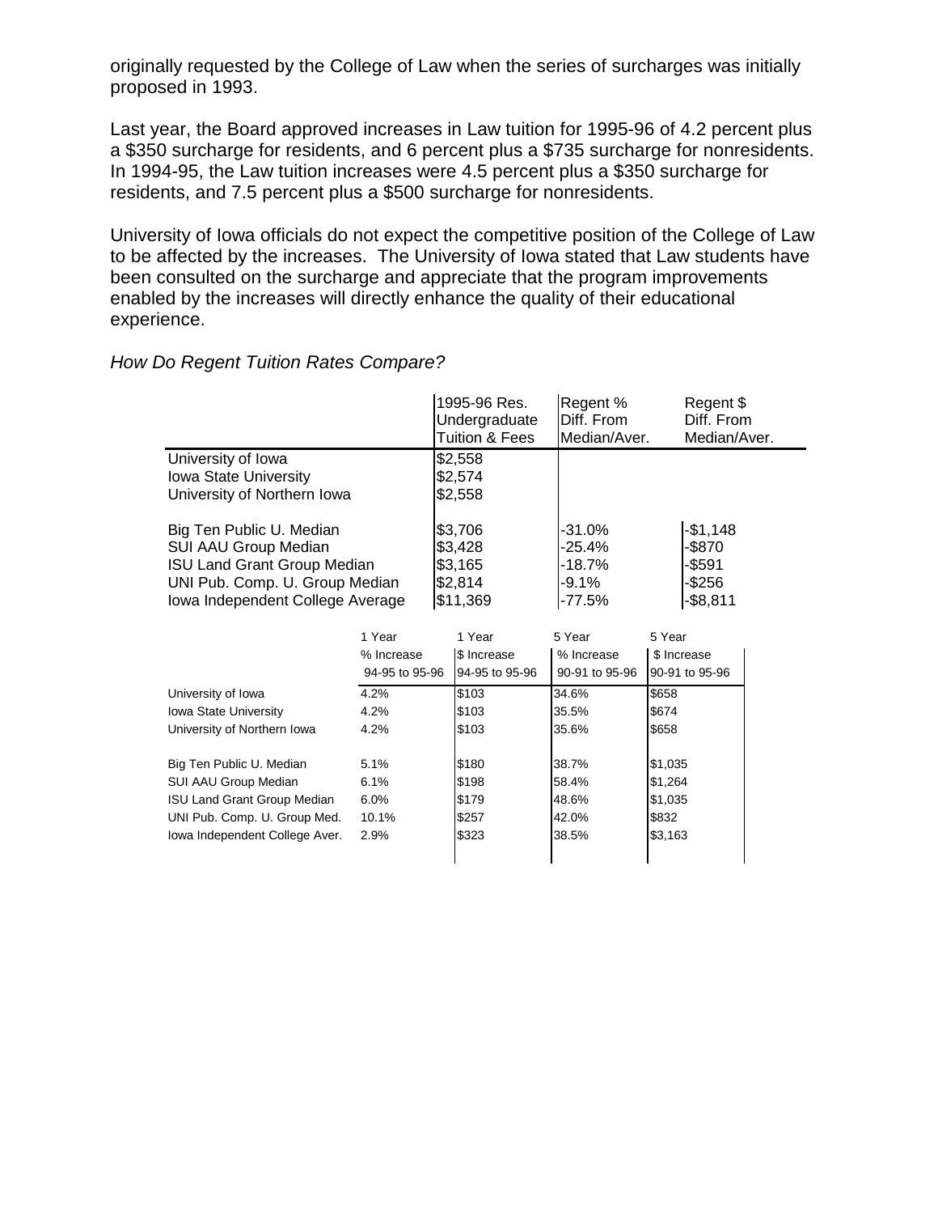originally requested by the College of Law when the series of surcharges was initially proposed in 1993.

Last year, the Board approved increases in Law tuition for 1995-96 of 4.2 percent plus a $350 surcharge for residents, and 6 percent plus a $735 surcharge for nonresidents. In 1994-95, the Law tuition increases were 4.5 percent plus a $350 surcharge for residents, and 7.5 percent plus a $500 surcharge for nonresidents.

University of Iowa officials do not expect the competitive position of the College of Law to be affected by the increases. The University of Iowa stated that Law students have been consulted on the surcharge and appreciate that the program improvements enabled by the increases will directly enhance the quality of their educational experience.

*How Do Regent Tuition Rates Compare?*

| | 1995-96 Res. Undergraduate Tuition & Fees | Regent % Diff. From Median/Aver. | Regent $ Diff. From Median/Aver. |
|---|---|---|---|
| University of Iowa | $2,558 | | |
| Iowa State University | $2,574 | | |
| University of Northern Iowa | $2,558 | | |
| Big Ten Public U. Median | $3,706 | -31.0% | -$1,148 |
| SUI AAU Group Median | $3,428 | -25.4% | -$870 |
| ISU Land Grant Group Median | $3,165 | -18.7% | -$591 |
| UNI Pub. Comp. U. Group Median | $2,814 | -9.1% | -$256 |
| Iowa Independent College Average | $11,369 | -77.5% | -$8,811 |

| | 1 Year % Increase 94-95 to 95-96 | 1 Year $ Increase 94-95 to 95-96 | 5 Year % Increase 90-91 to 95-96 | 5 Year $ Increase 90-91 to 95-96 |
|---|---|---|---|---|
| University of Iowa | 4.2% | $103 | 34.6% | $658 |
| Iowa State University | 4.2% | $103 | 35.5% | $674 |
| University of Northern Iowa | 4.2% | $103 | 35.6% | $658 |
| Big Ten Public U. Median | 5.1% | $180 | 38.7% | $1,035 |
| SUI AAU Group Median | 6.1% | $198 | 58.4% | $1,264 |
| ISU Land Grant Group Median | 6.0% | $179 | 48.6% | $1,035 |
| UNI Pub. Comp. U. Group Med. | 10.1% | $257 | 42.0% | $832 |
| Iowa Independent College Aver. | 2.9% | $323 | 38.5% | $3,163 |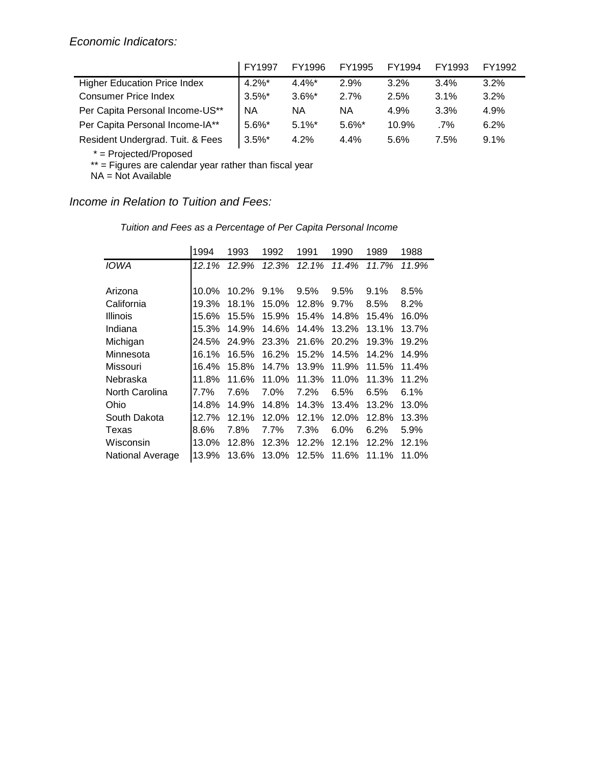*Economic Indicators:*

| | FY1997 | FY1996 | FY1995 | FY1994 | FY1993 | FY1992 |
|---|---|---|---|---|---|---|
| Higher Education Price Index | 4.2%* | 4.4%* | 2.9% | 3.2% | 3.4% | 3.2% |
| Consumer Price Index | 3.5%* | 3.6%* | 2.7% | 2.5% | 3.1% | 3.2% |
| Per Capita Personal Income-US** | NA | NA | NA | 4.9% | 3.3% | 4.9% |
| Per Capita Personal Income-IA** | 5.6%* | 5.1%* | 5.6%* | 10.9% | .7% | 6.2% |
| Resident Undergrad. Tuit. & Fees | 3.5%* | 4.2% | 4.4% | 5.6% | 7.5% | 9.1% |

* = Projected/Proposed
** = Figures are calendar year rather than fiscal year
NA = Not Available

*Income in Relation to Tuition and Fees:*

*Tuition and Fees as a Percentage of Per Capita Personal Income*

| | 1994 | 1993 | 1992 | 1991 | 1990 | 1989 | 1988 |
|---|---|---|---|---|---|---|---|
| *IOWA* | *12.1%* | *12.9%* | *12.3%* | *12.1%* | *11.4%* | *11.7%* | *11.9%* |
| | | | | | | | |
| Arizona | 10.0% | 10.2% | 9.1% | 9.5% | 9.5% | 9.1% | 8.5% |
| California | 19.3% | 18.1% | 15.0% | 12.8% | 9.7% | 8.5% | 8.2% |
| Illinois | 15.6% | 15.5% | 15.9% | 15.4% | 14.8% | 15.4% | 16.0% |
| Indiana | 15.3% | 14.9% | 14.6% | 14.4% | 13.2% | 13.1% | 13.7% |
| Michigan | 24.5% | 24.9% | 23.3% | 21.6% | 20.2% | 19.3% | 19.2% |
| Minnesota | 16.1% | 16.5% | 16.2% | 15.2% | 14.5% | 14.2% | 14.9% |
| Missouri | 16.4% | 15.8% | 14.7% | 13.9% | 11.9% | 11.5% | 11.4% |
| Nebraska | 11.8% | 11.6% | 11.0% | 11.3% | 11.0% | 11.3% | 11.2% |
| North Carolina | 7.7% | 7.6% | 7.0% | 7.2% | 6.5% | 6.5% | 6.1% |
| Ohio | 14.8% | 14.9% | 14.8% | 14.3% | 13.4% | 13.2% | 13.0% |
| South Dakota | 12.7% | 12.1% | 12.0% | 12.1% | 12.0% | 12.8% | 13.3% |
| Texas | 8.6% | 7.8% | 7.7% | 7.3% | 6.0% | 6.2% | 5.9% |
| Wisconsin | 13.0% | 12.8% | 12.3% | 12.2% | 12.1% | 12.2% | 12.1% |
| National Average | 13.9% | 13.6% | 13.0% | 12.5% | 11.6% | 11.1% | 11.0% |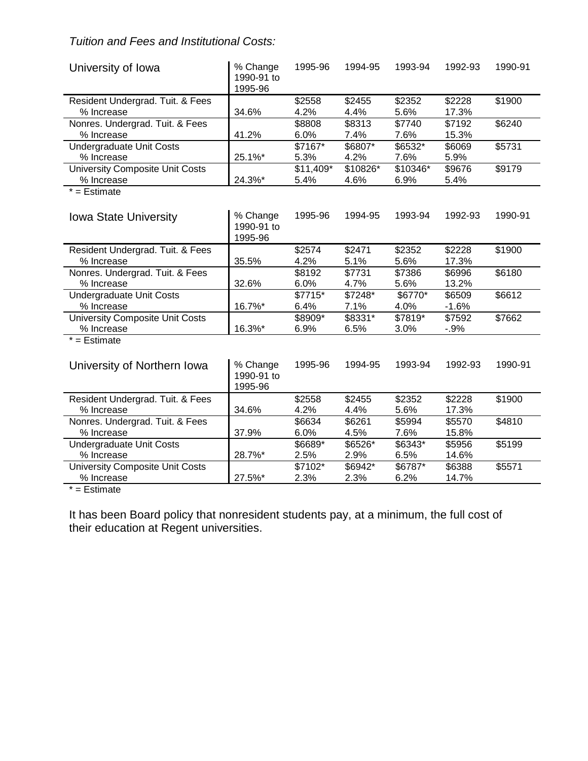*Tuition and Fees and Institutional Costs:*

| University of Iowa | % Change 1990-91 to 1995-96 | 1995-96 | 1994-95 | 1993-94 | 1992-93 | 1990-91 |
|---|---|---|---|---|---|---|
| Resident Undergrad. Tuit. & Fees | | $2558 | $2455 | $2352 | $2228 | $1900 |
| % Increase | 34.6% | 4.2% | 4.4% | 5.6% | 17.3% | |
| Nonres. Undergrad. Tuit. & Fees | | $8808 | $8313 | $7740 | $7192 | $6240 |
| % Increase | 41.2% | 6.0% | 7.4% | 7.6% | 15.3% | |
| Undergraduate Unit Costs | | $7167* | $6807* | $6532* | $6069 | $5731 |
| % Increase | 25.1%* | 5.3% | 4.2% | 7.6% | 5.9% | |
| University Composite Unit Costs | | $11,409* | $10826* | $10346* | $9676 | $9179 |
| % Increase | 24.3%* | 5.4% | 4.6% | 6.9% | 5.4% | |

\* = Estimate

| Iowa State University | % Change 1990-91 to 1995-96 | 1995-96 | 1994-95 | 1993-94 | 1992-93 | 1990-91 |
|---|---|---|---|---|---|---|
| Resident Undergrad. Tuit. & Fees | | $2574 | $2471 | $2352 | $2228 | $1900 |
| % Increase | 35.5% | 4.2% | 5.1% | 5.6% | 17.3% | |
| Nonres. Undergrad. Tuit. & Fees | | $8192 | $7731 | $7386 | $6996 | $6180 |
| % Increase | 32.6% | 6.0% | 4.7% | 5.6% | 13.2% | |
| Undergraduate Unit Costs | | $7715* | $7248* | $6770* | $6509 | $6612 |
| % Increase | 16.7%* | 6.4% | 7.1% | 4.0% | -1.6% | |
| University Composite Unit Costs | | $8909* | $8331* | $7819* | $7592 | $7662 |
| % Increase | 16.3%* | 6.9% | 6.5% | 3.0% | -.9% | |

\* = Estimate

| University of Northern Iowa | % Change 1990-91 to 1995-96 | 1995-96 | 1994-95 | 1993-94 | 1992-93 | 1990-91 |
|---|---|---|---|---|---|---|
| Resident Undergrad. Tuit. & Fees | | $2558 | $2455 | $2352 | $2228 | $1900 |
| % Increase | 34.6% | 4.2% | 4.4% | 5.6% | 17.3% | |
| Nonres. Undergrad. Tuit. & Fees | | $6634 | $6261 | $5994 | $5570 | $4810 |
| % Increase | 37.9% | 6.0% | 4.5% | 7.6% | 15.8% | |
| Undergraduate Unit Costs | | $6689* | $6526* | $6343* | $5956 | $5199 |
| % Increase | 28.7%* | 2.5% | 2.9% | 6.5% | 14.6% | |
| University Composite Unit Costs | | $7102* | $6942* | $6787* | $6388 | $5571 |
| % Increase | 27.5%* | 2.3% | 2.3% | 6.2% | 14.7% | |

\* = Estimate

It has been Board policy that nonresident students pay, at a minimum, the full cost of their education at Regent universities.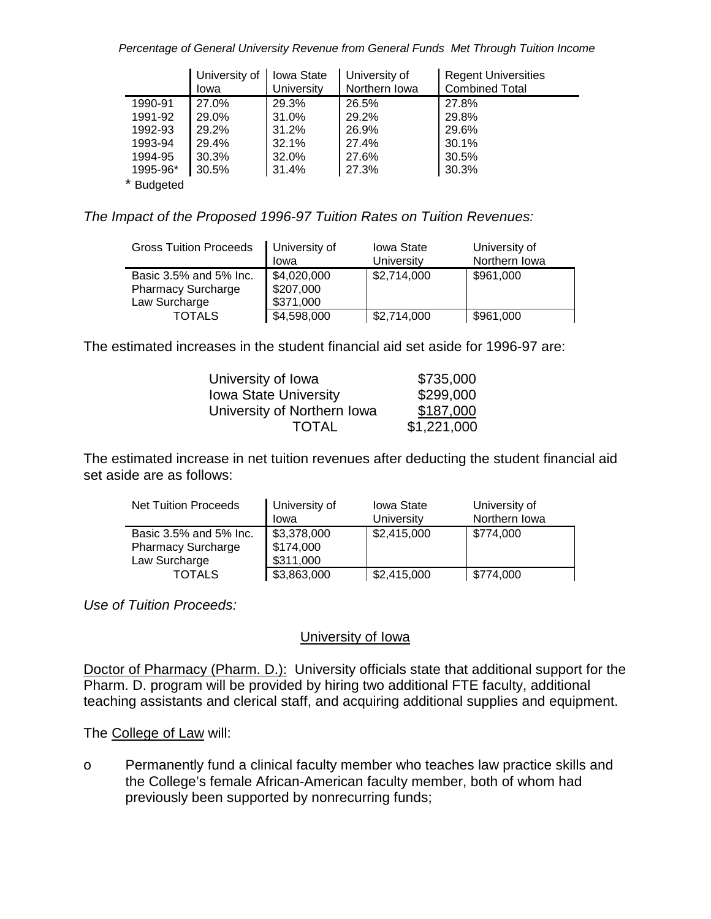*Percentage of General University Revenue from General Funds Met Through Tuition Income*

| | University of Iowa | Iowa State University | University of Northern Iowa | Regent Universities Combined Total |
|---|---|---|---|---|
| 1990-91 | 27.0% | 29.3% | 26.5% | 27.8% |
| 1991-92 | 29.0% | 31.0% | 29.2% | 29.8% |
| 1992-93 | 29.2% | 31.2% | 26.9% | 29.6% |
| 1993-94 | 29.4% | 32.1% | 27.4% | 30.1% |
| 1994-95 | 30.3% | 32.0% | 27.6% | 30.5% |
| 1995-96* | 30.5% | 31.4% | 27.3% | 30.3% |

\* Budgeted

*The Impact of the Proposed 1996-97 Tuition Rates on Tuition Revenues:*

| Gross Tuition Proceeds | University of Iowa | Iowa State University | University of Northern Iowa |
|---|---|---|---|
| Basic 3.5% and 5% Inc. | $4,020,000 | $2,714,000 | $961,000 |
| Pharmacy Surcharge | $207,000 | | |
| Law Surcharge | $371,000 | | |
| TOTALS | $4,598,000 | $2,714,000 | $961,000 |

The estimated increases in the student financial aid set aside for 1996-97 are:

| | |
|---|---|
| University of Iowa | $735,000 |
| Iowa State University | $299,000 |
| University of Northern Iowa | $187,000 |
| TOTAL | $1,221,000 |

The estimated increase in net tuition revenues after deducting the student financial aid set aside are as follows:

| Net Tuition Proceeds | University of Iowa | Iowa State University | University of Northern Iowa |
|---|---|---|---|
| Basic 3.5% and 5% Inc. | $3,378,000 | $2,415,000 | $774,000 |
| Pharmacy Surcharge | $174,000 | | |
| Law Surcharge | $311,000 | | |
| TOTALS | $3,863,000 | $2,415,000 | $774,000 |

*Use of Tuition Proceeds:*

## University of Iowa

Doctor of Pharmacy (Pharm. D.): University officials state that additional support for the Pharm. D. program will be provided by hiring two additional FTE faculty, additional teaching assistants and clerical staff, and acquiring additional supplies and equipment.

The College of Law will:

- Permanently fund a clinical faculty member who teaches law practice skills and the College's female African-American faculty member, both of whom had previously been supported by nonrecurring funds;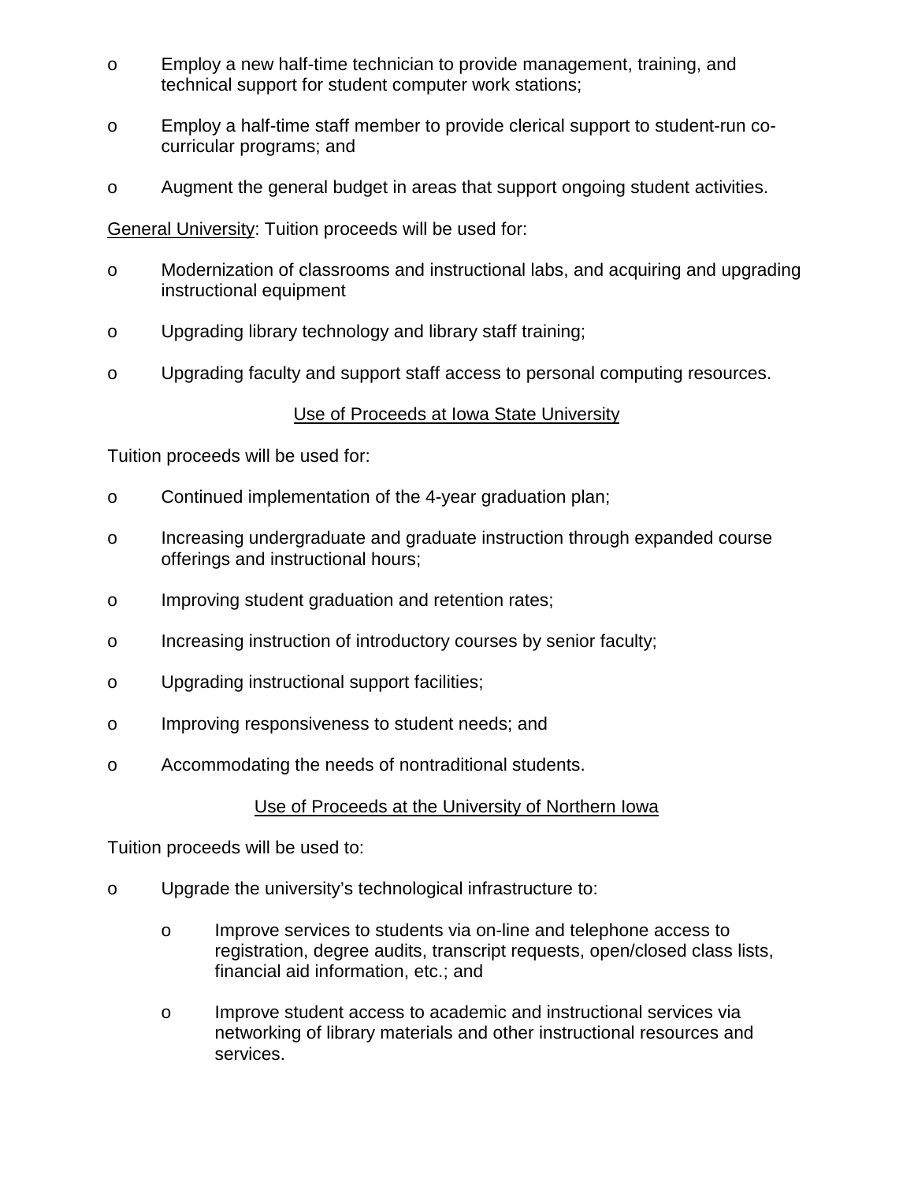- Employ a new half-time technician to provide management, training, and technical support for student computer work stations;
- Employ a half-time staff member to provide clerical support to student-run co-curricular programs; and
- Augment the general budget in areas that support ongoing student activities.

<u>General University</u>: Tuition proceeds will be used for:

- Modernization of classrooms and instructional labs, and acquiring and upgrading instructional equipment
- Upgrading library technology and library staff training;
- Upgrading faculty and support staff access to personal computing resources.

<u>Use of Proceeds at Iowa State University</u>

Tuition proceeds will be used for:

- Continued implementation of the 4-year graduation plan;
- Increasing undergraduate and graduate instruction through expanded course offerings and instructional hours;
- Improving student graduation and retention rates;
- Increasing instruction of introductory courses by senior faculty;
- Upgrading instructional support facilities;
- Improving responsiveness to student needs; and
- Accommodating the needs of nontraditional students.

<u>Use of Proceeds at the University of Northern Iowa</u>

Tuition proceeds will be used to:

- Upgrade the university's technological infrastructure to:
  - Improve services to students via on-line and telephone access to registration, degree audits, transcript requests, open/closed class lists, financial aid information, etc.; and
  - Improve student access to academic and instructional services via networking of library materials and other instructional resources and services.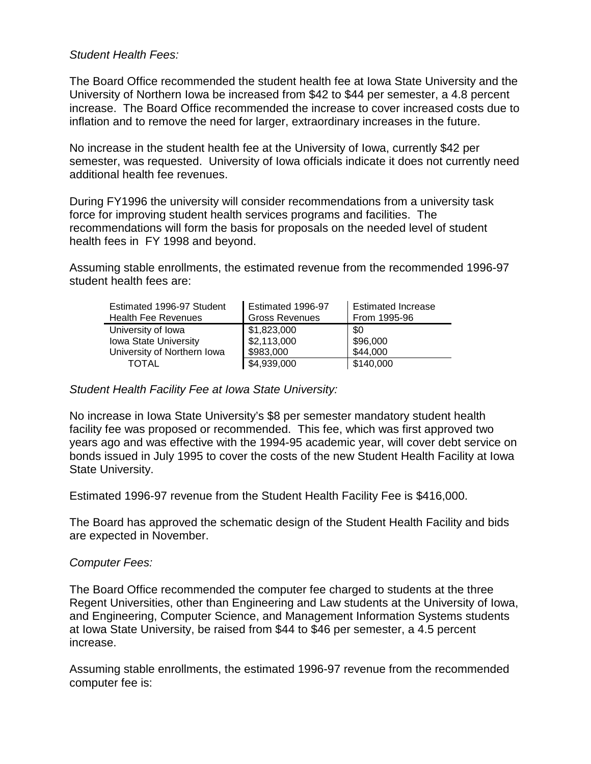*Student Health Fees:*

The Board Office recommended the student health fee at Iowa State University and the University of Northern Iowa be increased from $42 to $44 per semester, a 4.8 percent increase. The Board Office recommended the increase to cover increased costs due to inflation and to remove the need for larger, extraordinary increases in the future.

No increase in the student health fee at the University of Iowa, currently $42 per semester, was requested. University of Iowa officials indicate it does not currently need additional health fee revenues.

During FY1996 the university will consider recommendations from a university task force for improving student health services programs and facilities. The recommendations will form the basis for proposals on the needed level of student health fees in FY 1998 and beyond.

Assuming stable enrollments, the estimated revenue from the recommended 1996-97 student health fees are:

| Estimated 1996-97 Student Health Fee Revenues | Estimated 1996-97 Gross Revenues | Estimated Increase From 1995-96 |
|---|---|---|
| University of Iowa | $1,823,000 | $0 |
| Iowa State University | $2,113,000 | $96,000 |
| University of Northern Iowa | $983,000 | $44,000 |
| TOTAL | $4,939,000 | $140,000 |

*Student Health Facility Fee at Iowa State University:*

No increase in Iowa State University's $8 per semester mandatory student health facility fee was proposed or recommended. This fee, which was first approved two years ago and was effective with the 1994-95 academic year, will cover debt service on bonds issued in July 1995 to cover the costs of the new Student Health Facility at Iowa State University.

Estimated 1996-97 revenue from the Student Health Facility Fee is $416,000.

The Board has approved the schematic design of the Student Health Facility and bids are expected in November.

*Computer Fees:*

The Board Office recommended the computer fee charged to students at the three Regent Universities, other than Engineering and Law students at the University of Iowa, and Engineering, Computer Science, and Management Information Systems students at Iowa State University, be raised from $44 to $46 per semester, a 4.5 percent increase.

Assuming stable enrollments, the estimated 1996-97 revenue from the recommended computer fee is: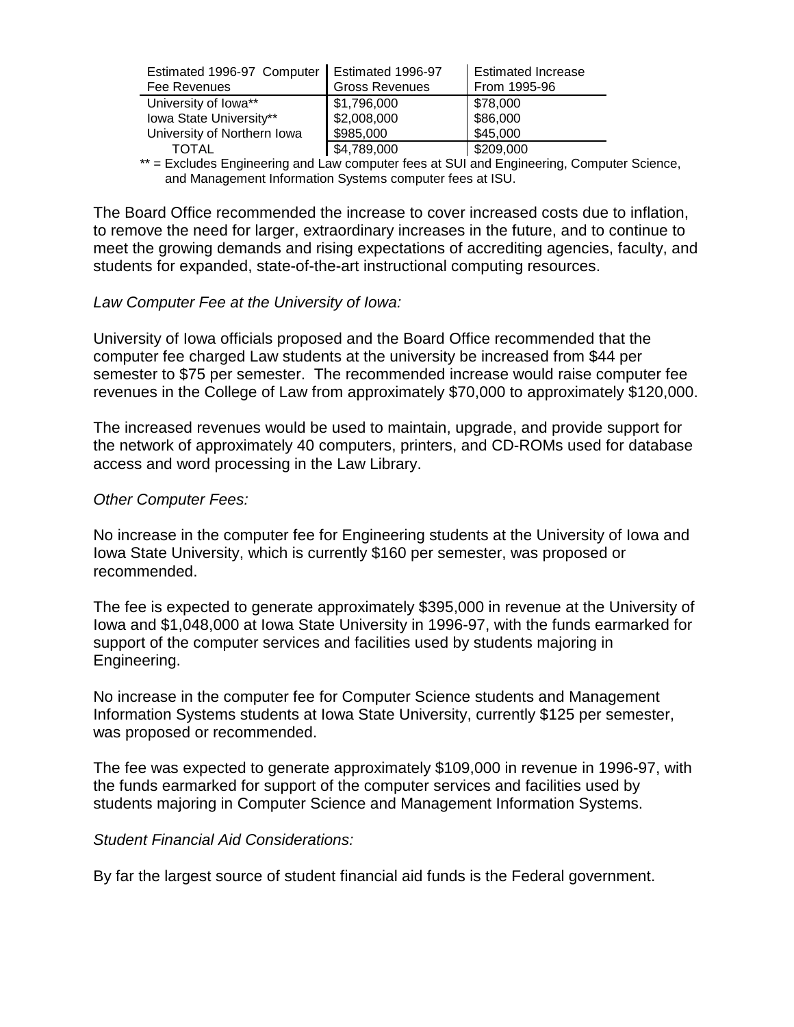| Estimated 1996-97 Computer Fee Revenues | Estimated 1996-97 Gross Revenues | Estimated Increase From 1995-96 |
|---|---|---|
| University of Iowa** | $1,796,000 | $78,000 |
| Iowa State University** | $2,008,000 | $86,000 |
| University of Northern Iowa | $985,000 | $45,000 |
| TOTAL | $4,789,000 | $209,000 |

** = Excludes Engineering and Law computer fees at SUI and Engineering, Computer Science, and Management Information Systems computer fees at ISU.

The Board Office recommended the increase to cover increased costs due to inflation, to remove the need for larger, extraordinary increases in the future, and to continue to meet the growing demands and rising expectations of accrediting agencies, faculty, and students for expanded, state-of-the-art instructional computing resources.

*Law Computer Fee at the University of Iowa:*

University of Iowa officials proposed and the Board Office recommended that the computer fee charged Law students at the university be increased from $44 per semester to $75 per semester. The recommended increase would raise computer fee revenues in the College of Law from approximately $70,000 to approximately $120,000.

The increased revenues would be used to maintain, upgrade, and provide support for the network of approximately 40 computers, printers, and CD-ROMs used for database access and word processing in the Law Library.

*Other Computer Fees:*

No increase in the computer fee for Engineering students at the University of Iowa and Iowa State University, which is currently $160 per semester, was proposed or recommended.

The fee is expected to generate approximately $395,000 in revenue at the University of Iowa and $1,048,000 at Iowa State University in 1996-97, with the funds earmarked for support of the computer services and facilities used by students majoring in Engineering.

No increase in the computer fee for Computer Science students and Management Information Systems students at Iowa State University, currently $125 per semester, was proposed or recommended.

The fee was expected to generate approximately $109,000 in revenue in 1996-97, with the funds earmarked for support of the computer services and facilities used by students majoring in Computer Science and Management Information Systems.

*Student Financial Aid Considerations:*

By far the largest source of student financial aid funds is the Federal government.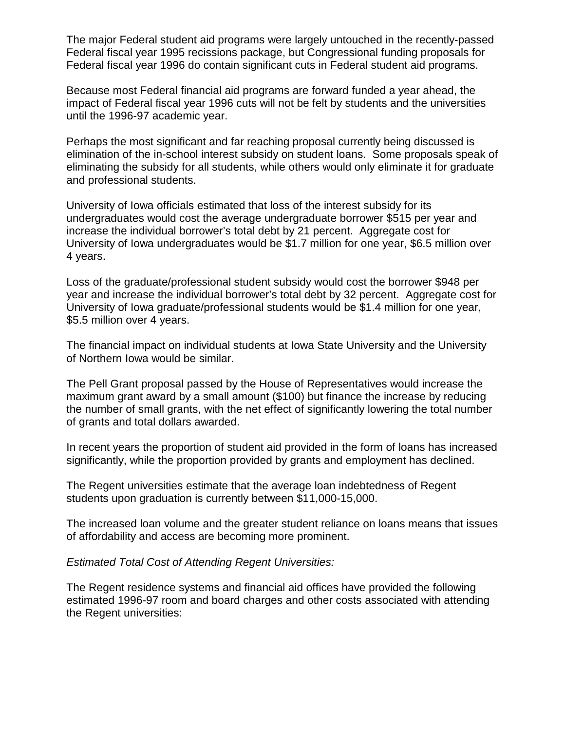The major Federal student aid programs were largely untouched in the recently-passed Federal fiscal year 1995 recissions package, but Congressional funding proposals for Federal fiscal year 1996 do contain significant cuts in Federal student aid programs.

Because most Federal financial aid programs are forward funded a year ahead, the impact of Federal fiscal year 1996 cuts will not be felt by students and the universities until the 1996-97 academic year.

Perhaps the most significant and far reaching proposal currently being discussed is elimination of the in-school interest subsidy on student loans. Some proposals speak of eliminating the subsidy for all students, while others would only eliminate it for graduate and professional students.

University of Iowa officials estimated that loss of the interest subsidy for its undergraduates would cost the average undergraduate borrower $515 per year and increase the individual borrower's total debt by 21 percent. Aggregate cost for University of Iowa undergraduates would be $1.7 million for one year, $6.5 million over 4 years.

Loss of the graduate/professional student subsidy would cost the borrower $948 per year and increase the individual borrower's total debt by 32 percent. Aggregate cost for University of Iowa graduate/professional students would be $1.4 million for one year, $5.5 million over 4 years.

The financial impact on individual students at Iowa State University and the University of Northern Iowa would be similar.

The Pell Grant proposal passed by the House of Representatives would increase the maximum grant award by a small amount ($100) but finance the increase by reducing the number of small grants, with the net effect of significantly lowering the total number of grants and total dollars awarded.

In recent years the proportion of student aid provided in the form of loans has increased significantly, while the proportion provided by grants and employment has declined.

The Regent universities estimate that the average loan indebtedness of Regent students upon graduation is currently between $11,000-15,000.

The increased loan volume and the greater student reliance on loans means that issues of affordability and access are becoming more prominent.

*Estimated Total Cost of Attending Regent Universities:*

The Regent residence systems and financial aid offices have provided the following estimated 1996-97 room and board charges and other costs associated with attending the Regent universities: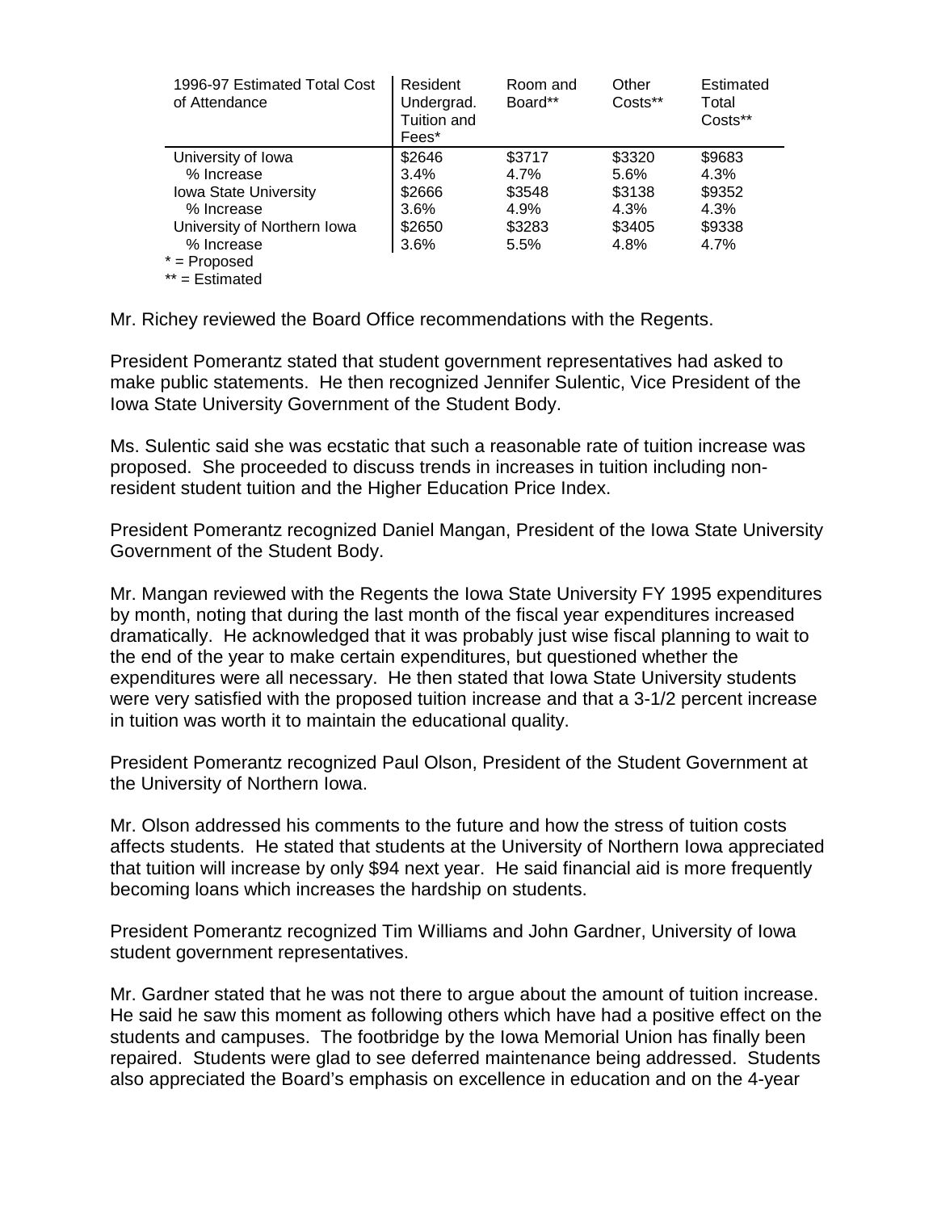| 1996-97 Estimated Total Cost of Attendance | Resident Undergrad. Tuition and Fees* | Room and Board** | Other Costs** | Estimated Total Costs** |
|---|---|---|---|---|
| University of Iowa | $2646 | $3717 | $3320 | $9683 |
| % Increase | 3.4% | 4.7% | 5.6% | 4.3% |
| Iowa State University | $2666 | $3548 | $3138 | $9352 |
| % Increase | 3.6% | 4.9% | 4.3% | 4.3% |
| University of Northern Iowa | $2650 | $3283 | $3405 | $9338 |
| % Increase | 3.6% | 5.5% | 4.8% | 4.7% |

* = Proposed
** = Estimated

Mr. Richey reviewed the Board Office recommendations with the Regents.

President Pomerantz stated that student government representatives had asked to make public statements. He then recognized Jennifer Sulentic, Vice President of the Iowa State University Government of the Student Body.

Ms. Sulentic said she was ecstatic that such a reasonable rate of tuition increase was proposed. She proceeded to discuss trends in increases in tuition including non-resident student tuition and the Higher Education Price Index.

President Pomerantz recognized Daniel Mangan, President of the Iowa State University Government of the Student Body.

Mr. Mangan reviewed with the Regents the Iowa State University FY 1995 expenditures by month, noting that during the last month of the fiscal year expenditures increased dramatically. He acknowledged that it was probably just wise fiscal planning to wait to the end of the year to make certain expenditures, but questioned whether the expenditures were all necessary. He then stated that Iowa State University students were very satisfied with the proposed tuition increase and that a 3-1/2 percent increase in tuition was worth it to maintain the educational quality.

President Pomerantz recognized Paul Olson, President of the Student Government at the University of Northern Iowa.

Mr. Olson addressed his comments to the future and how the stress of tuition costs affects students. He stated that students at the University of Northern Iowa appreciated that tuition will increase by only $94 next year. He said financial aid is more frequently becoming loans which increases the hardship on students.

President Pomerantz recognized Tim Williams and John Gardner, University of Iowa student government representatives.

Mr. Gardner stated that he was not there to argue about the amount of tuition increase. He said he saw this moment as following others which have had a positive effect on the students and campuses. The footbridge by the Iowa Memorial Union has finally been repaired. Students were glad to see deferred maintenance being addressed. Students also appreciated the Board's emphasis on excellence in education and on the 4-year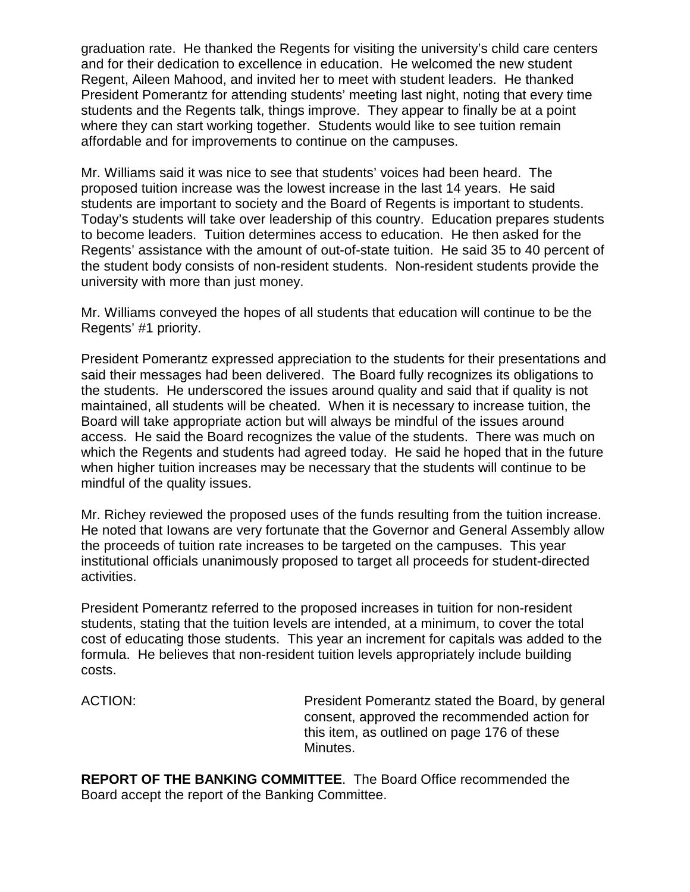graduation rate. He thanked the Regents for visiting the university's child care centers and for their dedication to excellence in education. He welcomed the new student Regent, Aileen Mahood, and invited her to meet with student leaders. He thanked President Pomerantz for attending students' meeting last night, noting that every time students and the Regents talk, things improve. They appear to finally be at a point where they can start working together. Students would like to see tuition remain affordable and for improvements to continue on the campuses.

Mr. Williams said it was nice to see that students' voices had been heard. The proposed tuition increase was the lowest increase in the last 14 years. He said students are important to society and the Board of Regents is important to students. Today's students will take over leadership of this country. Education prepares students to become leaders. Tuition determines access to education. He then asked for the Regents' assistance with the amount of out-of-state tuition. He said 35 to 40 percent of the student body consists of non-resident students. Non-resident students provide the university with more than just money.

Mr. Williams conveyed the hopes of all students that education will continue to be the Regents' #1 priority.

President Pomerantz expressed appreciation to the students for their presentations and said their messages had been delivered. The Board fully recognizes its obligations to the students. He underscored the issues around quality and said that if quality is not maintained, all students will be cheated. When it is necessary to increase tuition, the Board will take appropriate action but will always be mindful of the issues around access. He said the Board recognizes the value of the students. There was much on which the Regents and students had agreed today. He said he hoped that in the future when higher tuition increases may be necessary that the students will continue to be mindful of the quality issues.

Mr. Richey reviewed the proposed uses of the funds resulting from the tuition increase. He noted that Iowans are very fortunate that the Governor and General Assembly allow the proceeds of tuition rate increases to be targeted on the campuses. This year institutional officials unanimously proposed to target all proceeds for student-directed activities.

President Pomerantz referred to the proposed increases in tuition for non-resident students, stating that the tuition levels are intended, at a minimum, to cover the total cost of educating those students. This year an increment for capitals was added to the formula. He believes that non-resident tuition levels appropriately include building costs.

ACTION: President Pomerantz stated the Board, by general consent, approved the recommended action for this item, as outlined on page 176 of these Minutes.

**REPORT OF THE BANKING COMMITTEE**. The Board Office recommended the Board accept the report of the Banking Committee.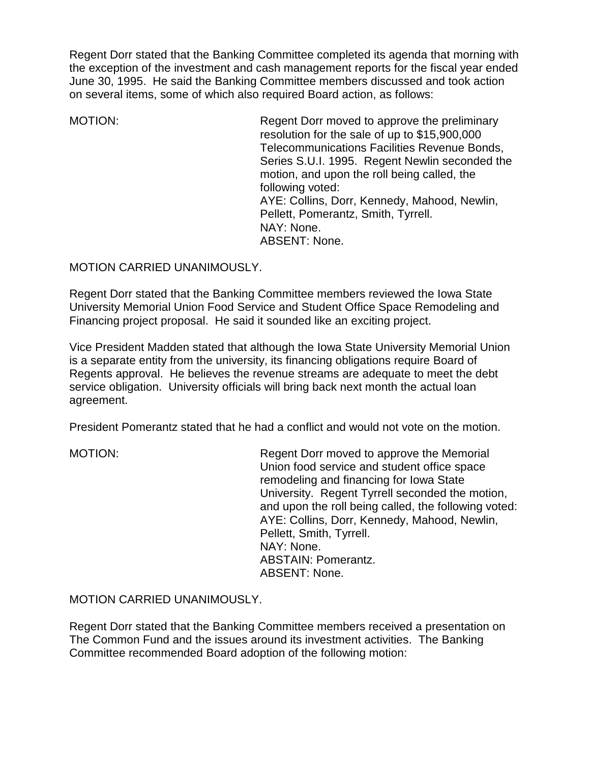Regent Dorr stated that the Banking Committee completed its agenda that morning with the exception of the investment and cash management reports for the fiscal year ended June 30, 1995. He said the Banking Committee members discussed and took action on several items, some of which also required Board action, as follows:

MOTION: Regent Dorr moved to approve the preliminary resolution for the sale of up to $15,900,000 Telecommunications Facilities Revenue Bonds, Series S.U.I. 1995. Regent Newlin seconded the motion, and upon the roll being called, the following voted:
AYE: Collins, Dorr, Kennedy, Mahood, Newlin, Pellett, Pomerantz, Smith, Tyrrell.
NAY: None.
ABSENT: None.

MOTION CARRIED UNANIMOUSLY.

Regent Dorr stated that the Banking Committee members reviewed the Iowa State University Memorial Union Food Service and Student Office Space Remodeling and Financing project proposal. He said it sounded like an exciting project.

Vice President Madden stated that although the Iowa State University Memorial Union is a separate entity from the university, its financing obligations require Board of Regents approval. He believes the revenue streams are adequate to meet the debt service obligation. University officials will bring back next month the actual loan agreement.

President Pomerantz stated that he had a conflict and would not vote on the motion.

MOTION: Regent Dorr moved to approve the Memorial Union food service and student office space remodeling and financing for Iowa State University. Regent Tyrrell seconded the motion, and upon the roll being called, the following voted:
AYE: Collins, Dorr, Kennedy, Mahood, Newlin, Pellett, Smith, Tyrrell.
NAY: None.
ABSTAIN: Pomerantz.
ABSENT: None.

MOTION CARRIED UNANIMOUSLY.

Regent Dorr stated that the Banking Committee members received a presentation on The Common Fund and the issues around its investment activities. The Banking Committee recommended Board adoption of the following motion: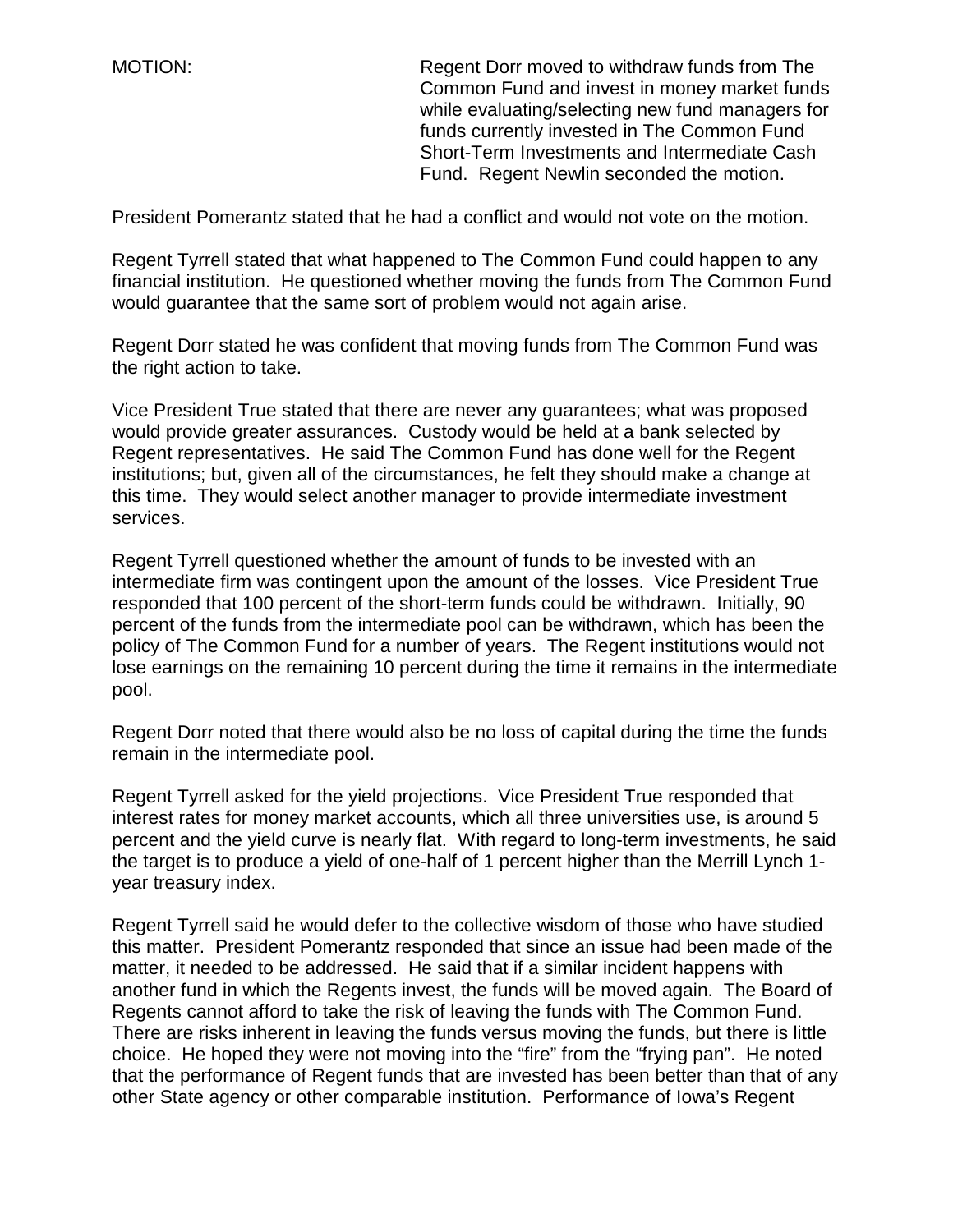MOTION: Regent Dorr moved to withdraw funds from The Common Fund and invest in money market funds while evaluating/selecting new fund managers for funds currently invested in The Common Fund Short-Term Investments and Intermediate Cash Fund. Regent Newlin seconded the motion.

President Pomerantz stated that he had a conflict and would not vote on the motion.

Regent Tyrrell stated that what happened to The Common Fund could happen to any financial institution. He questioned whether moving the funds from The Common Fund would guarantee that the same sort of problem would not again arise.

Regent Dorr stated he was confident that moving funds from The Common Fund was the right action to take.

Vice President True stated that there are never any guarantees; what was proposed would provide greater assurances. Custody would be held at a bank selected by Regent representatives. He said The Common Fund has done well for the Regent institutions; but, given all of the circumstances, he felt they should make a change at this time. They would select another manager to provide intermediate investment services.

Regent Tyrrell questioned whether the amount of funds to be invested with an intermediate firm was contingent upon the amount of the losses. Vice President True responded that 100 percent of the short-term funds could be withdrawn. Initially, 90 percent of the funds from the intermediate pool can be withdrawn, which has been the policy of The Common Fund for a number of years. The Regent institutions would not lose earnings on the remaining 10 percent during the time it remains in the intermediate pool.

Regent Dorr noted that there would also be no loss of capital during the time the funds remain in the intermediate pool.

Regent Tyrrell asked for the yield projections. Vice President True responded that interest rates for money market accounts, which all three universities use, is around 5 percent and the yield curve is nearly flat. With regard to long-term investments, he said the target is to produce a yield of one-half of 1 percent higher than the Merrill Lynch 1-year treasury index.

Regent Tyrrell said he would defer to the collective wisdom of those who have studied this matter. President Pomerantz responded that since an issue had been made of the matter, it needed to be addressed. He said that if a similar incident happens with another fund in which the Regents invest, the funds will be moved again. The Board of Regents cannot afford to take the risk of leaving the funds with The Common Fund. There are risks inherent in leaving the funds versus moving the funds, but there is little choice. He hoped they were not moving into the "fire" from the "frying pan". He noted that the performance of Regent funds that are invested has been better than that of any other State agency or other comparable institution. Performance of Iowa's Regent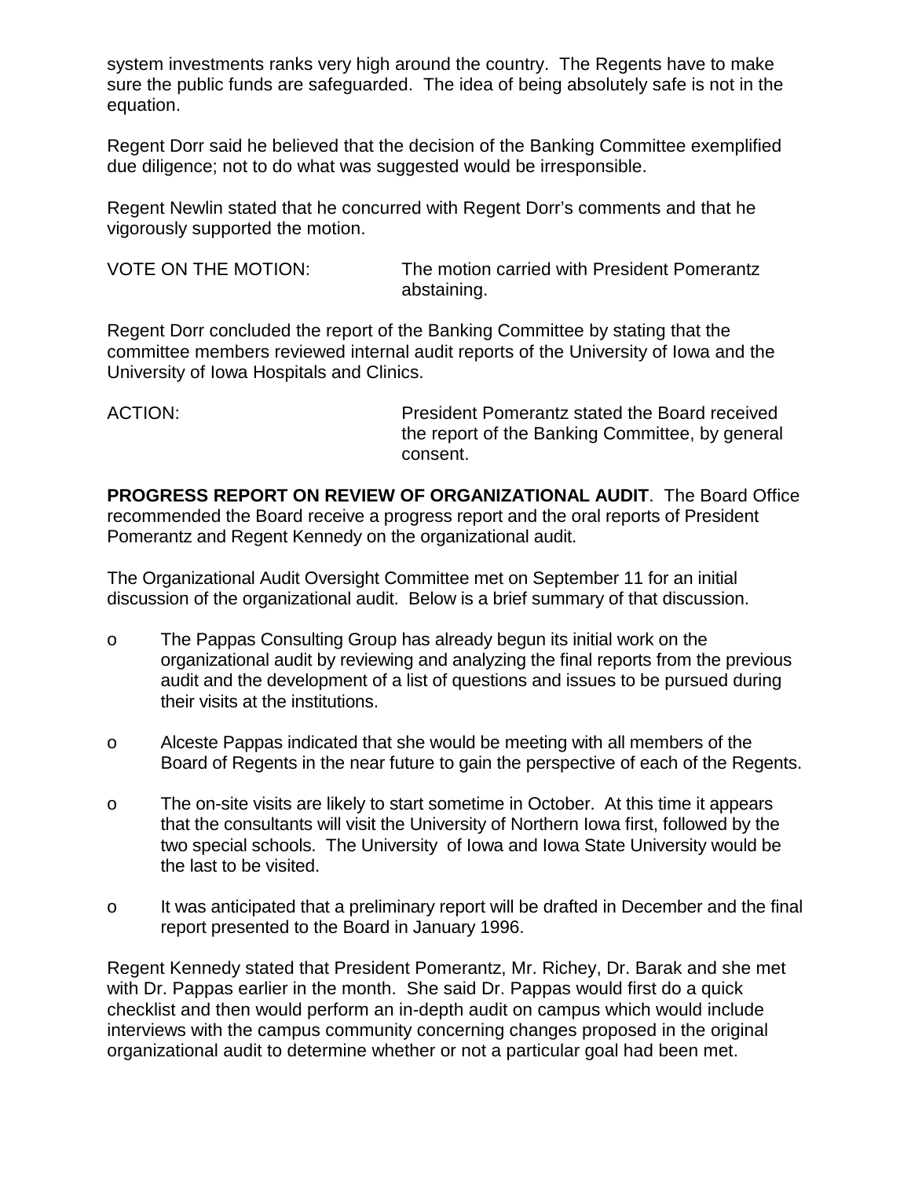system investments ranks very high around the country. The Regents have to make sure the public funds are safeguarded. The idea of being absolutely safe is not in the equation.

Regent Dorr said he believed that the decision of the Banking Committee exemplified due diligence; not to do what was suggested would be irresponsible.

Regent Newlin stated that he concurred with Regent Dorr's comments and that he vigorously supported the motion.

VOTE ON THE MOTION: The motion carried with President Pomerantz abstaining.

Regent Dorr concluded the report of the Banking Committee by stating that the committee members reviewed internal audit reports of the University of Iowa and the University of Iowa Hospitals and Clinics.

ACTION: President Pomerantz stated the Board received the report of the Banking Committee, by general consent.

**PROGRESS REPORT ON REVIEW OF ORGANIZATIONAL AUDIT**. The Board Office recommended the Board receive a progress report and the oral reports of President Pomerantz and Regent Kennedy on the organizational audit.

The Organizational Audit Oversight Committee met on September 11 for an initial discussion of the organizational audit. Below is a brief summary of that discussion.

- The Pappas Consulting Group has already begun its initial work on the organizational audit by reviewing and analyzing the final reports from the previous audit and the development of a list of questions and issues to be pursued during their visits at the institutions.
- Alceste Pappas indicated that she would be meeting with all members of the Board of Regents in the near future to gain the perspective of each of the Regents.
- The on-site visits are likely to start sometime in October. At this time it appears that the consultants will visit the University of Northern Iowa first, followed by the two special schools. The University of Iowa and Iowa State University would be the last to be visited.
- It was anticipated that a preliminary report will be drafted in December and the final report presented to the Board in January 1996.

Regent Kennedy stated that President Pomerantz, Mr. Richey, Dr. Barak and she met with Dr. Pappas earlier in the month. She said Dr. Pappas would first do a quick checklist and then would perform an in-depth audit on campus which would include interviews with the campus community concerning changes proposed in the original organizational audit to determine whether or not a particular goal had been met.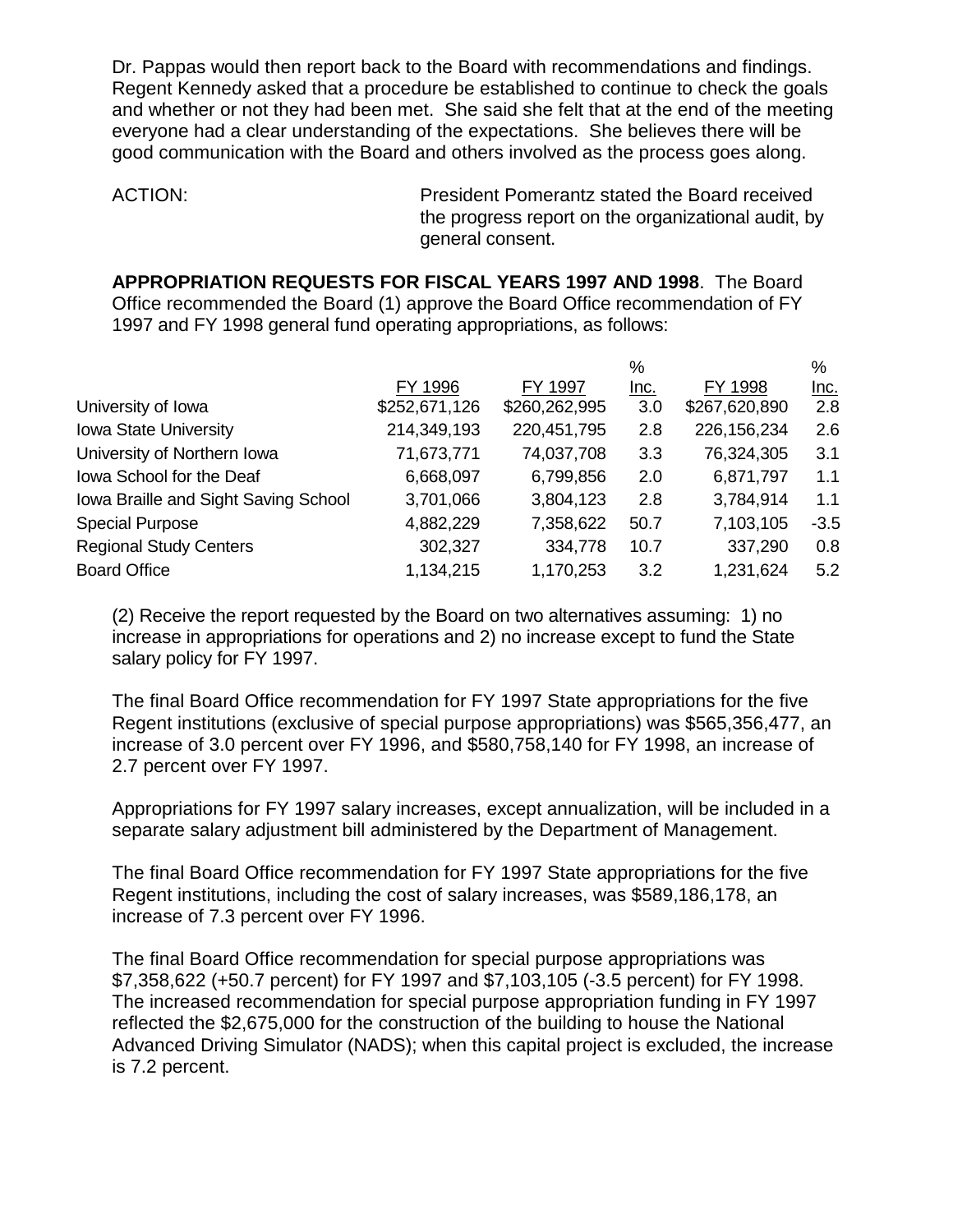Dr. Pappas would then report back to the Board with recommendations and findings. Regent Kennedy asked that a procedure be established to continue to check the goals and whether or not they had been met. She said she felt that at the end of the meeting everyone had a clear understanding of the expectations. She believes there will be good communication with the Board and others involved as the process goes along.

ACTION: President Pomerantz stated the Board received the progress report on the organizational audit, by general consent.

**APPROPRIATION REQUESTS FOR FISCAL YEARS 1997 AND 1998**. The Board Office recommended the Board (1) approve the Board Office recommendation of FY 1997 and FY 1998 general fund operating appropriations, as follows:

| | FY 1996 | FY 1997 | % Inc. | FY 1998 | % Inc. |
|---|---|---|---|---|---|
| University of Iowa | $252,671,126 | $260,262,995 | 3.0 | $267,620,890 | 2.8 |
| Iowa State University | 214,349,193 | 220,451,795 | 2.8 | 226,156,234 | 2.6 |
| University of Northern Iowa | 71,673,771 | 74,037,708 | 3.3 | 76,324,305 | 3.1 |
| Iowa School for the Deaf | 6,668,097 | 6,799,856 | 2.0 | 6,871,797 | 1.1 |
| Iowa Braille and Sight Saving School | 3,701,066 | 3,804,123 | 2.8 | 3,784,914 | 1.1 |
| Special Purpose | 4,882,229 | 7,358,622 | 50.7 | 7,103,105 | -3.5 |
| Regional Study Centers | 302,327 | 334,778 | 10.7 | 337,290 | 0.8 |
| Board Office | 1,134,215 | 1,170,253 | 3.2 | 1,231,624 | 5.2 |

(2) Receive the report requested by the Board on two alternatives assuming: 1) no increase in appropriations for operations and 2) no increase except to fund the State salary policy for FY 1997.

The final Board Office recommendation for FY 1997 State appropriations for the five Regent institutions (exclusive of special purpose appropriations) was $565,356,477, an increase of 3.0 percent over FY 1996, and $580,758,140 for FY 1998, an increase of 2.7 percent over FY 1997.

Appropriations for FY 1997 salary increases, except annualization, will be included in a separate salary adjustment bill administered by the Department of Management.

The final Board Office recommendation for FY 1997 State appropriations for the five Regent institutions, including the cost of salary increases, was $589,186,178, an increase of 7.3 percent over FY 1996.

The final Board Office recommendation for special purpose appropriations was $7,358,622 (+50.7 percent) for FY 1997 and $7,103,105 (-3.5 percent) for FY 1998. The increased recommendation for special purpose appropriation funding in FY 1997 reflected the $2,675,000 for the construction of the building to house the National Advanced Driving Simulator (NADS); when this capital project is excluded, the increase is 7.2 percent.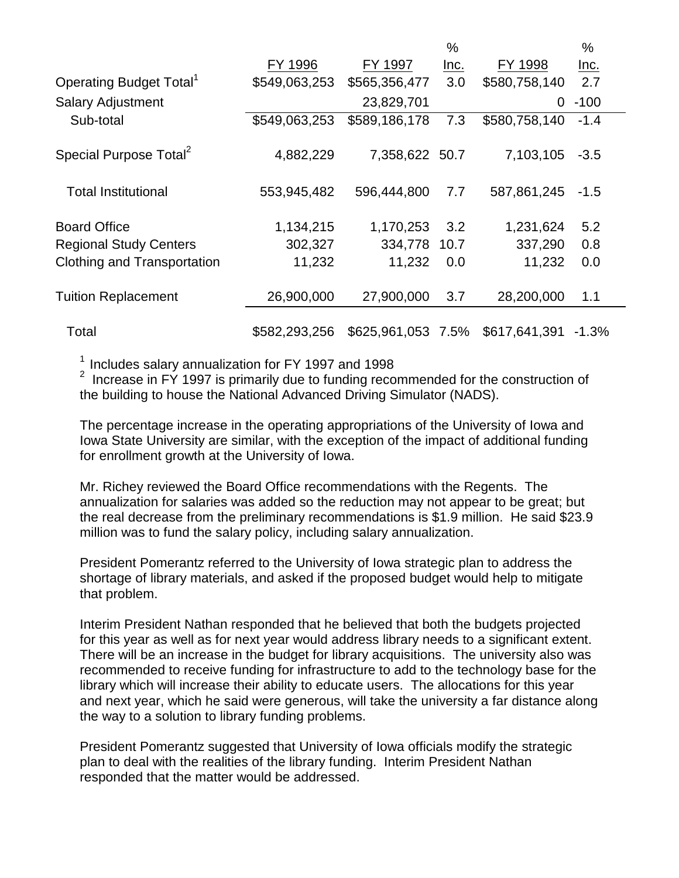| | FY 1996 | FY 1997 | % Inc. | FY 1998 | % Inc. |
|---|---|---|---|---|---|
| Operating Budget Total[1] | $549,063,253 | $565,356,477 | 3.0 | $580,758,140 | 2.7 |
| Salary Adjustment | | 23,829,701 | | 0 | -100 |
| Sub-total | $549,063,253 | $589,186,178 | 7.3 | $580,758,140 | -1.4 |
| Special Purpose Total[2] | 4,882,229 | 7,358,622 | 50.7 | 7,103,105 | -3.5 |
| Total Institutional | 553,945,482 | 596,444,800 | 7.7 | 587,861,245 | -1.5 |
| Board Office | 1,134,215 | 1,170,253 | 3.2 | 1,231,624 | 5.2 |
| Regional Study Centers | 302,327 | 334,778 | 10.7 | 337,290 | 0.8 |
| Clothing and Transportation | 11,232 | 11,232 | 0.0 | 11,232 | 0.0 |
| Tuition Replacement | 26,900,000 | 27,900,000 | 3.7 | 28,200,000 | 1.1 |
| Total | $582,293,256 | $625,961,053 | 7.5% | $617,641,391 | -1.3% |

[1] Includes salary annualization for FY 1997 and 1998

[2] Increase in FY 1997 is primarily due to funding recommended for the construction of the building to house the National Advanced Driving Simulator (NADS).

The percentage increase in the operating appropriations of the University of Iowa and Iowa State University are similar, with the exception of the impact of additional funding for enrollment growth at the University of Iowa.

Mr. Richey reviewed the Board Office recommendations with the Regents. The annualization for salaries was added so the reduction may not appear to be great; but the real decrease from the preliminary recommendations is $1.9 million. He said $23.9 million was to fund the salary policy, including salary annualization.

President Pomerantz referred to the University of Iowa strategic plan to address the shortage of library materials, and asked if the proposed budget would help to mitigate that problem.

Interim President Nathan responded that he believed that both the budgets projected for this year as well as for next year would address library needs to a significant extent. There will be an increase in the budget for library acquisitions. The university also was recommended to receive funding for infrastructure to add to the technology base for the library which will increase their ability to educate users. The allocations for this year and next year, which he said were generous, will take the university a far distance along the way to a solution to library funding problems.

President Pomerantz suggested that University of Iowa officials modify the strategic plan to deal with the realities of the library funding. Interim President Nathan responded that the matter would be addressed.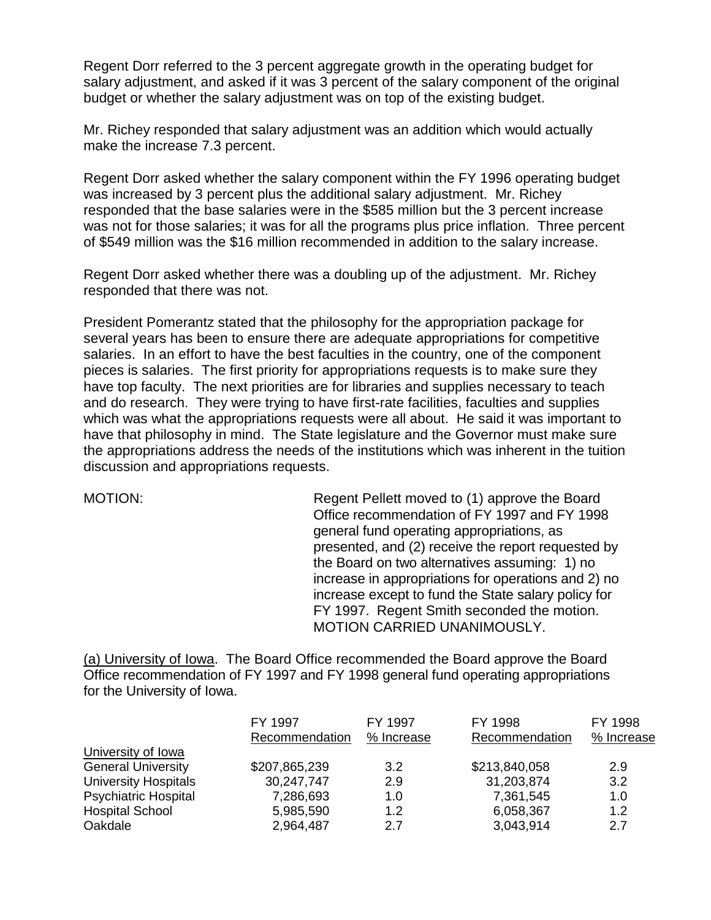Regent Dorr referred to the 3 percent aggregate growth in the operating budget for salary adjustment, and asked if it was 3 percent of the salary component of the original budget or whether the salary adjustment was on top of the existing budget.

Mr. Richey responded that salary adjustment was an addition which would actually make the increase 7.3 percent.

Regent Dorr asked whether the salary component within the FY 1996 operating budget was increased by 3 percent plus the additional salary adjustment. Mr. Richey responded that the base salaries were in the $585 million but the 3 percent increase was not for those salaries; it was for all the programs plus price inflation. Three percent of $549 million was the $16 million recommended in addition to the salary increase.

Regent Dorr asked whether there was a doubling up of the adjustment. Mr. Richey responded that there was not.

President Pomerantz stated that the philosophy for the appropriation package for several years has been to ensure there are adequate appropriations for competitive salaries. In an effort to have the best faculties in the country, one of the component pieces is salaries. The first priority for appropriations requests is to make sure they have top faculty. The next priorities are for libraries and supplies necessary to teach and do research. They were trying to have first-rate facilities, faculties and supplies which was what the appropriations requests were all about. He said it was important to have that philosophy in mind. The State legislature and the Governor must make sure the appropriations address the needs of the institutions which was inherent in the tuition discussion and appropriations requests.

MOTION: Regent Pellett moved to (1) approve the Board Office recommendation of FY 1997 and FY 1998 general fund operating appropriations, as presented, and (2) receive the report requested by the Board on two alternatives assuming: 1) no increase in appropriations for operations and 2) no increase except to fund the State salary policy for FY 1997. Regent Smith seconded the motion. MOTION CARRIED UNANIMOUSLY.

<u>(a) University of Iowa</u>. The Board Office recommended the Board approve the Board Office recommendation of FY 1997 and FY 1998 general fund operating appropriations for the University of Iowa.

| | FY 1997 Recommendation | FY 1997 % Increase | FY 1998 Recommendation | FY 1998 % Increase |
|---|---|---|---|---|
| <u>University of Iowa</u> | | | | |
| General University | $207,865,239 | 3.2 | $213,840,058 | 2.9 |
| University Hospitals | 30,247,747 | 2.9 | 31,203,874 | 3.2 |
| Psychiatric Hospital | 7,286,693 | 1.0 | 7,361,545 | 1.0 |
| Hospital School | 5,985,590 | 1.2 | 6,058,367 | 1.2 |
| Oakdale | 2,964,487 | 2.7 | 3,043,914 | 2.7 |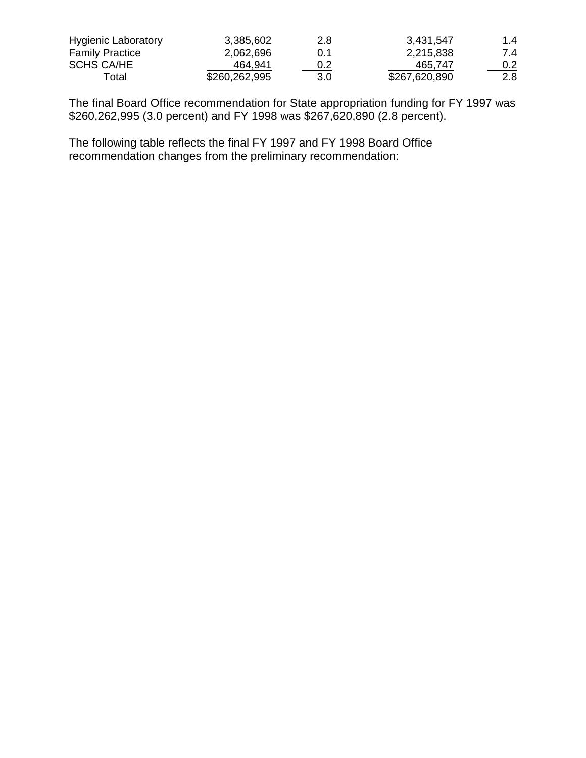| | | | | |
|---|---|---|---|---|
| Hygienic Laboratory | 3,385,602 | 2.8 | 3,431,547 | 1.4 |
| Family Practice | 2,062,696 | 0.1 | 2,215,838 | 7.4 |
| SCHS CA/HE | 464,941 | 0.2 | 465,747 | 0.2 |
| Total | $260,262,995 | 3.0 | $267,620,890 | 2.8 |

The final Board Office recommendation for State appropriation funding for FY 1997 was $260,262,995 (3.0 percent) and FY 1998 was $267,620,890 (2.8 percent).

The following table reflects the final FY 1997 and FY 1998 Board Office recommendation changes from the preliminary recommendation: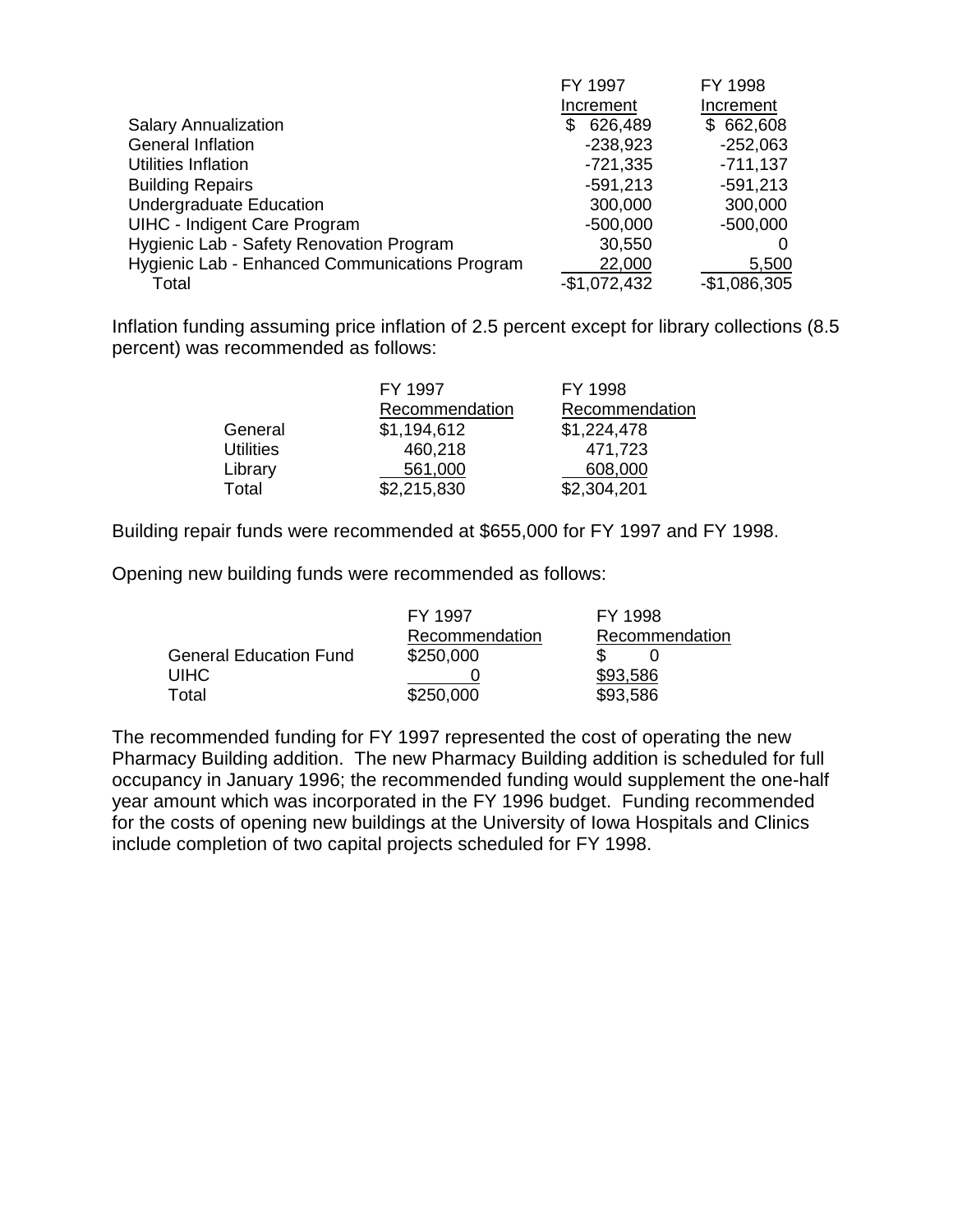| | FY 1997 Increment | FY 1998 Increment |
|---|---|---|
| Salary Annualization | $ 626,489 | $ 662,608 |
| General Inflation | -238,923 | -252,063 |
| Utilities Inflation | -721,335 | -711,137 |
| Building Repairs | -591,213 | -591,213 |
| Undergraduate Education | 300,000 | 300,000 |
| UIHC - Indigent Care Program | -500,000 | -500,000 |
| Hygienic Lab - Safety Renovation Program | 30,550 | 0 |
| Hygienic Lab - Enhanced Communications Program | 22,000 | 5,500 |
| Total | -$1,072,432 | -$1,086,305 |

Inflation funding assuming price inflation of 2.5 percent except for library collections (8.5 percent) was recommended as follows:

| | FY 1997 Recommendation | FY 1998 Recommendation |
|---|---|---|
| General | $1,194,612 | $1,224,478 |
| Utilities | 460,218 | 471,723 |
| Library | 561,000 | 608,000 |
| Total | $2,215,830 | $2,304,201 |

Building repair funds were recommended at $655,000 for FY 1997 and FY 1998.

Opening new building funds were recommended as follows:

| | FY 1997 Recommendation | FY 1998 Recommendation |
|---|---|---|
| General Education Fund | $250,000 | $ 0 |
| UIHC | 0 | $93,586 |
| Total | $250,000 | $93,586 |

The recommended funding for FY 1997 represented the cost of operating the new Pharmacy Building addition. The new Pharmacy Building addition is scheduled for full occupancy in January 1996; the recommended funding would supplement the one-half year amount which was incorporated in the FY 1996 budget. Funding recommended for the costs of opening new buildings at the University of Iowa Hospitals and Clinics include completion of two capital projects scheduled for FY 1998.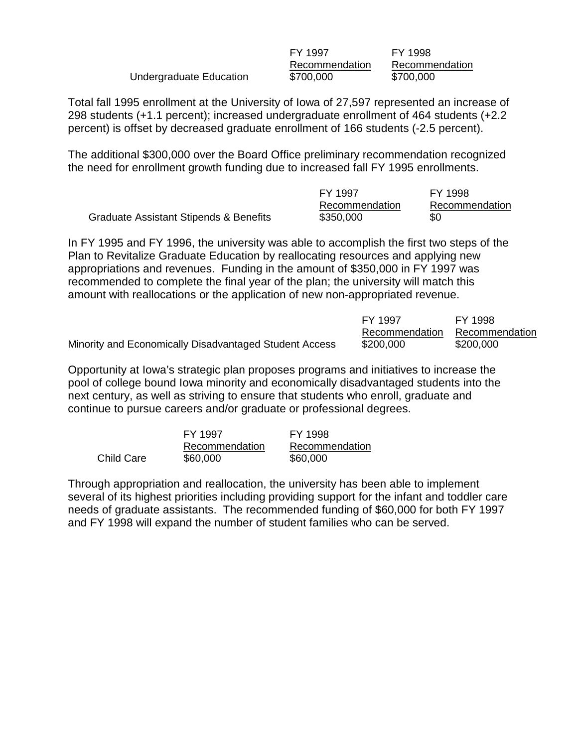| | FY 1997 Recommendation | FY 1998 Recommendation |
|---|---|---|
| Undergraduate Education | $700,000 | $700,000 |

Total fall 1995 enrollment at the University of Iowa of 27,597 represented an increase of 298 students (+1.1 percent); increased undergraduate enrollment of 464 students (+2.2 percent) is offset by decreased graduate enrollment of 166 students (-2.5 percent).

The additional $300,000 over the Board Office preliminary recommendation recognized the need for enrollment growth funding due to increased fall FY 1995 enrollments.

| | FY 1997 Recommendation | FY 1998 Recommendation |
|---|---|---|
| Graduate Assistant Stipends & Benefits | $350,000 | $0 |

In FY 1995 and FY 1996, the university was able to accomplish the first two steps of the Plan to Revitalize Graduate Education by reallocating resources and applying new appropriations and revenues. Funding in the amount of $350,000 in FY 1997 was recommended to complete the final year of the plan; the university will match this amount with reallocations or the application of new non-appropriated revenue.

| | FY 1997 Recommendation | FY 1998 Recommendation |
|---|---|---|
| Minority and Economically Disadvantaged Student Access | $200,000 | $200,000 |

Opportunity at Iowa's strategic plan proposes programs and initiatives to increase the pool of college bound Iowa minority and economically disadvantaged students into the next century, as well as striving to ensure that students who enroll, graduate and continue to pursue careers and/or graduate or professional degrees.

| | FY 1997 Recommendation | FY 1998 Recommendation |
|---|---|---|
| Child Care | $60,000 | $60,000 |

Through appropriation and reallocation, the university has been able to implement several of its highest priorities including providing support for the infant and toddler care needs of graduate assistants. The recommended funding of $60,000 for both FY 1997 and FY 1998 will expand the number of student families who can be served.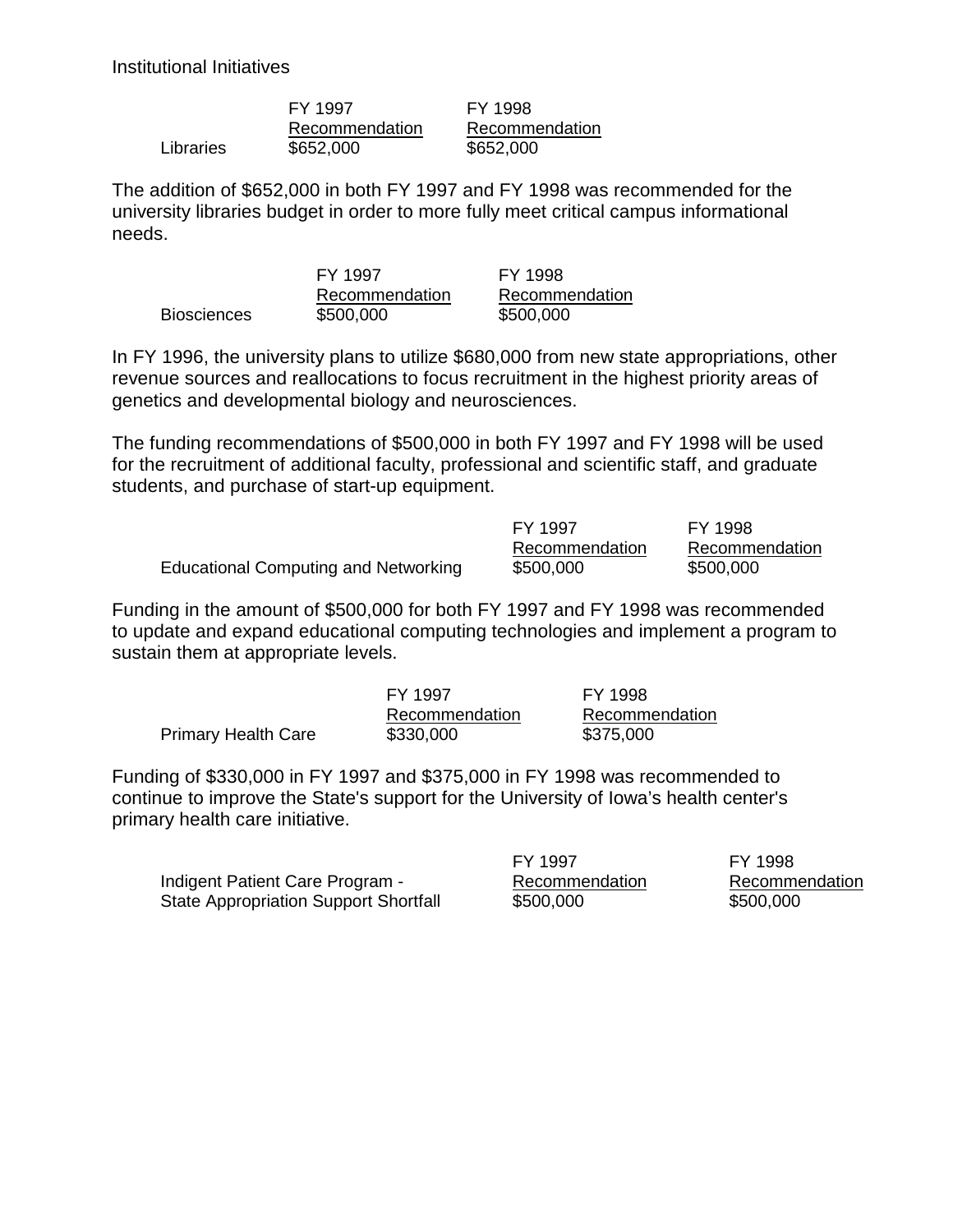Institutional Initiatives

| | FY 1997 Recommendation | FY 1998 Recommendation |
|---|---|---|
| Libraries | $652,000 | $652,000 |

The addition of $652,000 in both FY 1997 and FY 1998 was recommended for the university libraries budget in order to more fully meet critical campus informational needs.

| | FY 1997 Recommendation | FY 1998 Recommendation |
|---|---|---|
| Biosciences | $500,000 | $500,000 |

In FY 1996, the university plans to utilize $680,000 from new state appropriations, other revenue sources and reallocations to focus recruitment in the highest priority areas of genetics and developmental biology and neurosciences.

The funding recommendations of $500,000 in both FY 1997 and FY 1998 will be used for the recruitment of additional faculty, professional and scientific staff, and graduate students, and purchase of start-up equipment.

| | FY 1997 Recommendation | FY 1998 Recommendation |
|---|---|---|
| Educational Computing and Networking | $500,000 | $500,000 |

Funding in the amount of $500,000 for both FY 1997 and FY 1998 was recommended to update and expand educational computing technologies and implement a program to sustain them at appropriate levels.

| | FY 1997 Recommendation | FY 1998 Recommendation |
|---|---|---|
| Primary Health Care | $330,000 | $375,000 |

Funding of $330,000 in FY 1997 and $375,000 in FY 1998 was recommended to continue to improve the State's support for the University of Iowa's health center's primary health care initiative.

| | FY 1997 Recommendation | FY 1998 Recommendation |
|---|---|---|
| Indigent Patient Care Program - State Appropriation Support Shortfall | $500,000 | $500,000 |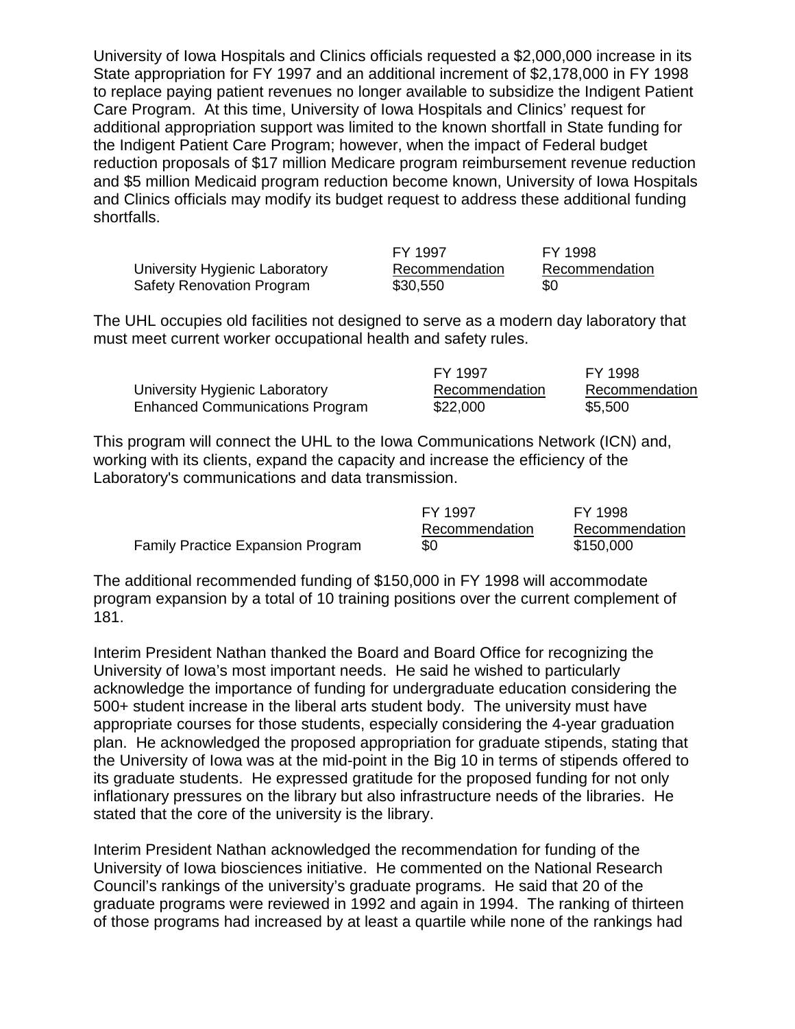University of Iowa Hospitals and Clinics officials requested a $2,000,000 increase in its State appropriation for FY 1997 and an additional increment of $2,178,000 in FY 1998 to replace paying patient revenues no longer available to subsidize the Indigent Patient Care Program. At this time, University of Iowa Hospitals and Clinics' request for additional appropriation support was limited to the known shortfall in State funding for the Indigent Patient Care Program; however, when the impact of Federal budget reduction proposals of $17 million Medicare program reimbursement revenue reduction and $5 million Medicaid program reduction become known, University of Iowa Hospitals and Clinics officials may modify its budget request to address these additional funding shortfalls.

| | FY 1997 Recommendation | FY 1998 Recommendation |
|---|---|---|
| University Hygienic Laboratory Safety Renovation Program | $30,550 | $0 |

The UHL occupies old facilities not designed to serve as a modern day laboratory that must meet current worker occupational health and safety rules.

| | FY 1997 Recommendation | FY 1998 Recommendation |
|---|---|---|
| University Hygienic Laboratory Enhanced Communications Program | $22,000 | $5,500 |

This program will connect the UHL to the Iowa Communications Network (ICN) and, working with its clients, expand the capacity and increase the efficiency of the Laboratory's communications and data transmission.

| | FY 1997 Recommendation | FY 1998 Recommendation |
|---|---|---|
| Family Practice Expansion Program | $0 | $150,000 |

The additional recommended funding of $150,000 in FY 1998 will accommodate program expansion by a total of 10 training positions over the current complement of 181.

Interim President Nathan thanked the Board and Board Office for recognizing the University of Iowa's most important needs. He said he wished to particularly acknowledge the importance of funding for undergraduate education considering the 500+ student increase in the liberal arts student body. The university must have appropriate courses for those students, especially considering the 4-year graduation plan. He acknowledged the proposed appropriation for graduate stipends, stating that the University of Iowa was at the mid-point in the Big 10 in terms of stipends offered to its graduate students. He expressed gratitude for the proposed funding for not only inflationary pressures on the library but also infrastructure needs of the libraries. He stated that the core of the university is the library.

Interim President Nathan acknowledged the recommendation for funding of the University of Iowa biosciences initiative. He commented on the National Research Council's rankings of the university's graduate programs. He said that 20 of the graduate programs were reviewed in 1992 and again in 1994. The ranking of thirteen of those programs had increased by at least a quartile while none of the rankings had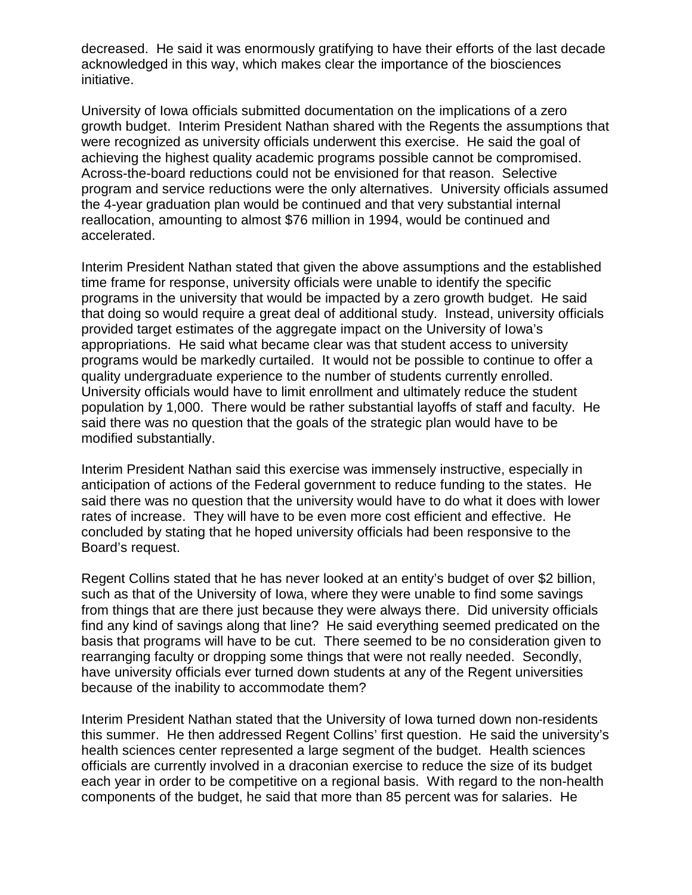decreased. He said it was enormously gratifying to have their efforts of the last decade acknowledged in this way, which makes clear the importance of the biosciences initiative.

University of Iowa officials submitted documentation on the implications of a zero growth budget. Interim President Nathan shared with the Regents the assumptions that were recognized as university officials underwent this exercise. He said the goal of achieving the highest quality academic programs possible cannot be compromised. Across-the-board reductions could not be envisioned for that reason. Selective program and service reductions were the only alternatives. University officials assumed the 4-year graduation plan would be continued and that very substantial internal reallocation, amounting to almost $76 million in 1994, would be continued and accelerated.

Interim President Nathan stated that given the above assumptions and the established time frame for response, university officials were unable to identify the specific programs in the university that would be impacted by a zero growth budget. He said that doing so would require a great deal of additional study. Instead, university officials provided target estimates of the aggregate impact on the University of Iowa's appropriations. He said what became clear was that student access to university programs would be markedly curtailed. It would not be possible to continue to offer a quality undergraduate experience to the number of students currently enrolled. University officials would have to limit enrollment and ultimately reduce the student population by 1,000. There would be rather substantial layoffs of staff and faculty. He said there was no question that the goals of the strategic plan would have to be modified substantially.

Interim President Nathan said this exercise was immensely instructive, especially in anticipation of actions of the Federal government to reduce funding to the states. He said there was no question that the university would have to do what it does with lower rates of increase. They will have to be even more cost efficient and effective. He concluded by stating that he hoped university officials had been responsive to the Board's request.

Regent Collins stated that he has never looked at an entity's budget of over $2 billion, such as that of the University of Iowa, where they were unable to find some savings from things that are there just because they were always there. Did university officials find any kind of savings along that line? He said everything seemed predicated on the basis that programs will have to be cut. There seemed to be no consideration given to rearranging faculty or dropping some things that were not really needed. Secondly, have university officials ever turned down students at any of the Regent universities because of the inability to accommodate them?

Interim President Nathan stated that the University of Iowa turned down non-residents this summer. He then addressed Regent Collins' first question. He said the university's health sciences center represented a large segment of the budget. Health sciences officials are currently involved in a draconian exercise to reduce the size of its budget each year in order to be competitive on a regional basis. With regard to the non-health components of the budget, he said that more than 85 percent was for salaries. He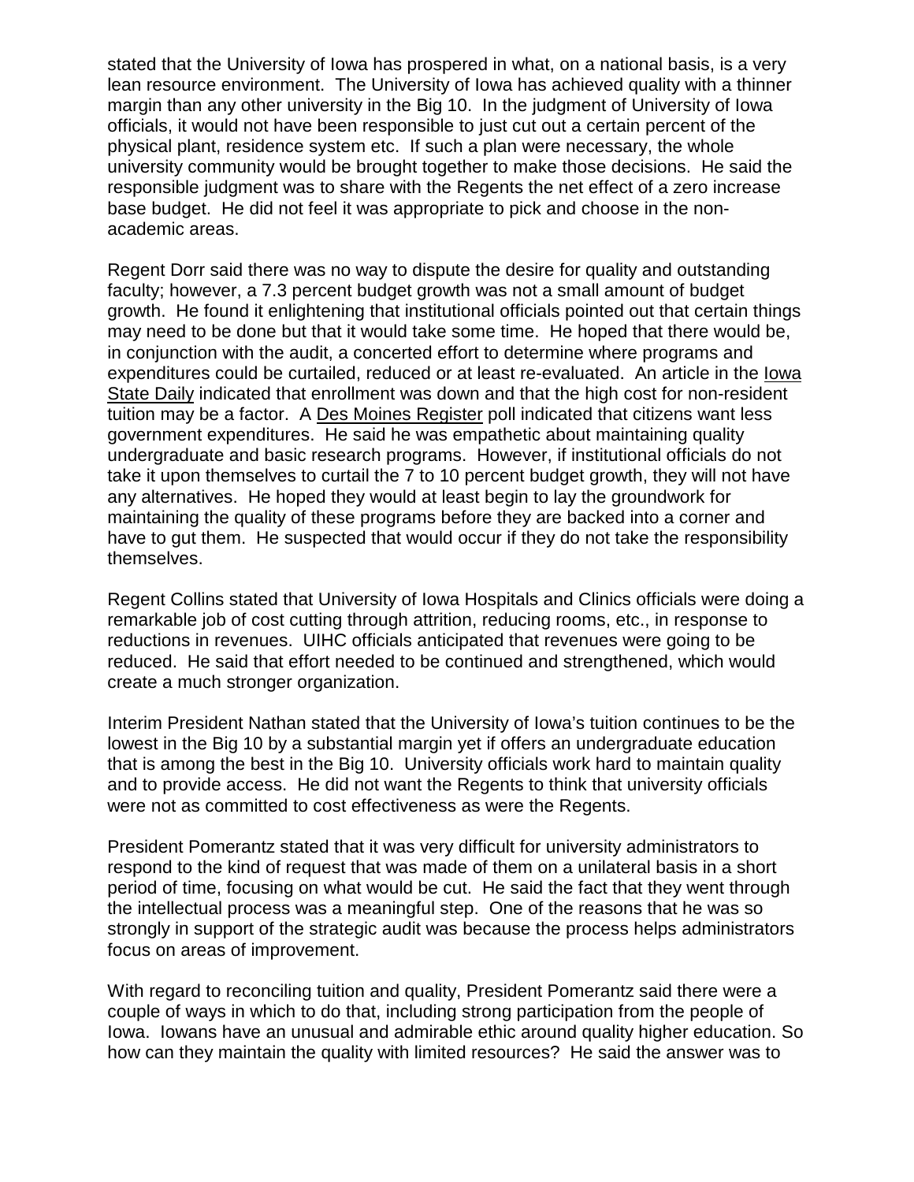stated that the University of Iowa has prospered in what, on a national basis, is a very lean resource environment. The University of Iowa has achieved quality with a thinner margin than any other university in the Big 10. In the judgment of University of Iowa officials, it would not have been responsible to just cut out a certain percent of the physical plant, residence system etc. If such a plan were necessary, the whole university community would be brought together to make those decisions. He said the responsible judgment was to share with the Regents the net effect of a zero increase base budget. He did not feel it was appropriate to pick and choose in the non-academic areas.

Regent Dorr said there was no way to dispute the desire for quality and outstanding faculty; however, a 7.3 percent budget growth was not a small amount of budget growth. He found it enlightening that institutional officials pointed out that certain things may need to be done but that it would take some time. He hoped that there would be, in conjunction with the audit, a concerted effort to determine where programs and expenditures could be curtailed, reduced or at least re-evaluated. An article in the Iowa State Daily indicated that enrollment was down and that the high cost for non-resident tuition may be a factor. A Des Moines Register poll indicated that citizens want less government expenditures. He said he was empathetic about maintaining quality undergraduate and basic research programs. However, if institutional officials do not take it upon themselves to curtail the 7 to 10 percent budget growth, they will not have any alternatives. He hoped they would at least begin to lay the groundwork for maintaining the quality of these programs before they are backed into a corner and have to gut them. He suspected that would occur if they do not take the responsibility themselves.

Regent Collins stated that University of Iowa Hospitals and Clinics officials were doing a remarkable job of cost cutting through attrition, reducing rooms, etc., in response to reductions in revenues. UIHC officials anticipated that revenues were going to be reduced. He said that effort needed to be continued and strengthened, which would create a much stronger organization.

Interim President Nathan stated that the University of Iowa's tuition continues to be the lowest in the Big 10 by a substantial margin yet if offers an undergraduate education that is among the best in the Big 10. University officials work hard to maintain quality and to provide access. He did not want the Regents to think that university officials were not as committed to cost effectiveness as were the Regents.

President Pomerantz stated that it was very difficult for university administrators to respond to the kind of request that was made of them on a unilateral basis in a short period of time, focusing on what would be cut. He said the fact that they went through the intellectual process was a meaningful step. One of the reasons that he was so strongly in support of the strategic audit was because the process helps administrators focus on areas of improvement.

With regard to reconciling tuition and quality, President Pomerantz said there were a couple of ways in which to do that, including strong participation from the people of Iowa. Iowans have an unusual and admirable ethic around quality higher education. So how can they maintain the quality with limited resources? He said the answer was to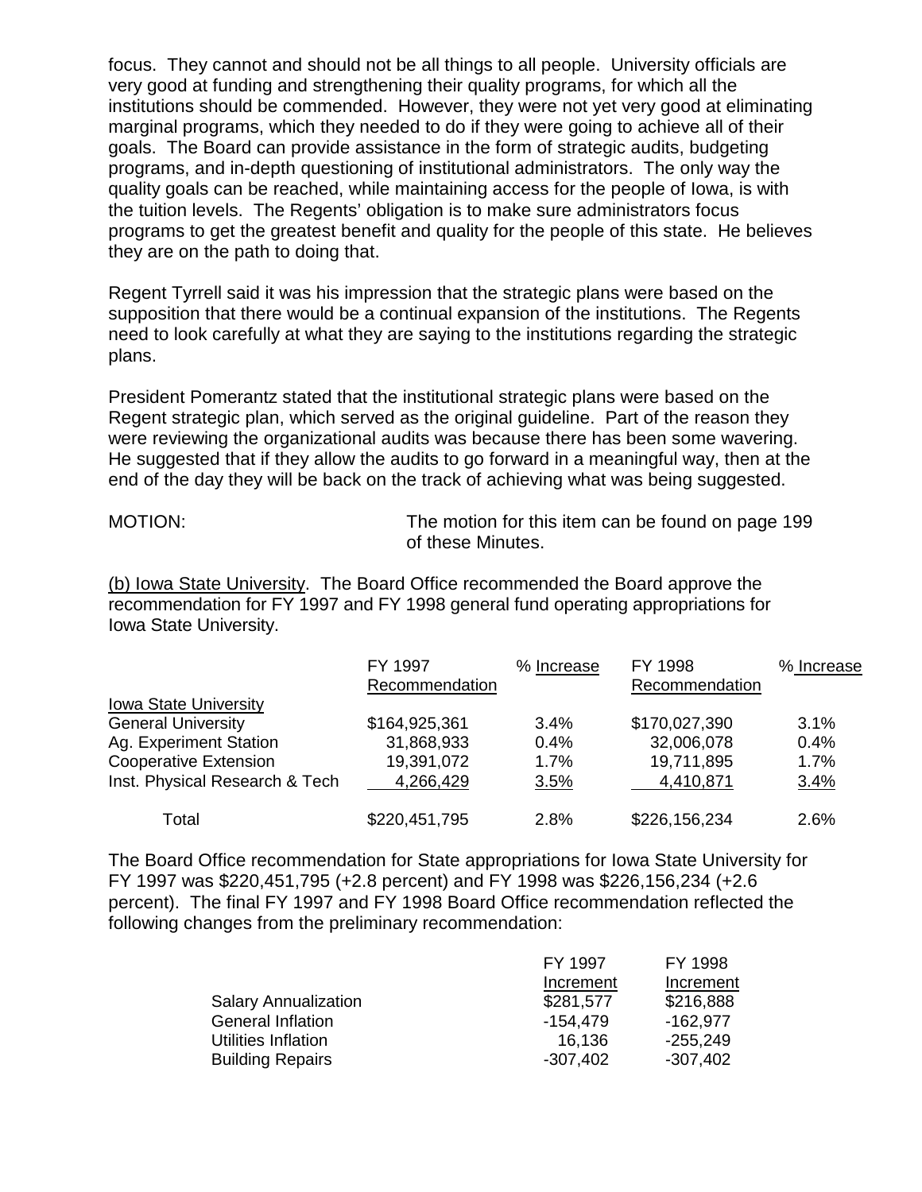focus. They cannot and should not be all things to all people. University officials are very good at funding and strengthening their quality programs, for which all the institutions should be commended. However, they were not yet very good at eliminating marginal programs, which they needed to do if they were going to achieve all of their goals. The Board can provide assistance in the form of strategic audits, budgeting programs, and in-depth questioning of institutional administrators. The only way the quality goals can be reached, while maintaining access for the people of Iowa, is with the tuition levels. The Regents' obligation is to make sure administrators focus programs to get the greatest benefit and quality for the people of this state. He believes they are on the path to doing that.

Regent Tyrrell said it was his impression that the strategic plans were based on the supposition that there would be a continual expansion of the institutions. The Regents need to look carefully at what they are saying to the institutions regarding the strategic plans.

President Pomerantz stated that the institutional strategic plans were based on the Regent strategic plan, which served as the original guideline. Part of the reason they were reviewing the organizational audits was because there has been some wavering. He suggested that if they allow the audits to go forward in a meaningful way, then at the end of the day they will be back on the track of achieving what was being suggested.

MOTION: The motion for this item can be found on page 199 of these Minutes.

(b) Iowa State University. The Board Office recommended the Board approve the recommendation for FY 1997 and FY 1998 general fund operating appropriations for Iowa State University.

| | FY 1997 Recommendation | % Increase | FY 1998 Recommendation | % Increase |
|---|---|---|---|---|
| Iowa State University | | | | |
| General University | $164,925,361 | 3.4% | $170,027,390 | 3.1% |
| Ag. Experiment Station | 31,868,933 | 0.4% | 32,006,078 | 0.4% |
| Cooperative Extension | 19,391,072 | 1.7% | 19,711,895 | 1.7% |
| Inst. Physical Research & Tech | 4,266,429 | 3.5% | 4,410,871 | 3.4% |
| Total | $220,451,795 | 2.8% | $226,156,234 | 2.6% |

The Board Office recommendation for State appropriations for Iowa State University for FY 1997 was $220,451,795 (+2.8 percent) and FY 1998 was $226,156,234 (+2.6 percent). The final FY 1997 and FY 1998 Board Office recommendation reflected the following changes from the preliminary recommendation:

| | FY 1997 Increment | FY 1998 Increment |
|---|---|---|
| Salary Annualization | $281,577 | $216,888 |
| General Inflation | -154,479 | -162,977 |
| Utilities Inflation | 16,136 | -255,249 |
| Building Repairs | -307,402 | -307,402 |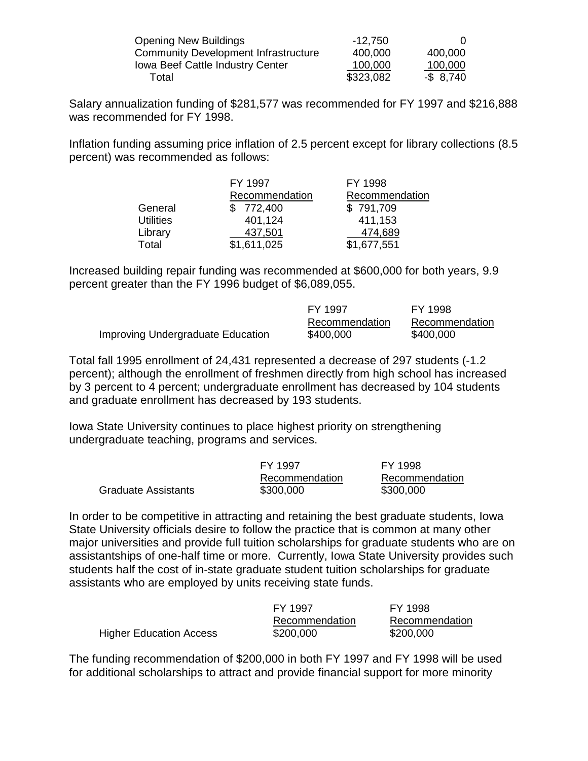| | | |
|---|---|---|
| Opening New Buildings | -12,750 | 0 |
| Community Development Infrastructure | 400,000 | 400,000 |
| Iowa Beef Cattle Industry Center | 100,000 | 100,000 |
| Total | $323,082 | -$ 8,740 |

Salary annualization funding of $281,577 was recommended for FY 1997 and $216,888 was recommended for FY 1998.

Inflation funding assuming price inflation of 2.5 percent except for library collections (8.5 percent) was recommended as follows:

| | FY 1997 Recommendation | FY 1998 Recommendation |
|---|---|---|
| General | $ 772,400 | $ 791,709 |
| Utilities | 401,124 | 411,153 |
| Library | 437,501 | 474,689 |
| Total | $1,611,025 | $1,677,551 |

Increased building repair funding was recommended at $600,000 for both years, 9.9 percent greater than the FY 1996 budget of $6,089,055.

| | FY 1997 Recommendation | FY 1998 Recommendation |
|---|---|---|
| Improving Undergraduate Education | $400,000 | $400,000 |

Total fall 1995 enrollment of 24,431 represented a decrease of 297 students (-1.2 percent); although the enrollment of freshmen directly from high school has increased by 3 percent to 4 percent; undergraduate enrollment has decreased by 104 students and graduate enrollment has decreased by 193 students.

Iowa State University continues to place highest priority on strengthening undergraduate teaching, programs and services.

| | FY 1997 Recommendation | FY 1998 Recommendation |
|---|---|---|
| Graduate Assistants | $300,000 | $300,000 |

In order to be competitive in attracting and retaining the best graduate students, Iowa State University officials desire to follow the practice that is common at many other major universities and provide full tuition scholarships for graduate students who are on assistantships of one-half time or more. Currently, Iowa State University provides such students half the cost of in-state graduate student tuition scholarships for graduate assistants who are employed by units receiving state funds.

| | FY 1997 Recommendation | FY 1998 Recommendation |
|---|---|---|
| Higher Education Access | $200,000 | $200,000 |

The funding recommendation of $200,000 in both FY 1997 and FY 1998 will be used for additional scholarships to attract and provide financial support for more minority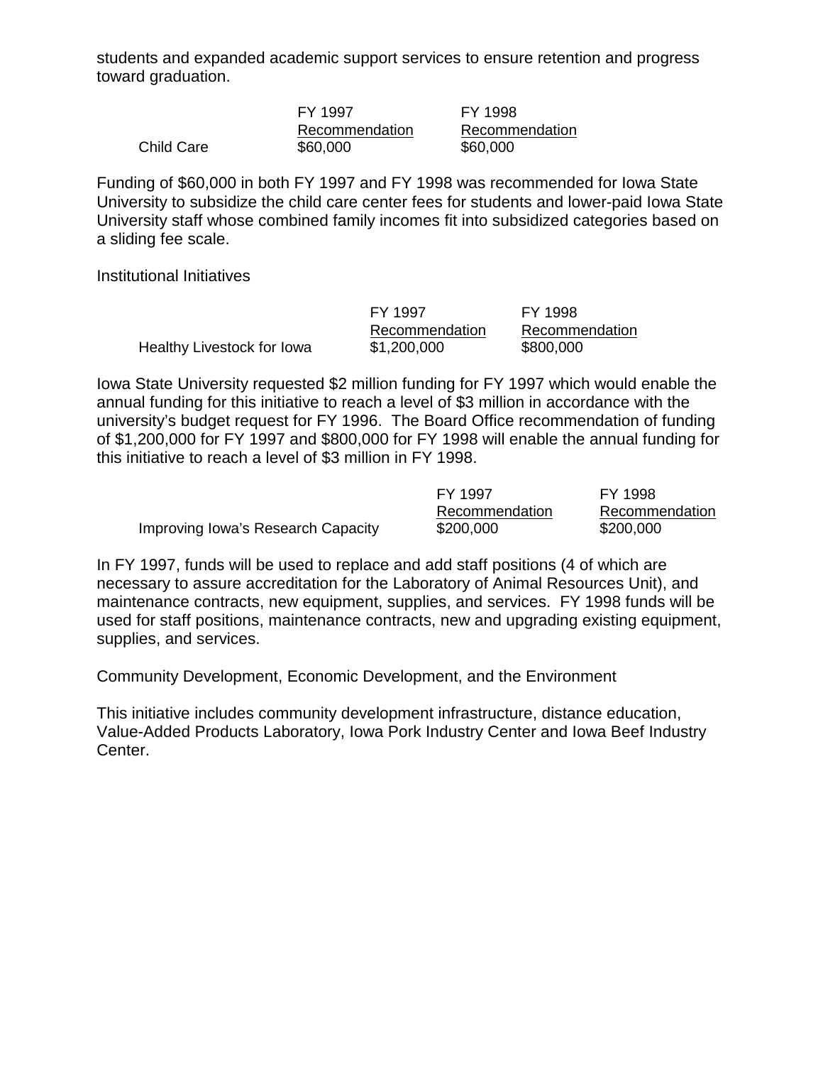students and expanded academic support services to ensure retention and progress toward graduation.

| | FY 1997 Recommendation | FY 1998 Recommendation |
|---|---|---|
| Child Care | $60,000 | $60,000 |

Funding of $60,000 in both FY 1997 and FY 1998 was recommended for Iowa State University to subsidize the child care center fees for students and lower-paid Iowa State University staff whose combined family incomes fit into subsidized categories based on a sliding fee scale.

Institutional Initiatives

| | FY 1997 Recommendation | FY 1998 Recommendation |
|---|---|---|
| Healthy Livestock for Iowa | $1,200,000 | $800,000 |

Iowa State University requested $2 million funding for FY 1997 which would enable the annual funding for this initiative to reach a level of $3 million in accordance with the university's budget request for FY 1996. The Board Office recommendation of funding of $1,200,000 for FY 1997 and $800,000 for FY 1998 will enable the annual funding for this initiative to reach a level of $3 million in FY 1998.

| | FY 1997 Recommendation | FY 1998 Recommendation |
|---|---|---|
| Improving Iowa's Research Capacity | $200,000 | $200,000 |

In FY 1997, funds will be used to replace and add staff positions (4 of which are necessary to assure accreditation for the Laboratory of Animal Resources Unit), and maintenance contracts, new equipment, supplies, and services. FY 1998 funds will be used for staff positions, maintenance contracts, new and upgrading existing equipment, supplies, and services.

Community Development, Economic Development, and the Environment

This initiative includes community development infrastructure, distance education, Value-Added Products Laboratory, Iowa Pork Industry Center and Iowa Beef Industry Center.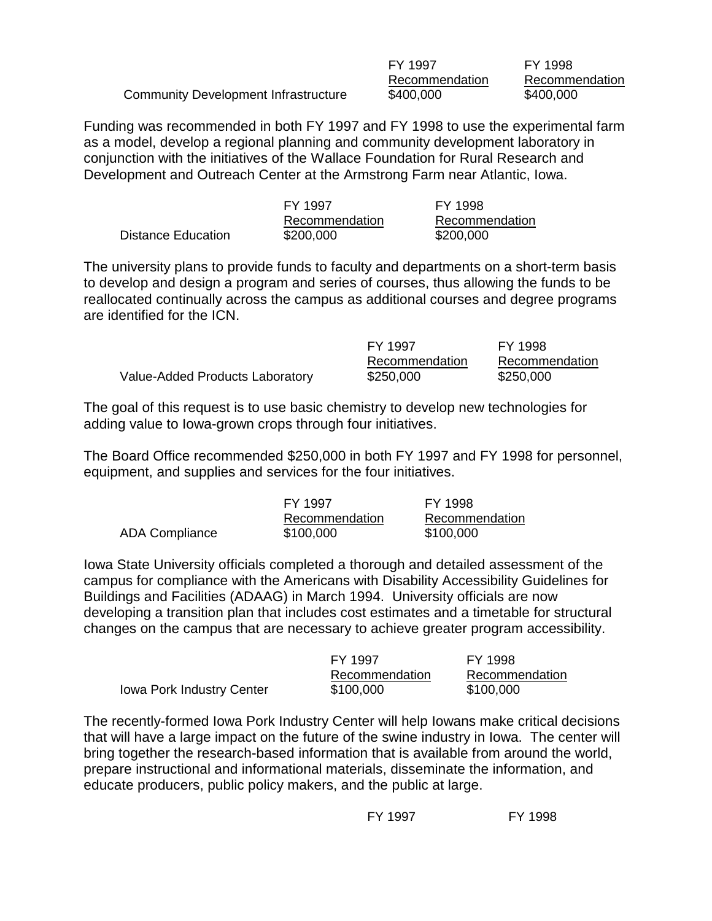| | FY 1997 Recommendation | FY 1998 Recommendation |
|---|---|---|
| Community Development Infrastructure | $400,000 | $400,000 |

Funding was recommended in both FY 1997 and FY 1998 to use the experimental farm as a model, develop a regional planning and community development laboratory in conjunction with the initiatives of the Wallace Foundation for Rural Research and Development and Outreach Center at the Armstrong Farm near Atlantic, Iowa.

| | FY 1997 Recommendation | FY 1998 Recommendation |
|---|---|---|
| Distance Education | $200,000 | $200,000 |

The university plans to provide funds to faculty and departments on a short-term basis to develop and design a program and series of courses, thus allowing the funds to be reallocated continually across the campus as additional courses and degree programs are identified for the ICN.

| | FY 1997 Recommendation | FY 1998 Recommendation |
|---|---|---|
| Value-Added Products Laboratory | $250,000 | $250,000 |

The goal of this request is to use basic chemistry to develop new technologies for adding value to Iowa-grown crops through four initiatives.

The Board Office recommended $250,000 in both FY 1997 and FY 1998 for personnel, equipment, and supplies and services for the four initiatives.

| | FY 1997 Recommendation | FY 1998 Recommendation |
|---|---|---|
| ADA Compliance | $100,000 | $100,000 |

Iowa State University officials completed a thorough and detailed assessment of the campus for compliance with the Americans with Disability Accessibility Guidelines for Buildings and Facilities (ADAAG) in March 1994. University officials are now developing a transition plan that includes cost estimates and a timetable for structural changes on the campus that are necessary to achieve greater program accessibility.

| | FY 1997 Recommendation | FY 1998 Recommendation |
|---|---|---|
| Iowa Pork Industry Center | $100,000 | $100,000 |

The recently-formed Iowa Pork Industry Center will help Iowans make critical decisions that will have a large impact on the future of the swine industry in Iowa. The center will bring together the research-based information that is available from around the world, prepare instructional and informational materials, disseminate the information, and educate producers, public policy makers, and the public at large.

FY 1997 FY 1998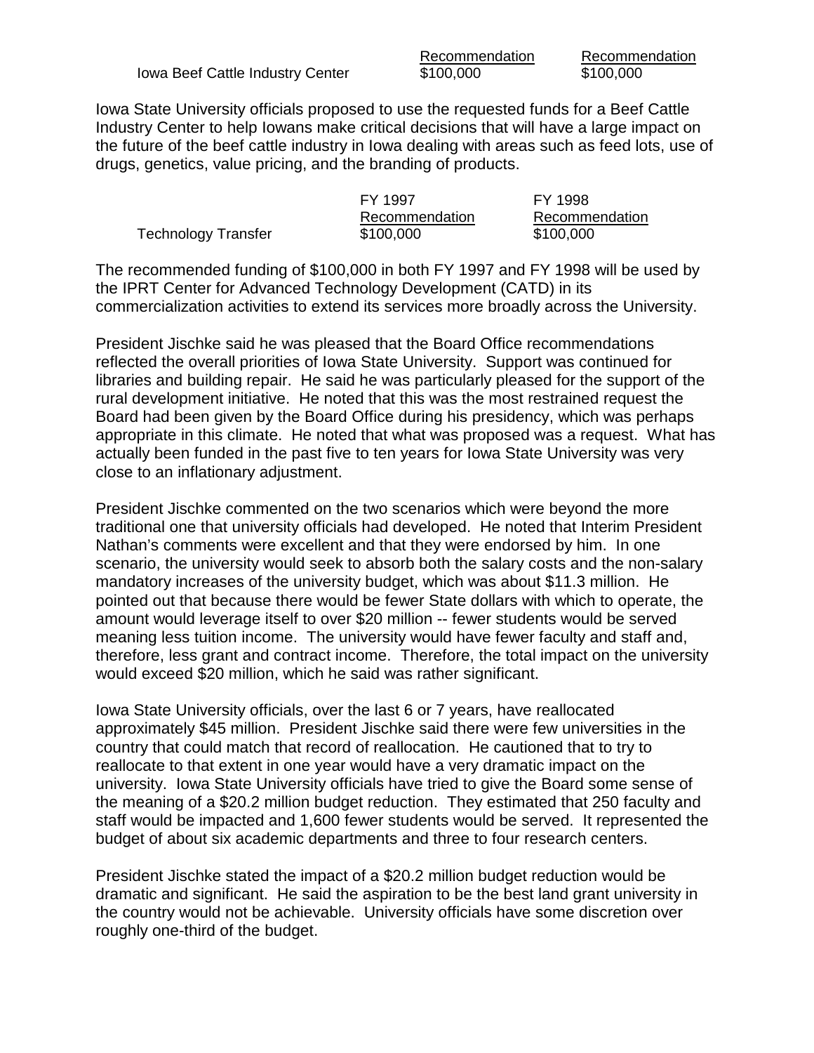| | Recommendation | Recommendation |
|---|---|---|
| Iowa Beef Cattle Industry Center | \$100,000 | \$100,000 |

Iowa State University officials proposed to use the requested funds for a Beef Cattle Industry Center to help Iowans make critical decisions that will have a large impact on the future of the beef cattle industry in Iowa dealing with areas such as feed lots, use of drugs, genetics, value pricing, and the branding of products.

| | FY 1997 Recommendation | FY 1998 Recommendation |
|---|---|---|
| Technology Transfer | \$100,000 | \$100,000 |

The recommended funding of \$100,000 in both FY 1997 and FY 1998 will be used by the IPRT Center for Advanced Technology Development (CATD) in its commercialization activities to extend its services more broadly across the University.

President Jischke said he was pleased that the Board Office recommendations reflected the overall priorities of Iowa State University. Support was continued for libraries and building repair. He said he was particularly pleased for the support of the rural development initiative. He noted that this was the most restrained request the Board had been given by the Board Office during his presidency, which was perhaps appropriate in this climate. He noted that what was proposed was a request. What has actually been funded in the past five to ten years for Iowa State University was very close to an inflationary adjustment.

President Jischke commented on the two scenarios which were beyond the more traditional one that university officials had developed. He noted that Interim President Nathan's comments were excellent and that they were endorsed by him. In one scenario, the university would seek to absorb both the salary costs and the non-salary mandatory increases of the university budget, which was about \$11.3 million. He pointed out that because there would be fewer State dollars with which to operate, the amount would leverage itself to over \$20 million -- fewer students would be served meaning less tuition income. The university would have fewer faculty and staff and, therefore, less grant and contract income. Therefore, the total impact on the university would exceed \$20 million, which he said was rather significant.

Iowa State University officials, over the last 6 or 7 years, have reallocated approximately \$45 million. President Jischke said there were few universities in the country that could match that record of reallocation. He cautioned that to try to reallocate to that extent in one year would have a very dramatic impact on the university. Iowa State University officials have tried to give the Board some sense of the meaning of a \$20.2 million budget reduction. They estimated that 250 faculty and staff would be impacted and 1,600 fewer students would be served. It represented the budget of about six academic departments and three to four research centers.

President Jischke stated the impact of a \$20.2 million budget reduction would be dramatic and significant. He said the aspiration to be the best land grant university in the country would not be achievable. University officials have some discretion over roughly one-third of the budget.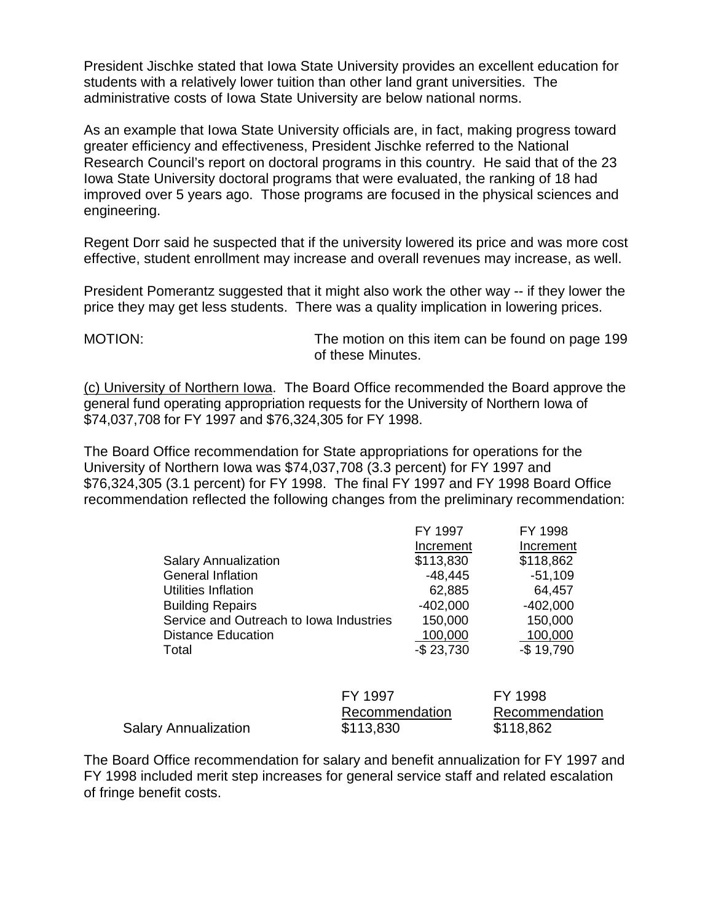President Jischke stated that Iowa State University provides an excellent education for students with a relatively lower tuition than other land grant universities. The administrative costs of Iowa State University are below national norms.

As an example that Iowa State University officials are, in fact, making progress toward greater efficiency and effectiveness, President Jischke referred to the National Research Council's report on doctoral programs in this country. He said that of the 23 Iowa State University doctoral programs that were evaluated, the ranking of 18 had improved over 5 years ago. Those programs are focused in the physical sciences and engineering.

Regent Dorr said he suspected that if the university lowered its price and was more cost effective, student enrollment may increase and overall revenues may increase, as well.

President Pomerantz suggested that it might also work the other way -- if they lower the price they may get less students. There was a quality implication in lowering prices.

MOTION: The motion on this item can be found on page 199 of these Minutes.

(c) University of Northern Iowa. The Board Office recommended the Board approve the general fund operating appropriation requests for the University of Northern Iowa of $74,037,708 for FY 1997 and $76,324,305 for FY 1998.

The Board Office recommendation for State appropriations for operations for the University of Northern Iowa was $74,037,708 (3.3 percent) for FY 1997 and $76,324,305 (3.1 percent) for FY 1998. The final FY 1997 and FY 1998 Board Office recommendation reflected the following changes from the preliminary recommendation:

| | FY 1997 Increment | FY 1998 Increment |
|---|---|---|
| Salary Annualization | $113,830 | $118,862 |
| General Inflation | -48,445 | -51,109 |
| Utilities Inflation | 62,885 | 64,457 |
| Building Repairs | -402,000 | -402,000 |
| Service and Outreach to Iowa Industries | 150,000 | 150,000 |
| Distance Education | 100,000 | 100,000 |
| Total | -$ 23,730 | -$ 19,790 |

| | FY 1997 Recommendation | FY 1998 Recommendation |
|---|---|---|
| Salary Annualization | $113,830 | $118,862 |

The Board Office recommendation for salary and benefit annualization for FY 1997 and FY 1998 included merit step increases for general service staff and related escalation of fringe benefit costs.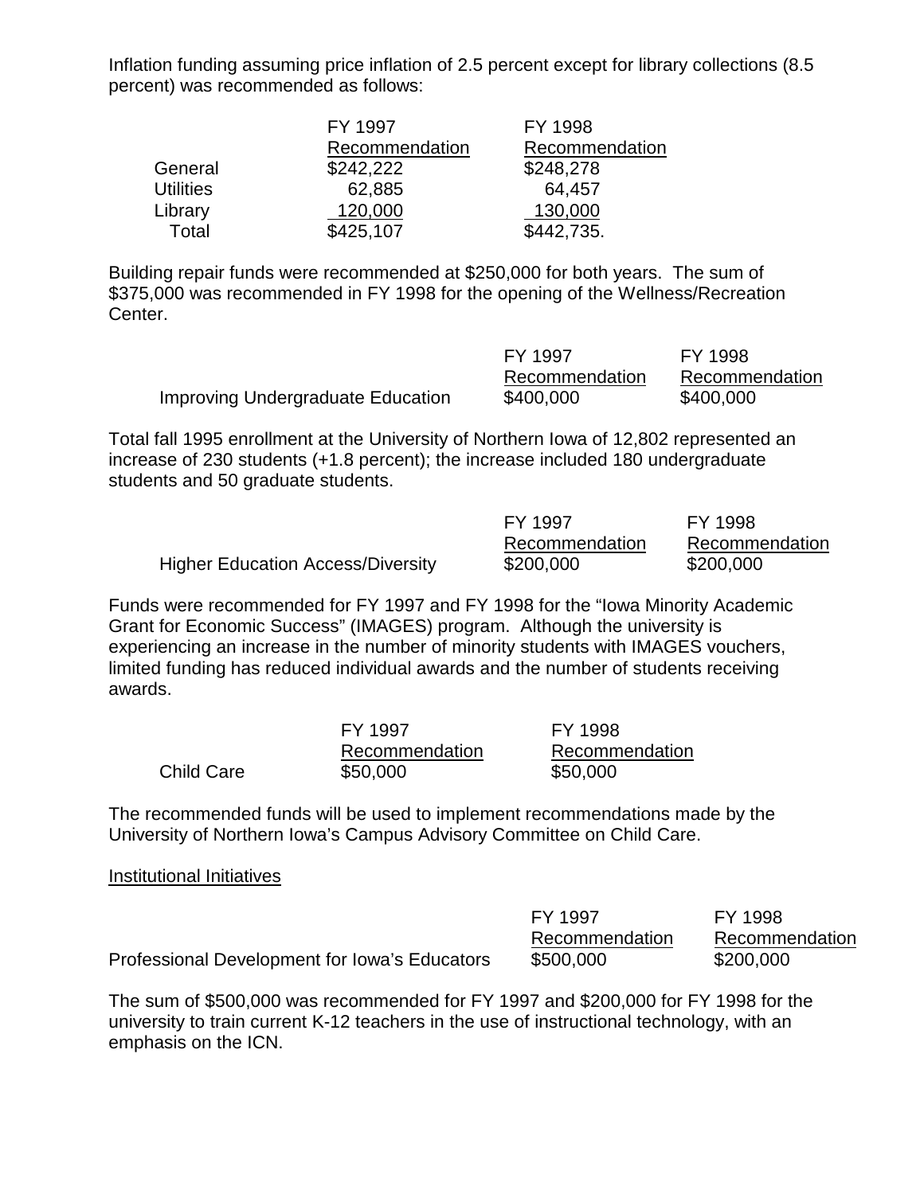Inflation funding assuming price inflation of 2.5 percent except for library collections (8.5 percent) was recommended as follows:

| | FY 1997 Recommendation | FY 1998 Recommendation |
|---|---|---|
| General | $242,222 | $248,278 |
| Utilities | 62,885 | 64,457 |
| Library | 120,000 | 130,000 |
| Total | $425,107 | $442,735. |

Building repair funds were recommended at $250,000 for both years. The sum of $375,000 was recommended in FY 1998 for the opening of the Wellness/Recreation Center.

| | FY 1997 Recommendation | FY 1998 Recommendation |
|---|---|---|
| Improving Undergraduate Education | $400,000 | $400,000 |

Total fall 1995 enrollment at the University of Northern Iowa of 12,802 represented an increase of 230 students (+1.8 percent); the increase included 180 undergraduate students and 50 graduate students.

| | FY 1997 Recommendation | FY 1998 Recommendation |
|---|---|---|
| Higher Education Access/Diversity | $200,000 | $200,000 |

Funds were recommended for FY 1997 and FY 1998 for the "Iowa Minority Academic Grant for Economic Success" (IMAGES) program. Although the university is experiencing an increase in the number of minority students with IMAGES vouchers, limited funding has reduced individual awards and the number of students receiving awards.

| | FY 1997 Recommendation | FY 1998 Recommendation |
|---|---|---|
| Child Care | $50,000 | $50,000 |

The recommended funds will be used to implement recommendations made by the University of Northern Iowa's Campus Advisory Committee on Child Care.

Institutional Initiatives

| | FY 1997 Recommendation | FY 1998 Recommendation |
|---|---|---|
| Professional Development for Iowa's Educators | $500,000 | $200,000 |

The sum of $500,000 was recommended for FY 1997 and $200,000 for FY 1998 for the university to train current K-12 teachers in the use of instructional technology, with an emphasis on the ICN.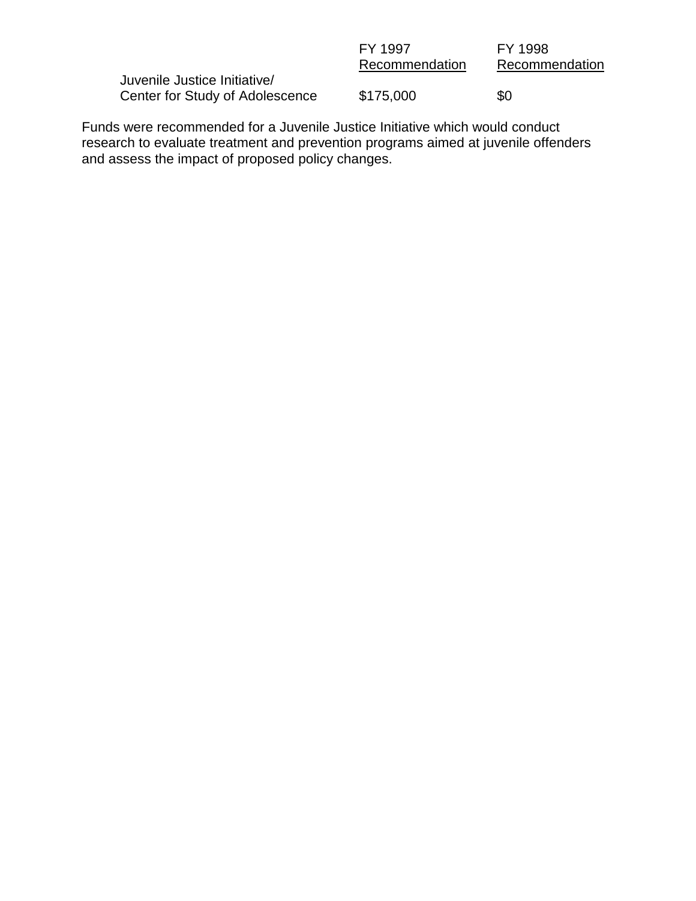| | FY 1997 Recommendation | FY 1998 Recommendation |
|---|---|---|
| Juvenile Justice Initiative/ Center for Study of Adolescence | $175,000 | $0 |

Funds were recommended for a Juvenile Justice Initiative which would conduct research to evaluate treatment and prevention programs aimed at juvenile offenders and assess the impact of proposed policy changes.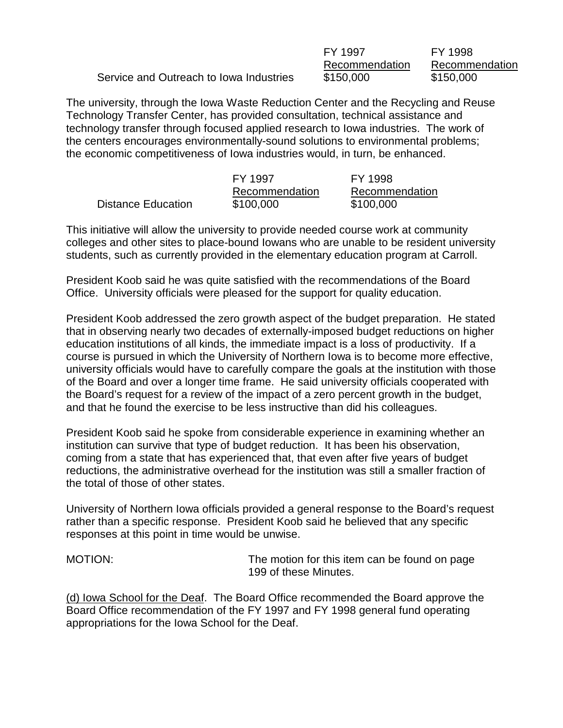| | FY 1997 Recommendation | FY 1998 Recommendation |
|---|---|---|
| Service and Outreach to Iowa Industries | $150,000 | $150,000 |

The university, through the Iowa Waste Reduction Center and the Recycling and Reuse Technology Transfer Center, has provided consultation, technical assistance and technology transfer through focused applied research to Iowa industries. The work of the centers encourages environmentally-sound solutions to environmental problems; the economic competitiveness of Iowa industries would, in turn, be enhanced.

| | FY 1997 Recommendation | FY 1998 Recommendation |
|---|---|---|
| Distance Education | $100,000 | $100,000 |

This initiative will allow the university to provide needed course work at community colleges and other sites to place-bound Iowans who are unable to be resident university students, such as currently provided in the elementary education program at Carroll.

President Koob said he was quite satisfied with the recommendations of the Board Office. University officials were pleased for the support for quality education.

President Koob addressed the zero growth aspect of the budget preparation. He stated that in observing nearly two decades of externally-imposed budget reductions on higher education institutions of all kinds, the immediate impact is a loss of productivity. If a course is pursued in which the University of Northern Iowa is to become more effective, university officials would have to carefully compare the goals at the institution with those of the Board and over a longer time frame. He said university officials cooperated with the Board's request for a review of the impact of a zero percent growth in the budget, and that he found the exercise to be less instructive than did his colleagues.

President Koob said he spoke from considerable experience in examining whether an institution can survive that type of budget reduction. It has been his observation, coming from a state that has experienced that, that even after five years of budget reductions, the administrative overhead for the institution was still a smaller fraction of the total of those of other states.

University of Northern Iowa officials provided a general response to the Board's request rather than a specific response. President Koob said he believed that any specific responses at this point in time would be unwise.

MOTION: The motion for this item can be found on page 199 of these Minutes.

(d) Iowa School for the Deaf. The Board Office recommended the Board approve the Board Office recommendation of the FY 1997 and FY 1998 general fund operating appropriations for the Iowa School for the Deaf.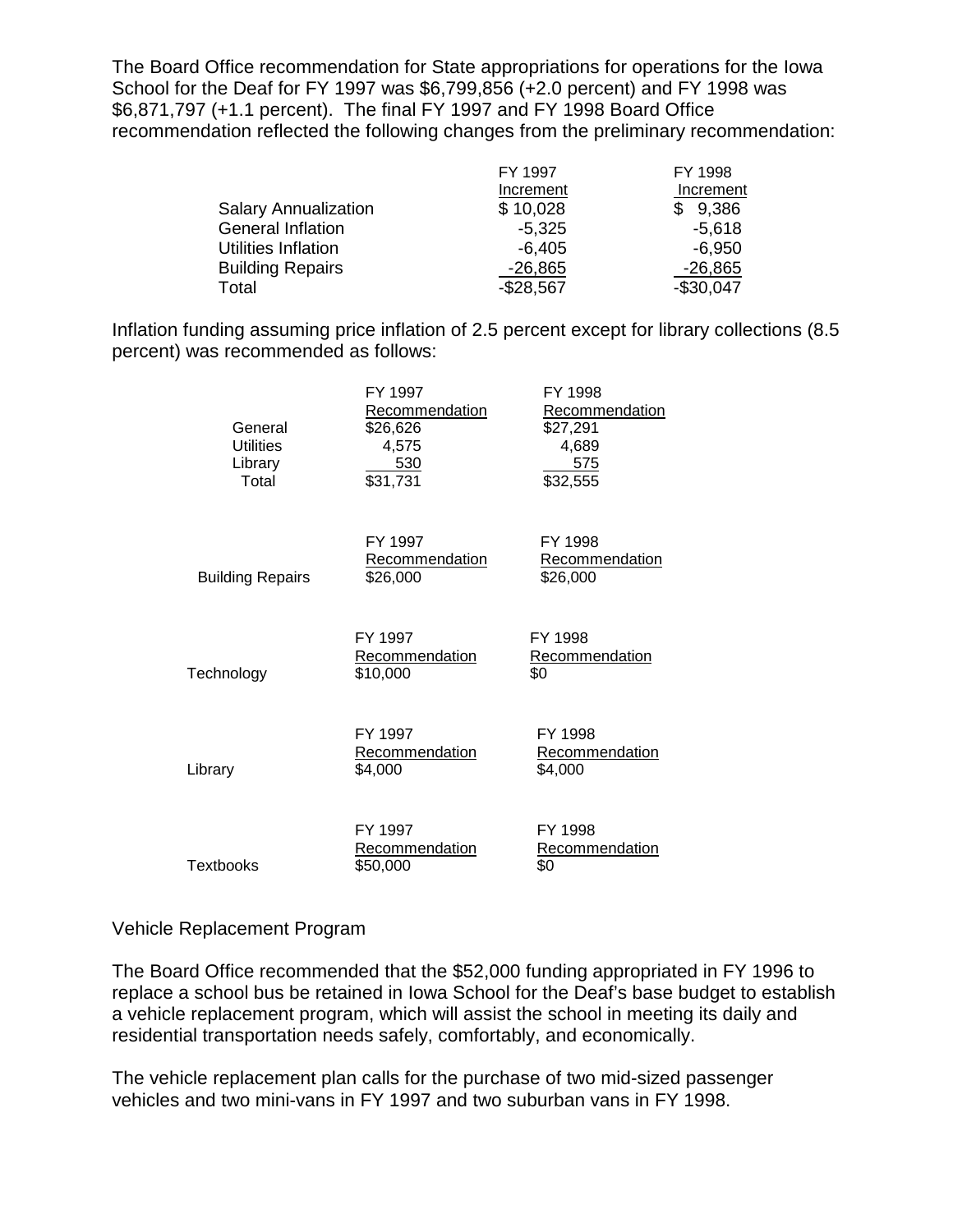The Board Office recommendation for State appropriations for operations for the Iowa School for the Deaf for FY 1997 was $6,799,856 (+2.0 percent) and FY 1998 was $6,871,797 (+1.1 percent). The final FY 1997 and FY 1998 Board Office recommendation reflected the following changes from the preliminary recommendation:

| | FY 1997 Increment | FY 1998 Increment |
|---|---|---|
| Salary Annualization | $ 10,028 | $ 9,386 |
| General Inflation | -5,325 | -5,618 |
| Utilities Inflation | -6,405 | -6,950 |
| Building Repairs | -26,865 | -26,865 |
| Total | -$28,567 | -$30,047 |

Inflation funding assuming price inflation of 2.5 percent except for library collections (8.5 percent) was recommended as follows:

| | FY 1997 Recommendation | FY 1998 Recommendation |
|---|---|---|
| General | $26,626 | $27,291 |
| Utilities | 4,575 | 4,689 |
| Library | 530 | 575 |
| Total | $31,731 | $32,555 |

| | FY 1997 Recommendation | FY 1998 Recommendation |
|---|---|---|
| Building Repairs | $26,000 | $26,000 |

| | FY 1997 Recommendation | FY 1998 Recommendation |
|---|---|---|
| Technology | $10,000 | $0 |

| | FY 1997 Recommendation | FY 1998 Recommendation |
|---|---|---|
| Library | $4,000 | $4,000 |

| | FY 1997 Recommendation | FY 1998 Recommendation |
|---|---|---|
| Textbooks | $50,000 | $0 |

Vehicle Replacement Program

The Board Office recommended that the $52,000 funding appropriated in FY 1996 to replace a school bus be retained in Iowa School for the Deaf's base budget to establish a vehicle replacement program, which will assist the school in meeting its daily and residential transportation needs safely, comfortably, and economically.

The vehicle replacement plan calls for the purchase of two mid-sized passenger vehicles and two mini-vans in FY 1997 and two suburban vans in FY 1998.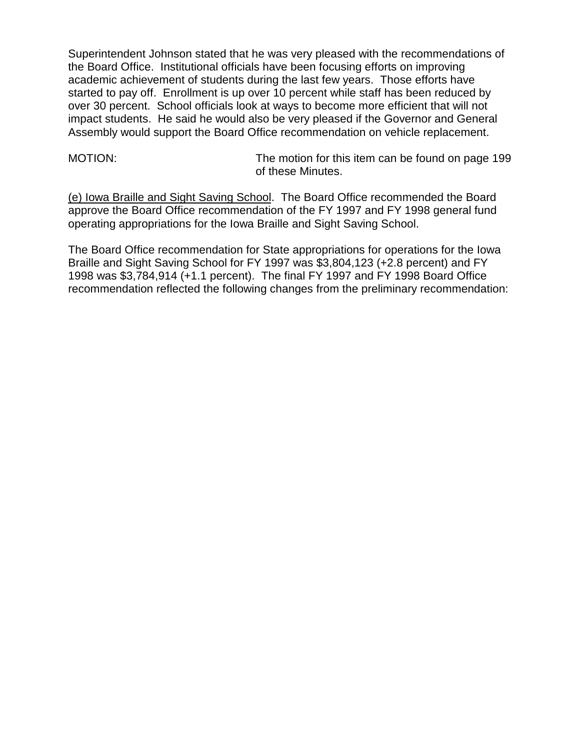Superintendent Johnson stated that he was very pleased with the recommendations of the Board Office. Institutional officials have been focusing efforts on improving academic achievement of students during the last few years. Those efforts have started to pay off. Enrollment is up over 10 percent while staff has been reduced by over 30 percent. School officials look at ways to become more efficient that will not impact students. He said he would also be very pleased if the Governor and General Assembly would support the Board Office recommendation on vehicle replacement.

MOTION: The motion for this item can be found on page 199 of these Minutes.

<u>(e) Iowa Braille and Sight Saving School</u>. The Board Office recommended the Board approve the Board Office recommendation of the FY 1997 and FY 1998 general fund operating appropriations for the Iowa Braille and Sight Saving School.

The Board Office recommendation for State appropriations for operations for the Iowa Braille and Sight Saving School for FY 1997 was $3,804,123 (+2.8 percent) and FY 1998 was $3,784,914 (+1.1 percent). The final FY 1997 and FY 1998 Board Office recommendation reflected the following changes from the preliminary recommendation: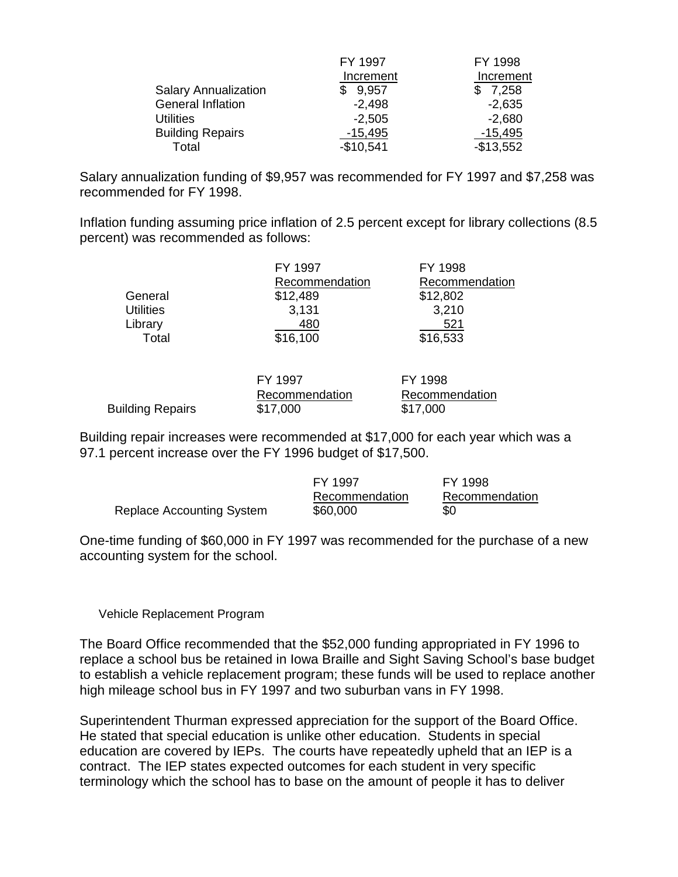| | FY 1997 Increment | FY 1998 Increment |
|---|---|---|
| Salary Annualization | $ 9,957 | $ 7,258 |
| General Inflation | -2,498 | -2,635 |
| Utilities | -2,505 | -2,680 |
| Building Repairs | -15,495 | -15,495 |
| Total | -$10,541 | -$13,552 |

Salary annualization funding of $9,957 was recommended for FY 1997 and $7,258 was recommended for FY 1998.

Inflation funding assuming price inflation of 2.5 percent except for library collections (8.5 percent) was recommended as follows:

| | FY 1997 Recommendation | FY 1998 Recommendation |
|---|---|---|
| General | $12,489 | $12,802 |
| Utilities | 3,131 | 3,210 |
| Library | 480 | 521 |
| Total | $16,100 | $16,533 |

| | FY 1997 Recommendation | FY 1998 Recommendation |
|---|---|---|
| Building Repairs | $17,000 | $17,000 |

Building repair increases were recommended at $17,000 for each year which was a 97.1 percent increase over the FY 1996 budget of $17,500.

| | FY 1997 Recommendation | FY 1998 Recommendation |
|---|---|---|
| Replace Accounting System | $60,000 | $0 |

One-time funding of $60,000 in FY 1997 was recommended for the purchase of a new accounting system for the school.

Vehicle Replacement Program

The Board Office recommended that the $52,000 funding appropriated in FY 1996 to replace a school bus be retained in Iowa Braille and Sight Saving School's base budget to establish a vehicle replacement program; these funds will be used to replace another high mileage school bus in FY 1997 and two suburban vans in FY 1998.

Superintendent Thurman expressed appreciation for the support of the Board Office. He stated that special education is unlike other education. Students in special education are covered by IEPs. The courts have repeatedly upheld that an IEP is a contract. The IEP states expected outcomes for each student in very specific terminology which the school has to base on the amount of people it has to deliver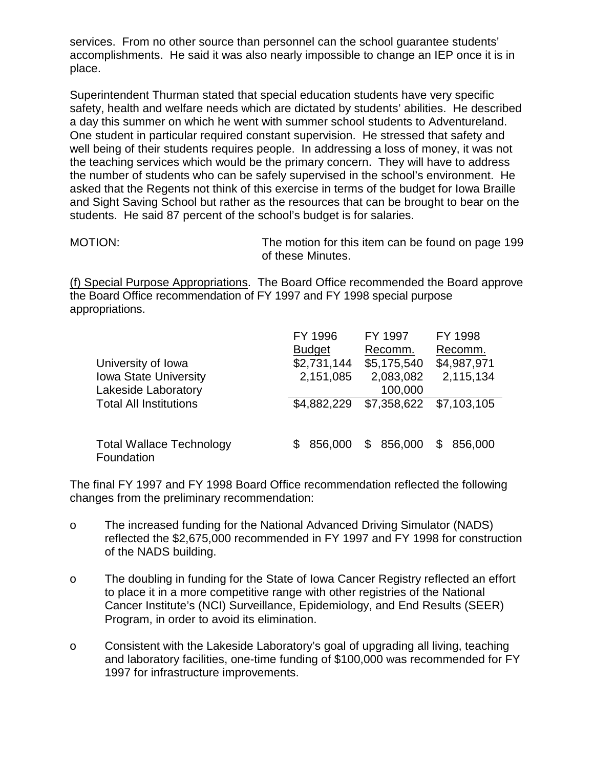services. From no other source than personnel can the school guarantee students' accomplishments. He said it was also nearly impossible to change an IEP once it is in place.

Superintendent Thurman stated that special education students have very specific safety, health and welfare needs which are dictated by students' abilities. He described a day this summer on which he went with summer school students to Adventureland. One student in particular required constant supervision. He stressed that safety and well being of their students requires people. In addressing a loss of money, it was not the teaching services which would be the primary concern. They will have to address the number of students who can be safely supervised in the school's environment. He asked that the Regents not think of this exercise in terms of the budget for Iowa Braille and Sight Saving School but rather as the resources that can be brought to bear on the students. He said 87 percent of the school's budget is for salaries.

MOTION: The motion for this item can be found on page 199 of these Minutes.

(f) Special Purpose Appropriations. The Board Office recommended the Board approve the Board Office recommendation of FY 1997 and FY 1998 special purpose appropriations.

| | FY 1996 Budget | FY 1997 Recomm. | FY 1998 Recomm. |
|---|---|---|---|
| University of Iowa | $2,731,144 | $5,175,540 | $4,987,971 |
| Iowa State University | 2,151,085 | 2,083,082 | 2,115,134 |
| Lakeside Laboratory | | 100,000 | |
| Total All Institutions | $4,882,229 | $7,358,622 | $7,103,105 |
| | | | |
| Total Wallace Technology Foundation | $ 856,000 | $ 856,000 | $ 856,000 |

The final FY 1997 and FY 1998 Board Office recommendation reflected the following changes from the preliminary recommendation:

- The increased funding for the National Advanced Driving Simulator (NADS) reflected the $2,675,000 recommended in FY 1997 and FY 1998 for construction of the NADS building.
- The doubling in funding for the State of Iowa Cancer Registry reflected an effort to place it in a more competitive range with other registries of the National Cancer Institute's (NCI) Surveillance, Epidemiology, and End Results (SEER) Program, in order to avoid its elimination.
- Consistent with the Lakeside Laboratory's goal of upgrading all living, teaching and laboratory facilities, one-time funding of $100,000 was recommended for FY 1997 for infrastructure improvements.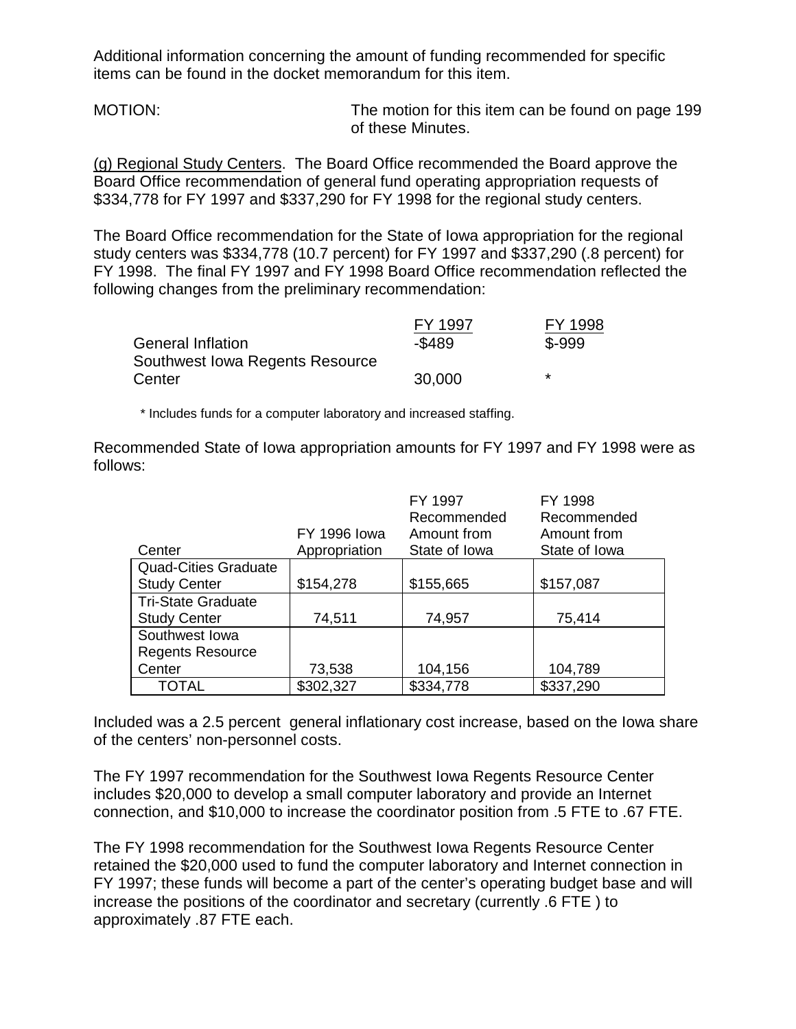Additional information concerning the amount of funding recommended for specific items can be found in the docket memorandum for this item.

MOTION: The motion for this item can be found on page 199 of these Minutes.

(g) Regional Study Centers. The Board Office recommended the Board approve the Board Office recommendation of general fund operating appropriation requests of $334,778 for FY 1997 and $337,290 for FY 1998 for the regional study centers.

The Board Office recommendation for the State of Iowa appropriation for the regional study centers was $334,778 (10.7 percent) for FY 1997 and $337,290 (.8 percent) for FY 1998. The final FY 1997 and FY 1998 Board Office recommendation reflected the following changes from the preliminary recommendation:

| | FY 1997 | FY 1998 |
|---|---|---|
| General Inflation | -$489 | $-999 |
| Southwest Iowa Regents Resource Center | 30,000 | * |

\* Includes funds for a computer laboratory and increased staffing.

Recommended State of Iowa appropriation amounts for FY 1997 and FY 1998 were as follows:

| Center | FY 1996 Iowa Appropriation | FY 1997 Recommended Amount from State of Iowa | FY 1998 Recommended Amount from State of Iowa |
|---|---|---|---|
| Quad-Cities Graduate Study Center | $154,278 | $155,665 | $157,087 |
| Tri-State Graduate Study Center | 74,511 | 74,957 | 75,414 |
| Southwest Iowa Regents Resource Center | 73,538 | 104,156 | 104,789 |
| TOTAL | $302,327 | $334,778 | $337,290 |

Included was a 2.5 percent general inflationary cost increase, based on the Iowa share of the centers' non-personnel costs.

The FY 1997 recommendation for the Southwest Iowa Regents Resource Center includes $20,000 to develop a small computer laboratory and provide an Internet connection, and $10,000 to increase the coordinator position from .5 FTE to .67 FTE.

The FY 1998 recommendation for the Southwest Iowa Regents Resource Center retained the $20,000 used to fund the computer laboratory and Internet connection in FY 1997; these funds will become a part of the center's operating budget base and will increase the positions of the coordinator and secretary (currently .6 FTE ) to approximately .87 FTE each.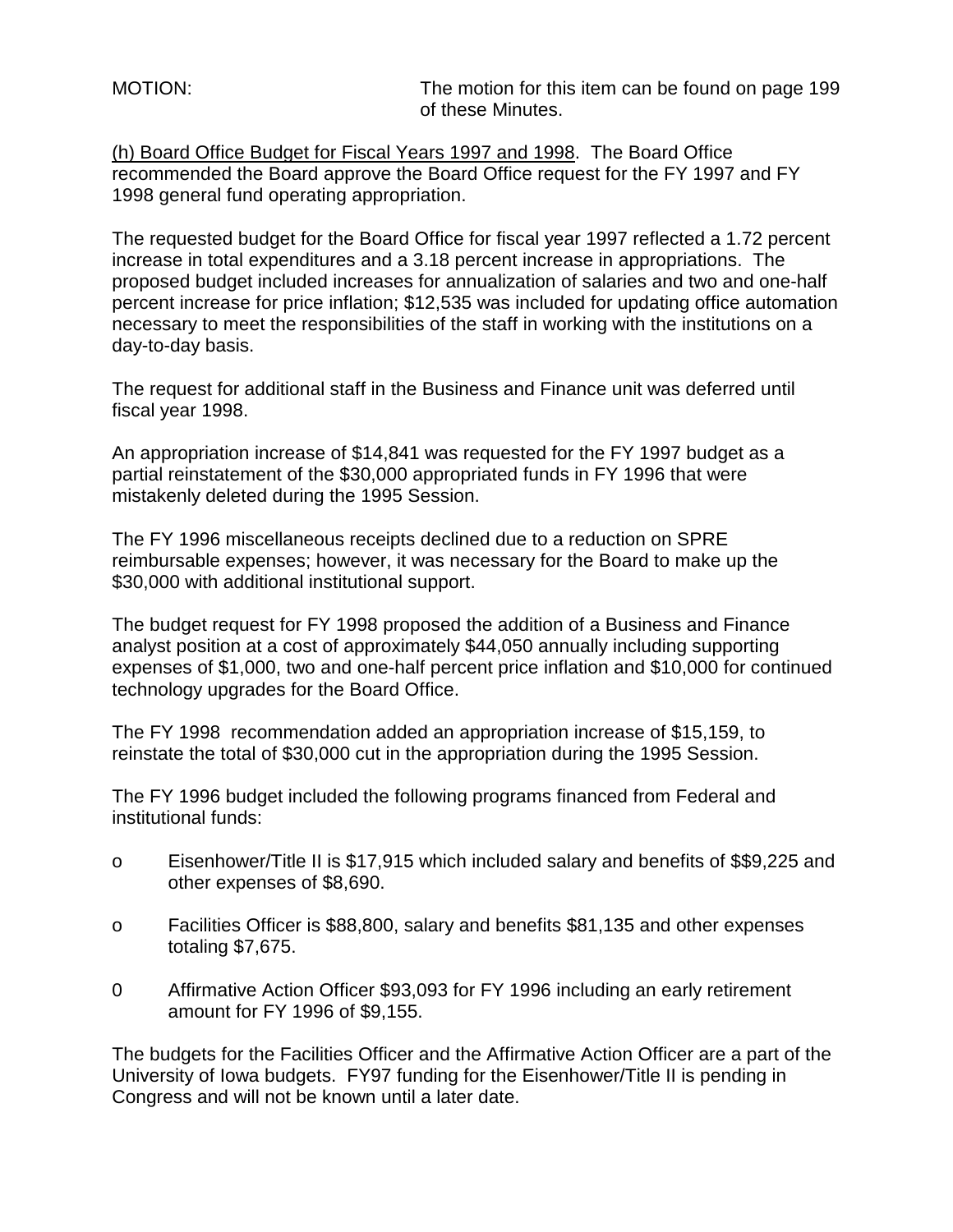MOTION: The motion for this item can be found on page 199 of these Minutes.

(h) Board Office Budget for Fiscal Years 1997 and 1998. The Board Office recommended the Board approve the Board Office request for the FY 1997 and FY 1998 general fund operating appropriation.

The requested budget for the Board Office for fiscal year 1997 reflected a 1.72 percent increase in total expenditures and a 3.18 percent increase in appropriations. The proposed budget included increases for annualization of salaries and two and one-half percent increase for price inflation; $12,535 was included for updating office automation necessary to meet the responsibilities of the staff in working with the institutions on a day-to-day basis.

The request for additional staff in the Business and Finance unit was deferred until fiscal year 1998.

An appropriation increase of $14,841 was requested for the FY 1997 budget as a partial reinstatement of the $30,000 appropriated funds in FY 1996 that were mistakenly deleted during the 1995 Session.

The FY 1996 miscellaneous receipts declined due to a reduction on SPRE reimbursable expenses; however, it was necessary for the Board to make up the $30,000 with additional institutional support.

The budget request for FY 1998 proposed the addition of a Business and Finance analyst position at a cost of approximately $44,050 annually including supporting expenses of $1,000, two and one-half percent price inflation and $10,000 for continued technology upgrades for the Board Office.

The FY 1998 recommendation added an appropriation increase of $15,159, to reinstate the total of $30,000 cut in the appropriation during the 1995 Session.

The FY 1996 budget included the following programs financed from Federal and institutional funds:

o Eisenhower/Title II is $17,915 which included salary and benefits of $$9,225 and other expenses of $8,690.

o Facilities Officer is $88,800, salary and benefits $81,135 and other expenses totaling $7,675.

0 Affirmative Action Officer $93,093 for FY 1996 including an early retirement amount for FY 1996 of $9,155.

The budgets for the Facilities Officer and the Affirmative Action Officer are a part of the University of Iowa budgets. FY97 funding for the Eisenhower/Title II is pending in Congress and will not be known until a later date.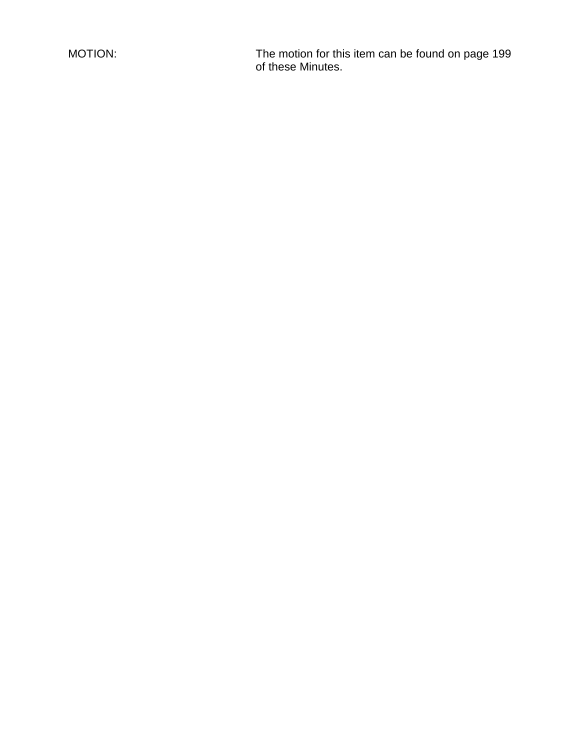MOTION: The motion for this item can be found on page 199 of these Minutes.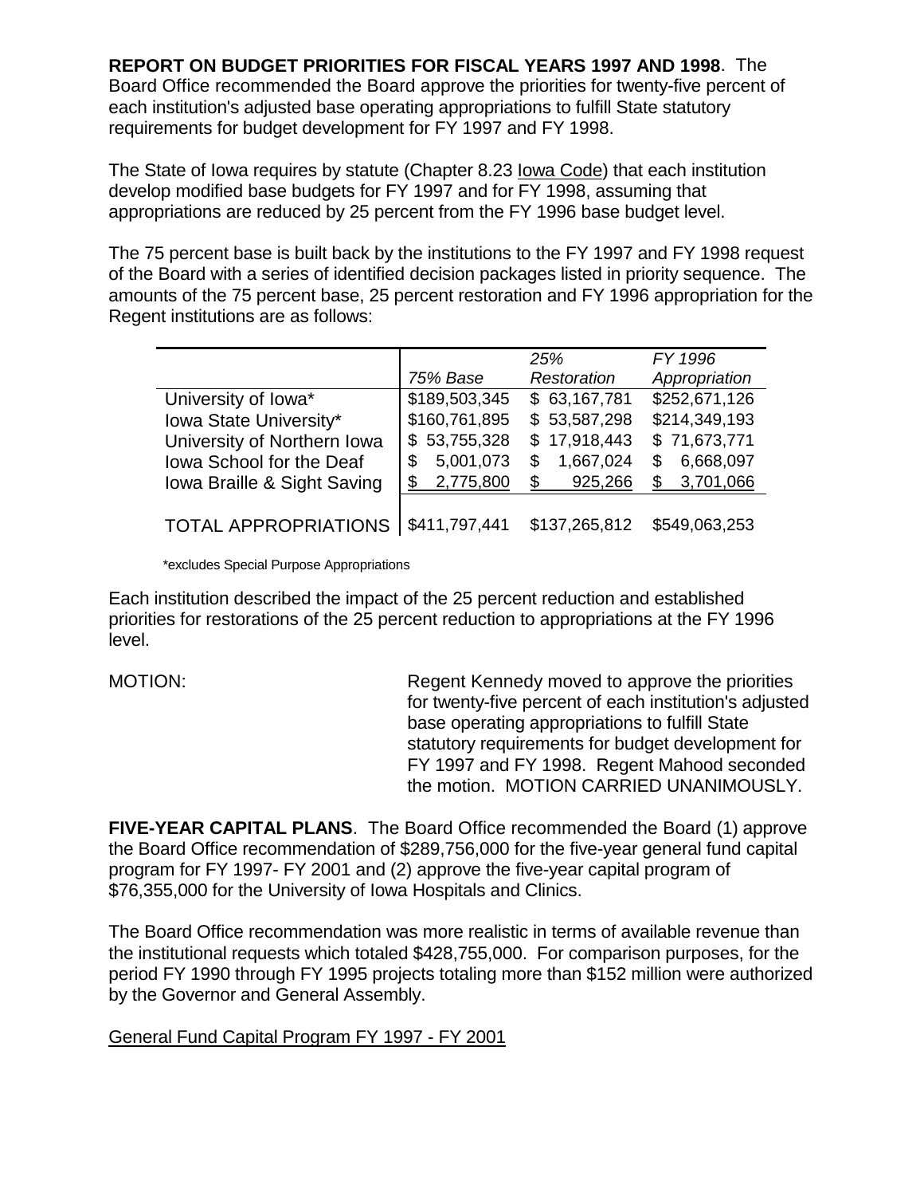**REPORT ON BUDGET PRIORITIES FOR FISCAL YEARS 1997 AND 1998**. The Board Office recommended the Board approve the priorities for twenty-five percent of each institution's adjusted base operating appropriations to fulfill State statutory requirements for budget development for FY 1997 and FY 1998.

The State of Iowa requires by statute (Chapter 8.23 Iowa Code) that each institution develop modified base budgets for FY 1997 and for FY 1998, assuming that appropriations are reduced by 25 percent from the FY 1996 base budget level.

The 75 percent base is built back by the institutions to the FY 1997 and FY 1998 request of the Board with a series of identified decision packages listed in priority sequence. The amounts of the 75 percent base, 25 percent restoration and FY 1996 appropriation for the Regent institutions are as follows:

| | *75% Base* | *25% Restoration* | *FY 1996 Appropriation* |
|---|---|---|---|
| University of Iowa* | $189,503,345 | $ 63,167,781 | $252,671,126 |
| Iowa State University* | $160,761,895 | $ 53,587,298 | $214,349,193 |
| University of Northern Iowa | $ 53,755,328 | $ 17,918,443 | $ 71,673,771 |
| Iowa School for the Deaf | $ 5,001,073 | $ 1,667,024 | $ 6,668,097 |
| Iowa Braille & Sight Saving | $ 2,775,800 | $ 925,266 | $ 3,701,066 |
| TOTAL APPROPRIATIONS | $411,797,441 | $137,265,812 | $549,063,253 |

*excludes Special Purpose Appropriations

Each institution described the impact of the 25 percent reduction and established priorities for restorations of the 25 percent reduction to appropriations at the FY 1996 level.

MOTION: Regent Kennedy moved to approve the priorities for twenty-five percent of each institution's adjusted base operating appropriations to fulfill State statutory requirements for budget development for FY 1997 and FY 1998. Regent Mahood seconded the motion. MOTION CARRIED UNANIMOUSLY.

**FIVE-YEAR CAPITAL PLANS**. The Board Office recommended the Board (1) approve the Board Office recommendation of $289,756,000 for the five-year general fund capital program for FY 1997- FY 2001 and (2) approve the five-year capital program of $76,355,000 for the University of Iowa Hospitals and Clinics.

The Board Office recommendation was more realistic in terms of available revenue than the institutional requests which totaled $428,755,000. For comparison purposes, for the period FY 1990 through FY 1995 projects totaling more than $152 million were authorized by the Governor and General Assembly.

General Fund Capital Program FY 1997 - FY 2001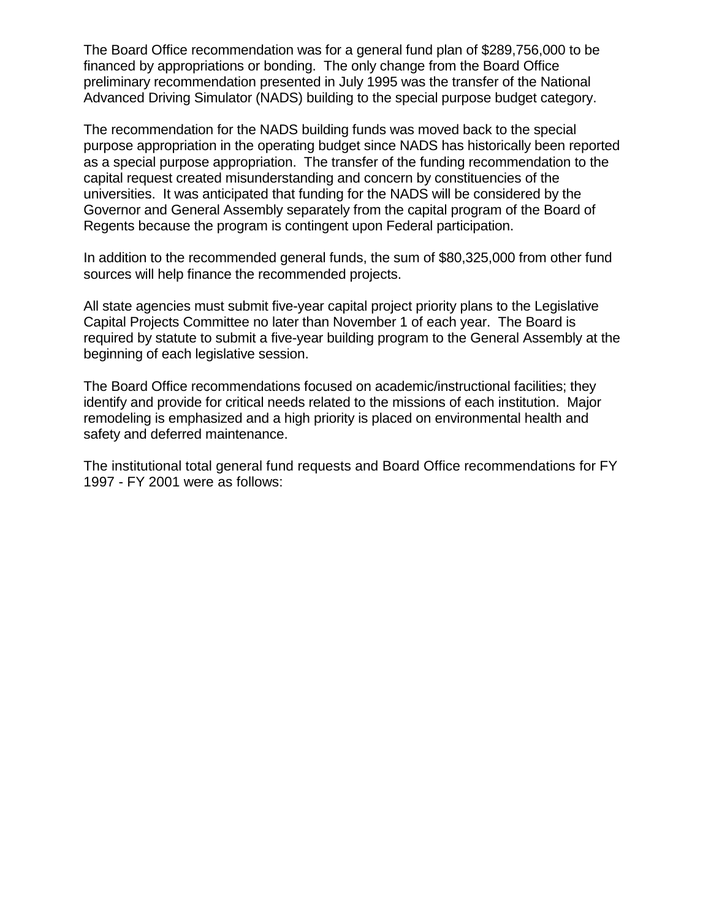The Board Office recommendation was for a general fund plan of $289,756,000 to be financed by appropriations or bonding. The only change from the Board Office preliminary recommendation presented in July 1995 was the transfer of the National Advanced Driving Simulator (NADS) building to the special purpose budget category.

The recommendation for the NADS building funds was moved back to the special purpose appropriation in the operating budget since NADS has historically been reported as a special purpose appropriation. The transfer of the funding recommendation to the capital request created misunderstanding and concern by constituencies of the universities. It was anticipated that funding for the NADS will be considered by the Governor and General Assembly separately from the capital program of the Board of Regents because the program is contingent upon Federal participation.

In addition to the recommended general funds, the sum of $80,325,000 from other fund sources will help finance the recommended projects.

All state agencies must submit five-year capital project priority plans to the Legislative Capital Projects Committee no later than November 1 of each year. The Board is required by statute to submit a five-year building program to the General Assembly at the beginning of each legislative session.

The Board Office recommendations focused on academic/instructional facilities; they identify and provide for critical needs related to the missions of each institution. Major remodeling is emphasized and a high priority is placed on environmental health and safety and deferred maintenance.

The institutional total general fund requests and Board Office recommendations for FY 1997 - FY 2001 were as follows: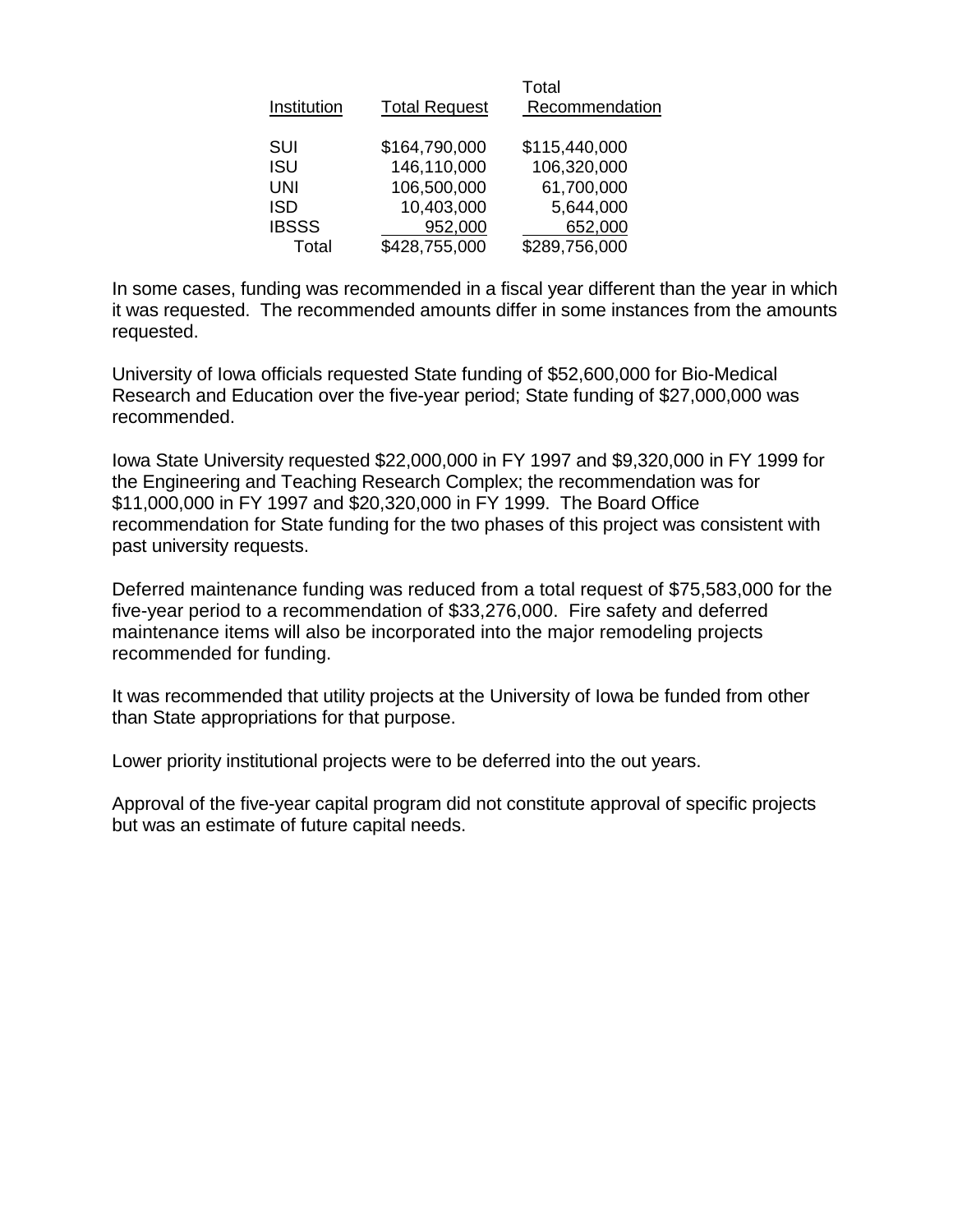| Institution | Total Request | Total Recommendation |
|---|---|---|
| SUI | $164,790,000 | $115,440,000 |
| ISU | 146,110,000 | 106,320,000 |
| UNI | 106,500,000 | 61,700,000 |
| ISD | 10,403,000 | 5,644,000 |
| IBSSS | 952,000 | 652,000 |
| Total | $428,755,000 | $289,756,000 |

In some cases, funding was recommended in a fiscal year different than the year in which it was requested. The recommended amounts differ in some instances from the amounts requested.

University of Iowa officials requested State funding of $52,600,000 for Bio-Medical Research and Education over the five-year period; State funding of $27,000,000 was recommended.

Iowa State University requested $22,000,000 in FY 1997 and $9,320,000 in FY 1999 for the Engineering and Teaching Research Complex; the recommendation was for $11,000,000 in FY 1997 and $20,320,000 in FY 1999. The Board Office recommendation for State funding for the two phases of this project was consistent with past university requests.

Deferred maintenance funding was reduced from a total request of $75,583,000 for the five-year period to a recommendation of $33,276,000. Fire safety and deferred maintenance items will also be incorporated into the major remodeling projects recommended for funding.

It was recommended that utility projects at the University of Iowa be funded from other than State appropriations for that purpose.

Lower priority institutional projects were to be deferred into the out years.

Approval of the five-year capital program did not constitute approval of specific projects but was an estimate of future capital needs.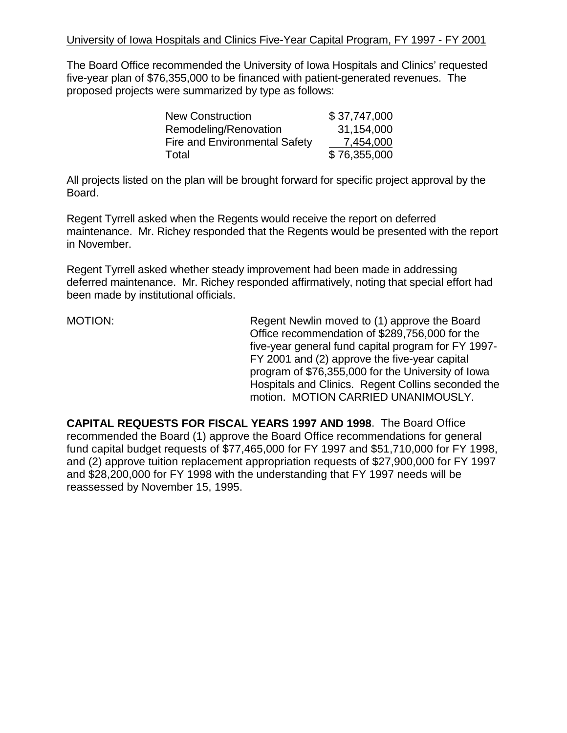University of Iowa Hospitals and Clinics Five-Year Capital Program, FY 1997 - FY 2001

The Board Office recommended the University of Iowa Hospitals and Clinics' requested five-year plan of $76,355,000 to be financed with patient-generated revenues. The proposed projects were summarized by type as follows:

| | |
|---|---|
| New Construction | $ 37,747,000 |
| Remodeling/Renovation | 31,154,000 |
| Fire and Environmental Safety | 7,454,000 |
| Total | $ 76,355,000 |

All projects listed on the plan will be brought forward for specific project approval by the Board.

Regent Tyrrell asked when the Regents would receive the report on deferred maintenance. Mr. Richey responded that the Regents would be presented with the report in November.

Regent Tyrrell asked whether steady improvement had been made in addressing deferred maintenance. Mr. Richey responded affirmatively, noting that special effort had been made by institutional officials.

MOTION: Regent Newlin moved to (1) approve the Board Office recommendation of $289,756,000 for the five-year general fund capital program for FY 1997-FY 2001 and (2) approve the five-year capital program of $76,355,000 for the University of Iowa Hospitals and Clinics. Regent Collins seconded the motion. MOTION CARRIED UNANIMOUSLY.

**CAPITAL REQUESTS FOR FISCAL YEARS 1997 AND 1998**. The Board Office recommended the Board (1) approve the Board Office recommendations for general fund capital budget requests of $77,465,000 for FY 1997 and $51,710,000 for FY 1998, and (2) approve tuition replacement appropriation requests of $27,900,000 for FY 1997 and $28,200,000 for FY 1998 with the understanding that FY 1997 needs will be reassessed by November 15, 1995.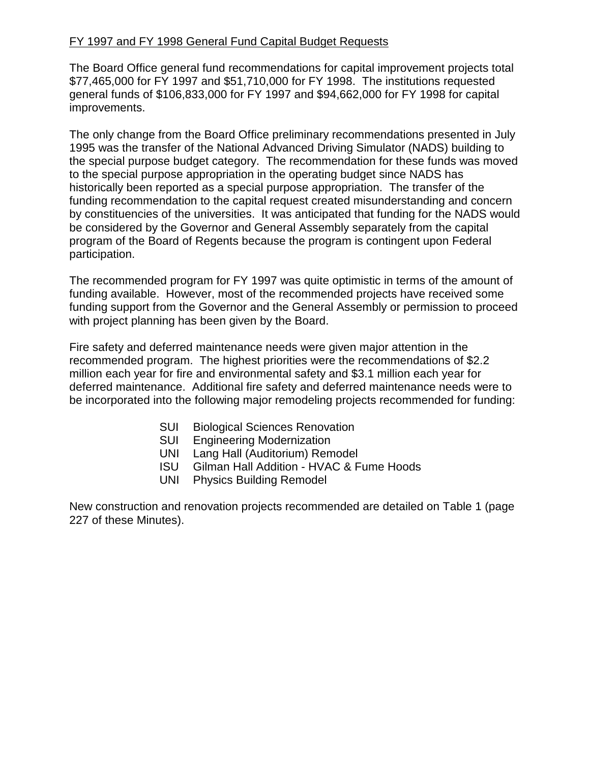FY 1997 and FY 1998 General Fund Capital Budget Requests

The Board Office general fund recommendations for capital improvement projects total $77,465,000 for FY 1997 and $51,710,000 for FY 1998. The institutions requested general funds of $106,833,000 for FY 1997 and $94,662,000 for FY 1998 for capital improvements.

The only change from the Board Office preliminary recommendations presented in July 1995 was the transfer of the National Advanced Driving Simulator (NADS) building to the special purpose budget category. The recommendation for these funds was moved to the special purpose appropriation in the operating budget since NADS has historically been reported as a special purpose appropriation. The transfer of the funding recommendation to the capital request created misunderstanding and concern by constituencies of the universities. It was anticipated that funding for the NADS would be considered by the Governor and General Assembly separately from the capital program of the Board of Regents because the program is contingent upon Federal participation.

The recommended program for FY 1997 was quite optimistic in terms of the amount of funding available. However, most of the recommended projects have received some funding support from the Governor and the General Assembly or permission to proceed with project planning has been given by the Board.

Fire safety and deferred maintenance needs were given major attention in the recommended program. The highest priorities were the recommendations of $2.2 million each year for fire and environmental safety and $3.1 million each year for deferred maintenance. Additional fire safety and deferred maintenance needs were to be incorporated into the following major remodeling projects recommended for funding:

- SUI Biological Sciences Renovation
- SUI Engineering Modernization
- UNI Lang Hall (Auditorium) Remodel
- ISU Gilman Hall Addition - HVAC & Fume Hoods
- UNI Physics Building Remodel

New construction and renovation projects recommended are detailed on Table 1 (page 227 of these Minutes).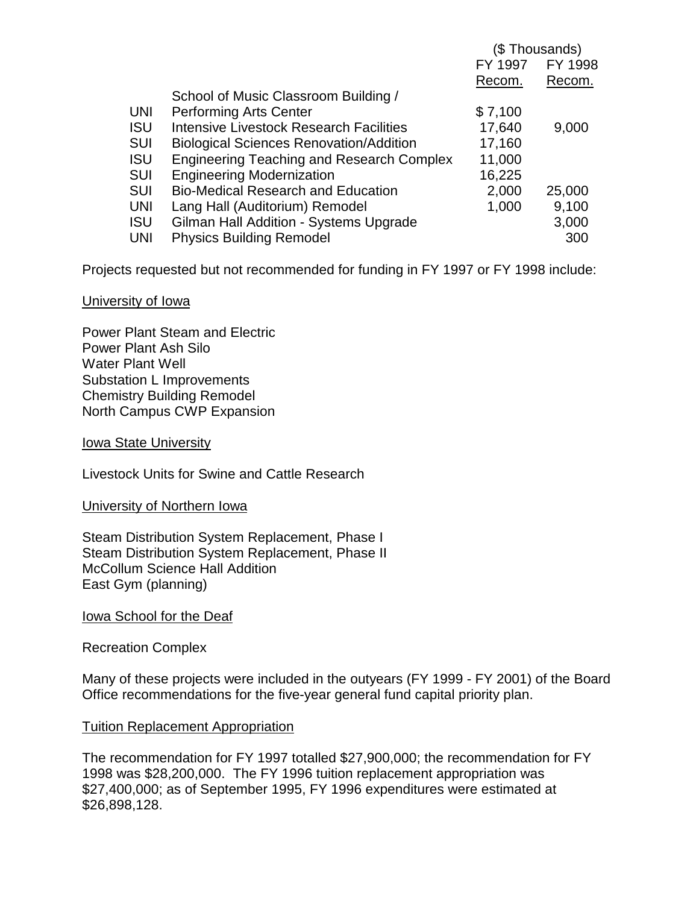| | | ($ Thousands) | |
|---|---|---|---|
| | | FY 1997 Recom. | FY 1998 Recom. |
| UNI | School of Music Classroom Building / Performing Arts Center | $ 7,100 | |
| ISU | Intensive Livestock Research Facilities | 17,640 | 9,000 |
| SUI | Biological Sciences Renovation/Addition | 17,160 | |
| ISU | Engineering Teaching and Research Complex | 11,000 | |
| SUI | Engineering Modernization | 16,225 | |
| SUI | Bio-Medical Research and Education | 2,000 | 25,000 |
| UNI | Lang Hall (Auditorium) Remodel | 1,000 | 9,100 |
| ISU | Gilman Hall Addition - Systems Upgrade | | 3,000 |
| UNI | Physics Building Remodel | | 300 |

Projects requested but not recommended for funding in FY 1997 or FY 1998 include:

University of Iowa

Power Plant Steam and Electric
Power Plant Ash Silo
Water Plant Well
Substation L Improvements
Chemistry Building Remodel
North Campus CWP Expansion

Iowa State University

Livestock Units for Swine and Cattle Research

University of Northern Iowa

Steam Distribution System Replacement, Phase I
Steam Distribution System Replacement, Phase II
McCollum Science Hall Addition
East Gym (planning)

Iowa School for the Deaf

Recreation Complex

Many of these projects were included in the outyears (FY 1999 - FY 2001) of the Board Office recommendations for the five-year general fund capital priority plan.

Tuition Replacement Appropriation

The recommendation for FY 1997 totalled $27,900,000; the recommendation for FY 1998 was $28,200,000. The FY 1996 tuition replacement appropriation was $27,400,000; as of September 1995, FY 1996 expenditures were estimated at $26,898,128.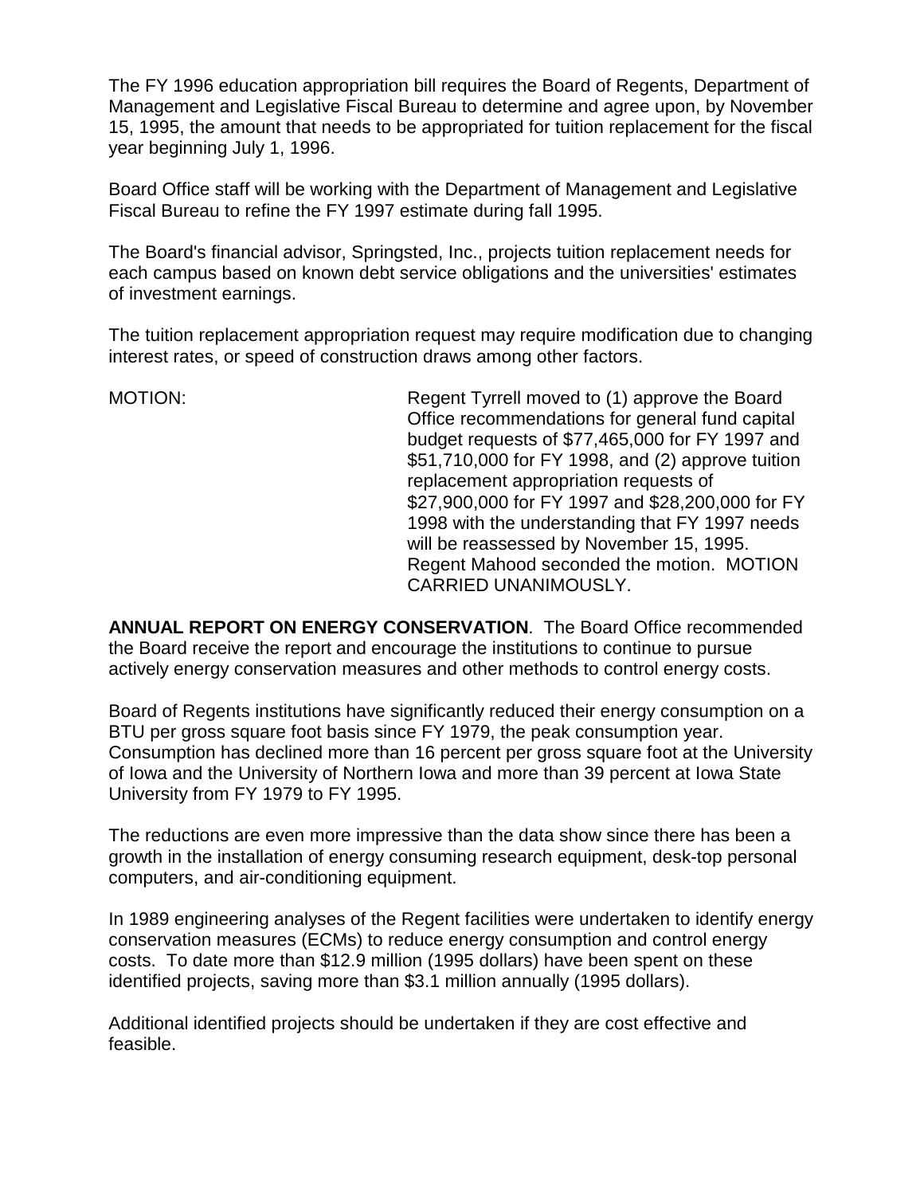The FY 1996 education appropriation bill requires the Board of Regents, Department of Management and Legislative Fiscal Bureau to determine and agree upon, by November 15, 1995, the amount that needs to be appropriated for tuition replacement for the fiscal year beginning July 1, 1996.

Board Office staff will be working with the Department of Management and Legislative Fiscal Bureau to refine the FY 1997 estimate during fall 1995.

The Board's financial advisor, Springsted, Inc., projects tuition replacement needs for each campus based on known debt service obligations and the universities' estimates of investment earnings.

The tuition replacement appropriation request may require modification due to changing interest rates, or speed of construction draws among other factors.

MOTION: Regent Tyrrell moved to (1) approve the Board Office recommendations for general fund capital budget requests of $77,465,000 for FY 1997 and $51,710,000 for FY 1998, and (2) approve tuition replacement appropriation requests of $27,900,000 for FY 1997 and $28,200,000 for FY 1998 with the understanding that FY 1997 needs will be reassessed by November 15, 1995. Regent Mahood seconded the motion. MOTION CARRIED UNANIMOUSLY.

**ANNUAL REPORT ON ENERGY CONSERVATION**. The Board Office recommended the Board receive the report and encourage the institutions to continue to pursue actively energy conservation measures and other methods to control energy costs.

Board of Regents institutions have significantly reduced their energy consumption on a BTU per gross square foot basis since FY 1979, the peak consumption year. Consumption has declined more than 16 percent per gross square foot at the University of Iowa and the University of Northern Iowa and more than 39 percent at Iowa State University from FY 1979 to FY 1995.

The reductions are even more impressive than the data show since there has been a growth in the installation of energy consuming research equipment, desk-top personal computers, and air-conditioning equipment.

In 1989 engineering analyses of the Regent facilities were undertaken to identify energy conservation measures (ECMs) to reduce energy consumption and control energy costs. To date more than $12.9 million (1995 dollars) have been spent on these identified projects, saving more than $3.1 million annually (1995 dollars).

Additional identified projects should be undertaken if they are cost effective and feasible.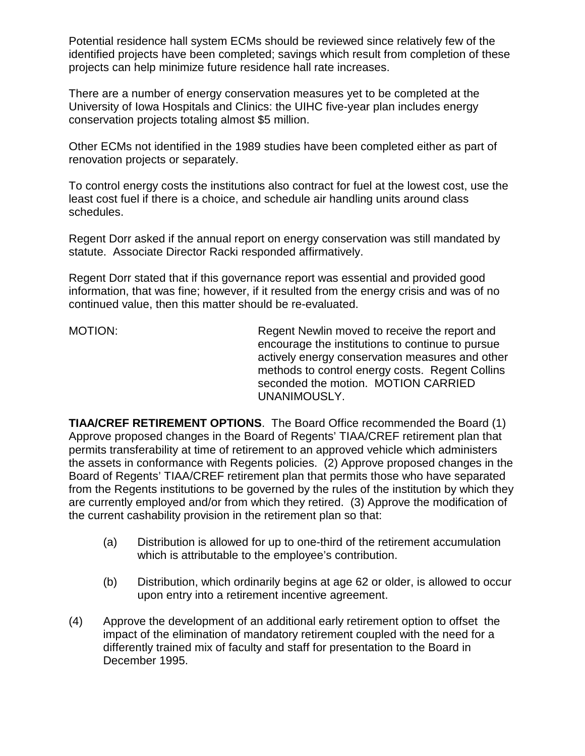Potential residence hall system ECMs should be reviewed since relatively few of the identified projects have been completed; savings which result from completion of these projects can help minimize future residence hall rate increases.

There are a number of energy conservation measures yet to be completed at the University of Iowa Hospitals and Clinics: the UIHC five-year plan includes energy conservation projects totaling almost $5 million.

Other ECMs not identified in the 1989 studies have been completed either as part of renovation projects or separately.

To control energy costs the institutions also contract for fuel at the lowest cost, use the least cost fuel if there is a choice, and schedule air handling units around class schedules.

Regent Dorr asked if the annual report on energy conservation was still mandated by statute. Associate Director Racki responded affirmatively.

Regent Dorr stated that if this governance report was essential and provided good information, that was fine; however, if it resulted from the energy crisis and was of no continued value, then this matter should be re-evaluated.

MOTION: Regent Newlin moved to receive the report and encourage the institutions to continue to pursue actively energy conservation measures and other methods to control energy costs. Regent Collins seconded the motion. MOTION CARRIED UNANIMOUSLY.

**TIAA/CREF RETIREMENT OPTIONS**. The Board Office recommended the Board (1) Approve proposed changes in the Board of Regents' TIAA/CREF retirement plan that permits transferability at time of retirement to an approved vehicle which administers the assets in conformance with Regents policies. (2) Approve proposed changes in the Board of Regents' TIAA/CREF retirement plan that permits those who have separated from the Regents institutions to be governed by the rules of the institution by which they are currently employed and/or from which they retired. (3) Approve the modification of the current cashability provision in the retirement plan so that:

(a) Distribution is allowed for up to one-third of the retirement accumulation which is attributable to the employee's contribution.

(b) Distribution, which ordinarily begins at age 62 or older, is allowed to occur upon entry into a retirement incentive agreement.

(4) Approve the development of an additional early retirement option to offset the impact of the elimination of mandatory retirement coupled with the need for a differently trained mix of faculty and staff for presentation to the Board in December 1995.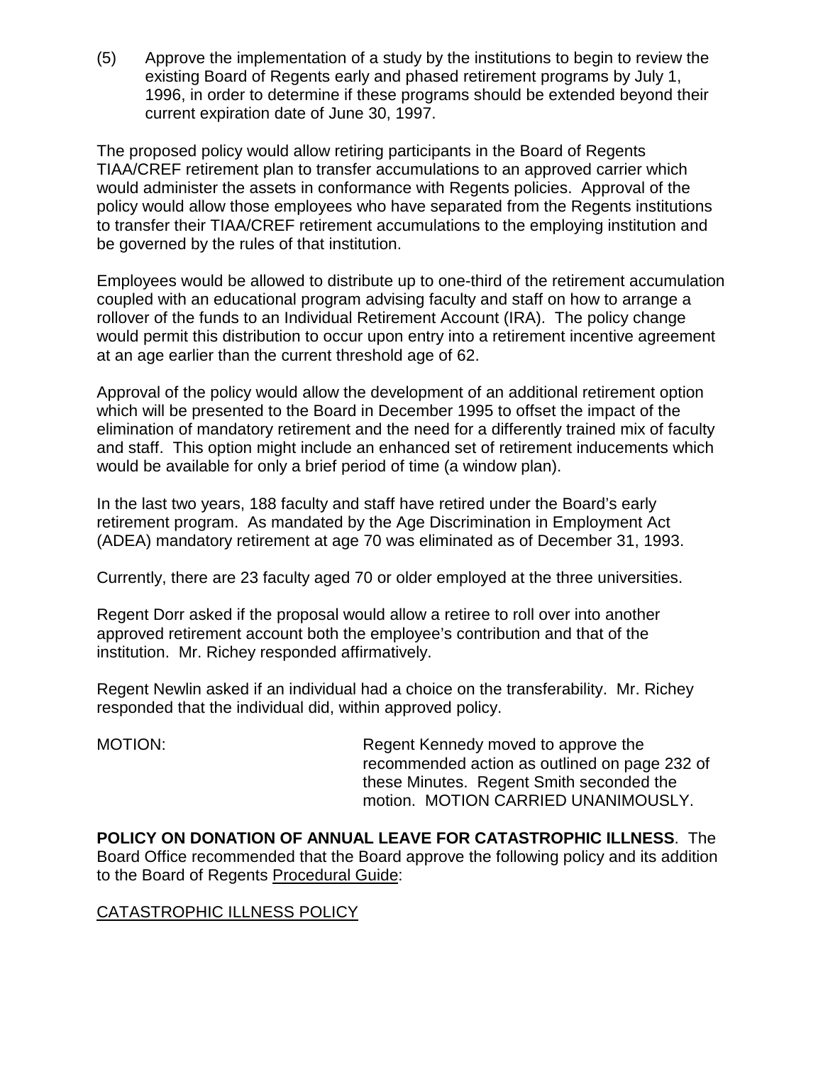(5) Approve the implementation of a study by the institutions to begin to review the existing Board of Regents early and phased retirement programs by July 1, 1996, in order to determine if these programs should be extended beyond their current expiration date of June 30, 1997.

The proposed policy would allow retiring participants in the Board of Regents TIAA/CREF retirement plan to transfer accumulations to an approved carrier which would administer the assets in conformance with Regents policies. Approval of the policy would allow those employees who have separated from the Regents institutions to transfer their TIAA/CREF retirement accumulations to the employing institution and be governed by the rules of that institution.

Employees would be allowed to distribute up to one-third of the retirement accumulation coupled with an educational program advising faculty and staff on how to arrange a rollover of the funds to an Individual Retirement Account (IRA). The policy change would permit this distribution to occur upon entry into a retirement incentive agreement at an age earlier than the current threshold age of 62.

Approval of the policy would allow the development of an additional retirement option which will be presented to the Board in December 1995 to offset the impact of the elimination of mandatory retirement and the need for a differently trained mix of faculty and staff. This option might include an enhanced set of retirement inducements which would be available for only a brief period of time (a window plan).

In the last two years, 188 faculty and staff have retired under the Board's early retirement program. As mandated by the Age Discrimination in Employment Act (ADEA) mandatory retirement at age 70 was eliminated as of December 31, 1993.

Currently, there are 23 faculty aged 70 or older employed at the three universities.

Regent Dorr asked if the proposal would allow a retiree to roll over into another approved retirement account both the employee's contribution and that of the institution. Mr. Richey responded affirmatively.

Regent Newlin asked if an individual had a choice on the transferability. Mr. Richey responded that the individual did, within approved policy.

MOTION: Regent Kennedy moved to approve the recommended action as outlined on page 232 of these Minutes. Regent Smith seconded the motion. MOTION CARRIED UNANIMOUSLY.

**POLICY ON DONATION OF ANNUAL LEAVE FOR CATASTROPHIC ILLNESS**. The Board Office recommended that the Board approve the following policy and its addition to the Board of Regents Procedural Guide:

CATASTROPHIC ILLNESS POLICY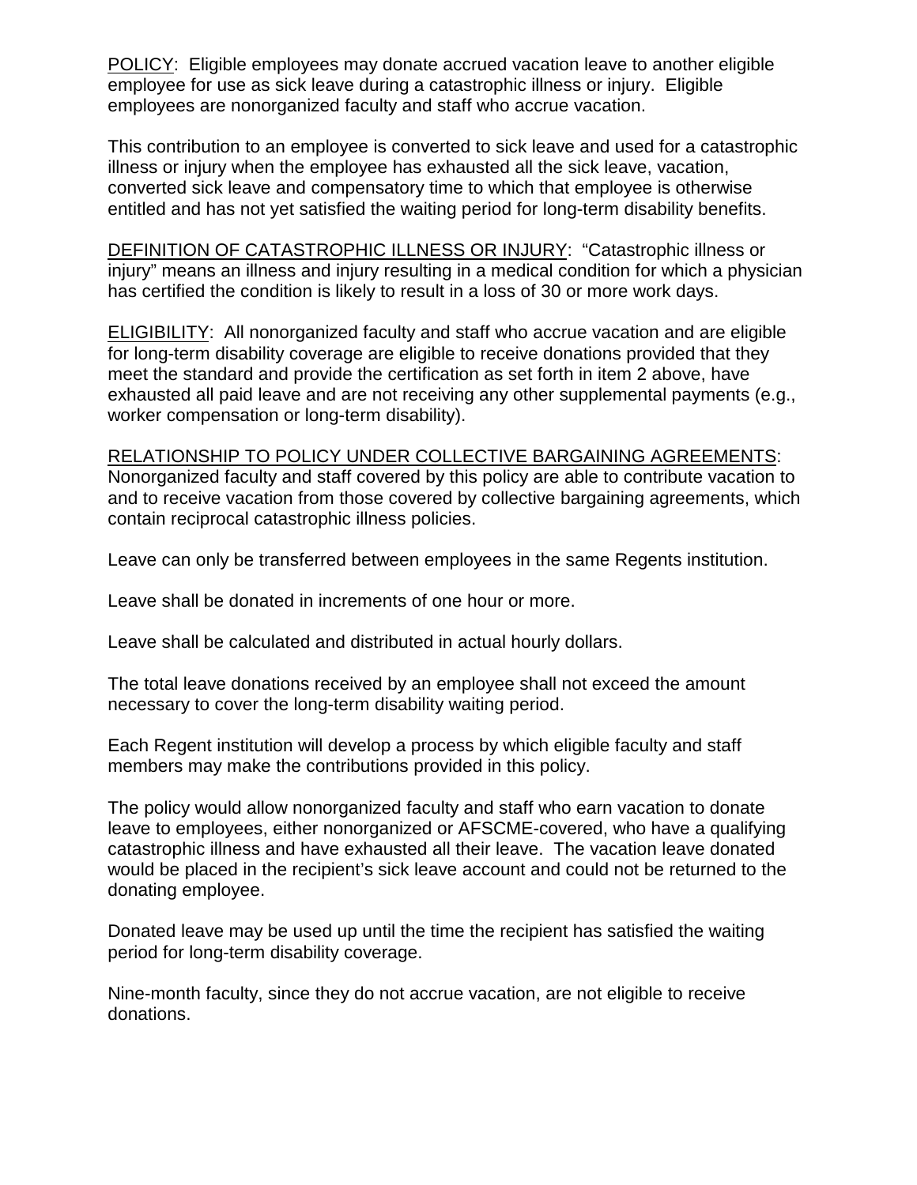POLICY: Eligible employees may donate accrued vacation leave to another eligible employee for use as sick leave during a catastrophic illness or injury. Eligible employees are nonorganized faculty and staff who accrue vacation.

This contribution to an employee is converted to sick leave and used for a catastrophic illness or injury when the employee has exhausted all the sick leave, vacation, converted sick leave and compensatory time to which that employee is otherwise entitled and has not yet satisfied the waiting period for long-term disability benefits.

DEFINITION OF CATASTROPHIC ILLNESS OR INJURY: "Catastrophic illness or injury" means an illness and injury resulting in a medical condition for which a physician has certified the condition is likely to result in a loss of 30 or more work days.

ELIGIBILITY: All nonorganized faculty and staff who accrue vacation and are eligible for long-term disability coverage are eligible to receive donations provided that they meet the standard and provide the certification as set forth in item 2 above, have exhausted all paid leave and are not receiving any other supplemental payments (e.g., worker compensation or long-term disability).

RELATIONSHIP TO POLICY UNDER COLLECTIVE BARGAINING AGREEMENTS: Nonorganized faculty and staff covered by this policy are able to contribute vacation to and to receive vacation from those covered by collective bargaining agreements, which contain reciprocal catastrophic illness policies.

Leave can only be transferred between employees in the same Regents institution.

Leave shall be donated in increments of one hour or more.

Leave shall be calculated and distributed in actual hourly dollars.

The total leave donations received by an employee shall not exceed the amount necessary to cover the long-term disability waiting period.

Each Regent institution will develop a process by which eligible faculty and staff members may make the contributions provided in this policy.

The policy would allow nonorganized faculty and staff who earn vacation to donate leave to employees, either nonorganized or AFSCME-covered, who have a qualifying catastrophic illness and have exhausted all their leave. The vacation leave donated would be placed in the recipient's sick leave account and could not be returned to the donating employee.

Donated leave may be used up until the time the recipient has satisfied the waiting period for long-term disability coverage.

Nine-month faculty, since they do not accrue vacation, are not eligible to receive donations.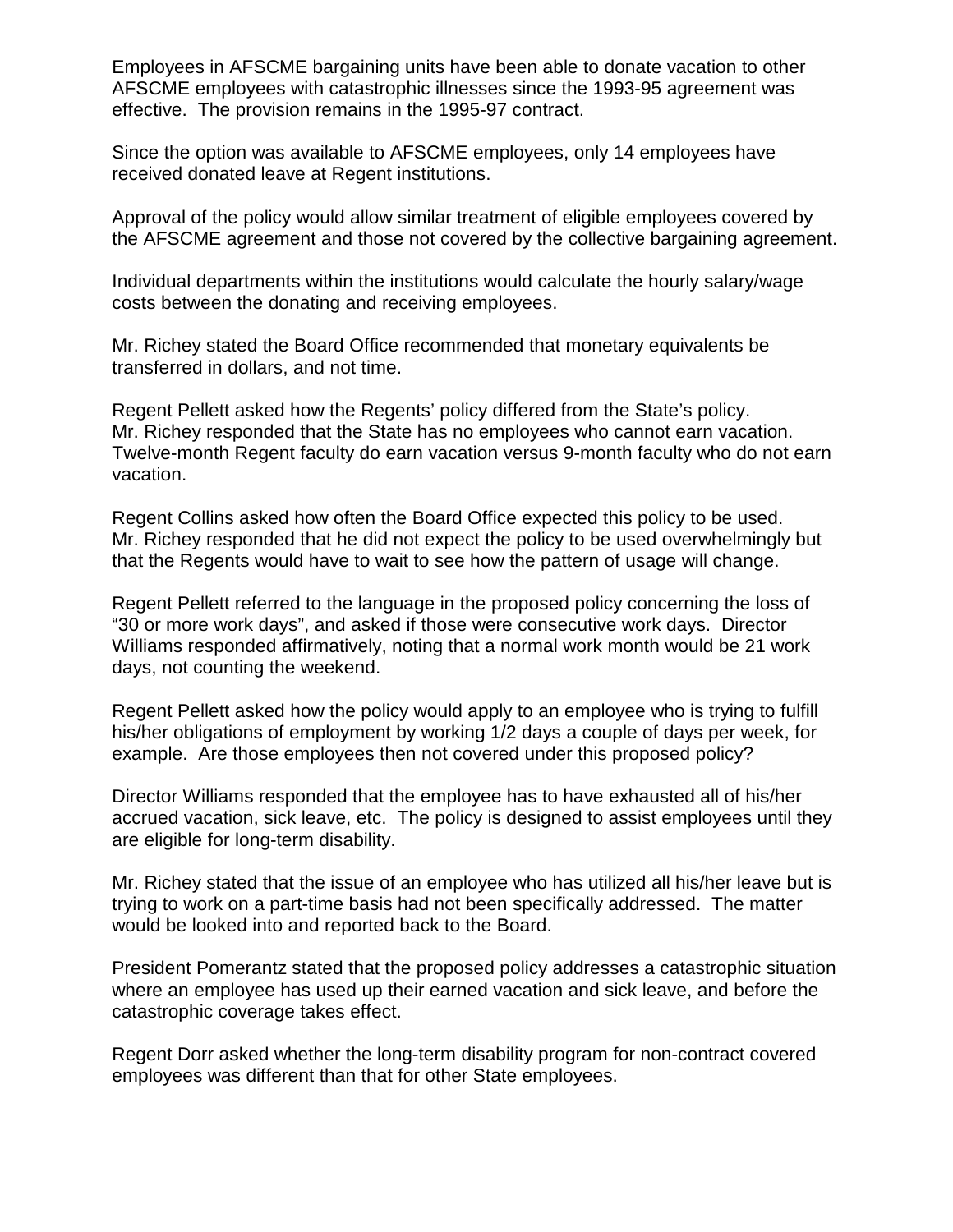Employees in AFSCME bargaining units have been able to donate vacation to other AFSCME employees with catastrophic illnesses since the 1993-95 agreement was effective. The provision remains in the 1995-97 contract.

Since the option was available to AFSCME employees, only 14 employees have received donated leave at Regent institutions.

Approval of the policy would allow similar treatment of eligible employees covered by the AFSCME agreement and those not covered by the collective bargaining agreement.

Individual departments within the institutions would calculate the hourly salary/wage costs between the donating and receiving employees.

Mr. Richey stated the Board Office recommended that monetary equivalents be transferred in dollars, and not time.

Regent Pellett asked how the Regents' policy differed from the State's policy. Mr. Richey responded that the State has no employees who cannot earn vacation. Twelve-month Regent faculty do earn vacation versus 9-month faculty who do not earn vacation.

Regent Collins asked how often the Board Office expected this policy to be used. Mr. Richey responded that he did not expect the policy to be used overwhelmingly but that the Regents would have to wait to see how the pattern of usage will change.

Regent Pellett referred to the language in the proposed policy concerning the loss of "30 or more work days", and asked if those were consecutive work days. Director Williams responded affirmatively, noting that a normal work month would be 21 work days, not counting the weekend.

Regent Pellett asked how the policy would apply to an employee who is trying to fulfill his/her obligations of employment by working 1/2 days a couple of days per week, for example. Are those employees then not covered under this proposed policy?

Director Williams responded that the employee has to have exhausted all of his/her accrued vacation, sick leave, etc. The policy is designed to assist employees until they are eligible for long-term disability.

Mr. Richey stated that the issue of an employee who has utilized all his/her leave but is trying to work on a part-time basis had not been specifically addressed. The matter would be looked into and reported back to the Board.

President Pomerantz stated that the proposed policy addresses a catastrophic situation where an employee has used up their earned vacation and sick leave, and before the catastrophic coverage takes effect.

Regent Dorr asked whether the long-term disability program for non-contract covered employees was different than that for other State employees.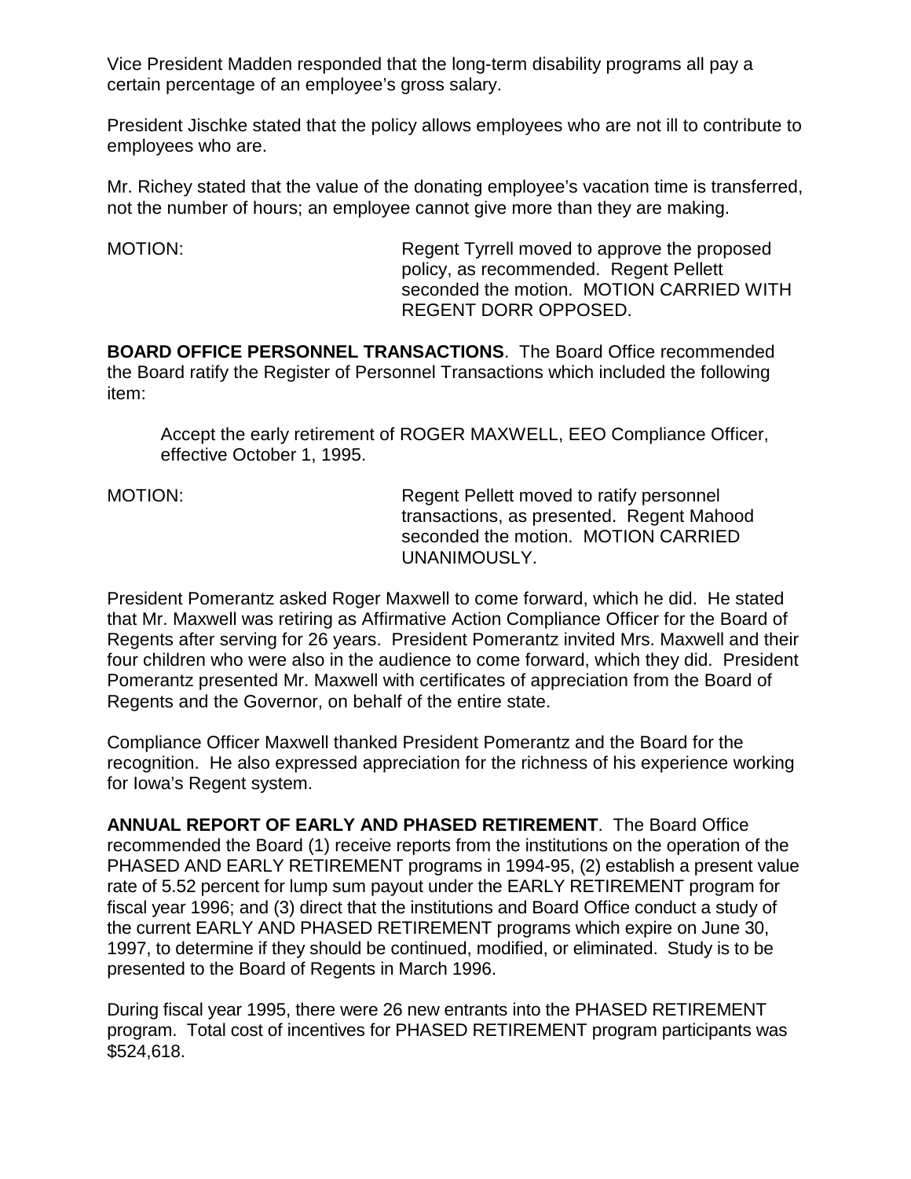Vice President Madden responded that the long-term disability programs all pay a certain percentage of an employee's gross salary.

President Jischke stated that the policy allows employees who are not ill to contribute to employees who are.

Mr. Richey stated that the value of the donating employee's vacation time is transferred, not the number of hours; an employee cannot give more than they are making.

MOTION: Regent Tyrrell moved to approve the proposed policy, as recommended. Regent Pellett seconded the motion. MOTION CARRIED WITH REGENT DORR OPPOSED.

**BOARD OFFICE PERSONNEL TRANSACTIONS**. The Board Office recommended the Board ratify the Register of Personnel Transactions which included the following item:

> Accept the early retirement of ROGER MAXWELL, EEO Compliance Officer, effective October 1, 1995.

MOTION: Regent Pellett moved to ratify personnel transactions, as presented. Regent Mahood seconded the motion. MOTION CARRIED UNANIMOUSLY.

President Pomerantz asked Roger Maxwell to come forward, which he did. He stated that Mr. Maxwell was retiring as Affirmative Action Compliance Officer for the Board of Regents after serving for 26 years. President Pomerantz invited Mrs. Maxwell and their four children who were also in the audience to come forward, which they did. President Pomerantz presented Mr. Maxwell with certificates of appreciation from the Board of Regents and the Governor, on behalf of the entire state.

Compliance Officer Maxwell thanked President Pomerantz and the Board for the recognition. He also expressed appreciation for the richness of his experience working for Iowa's Regent system.

**ANNUAL REPORT OF EARLY AND PHASED RETIREMENT**. The Board Office recommended the Board (1) receive reports from the institutions on the operation of the PHASED AND EARLY RETIREMENT programs in 1994-95, (2) establish a present value rate of 5.52 percent for lump sum payout under the EARLY RETIREMENT program for fiscal year 1996; and (3) direct that the institutions and Board Office conduct a study of the current EARLY AND PHASED RETIREMENT programs which expire on June 30, 1997, to determine if they should be continued, modified, or eliminated. Study is to be presented to the Board of Regents in March 1996.

During fiscal year 1995, there were 26 new entrants into the PHASED RETIREMENT program. Total cost of incentives for PHASED RETIREMENT program participants was $524,618.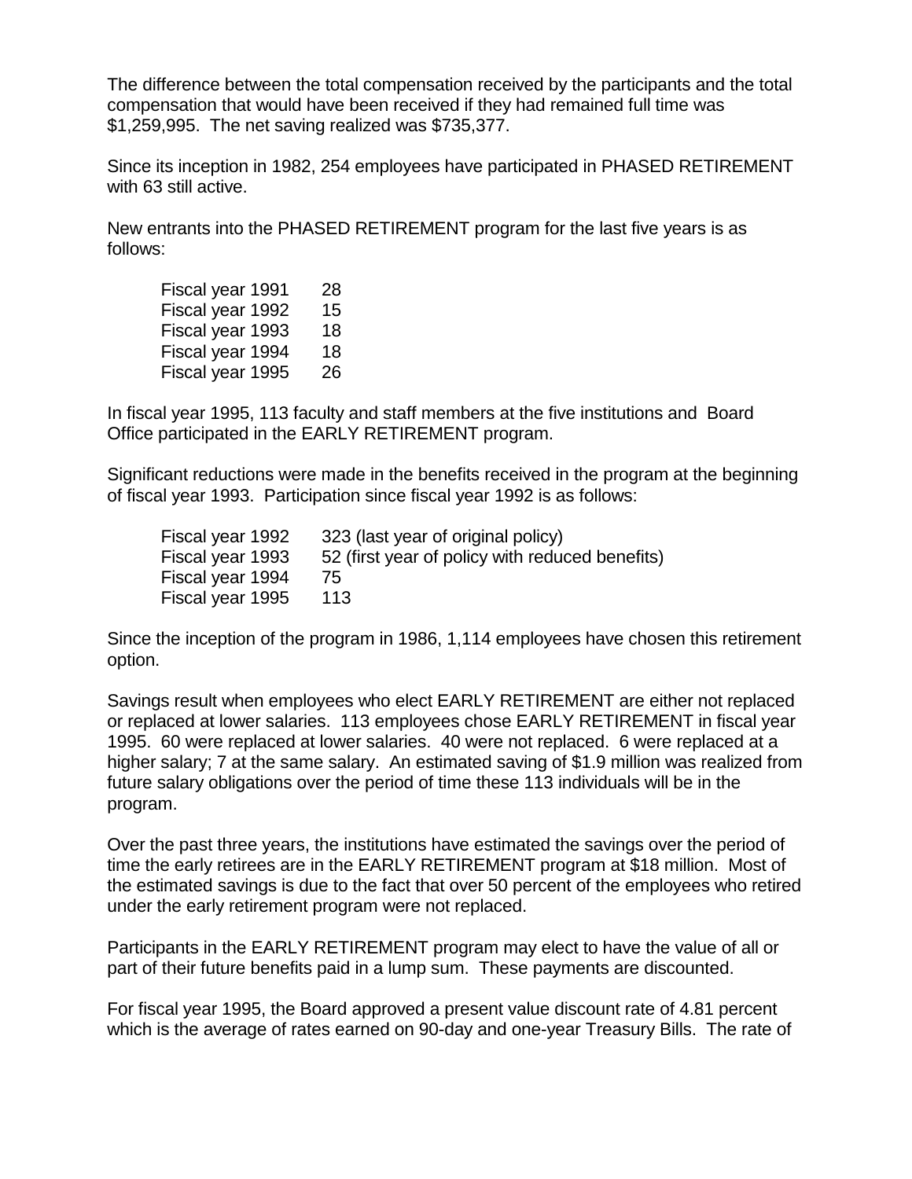The difference between the total compensation received by the participants and the total compensation that would have been received if they had remained full time was $1,259,995. The net saving realized was $735,377.

Since its inception in 1982, 254 employees have participated in PHASED RETIREMENT with 63 still active.

New entrants into the PHASED RETIREMENT program for the last five years is as follows:

| | |
|---|---|
| Fiscal year 1991 | 28 |
| Fiscal year 1992 | 15 |
| Fiscal year 1993 | 18 |
| Fiscal year 1994 | 18 |
| Fiscal year 1995 | 26 |

In fiscal year 1995, 113 faculty and staff members at the five institutions and Board Office participated in the EARLY RETIREMENT program.

Significant reductions were made in the benefits received in the program at the beginning of fiscal year 1993. Participation since fiscal year 1992 is as follows:

| | |
|---|---|
| Fiscal year 1992 | 323 (last year of original policy) |
| Fiscal year 1993 | 52 (first year of policy with reduced benefits) |
| Fiscal year 1994 | 75 |
| Fiscal year 1995 | 113 |

Since the inception of the program in 1986, 1,114 employees have chosen this retirement option.

Savings result when employees who elect EARLY RETIREMENT are either not replaced or replaced at lower salaries. 113 employees chose EARLY RETIREMENT in fiscal year 1995. 60 were replaced at lower salaries. 40 were not replaced. 6 were replaced at a higher salary; 7 at the same salary. An estimated saving of $1.9 million was realized from future salary obligations over the period of time these 113 individuals will be in the program.

Over the past three years, the institutions have estimated the savings over the period of time the early retirees are in the EARLY RETIREMENT program at $18 million. Most of the estimated savings is due to the fact that over 50 percent of the employees who retired under the early retirement program were not replaced.

Participants in the EARLY RETIREMENT program may elect to have the value of all or part of their future benefits paid in a lump sum. These payments are discounted.

For fiscal year 1995, the Board approved a present value discount rate of 4.81 percent which is the average of rates earned on 90-day and one-year Treasury Bills. The rate of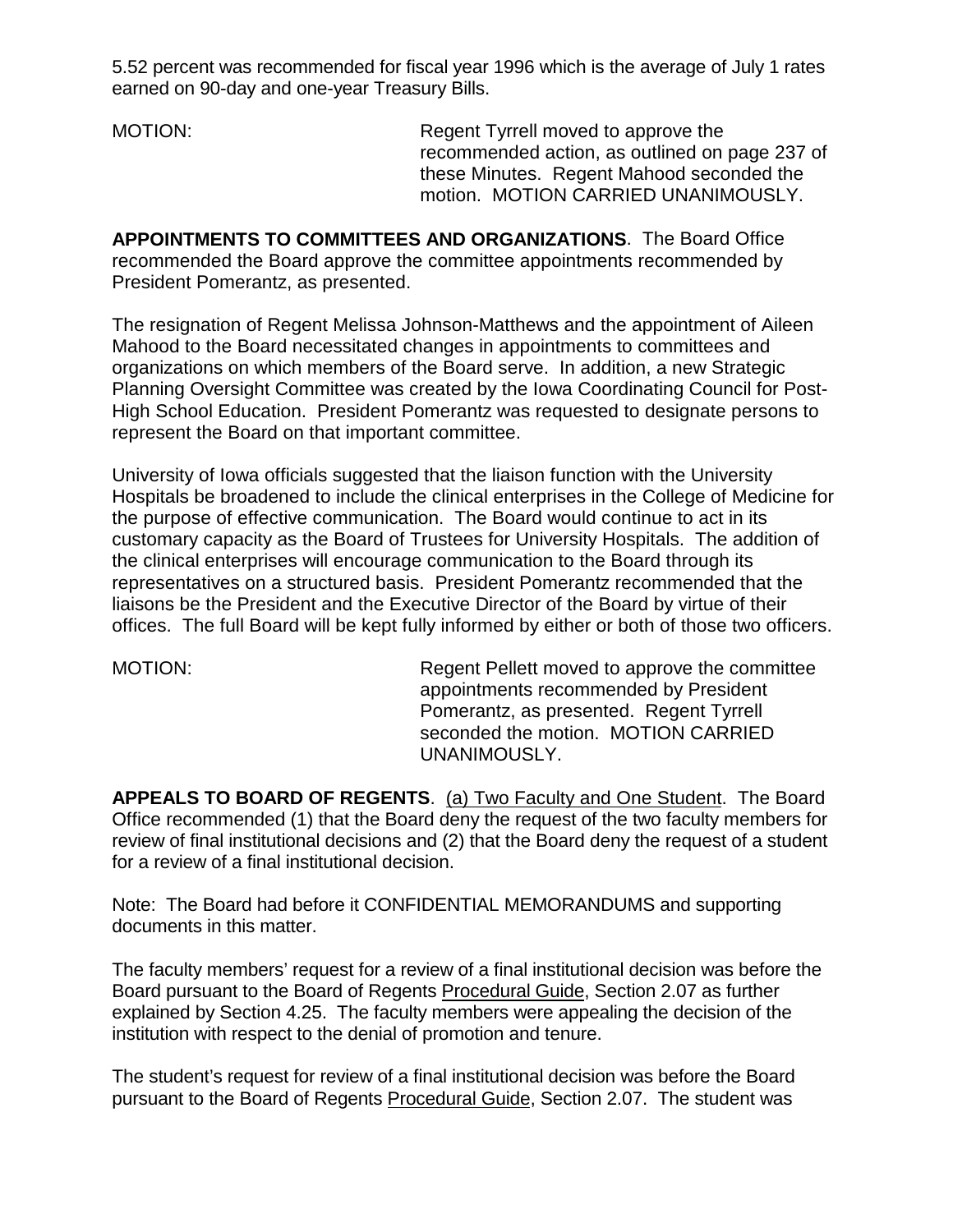5.52 percent was recommended for fiscal year 1996 which is the average of July 1 rates earned on 90-day and one-year Treasury Bills.

MOTION: Regent Tyrrell moved to approve the recommended action, as outlined on page 237 of these Minutes. Regent Mahood seconded the motion. MOTION CARRIED UNANIMOUSLY.

**APPOINTMENTS TO COMMITTEES AND ORGANIZATIONS**. The Board Office recommended the Board approve the committee appointments recommended by President Pomerantz, as presented.

The resignation of Regent Melissa Johnson-Matthews and the appointment of Aileen Mahood to the Board necessitated changes in appointments to committees and organizations on which members of the Board serve. In addition, a new Strategic Planning Oversight Committee was created by the Iowa Coordinating Council for Post-High School Education. President Pomerantz was requested to designate persons to represent the Board on that important committee.

University of Iowa officials suggested that the liaison function with the University Hospitals be broadened to include the clinical enterprises in the College of Medicine for the purpose of effective communication. The Board would continue to act in its customary capacity as the Board of Trustees for University Hospitals. The addition of the clinical enterprises will encourage communication to the Board through its representatives on a structured basis. President Pomerantz recommended that the liaisons be the President and the Executive Director of the Board by virtue of their offices. The full Board will be kept fully informed by either or both of those two officers.

MOTION: Regent Pellett moved to approve the committee appointments recommended by President Pomerantz, as presented. Regent Tyrrell seconded the motion. MOTION CARRIED UNANIMOUSLY.

**APPEALS TO BOARD OF REGENTS**. (a) Two Faculty and One Student. The Board Office recommended (1) that the Board deny the request of the two faculty members for review of final institutional decisions and (2) that the Board deny the request of a student for a review of a final institutional decision.

Note: The Board had before it CONFIDENTIAL MEMORANDUMS and supporting documents in this matter.

The faculty members' request for a review of a final institutional decision was before the Board pursuant to the Board of Regents Procedural Guide, Section 2.07 as further explained by Section 4.25. The faculty members were appealing the decision of the institution with respect to the denial of promotion and tenure.

The student's request for review of a final institutional decision was before the Board pursuant to the Board of Regents Procedural Guide, Section 2.07. The student was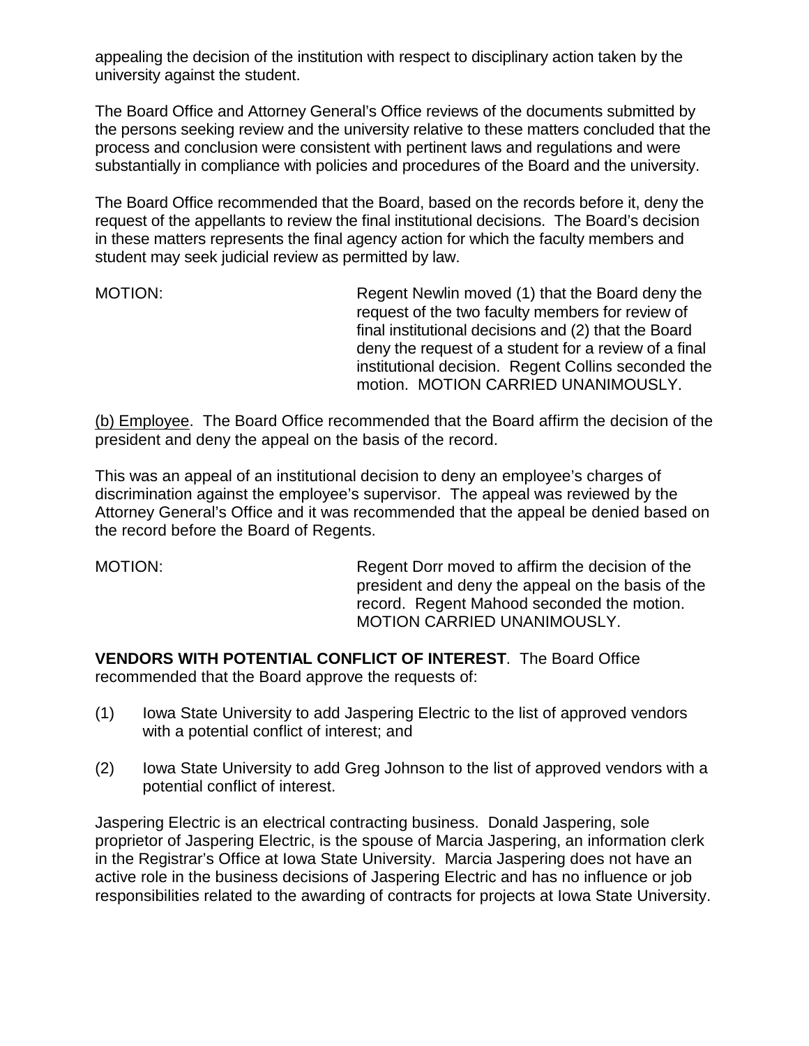appealing the decision of the institution with respect to disciplinary action taken by the university against the student.

The Board Office and Attorney General's Office reviews of the documents submitted by the persons seeking review and the university relative to these matters concluded that the process and conclusion were consistent with pertinent laws and regulations and were substantially in compliance with policies and procedures of the Board and the university.

The Board Office recommended that the Board, based on the records before it, deny the request of the appellants to review the final institutional decisions. The Board's decision in these matters represents the final agency action for which the faculty members and student may seek judicial review as permitted by law.

MOTION: Regent Newlin moved (1) that the Board deny the request of the two faculty members for review of final institutional decisions and (2) that the Board deny the request of a student for a review of a final institutional decision. Regent Collins seconded the motion. MOTION CARRIED UNANIMOUSLY.

<u>(b) Employee</u>. The Board Office recommended that the Board affirm the decision of the president and deny the appeal on the basis of the record.

This was an appeal of an institutional decision to deny an employee's charges of discrimination against the employee's supervisor. The appeal was reviewed by the Attorney General's Office and it was recommended that the appeal be denied based on the record before the Board of Regents.

MOTION: Regent Dorr moved to affirm the decision of the president and deny the appeal on the basis of the record. Regent Mahood seconded the motion. MOTION CARRIED UNANIMOUSLY.

**VENDORS WITH POTENTIAL CONFLICT OF INTEREST**. The Board Office recommended that the Board approve the requests of:

(1) Iowa State University to add Jaspering Electric to the list of approved vendors with a potential conflict of interest; and

(2) Iowa State University to add Greg Johnson to the list of approved vendors with a potential conflict of interest.

Jaspering Electric is an electrical contracting business. Donald Jaspering, sole proprietor of Jaspering Electric, is the spouse of Marcia Jaspering, an information clerk in the Registrar's Office at Iowa State University. Marcia Jaspering does not have an active role in the business decisions of Jaspering Electric and has no influence or job responsibilities related to the awarding of contracts for projects at Iowa State University.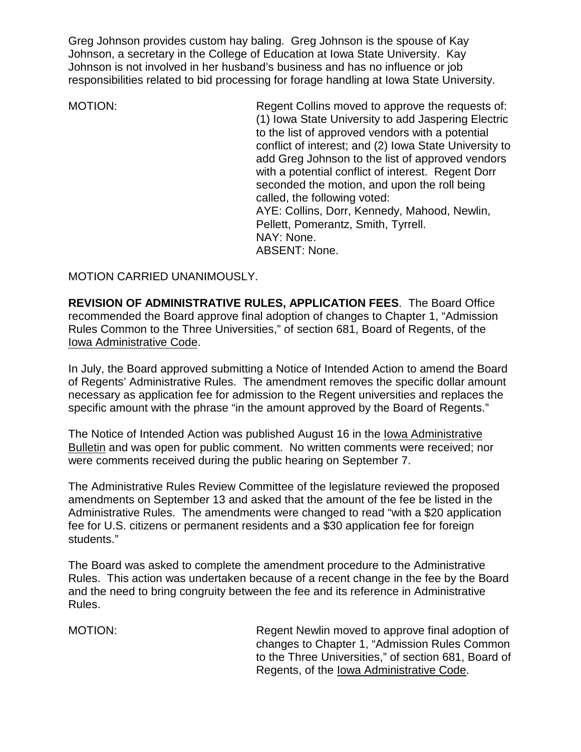Greg Johnson provides custom hay baling. Greg Johnson is the spouse of Kay Johnson, a secretary in the College of Education at Iowa State University. Kay Johnson is not involved in her husband's business and has no influence or job responsibilities related to bid processing for forage handling at Iowa State University.

MOTION: Regent Collins moved to approve the requests of: (1) Iowa State University to add Jaspering Electric to the list of approved vendors with a potential conflict of interest; and (2) Iowa State University to add Greg Johnson to the list of approved vendors with a potential conflict of interest. Regent Dorr seconded the motion, and upon the roll being called, the following voted:
AYE: Collins, Dorr, Kennedy, Mahood, Newlin, Pellett, Pomerantz, Smith, Tyrrell.
NAY: None.
ABSENT: None.

MOTION CARRIED UNANIMOUSLY.

**REVISION OF ADMINISTRATIVE RULES, APPLICATION FEES**. The Board Office recommended the Board approve final adoption of changes to Chapter 1, "Admission Rules Common to the Three Universities," of section 681, Board of Regents, of the Iowa Administrative Code.

In July, the Board approved submitting a Notice of Intended Action to amend the Board of Regents' Administrative Rules. The amendment removes the specific dollar amount necessary as application fee for admission to the Regent universities and replaces the specific amount with the phrase "in the amount approved by the Board of Regents."

The Notice of Intended Action was published August 16 in the Iowa Administrative Bulletin and was open for public comment. No written comments were received; nor were comments received during the public hearing on September 7.

The Administrative Rules Review Committee of the legislature reviewed the proposed amendments on September 13 and asked that the amount of the fee be listed in the Administrative Rules. The amendments were changed to read "with a $20 application fee for U.S. citizens or permanent residents and a $30 application fee for foreign students."

The Board was asked to complete the amendment procedure to the Administrative Rules. This action was undertaken because of a recent change in the fee by the Board and the need to bring congruity between the fee and its reference in Administrative Rules.

MOTION: Regent Newlin moved to approve final adoption of changes to Chapter 1, "Admission Rules Common to the Three Universities," of section 681, Board of Regents, of the Iowa Administrative Code.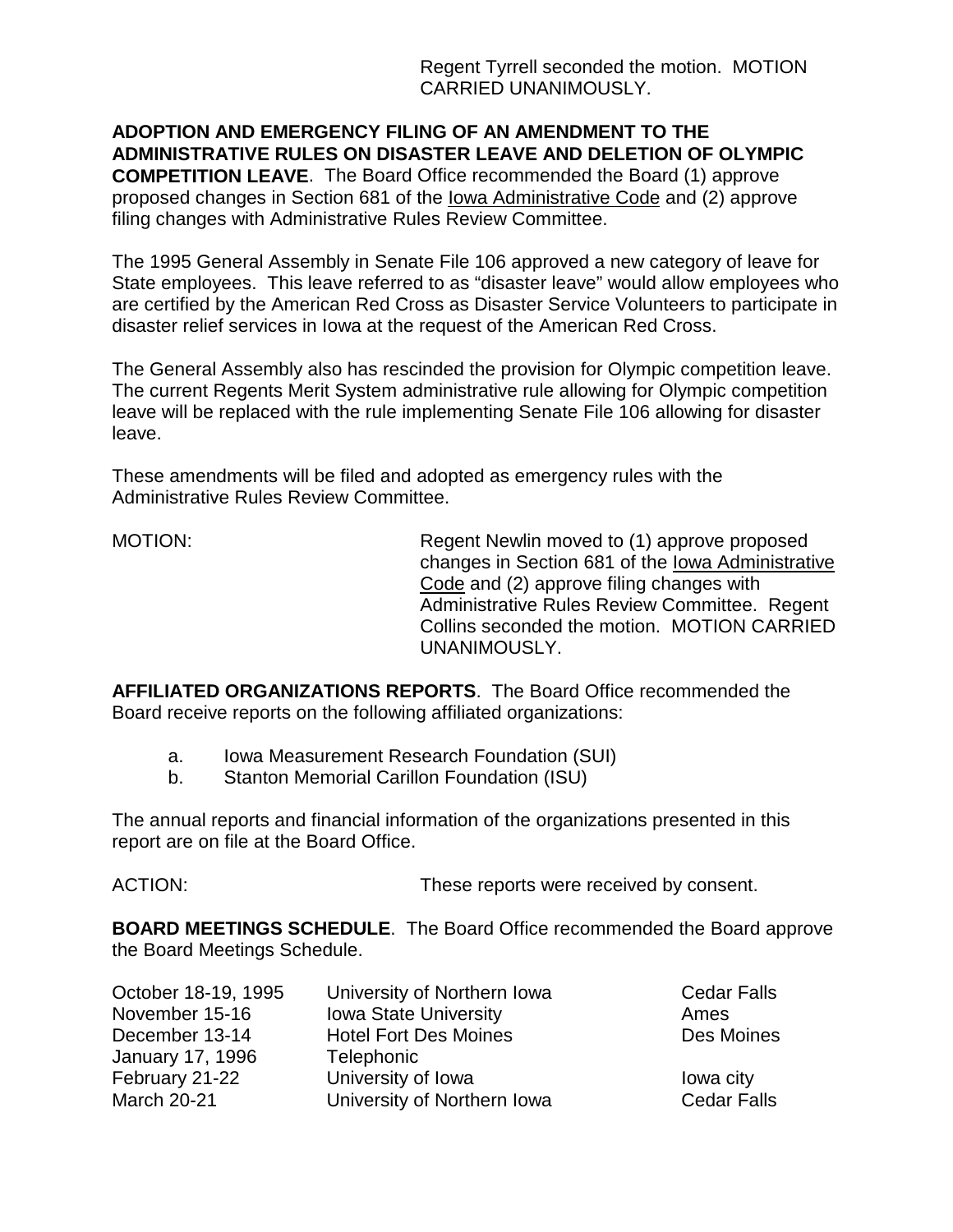Regent Tyrrell seconded the motion. MOTION CARRIED UNANIMOUSLY.

**ADOPTION AND EMERGENCY FILING OF AN AMENDMENT TO THE ADMINISTRATIVE RULES ON DISASTER LEAVE AND DELETION OF OLYMPIC COMPETITION LEAVE**. The Board Office recommended the Board (1) approve proposed changes in Section 681 of the Iowa Administrative Code and (2) approve filing changes with Administrative Rules Review Committee.

The 1995 General Assembly in Senate File 106 approved a new category of leave for State employees. This leave referred to as "disaster leave" would allow employees who are certified by the American Red Cross as Disaster Service Volunteers to participate in disaster relief services in Iowa at the request of the American Red Cross.

The General Assembly also has rescinded the provision for Olympic competition leave. The current Regents Merit System administrative rule allowing for Olympic competition leave will be replaced with the rule implementing Senate File 106 allowing for disaster leave.

These amendments will be filed and adopted as emergency rules with the Administrative Rules Review Committee.

MOTION: Regent Newlin moved to (1) approve proposed changes in Section 681 of the Iowa Administrative Code and (2) approve filing changes with Administrative Rules Review Committee. Regent Collins seconded the motion. MOTION CARRIED UNANIMOUSLY.

**AFFILIATED ORGANIZATIONS REPORTS**. The Board Office recommended the Board receive reports on the following affiliated organizations:

a. Iowa Measurement Research Foundation (SUI)
b. Stanton Memorial Carillon Foundation (ISU)

The annual reports and financial information of the organizations presented in this report are on file at the Board Office.

ACTION: These reports were received by consent.

**BOARD MEETINGS SCHEDULE**. The Board Office recommended the Board approve the Board Meetings Schedule.

| | | |
|---|---|---|
| October 18-19, 1995 | University of Northern Iowa | Cedar Falls |
| November 15-16 | Iowa State University | Ames |
| December 13-14 | Hotel Fort Des Moines | Des Moines |
| January 17, 1996 | Telephonic | |
| February 21-22 | University of Iowa | Iowa city |
| March 20-21 | University of Northern Iowa | Cedar Falls |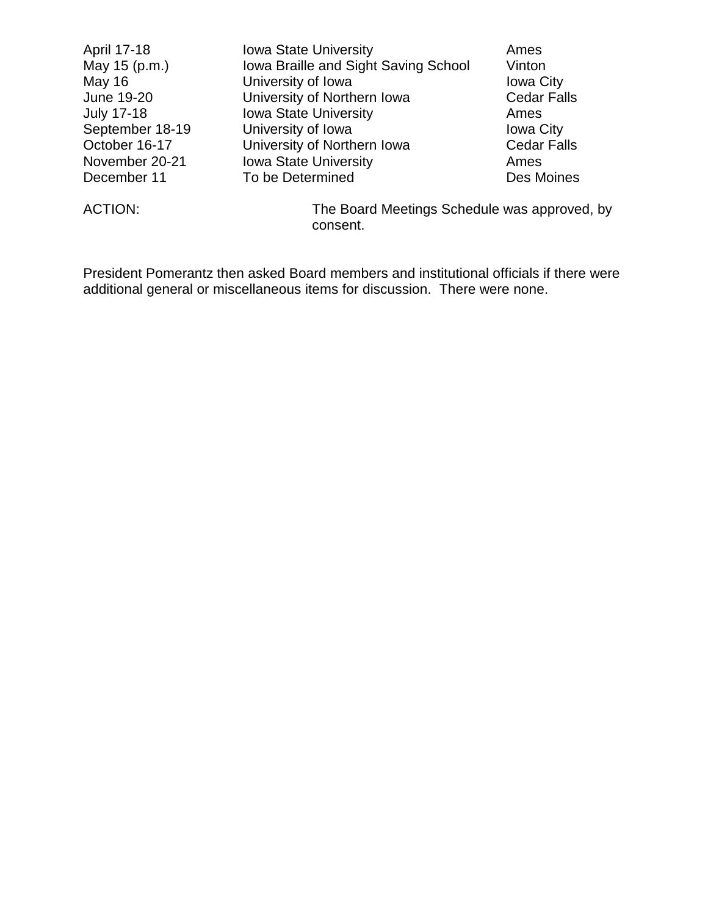| | | |
|---|---|---|
| April 17-18 | Iowa State University | Ames |
| May 15 (p.m.) | Iowa Braille and Sight Saving School | Vinton |
| May 16 | University of Iowa | Iowa City |
| June 19-20 | University of Northern Iowa | Cedar Falls |
| July 17-18 | Iowa State University | Ames |
| September 18-19 | University of Iowa | Iowa City |
| October 16-17 | University of Northern Iowa | Cedar Falls |
| November 20-21 | Iowa State University | Ames |
| December 11 | To be Determined | Des Moines |

ACTION: The Board Meetings Schedule was approved, by consent.

President Pomerantz then asked Board members and institutional officials if there were additional general or miscellaneous items for discussion. There were none.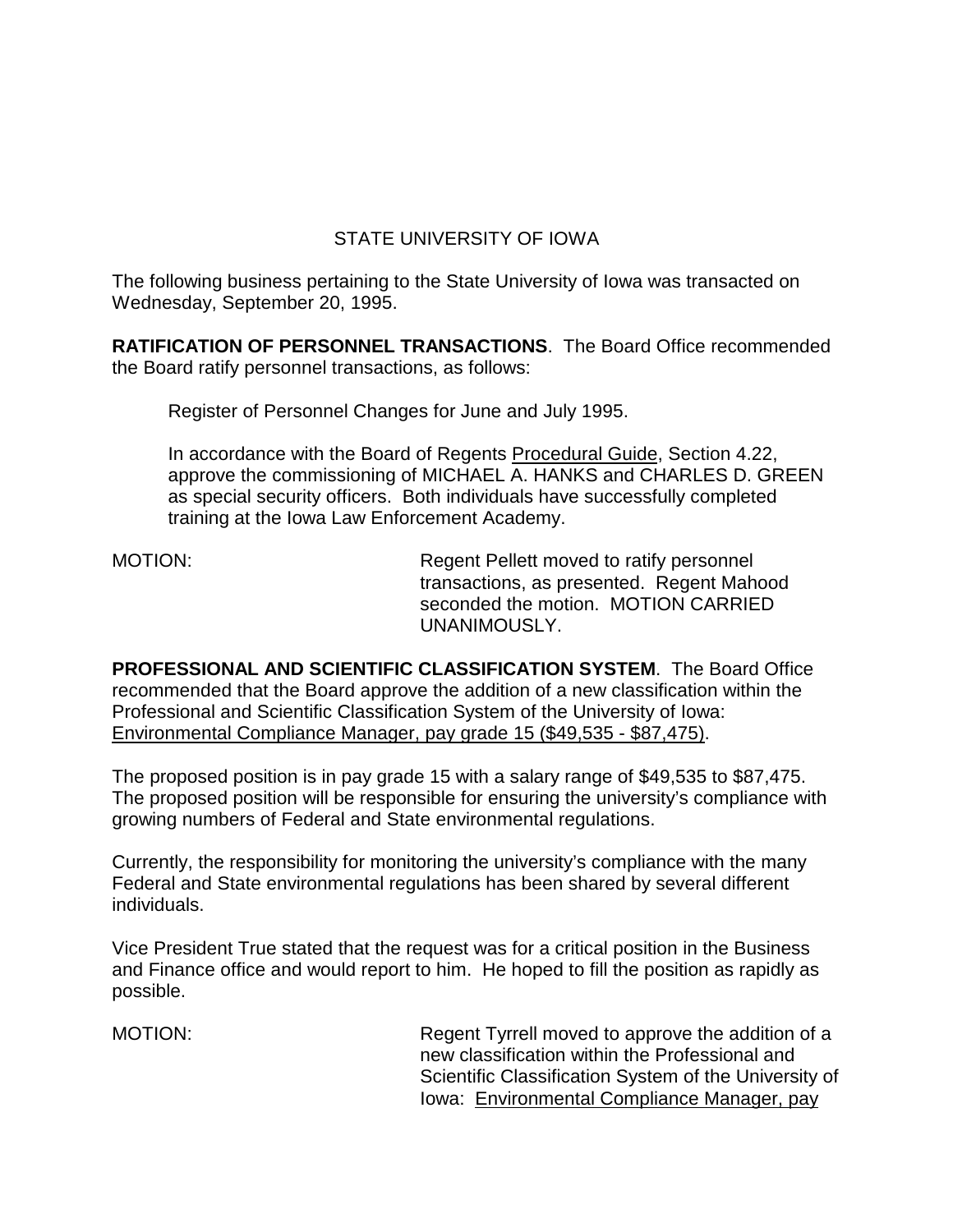STATE UNIVERSITY OF IOWA

The following business pertaining to the State University of Iowa was transacted on Wednesday, September 20, 1995.

**RATIFICATION OF PERSONNEL TRANSACTIONS**. The Board Office recommended the Board ratify personnel transactions, as follows:

> Register of Personnel Changes for June and July 1995.
>
> In accordance with the Board of Regents Procedural Guide, Section 4.22, approve the commissioning of MICHAEL A. HANKS and CHARLES D. GREEN as special security officers. Both individuals have successfully completed training at the Iowa Law Enforcement Academy.

MOTION: Regent Pellett moved to ratify personnel transactions, as presented. Regent Mahood seconded the motion. MOTION CARRIED UNANIMOUSLY.

**PROFESSIONAL AND SCIENTIFIC CLASSIFICATION SYSTEM**. The Board Office recommended that the Board approve the addition of a new classification within the Professional and Scientific Classification System of the University of Iowa: Environmental Compliance Manager, pay grade 15 ($49,535 - $87,475).

The proposed position is in pay grade 15 with a salary range of $49,535 to $87,475. The proposed position will be responsible for ensuring the university's compliance with growing numbers of Federal and State environmental regulations.

Currently, the responsibility for monitoring the university's compliance with the many Federal and State environmental regulations has been shared by several different individuals.

Vice President True stated that the request was for a critical position in the Business and Finance office and would report to him. He hoped to fill the position as rapidly as possible.

MOTION: Regent Tyrrell moved to approve the addition of a new classification within the Professional and Scientific Classification System of the University of Iowa: Environmental Compliance Manager, pay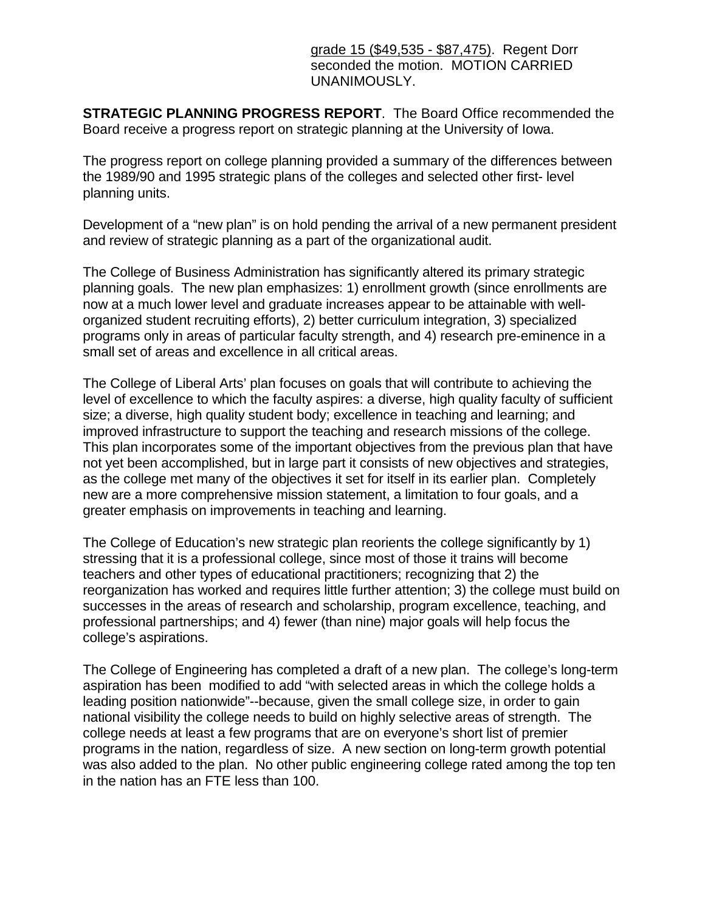grade 15 ($49,535 - $87,475). Regent Dorr seconded the motion. MOTION CARRIED UNANIMOUSLY.

**STRATEGIC PLANNING PROGRESS REPORT**. The Board Office recommended the Board receive a progress report on strategic planning at the University of Iowa.

The progress report on college planning provided a summary of the differences between the 1989/90 and 1995 strategic plans of the colleges and selected other first- level planning units.

Development of a “new plan” is on hold pending the arrival of a new permanent president and review of strategic planning as a part of the organizational audit.

The College of Business Administration has significantly altered its primary strategic planning goals. The new plan emphasizes: 1) enrollment growth (since enrollments are now at a much lower level and graduate increases appear to be attainable with well-organized student recruiting efforts), 2) better curriculum integration, 3) specialized programs only in areas of particular faculty strength, and 4) research pre-eminence in a small set of areas and excellence in all critical areas.

The College of Liberal Arts’ plan focuses on goals that will contribute to achieving the level of excellence to which the faculty aspires: a diverse, high quality faculty of sufficient size; a diverse, high quality student body; excellence in teaching and learning; and improved infrastructure to support the teaching and research missions of the college. This plan incorporates some of the important objectives from the previous plan that have not yet been accomplished, but in large part it consists of new objectives and strategies, as the college met many of the objectives it set for itself in its earlier plan. Completely new are a more comprehensive mission statement, a limitation to four goals, and a greater emphasis on improvements in teaching and learning.

The College of Education’s new strategic plan reorients the college significantly by 1) stressing that it is a professional college, since most of those it trains will become teachers and other types of educational practitioners; recognizing that 2) the reorganization has worked and requires little further attention; 3) the college must build on successes in the areas of research and scholarship, program excellence, teaching, and professional partnerships; and 4) fewer (than nine) major goals will help focus the college’s aspirations.

The College of Engineering has completed a draft of a new plan. The college’s long-term aspiration has been modified to add “with selected areas in which the college holds a leading position nationwide”--because, given the small college size, in order to gain national visibility the college needs to build on highly selective areas of strength. The college needs at least a few programs that are on everyone’s short list of premier programs in the nation, regardless of size. A new section on long-term growth potential was also added to the plan. No other public engineering college rated among the top ten in the nation has an FTE less than 100.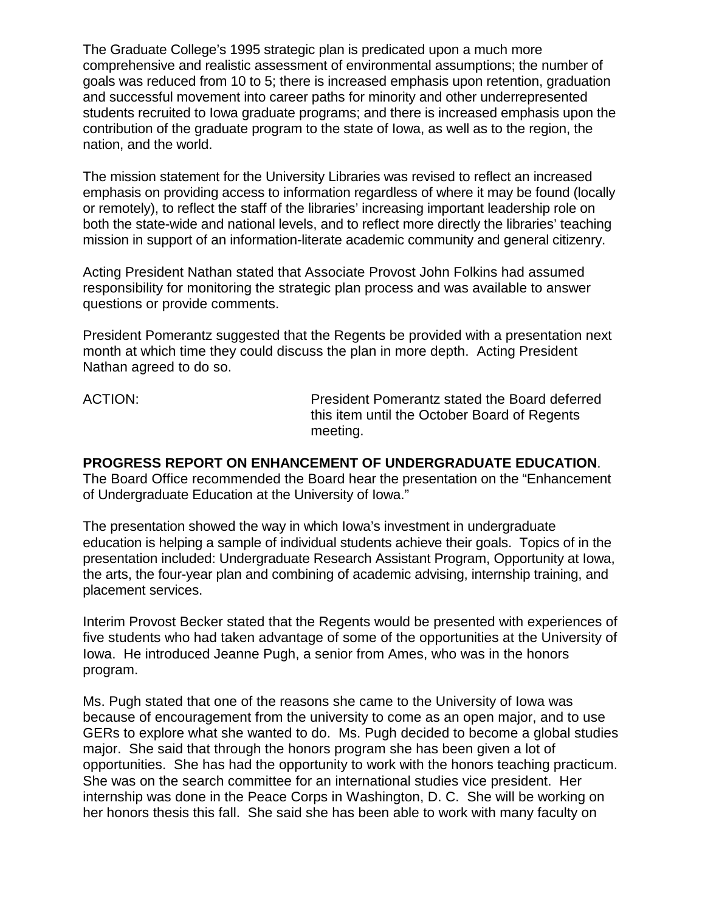The Graduate College's 1995 strategic plan is predicated upon a much more comprehensive and realistic assessment of environmental assumptions; the number of goals was reduced from 10 to 5; there is increased emphasis upon retention, graduation and successful movement into career paths for minority and other underrepresented students recruited to Iowa graduate programs; and there is increased emphasis upon the contribution of the graduate program to the state of Iowa, as well as to the region, the nation, and the world.

The mission statement for the University Libraries was revised to reflect an increased emphasis on providing access to information regardless of where it may be found (locally or remotely), to reflect the staff of the libraries' increasing important leadership role on both the state-wide and national levels, and to reflect more directly the libraries' teaching mission in support of an information-literate academic community and general citizenry.

Acting President Nathan stated that Associate Provost John Folkins had assumed responsibility for monitoring the strategic plan process and was available to answer questions or provide comments.

President Pomerantz suggested that the Regents be provided with a presentation next month at which time they could discuss the plan in more depth. Acting President Nathan agreed to do so.

ACTION: President Pomerantz stated the Board deferred this item until the October Board of Regents meeting.

**PROGRESS REPORT ON ENHANCEMENT OF UNDERGRADUATE EDUCATION**. The Board Office recommended the Board hear the presentation on the "Enhancement of Undergraduate Education at the University of Iowa."

The presentation showed the way in which Iowa's investment in undergraduate education is helping a sample of individual students achieve their goals. Topics of in the presentation included: Undergraduate Research Assistant Program, Opportunity at Iowa, the arts, the four-year plan and combining of academic advising, internship training, and placement services.

Interim Provost Becker stated that the Regents would be presented with experiences of five students who had taken advantage of some of the opportunities at the University of Iowa. He introduced Jeanne Pugh, a senior from Ames, who was in the honors program.

Ms. Pugh stated that one of the reasons she came to the University of Iowa was because of encouragement from the university to come as an open major, and to use GERs to explore what she wanted to do. Ms. Pugh decided to become a global studies major. She said that through the honors program she has been given a lot of opportunities. She has had the opportunity to work with the honors teaching practicum. She was on the search committee for an international studies vice president. Her internship was done in the Peace Corps in Washington, D. C. She will be working on her honors thesis this fall. She said she has been able to work with many faculty on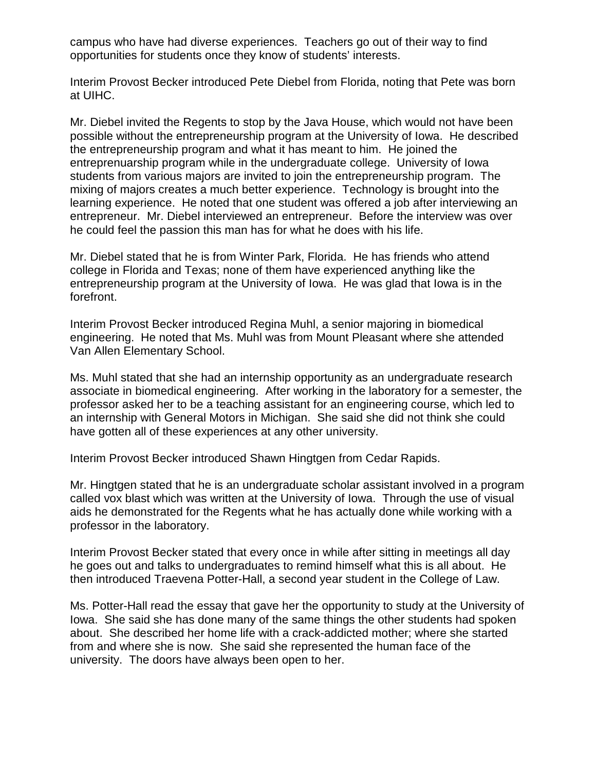campus who have had diverse experiences. Teachers go out of their way to find opportunities for students once they know of students' interests.

Interim Provost Becker introduced Pete Diebel from Florida, noting that Pete was born at UIHC.

Mr. Diebel invited the Regents to stop by the Java House, which would not have been possible without the entrepreneurship program at the University of Iowa. He described the entrepreneurship program and what it has meant to him. He joined the entreprenuarship program while in the undergraduate college. University of Iowa students from various majors are invited to join the entrepreneurship program. The mixing of majors creates a much better experience. Technology is brought into the learning experience. He noted that one student was offered a job after interviewing an entrepreneur. Mr. Diebel interviewed an entrepreneur. Before the interview was over he could feel the passion this man has for what he does with his life.

Mr. Diebel stated that he is from Winter Park, Florida. He has friends who attend college in Florida and Texas; none of them have experienced anything like the entrepreneurship program at the University of Iowa. He was glad that Iowa is in the forefront.

Interim Provost Becker introduced Regina Muhl, a senior majoring in biomedical engineering. He noted that Ms. Muhl was from Mount Pleasant where she attended Van Allen Elementary School.

Ms. Muhl stated that she had an internship opportunity as an undergraduate research associate in biomedical engineering. After working in the laboratory for a semester, the professor asked her to be a teaching assistant for an engineering course, which led to an internship with General Motors in Michigan. She said she did not think she could have gotten all of these experiences at any other university.

Interim Provost Becker introduced Shawn Hingtgen from Cedar Rapids.

Mr. Hingtgen stated that he is an undergraduate scholar assistant involved in a program called vox blast which was written at the University of Iowa. Through the use of visual aids he demonstrated for the Regents what he has actually done while working with a professor in the laboratory.

Interim Provost Becker stated that every once in while after sitting in meetings all day he goes out and talks to undergraduates to remind himself what this is all about. He then introduced Traevena Potter-Hall, a second year student in the College of Law.

Ms. Potter-Hall read the essay that gave her the opportunity to study at the University of Iowa. She said she has done many of the same things the other students had spoken about. She described her home life with a crack-addicted mother; where she started from and where she is now. She said she represented the human face of the university. The doors have always been open to her.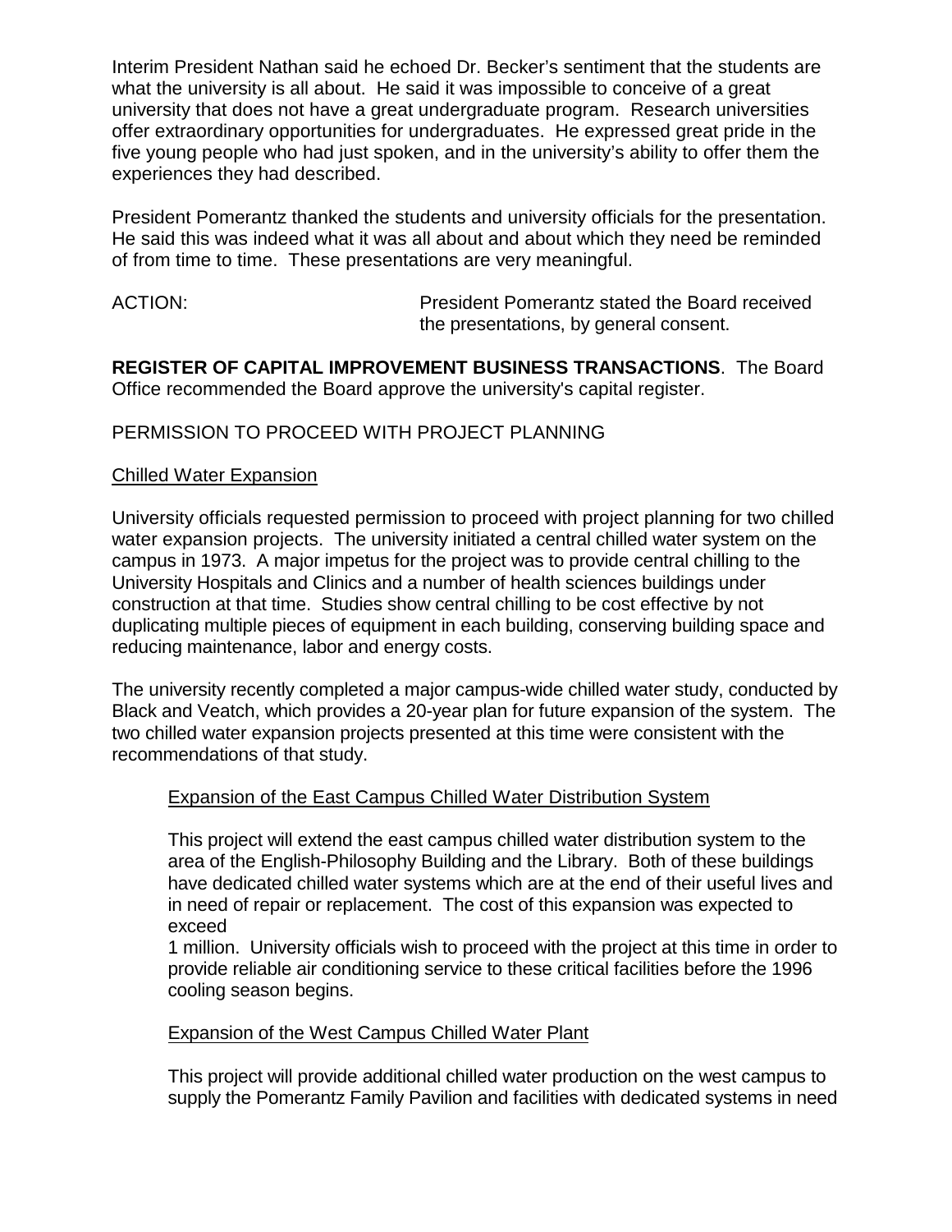Interim President Nathan said he echoed Dr. Becker's sentiment that the students are what the university is all about. He said it was impossible to conceive of a great university that does not have a great undergraduate program. Research universities offer extraordinary opportunities for undergraduates. He expressed great pride in the five young people who had just spoken, and in the university's ability to offer them the experiences they had described.

President Pomerantz thanked the students and university officials for the presentation. He said this was indeed what it was all about and about which they need be reminded of from time to time. These presentations are very meaningful.

ACTION: President Pomerantz stated the Board received the presentations, by general consent.

**REGISTER OF CAPITAL IMPROVEMENT BUSINESS TRANSACTIONS**. The Board Office recommended the Board approve the university's capital register.

PERMISSION TO PROCEED WITH PROJECT PLANNING

Chilled Water Expansion

University officials requested permission to proceed with project planning for two chilled water expansion projects. The university initiated a central chilled water system on the campus in 1973. A major impetus for the project was to provide central chilling to the University Hospitals and Clinics and a number of health sciences buildings under construction at that time. Studies show central chilling to be cost effective by not duplicating multiple pieces of equipment in each building, conserving building space and reducing maintenance, labor and energy costs.

The university recently completed a major campus-wide chilled water study, conducted by Black and Veatch, which provides a 20-year plan for future expansion of the system. The two chilled water expansion projects presented at this time were consistent with the recommendations of that study.

Expansion of the East Campus Chilled Water Distribution System

This project will extend the east campus chilled water distribution system to the area of the English-Philosophy Building and the Library. Both of these buildings have dedicated chilled water systems which are at the end of their useful lives and in need of repair or replacement. The cost of this expansion was expected to exceed
1 million. University officials wish to proceed with the project at this time in order to provide reliable air conditioning service to these critical facilities before the 1996 cooling season begins.

Expansion of the West Campus Chilled Water Plant

This project will provide additional chilled water production on the west campus to supply the Pomerantz Family Pavilion and facilities with dedicated systems in need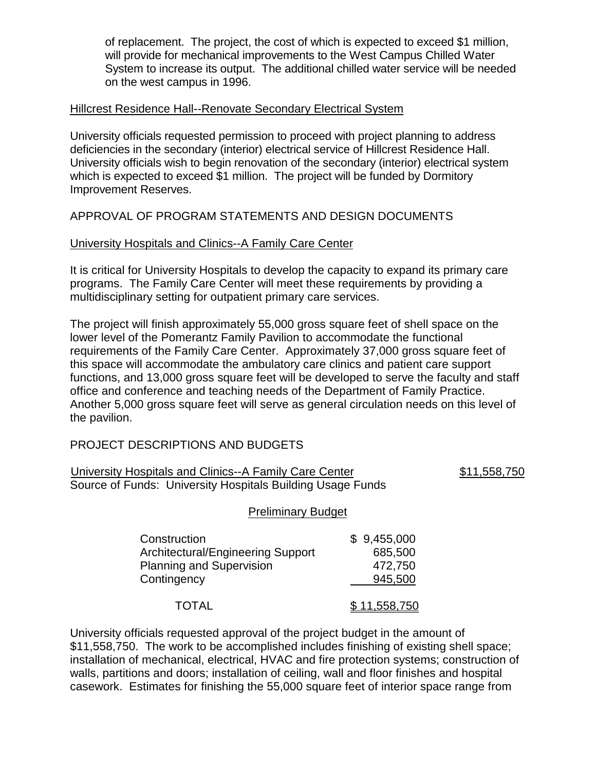of replacement. The project, the cost of which is expected to exceed $1 million, will provide for mechanical improvements to the West Campus Chilled Water System to increase its output. The additional chilled water service will be needed on the west campus in 1996.

Hillcrest Residence Hall--Renovate Secondary Electrical System

University officials requested permission to proceed with project planning to address deficiencies in the secondary (interior) electrical service of Hillcrest Residence Hall. University officials wish to begin renovation of the secondary (interior) electrical system which is expected to exceed $1 million. The project will be funded by Dormitory Improvement Reserves.

APPROVAL OF PROGRAM STATEMENTS AND DESIGN DOCUMENTS

University Hospitals and Clinics--A Family Care Center

It is critical for University Hospitals to develop the capacity to expand its primary care programs. The Family Care Center will meet these requirements by providing a multidisciplinary setting for outpatient primary care services.

The project will finish approximately 55,000 gross square feet of shell space on the lower level of the Pomerantz Family Pavilion to accommodate the functional requirements of the Family Care Center. Approximately 37,000 gross square feet of this space will accommodate the ambulatory care clinics and patient care support functions, and 13,000 gross square feet will be developed to serve the faculty and staff office and conference and teaching needs of the Department of Family Practice. Another 5,000 gross square feet will serve as general circulation needs on this level of the pavilion.

PROJECT DESCRIPTIONS AND BUDGETS

University Hospitals and Clinics--A Family Care Center — $11,558,750

Source of Funds: University Hospitals Building Usage Funds

Preliminary Budget

| | |
|---|---|
| Construction | $ 9,455,000 |
| Architectural/Engineering Support | 685,500 |
| Planning and Supervision | 472,750 |
| Contingency | 945,500 |
| TOTAL | $ 11,558,750 |

University officials requested approval of the project budget in the amount of $11,558,750. The work to be accomplished includes finishing of existing shell space; installation of mechanical, electrical, HVAC and fire protection systems; construction of walls, partitions and doors; installation of ceiling, wall and floor finishes and hospital casework. Estimates for finishing the 55,000 square feet of interior space range from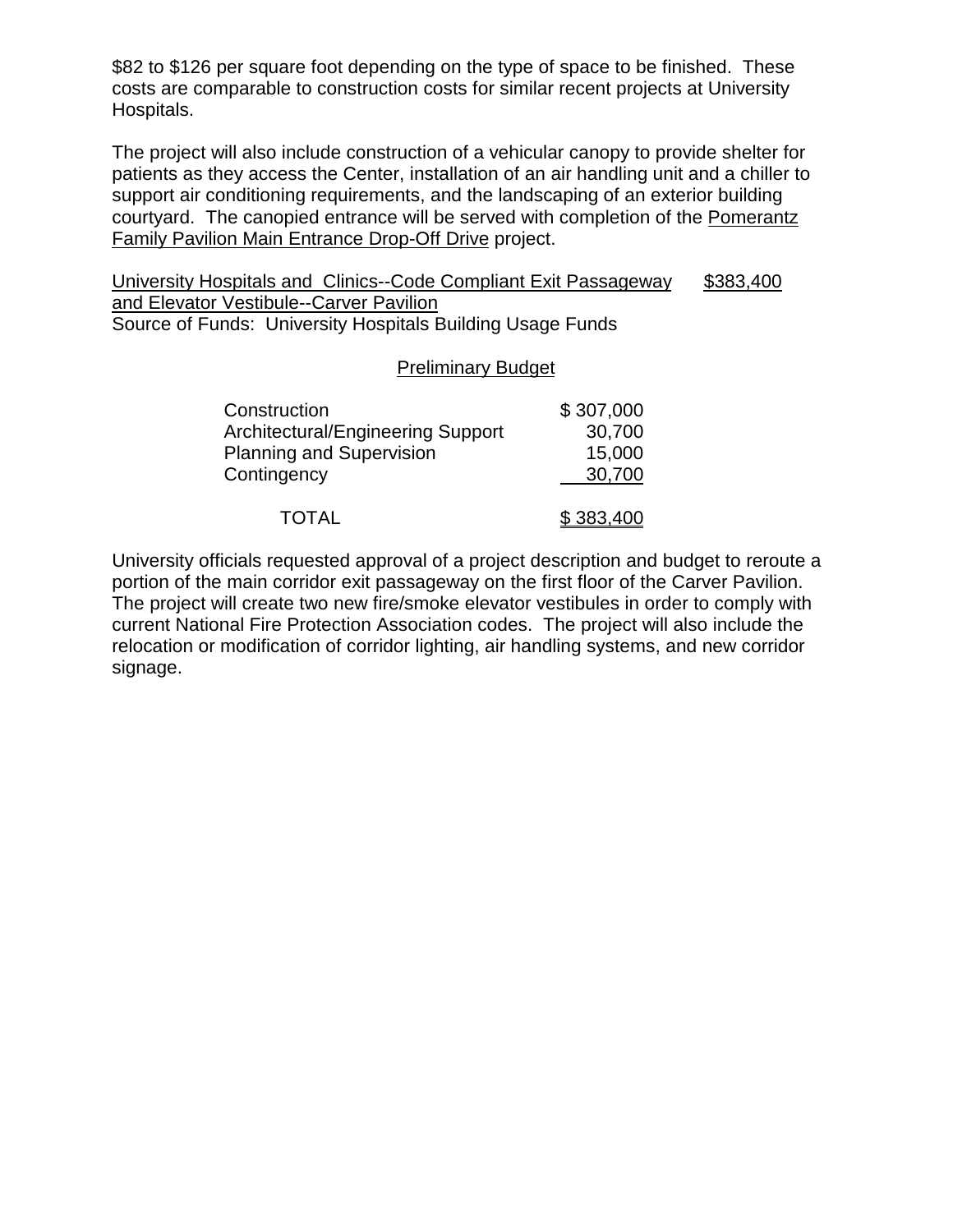$82 to $126 per square foot depending on the type of space to be finished. These costs are comparable to construction costs for similar recent projects at University Hospitals.

The project will also include construction of a vehicular canopy to provide shelter for patients as they access the Center, installation of an air handling unit and a chiller to support air conditioning requirements, and the landscaping of an exterior building courtyard. The canopied entrance will be served with completion of the Pomerantz Family Pavilion Main Entrance Drop-Off Drive project.

University Hospitals and Clinics--Code Compliant Exit Passageway and Elevator Vestibule--Carver Pavilion $383,400
Source of Funds: University Hospitals Building Usage Funds

Preliminary Budget

| | |
|---|---|
| Construction | $ 307,000 |
| Architectural/Engineering Support | 30,700 |
| Planning and Supervision | 15,000 |
| Contingency | 30,700 |
| TOTAL | $ 383,400 |

University officials requested approval of a project description and budget to reroute a portion of the main corridor exit passageway on the first floor of the Carver Pavilion. The project will create two new fire/smoke elevator vestibules in order to comply with current National Fire Protection Association codes. The project will also include the relocation or modification of corridor lighting, air handling systems, and new corridor signage.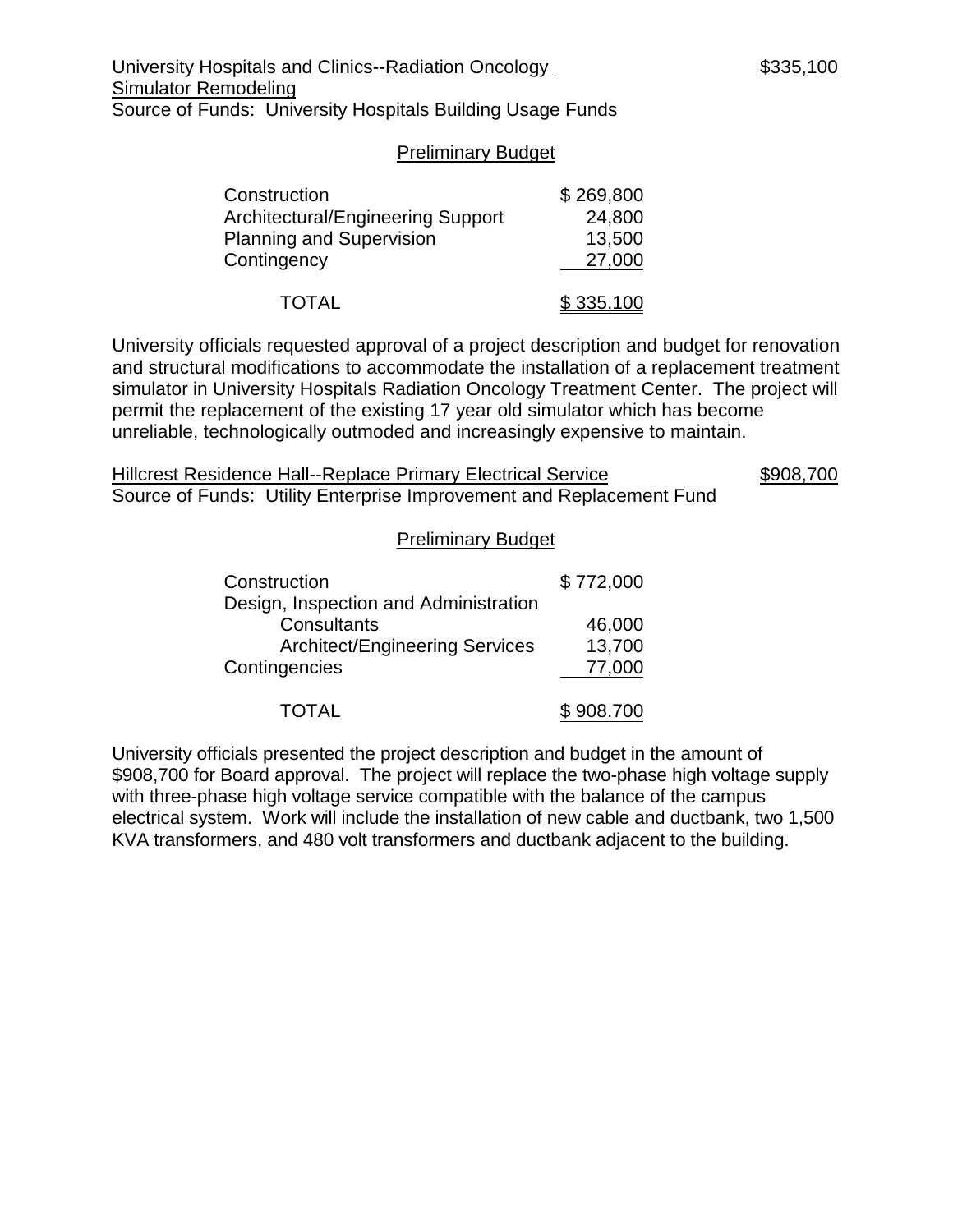University Hospitals and Clinics--Radiation Oncology Simulator Remodeling $335,100

Source of Funds: University Hospitals Building Usage Funds

Preliminary Budget

| | |
|---|---|
| Construction | $ 269,800 |
| Architectural/Engineering Support | 24,800 |
| Planning and Supervision | 13,500 |
| Contingency | 27,000 |
| TOTAL | $ 335,100 |

University officials requested approval of a project description and budget for renovation and structural modifications to accommodate the installation of a replacement treatment simulator in University Hospitals Radiation Oncology Treatment Center. The project will permit the replacement of the existing 17 year old simulator which has become unreliable, technologically outmoded and increasingly expensive to maintain.

Hillcrest Residence Hall--Replace Primary Electrical Service $908,700

Source of Funds: Utility Enterprise Improvement and Replacement Fund

Preliminary Budget

| | |
|---|---|
| Construction | $ 772,000 |
| Design, Inspection and Administration | |
| Consultants | 46,000 |
| Architect/Engineering Services | 13,700 |
| Contingencies | 77,000 |
| TOTAL | $ 908.700 |

University officials presented the project description and budget in the amount of $908,700 for Board approval. The project will replace the two-phase high voltage supply with three-phase high voltage service compatible with the balance of the campus electrical system. Work will include the installation of new cable and ductbank, two 1,500 KVA transformers, and 480 volt transformers and ductbank adjacent to the building.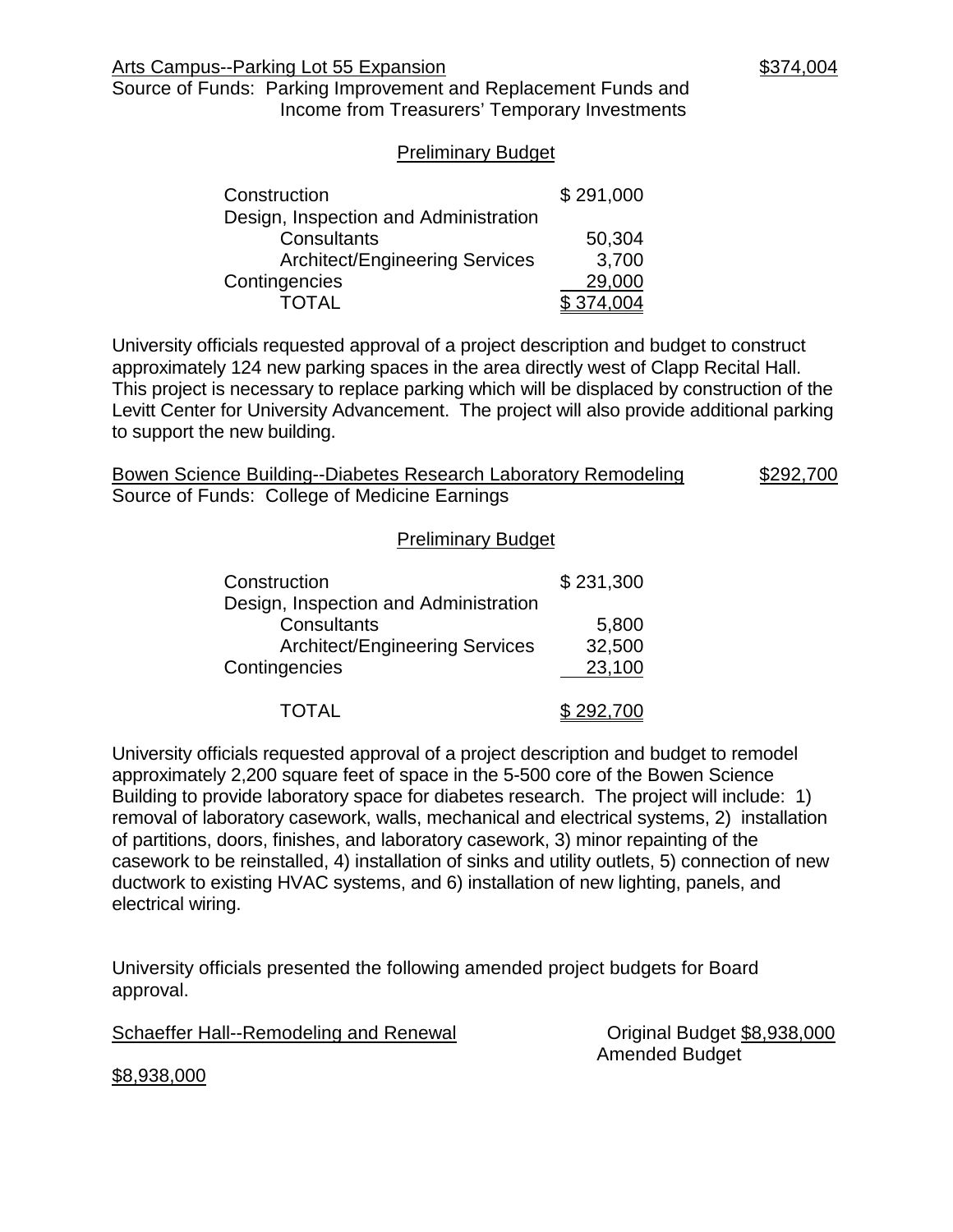Arts Campus--Parking Lot 55 Expansion $374,004

Source of Funds: Parking Improvement and Replacement Funds and Income from Treasurers' Temporary Investments

Preliminary Budget

| | |
|---|---|
| Construction | $ 291,000 |
| Design, Inspection and Administration | |
| Consultants | 50,304 |
| Architect/Engineering Services | 3,700 |
| Contingencies | 29,000 |
| TOTAL | $ 374,004 |

University officials requested approval of a project description and budget to construct approximately 124 new parking spaces in the area directly west of Clapp Recital Hall. This project is necessary to replace parking which will be displaced by construction of the Levitt Center for University Advancement. The project will also provide additional parking to support the new building.

Bowen Science Building--Diabetes Research Laboratory Remodeling $292,700

Source of Funds: College of Medicine Earnings

Preliminary Budget

| | |
|---|---|
| Construction | $ 231,300 |
| Design, Inspection and Administration | |
| Consultants | 5,800 |
| Architect/Engineering Services | 32,500 |
| Contingencies | 23,100 |
| TOTAL | $ 292,700 |

University officials requested approval of a project description and budget to remodel approximately 2,200 square feet of space in the 5-500 core of the Bowen Science Building to provide laboratory space for diabetes research. The project will include: 1) removal of laboratory casework, walls, mechanical and electrical systems, 2) installation of partitions, doors, finishes, and laboratory casework, 3) minor repainting of the casework to be reinstalled, 4) installation of sinks and utility outlets, 5) connection of new ductwork to existing HVAC systems, and 6) installation of new lighting, panels, and electrical wiring.

University officials presented the following amended project budgets for Board approval.

Schaeffer Hall--Remodeling and Renewal Original Budget $8,938,000

Amended Budget $8,938,000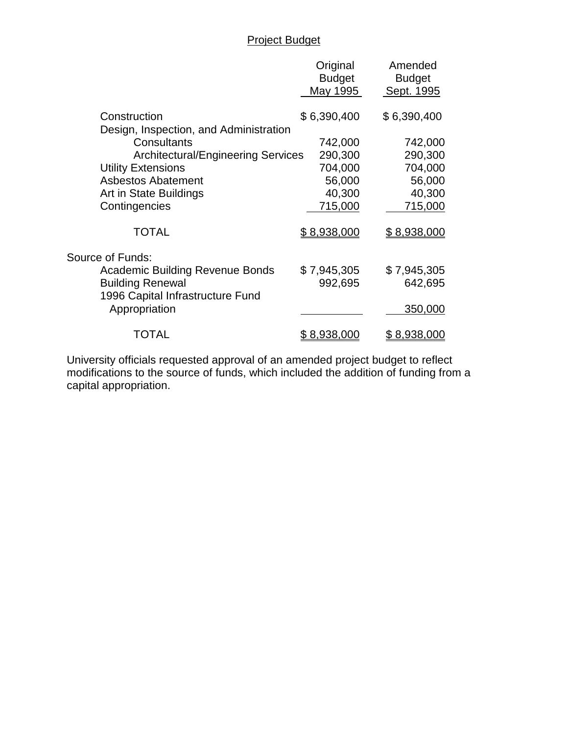Project Budget

| | Original Budget May 1995 | Amended Budget Sept. 1995 |
|---|---|---|
| Construction | $ 6,390,400 | $ 6,390,400 |
| Design, Inspection, and Administration | | |
| Consultants | 742,000 | 742,000 |
| Architectural/Engineering Services | 290,300 | 290,300 |
| Utility Extensions | 704,000 | 704,000 |
| Asbestos Abatement | 56,000 | 56,000 |
| Art in State Buildings | 40,300 | 40,300 |
| Contingencies | 715,000 | 715,000 |
| TOTAL | $ 8,938,000 | $ 8,938,000 |
| Source of Funds: | | |
| Academic Building Revenue Bonds | $ 7,945,305 | $ 7,945,305 |
| Building Renewal | 992,695 | 642,695 |
| 1996 Capital Infrastructure Fund Appropriation | | 350,000 |
| TOTAL | $ 8,938,000 | $ 8,938,000 |

University officials requested approval of an amended project budget to reflect modifications to the source of funds, which included the addition of funding from a capital appropriation.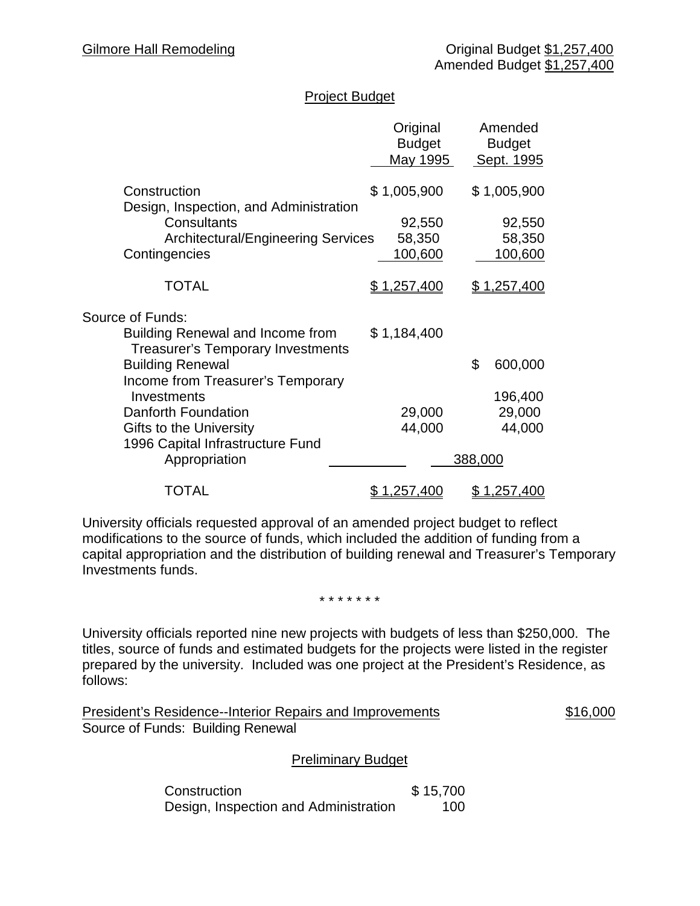Gilmore Hall Remodeling

Original Budget $1,257,400
Amended Budget $1,257,400

Project Budget

| | Original Budget May 1995 | Amended Budget Sept. 1995 |
|---|---|---|
| Construction | $ 1,005,900 | $ 1,005,900 |
| Design, Inspection, and Administration | | |
| Consultants | 92,550 | 92,550 |
| Architectural/Engineering Services | 58,350 | 58,350 |
| Contingencies | 100,600 | 100,600 |
| TOTAL | $ 1,257,400 | $ 1,257,400 |
| Source of Funds: | | |
| Building Renewal and Income from Treasurer's Temporary Investments | $ 1,184,400 | |
| Building Renewal | | $ 600,000 |
| Income from Treasurer's Temporary Investments | | 196,400 |
| Danforth Foundation | 29,000 | 29,000 |
| Gifts to the University | 44,000 | 44,000 |
| 1996 Capital Infrastructure Fund Appropriation | | 388,000 |
| TOTAL | $ 1,257,400 | $ 1,257,400 |

University officials requested approval of an amended project budget to reflect modifications to the source of funds, which included the addition of funding from a capital appropriation and the distribution of building renewal and Treasurer's Temporary Investments funds.

\* \* \* \* \* \* \*

University officials reported nine new projects with budgets of less than $250,000. The titles, source of funds and estimated budgets for the projects were listed in the register prepared by the university. Included was one project at the President's Residence, as follows:

President's Residence--Interior Repairs and Improvements $16,000
Source of Funds: Building Renewal

Preliminary Budget

| | |
|---|---|
| Construction | $ 15,700 |
| Design, Inspection and Administration | 100 |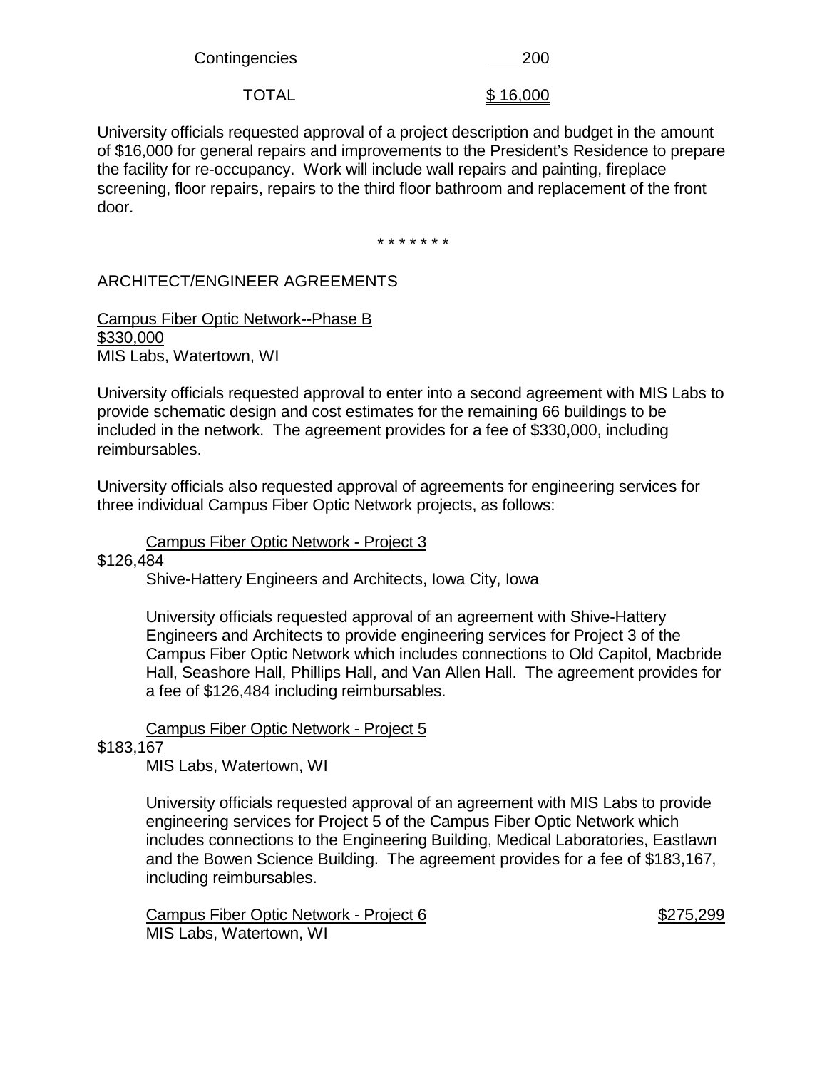| | |
|---|---|
| Contingencies | 200 |
| TOTAL | $ 16,000 |

University officials requested approval of a project description and budget in the amount of $16,000 for general repairs and improvements to the President's Residence to prepare the facility for re-occupancy. Work will include wall repairs and painting, fireplace screening, floor repairs, repairs to the third floor bathroom and replacement of the front door.

\* \* \* \* \* \* \*

ARCHITECT/ENGINEER AGREEMENTS

Campus Fiber Optic Network--Phase B
$330,000
MIS Labs, Watertown, WI

University officials requested approval to enter into a second agreement with MIS Labs to provide schematic design and cost estimates for the remaining 66 buildings to be included in the network. The agreement provides for a fee of $330,000, including reimbursables.

University officials also requested approval of agreements for engineering services for three individual Campus Fiber Optic Network projects, as follows:

Campus Fiber Optic Network - Project 3
$126,484
Shive-Hattery Engineers and Architects, Iowa City, Iowa

University officials requested approval of an agreement with Shive-Hattery Engineers and Architects to provide engineering services for Project 3 of the Campus Fiber Optic Network which includes connections to Old Capitol, Macbride Hall, Seashore Hall, Phillips Hall, and Van Allen Hall. The agreement provides for a fee of $126,484 including reimbursables.

Campus Fiber Optic Network - Project 5
$183,167
MIS Labs, Watertown, WI

University officials requested approval of an agreement with MIS Labs to provide engineering services for Project 5 of the Campus Fiber Optic Network which includes connections to the Engineering Building, Medical Laboratories, Eastlawn and the Bowen Science Building. The agreement provides for a fee of $183,167, including reimbursables.

Campus Fiber Optic Network - Project 6 $275,299
MIS Labs, Watertown, WI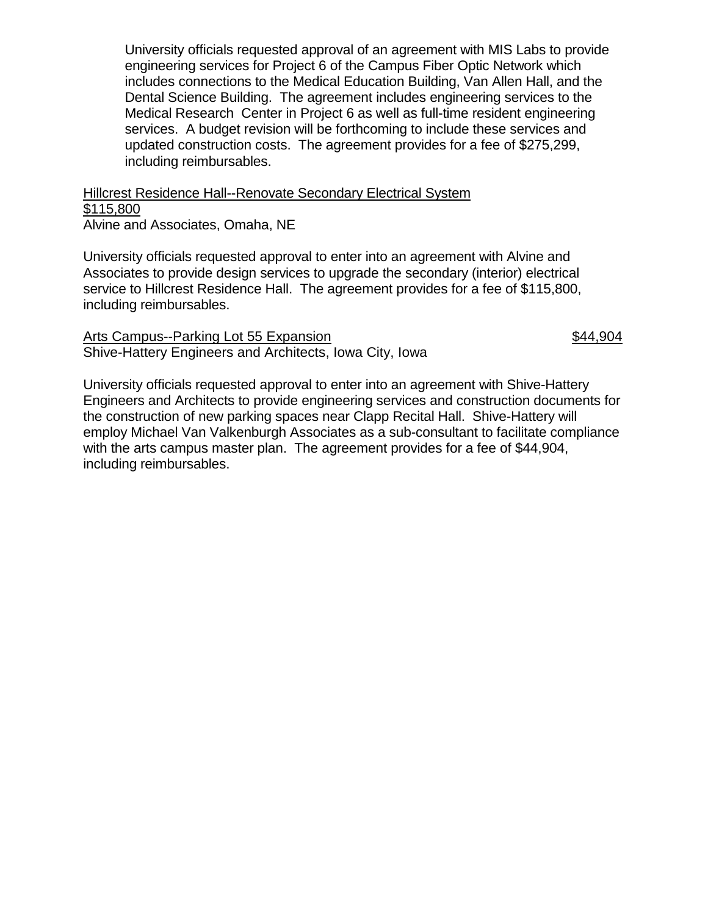University officials requested approval of an agreement with MIS Labs to provide engineering services for Project 6 of the Campus Fiber Optic Network which includes connections to the Medical Education Building, Van Allen Hall, and the Dental Science Building. The agreement includes engineering services to the Medical Research Center in Project 6 as well as full-time resident engineering services. A budget revision will be forthcoming to include these services and updated construction costs. The agreement provides for a fee of $275,299, including reimbursables.

<u>Hillcrest Residence Hall--Renovate Secondary Electrical System</u>
<u>$115,800</u>
Alvine and Associates, Omaha, NE

University officials requested approval to enter into an agreement with Alvine and Associates to provide design services to upgrade the secondary (interior) electrical service to Hillcrest Residence Hall. The agreement provides for a fee of $115,800, including reimbursables.

<u>Arts Campus--Parking Lot 55 Expansion</u> <u>$44,904</u>
Shive-Hattery Engineers and Architects, Iowa City, Iowa

University officials requested approval to enter into an agreement with Shive-Hattery Engineers and Architects to provide engineering services and construction documents for the construction of new parking spaces near Clapp Recital Hall. Shive-Hattery will employ Michael Van Valkenburgh Associates as a sub-consultant to facilitate compliance with the arts campus master plan. The agreement provides for a fee of $44,904, including reimbursables.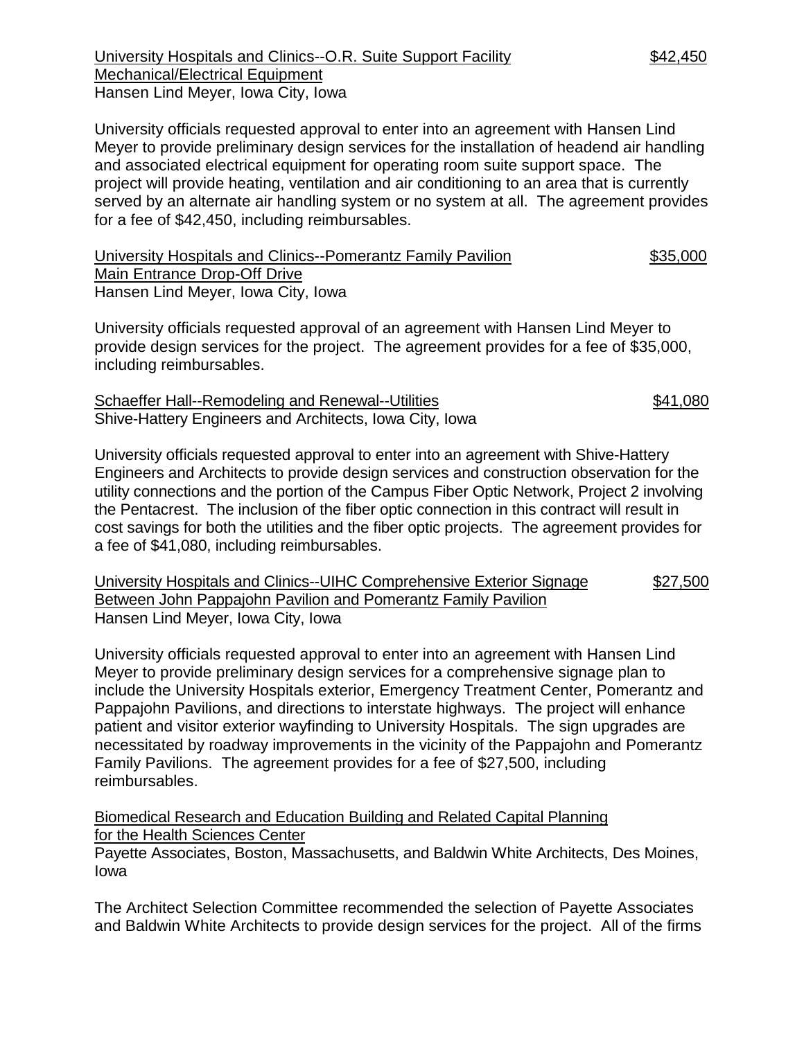University Hospitals and Clinics--O.R. Suite Support Facility Mechanical/Electrical Equipment — $42,450
Hansen Lind Meyer, Iowa City, Iowa

University officials requested approval to enter into an agreement with Hansen Lind Meyer to provide preliminary design services for the installation of headend air handling and associated electrical equipment for operating room suite support space. The project will provide heating, ventilation and air conditioning to an area that is currently served by an alternate air handling system or no system at all. The agreement provides for a fee of $42,450, including reimbursables.

University Hospitals and Clinics--Pomerantz Family Pavilion Main Entrance Drop-Off Drive — $35,000
Hansen Lind Meyer, Iowa City, Iowa

University officials requested approval of an agreement with Hansen Lind Meyer to provide design services for the project. The agreement provides for a fee of $35,000, including reimbursables.

Schaeffer Hall--Remodeling and Renewal--Utilities — $41,080
Shive-Hattery Engineers and Architects, Iowa City, Iowa

University officials requested approval to enter into an agreement with Shive-Hattery Engineers and Architects to provide design services and construction observation for the utility connections and the portion of the Campus Fiber Optic Network, Project 2 involving the Pentacrest. The inclusion of the fiber optic connection in this contract will result in cost savings for both the utilities and the fiber optic projects. The agreement provides for a fee of $41,080, including reimbursables.

University Hospitals and Clinics--UIHC Comprehensive Exterior Signage Between John Pappajohn Pavilion and Pomerantz Family Pavilion — $27,500
Hansen Lind Meyer, Iowa City, Iowa

University officials requested approval to enter into an agreement with Hansen Lind Meyer to provide preliminary design services for a comprehensive signage plan to include the University Hospitals exterior, Emergency Treatment Center, Pomerantz and Pappajohn Pavilions, and directions to interstate highways. The project will enhance patient and visitor exterior wayfinding to University Hospitals. The sign upgrades are necessitated by roadway improvements in the vicinity of the Pappajohn and Pomerantz Family Pavilions. The agreement provides for a fee of $27,500, including reimbursables.

Biomedical Research and Education Building and Related Capital Planning for the Health Sciences Center
Payette Associates, Boston, Massachusetts, and Baldwin White Architects, Des Moines, Iowa

The Architect Selection Committee recommended the selection of Payette Associates and Baldwin White Architects to provide design services for the project. All of the firms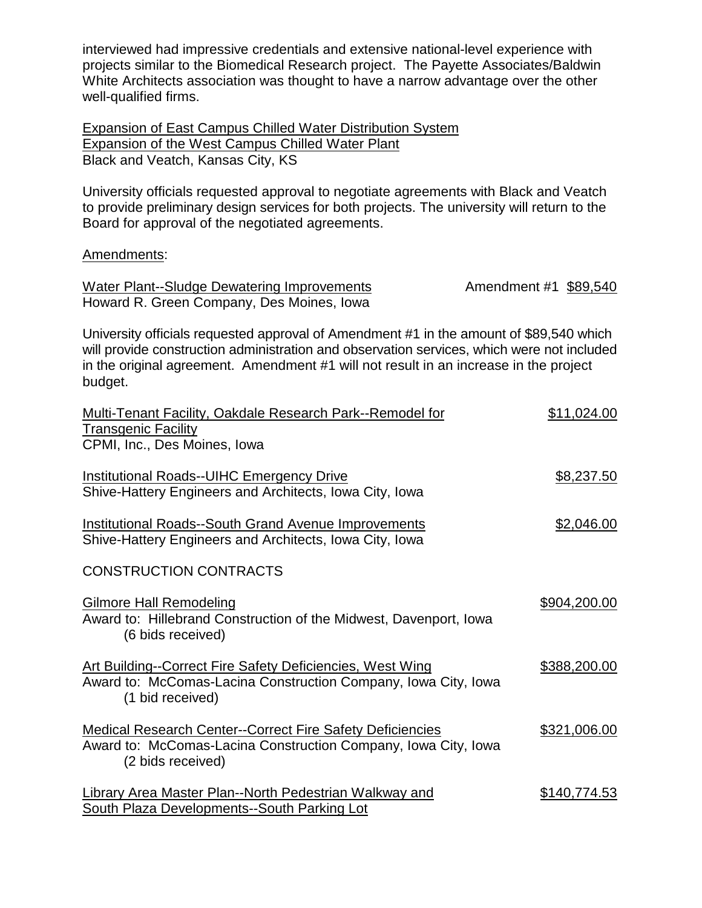interviewed had impressive credentials and extensive national-level experience with projects similar to the Biomedical Research project. The Payette Associates/Baldwin White Architects association was thought to have a narrow advantage over the other well-qualified firms.

<u>Expansion of East Campus Chilled Water Distribution System</u>
<u>Expansion of the West Campus Chilled Water Plant</u>
Black and Veatch, Kansas City, KS

University officials requested approval to negotiate agreements with Black and Veatch to provide preliminary design services for both projects. The university will return to the Board for approval of the negotiated agreements.

<u>Amendments</u>:

<u>Water Plant--Sludge Dewatering Improvements</u> — Amendment #1 <u>$89,540</u>
Howard R. Green Company, Des Moines, Iowa

University officials requested approval of Amendment #1 in the amount of $89,540 which will provide construction administration and observation services, which were not included in the original agreement. Amendment #1 will not result in an increase in the project budget.

<u>Multi-Tenant Facility, Oakdale Research Park--Remodel for Transgenic Facility</u> — <u>$11,024.00</u>
CPMI, Inc., Des Moines, Iowa

<u>Institutional Roads--UIHC Emergency Drive</u> — <u>$8,237.50</u>
Shive-Hattery Engineers and Architects, Iowa City, Iowa

<u>Institutional Roads--South Grand Avenue Improvements</u> — <u>$2,046.00</u>
Shive-Hattery Engineers and Architects, Iowa City, Iowa

CONSTRUCTION CONTRACTS

<u>Gilmore Hall Remodeling</u> — <u>$904,200.00</u>
Award to: Hillebrand Construction of the Midwest, Davenport, Iowa
(6 bids received)

<u>Art Building--Correct Fire Safety Deficiencies, West Wing</u> — <u>$388,200.00</u>
Award to: McComas-Lacina Construction Company, Iowa City, Iowa
(1 bid received)

<u>Medical Research Center--Correct Fire Safety Deficiencies</u> — <u>$321,006.00</u>
Award to: McComas-Lacina Construction Company, Iowa City, Iowa
(2 bids received)

<u>Library Area Master Plan--North Pedestrian Walkway and South Plaza Developments--South Parking Lot</u> — <u>$140,774.53</u>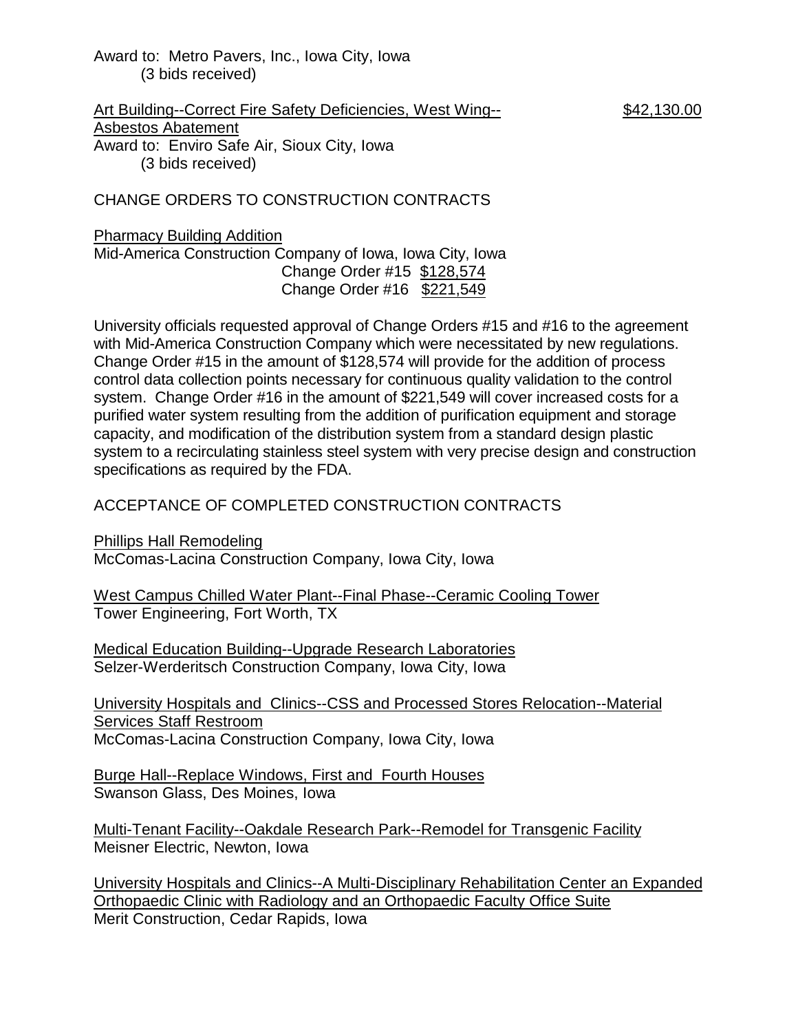Award to: Metro Pavers, Inc., Iowa City, Iowa
(3 bids received)

Art Building--Correct Fire Safety Deficiencies, West Wing-- Asbestos Abatement $42,130.00
Award to: Enviro Safe Air, Sioux City, Iowa
(3 bids received)

CHANGE ORDERS TO CONSTRUCTION CONTRACTS

Pharmacy Building Addition
Mid-America Construction Company of Iowa, Iowa City, Iowa
Change Order #15 $128,574
Change Order #16 $221,549

University officials requested approval of Change Orders #15 and #16 to the agreement with Mid-America Construction Company which were necessitated by new regulations. Change Order #15 in the amount of $128,574 will provide for the addition of process control data collection points necessary for continuous quality validation to the control system. Change Order #16 in the amount of $221,549 will cover increased costs for a purified water system resulting from the addition of purification equipment and storage capacity, and modification of the distribution system from a standard design plastic system to a recirculating stainless steel system with very precise design and construction specifications as required by the FDA.

ACCEPTANCE OF COMPLETED CONSTRUCTION CONTRACTS

Phillips Hall Remodeling
McComas-Lacina Construction Company, Iowa City, Iowa

West Campus Chilled Water Plant--Final Phase--Ceramic Cooling Tower
Tower Engineering, Fort Worth, TX

Medical Education Building--Upgrade Research Laboratories
Selzer-Werderitsch Construction Company, Iowa City, Iowa

University Hospitals and Clinics--CSS and Processed Stores Relocation--Material Services Staff Restroom
McComas-Lacina Construction Company, Iowa City, Iowa

Burge Hall--Replace Windows, First and Fourth Houses
Swanson Glass, Des Moines, Iowa

Multi-Tenant Facility--Oakdale Research Park--Remodel for Transgenic Facility
Meisner Electric, Newton, Iowa

University Hospitals and Clinics--A Multi-Disciplinary Rehabilitation Center an Expanded Orthopaedic Clinic with Radiology and an Orthopaedic Faculty Office Suite
Merit Construction, Cedar Rapids, Iowa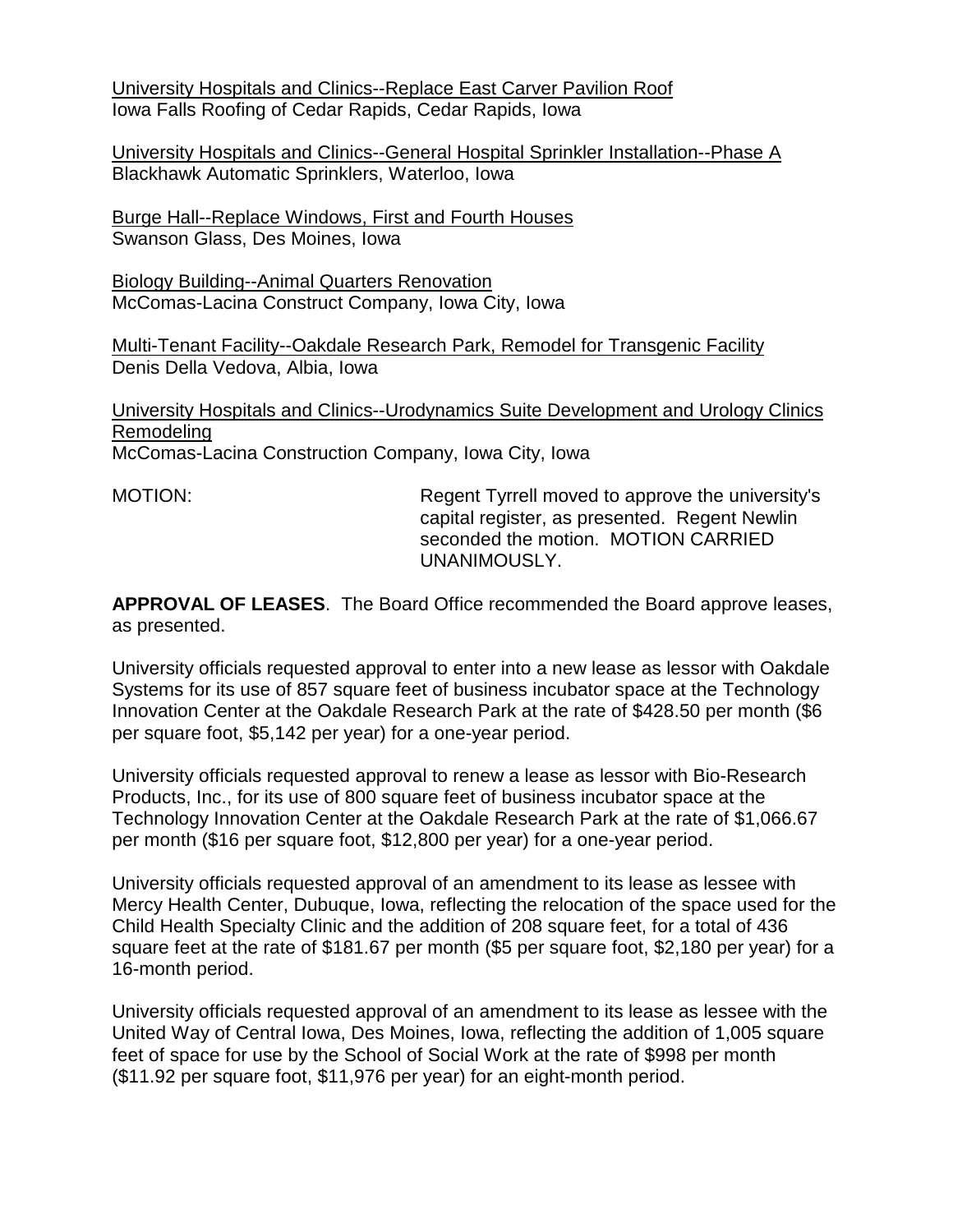University Hospitals and Clinics--Replace East Carver Pavilion Roof
Iowa Falls Roofing of Cedar Rapids, Cedar Rapids, Iowa

University Hospitals and Clinics--General Hospital Sprinkler Installation--Phase A
Blackhawk Automatic Sprinklers, Waterloo, Iowa

Burge Hall--Replace Windows, First and Fourth Houses
Swanson Glass, Des Moines, Iowa

Biology Building--Animal Quarters Renovation
McComas-Lacina Construct Company, Iowa City, Iowa

Multi-Tenant Facility--Oakdale Research Park, Remodel for Transgenic Facility
Denis Della Vedova, Albia, Iowa

University Hospitals and Clinics--Urodynamics Suite Development and Urology Clinics Remodeling
McComas-Lacina Construction Company, Iowa City, Iowa

MOTION: Regent Tyrrell moved to approve the university's capital register, as presented. Regent Newlin seconded the motion. MOTION CARRIED UNANIMOUSLY.

**APPROVAL OF LEASES**. The Board Office recommended the Board approve leases, as presented.

University officials requested approval to enter into a new lease as lessor with Oakdale Systems for its use of 857 square feet of business incubator space at the Technology Innovation Center at the Oakdale Research Park at the rate of $428.50 per month ($6 per square foot, $5,142 per year) for a one-year period.

University officials requested approval to renew a lease as lessor with Bio-Research Products, Inc., for its use of 800 square feet of business incubator space at the Technology Innovation Center at the Oakdale Research Park at the rate of $1,066.67 per month ($16 per square foot, $12,800 per year) for a one-year period.

University officials requested approval of an amendment to its lease as lessee with Mercy Health Center, Dubuque, Iowa, reflecting the relocation of the space used for the Child Health Specialty Clinic and the addition of 208 square feet, for a total of 436 square feet at the rate of $181.67 per month ($5 per square foot, $2,180 per year) for a 16-month period.

University officials requested approval of an amendment to its lease as lessee with the United Way of Central Iowa, Des Moines, Iowa, reflecting the addition of 1,005 square feet of space for use by the School of Social Work at the rate of $998 per month ($11.92 per square foot, $11,976 per year) for an eight-month period.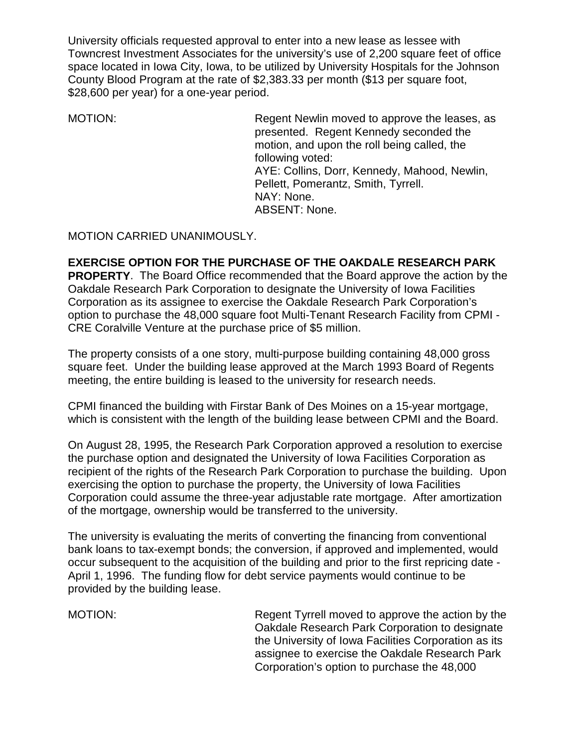University officials requested approval to enter into a new lease as lessee with Towncrest Investment Associates for the university's use of 2,200 square feet of office space located in Iowa City, Iowa, to be utilized by University Hospitals for the Johnson County Blood Program at the rate of $2,383.33 per month ($13 per square foot, $28,600 per year) for a one-year period.

MOTION: Regent Newlin moved to approve the leases, as presented. Regent Kennedy seconded the motion, and upon the roll being called, the following voted:
AYE: Collins, Dorr, Kennedy, Mahood, Newlin, Pellett, Pomerantz, Smith, Tyrrell.
NAY: None.
ABSENT: None.

MOTION CARRIED UNANIMOUSLY.

**EXERCISE OPTION FOR THE PURCHASE OF THE OAKDALE RESEARCH PARK PROPERTY**. The Board Office recommended that the Board approve the action by the Oakdale Research Park Corporation to designate the University of Iowa Facilities Corporation as its assignee to exercise the Oakdale Research Park Corporation's option to purchase the 48,000 square foot Multi-Tenant Research Facility from CPMI - CRE Coralville Venture at the purchase price of $5 million.

The property consists of a one story, multi-purpose building containing 48,000 gross square feet. Under the building lease approved at the March 1993 Board of Regents meeting, the entire building is leased to the university for research needs.

CPMI financed the building with Firstar Bank of Des Moines on a 15-year mortgage, which is consistent with the length of the building lease between CPMI and the Board.

On August 28, 1995, the Research Park Corporation approved a resolution to exercise the purchase option and designated the University of Iowa Facilities Corporation as recipient of the rights of the Research Park Corporation to purchase the building. Upon exercising the option to purchase the property, the University of Iowa Facilities Corporation could assume the three-year adjustable rate mortgage. After amortization of the mortgage, ownership would be transferred to the university.

The university is evaluating the merits of converting the financing from conventional bank loans to tax-exempt bonds; the conversion, if approved and implemented, would occur subsequent to the acquisition of the building and prior to the first repricing date - April 1, 1996. The funding flow for debt service payments would continue to be provided by the building lease.

MOTION: Regent Tyrrell moved to approve the action by the Oakdale Research Park Corporation to designate the University of Iowa Facilities Corporation as its assignee to exercise the Oakdale Research Park Corporation's option to purchase the 48,000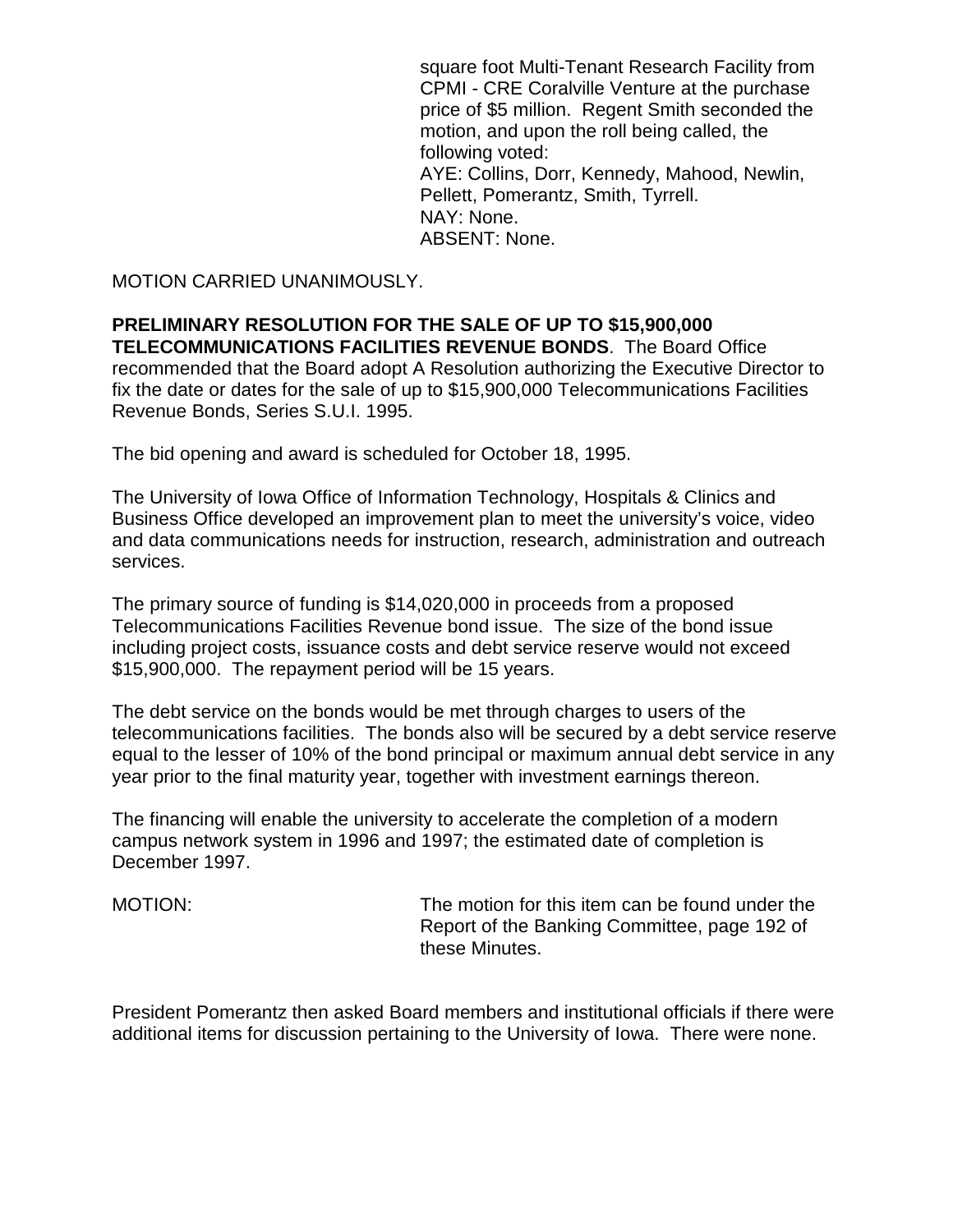square foot Multi-Tenant Research Facility from CPMI - CRE Coralville Venture at the purchase price of $5 million. Regent Smith seconded the motion, and upon the roll being called, the following voted:
AYE: Collins, Dorr, Kennedy, Mahood, Newlin, Pellett, Pomerantz, Smith, Tyrrell.
NAY: None.
ABSENT: None.

MOTION CARRIED UNANIMOUSLY.

**PRELIMINARY RESOLUTION FOR THE SALE OF UP TO $15,900,000 TELECOMMUNICATIONS FACILITIES REVENUE BONDS**. The Board Office recommended that the Board adopt A Resolution authorizing the Executive Director to fix the date or dates for the sale of up to $15,900,000 Telecommunications Facilities Revenue Bonds, Series S.U.I. 1995.

The bid opening and award is scheduled for October 18, 1995.

The University of Iowa Office of Information Technology, Hospitals & Clinics and Business Office developed an improvement plan to meet the university's voice, video and data communications needs for instruction, research, administration and outreach services.

The primary source of funding is $14,020,000 in proceeds from a proposed Telecommunications Facilities Revenue bond issue. The size of the bond issue including project costs, issuance costs and debt service reserve would not exceed $15,900,000. The repayment period will be 15 years.

The debt service on the bonds would be met through charges to users of the telecommunications facilities. The bonds also will be secured by a debt service reserve equal to the lesser of 10% of the bond principal or maximum annual debt service in any year prior to the final maturity year, together with investment earnings thereon.

The financing will enable the university to accelerate the completion of a modern campus network system in 1996 and 1997; the estimated date of completion is December 1997.

MOTION: The motion for this item can be found under the Report of the Banking Committee, page 192 of these Minutes.

President Pomerantz then asked Board members and institutional officials if there were additional items for discussion pertaining to the University of Iowa. There were none.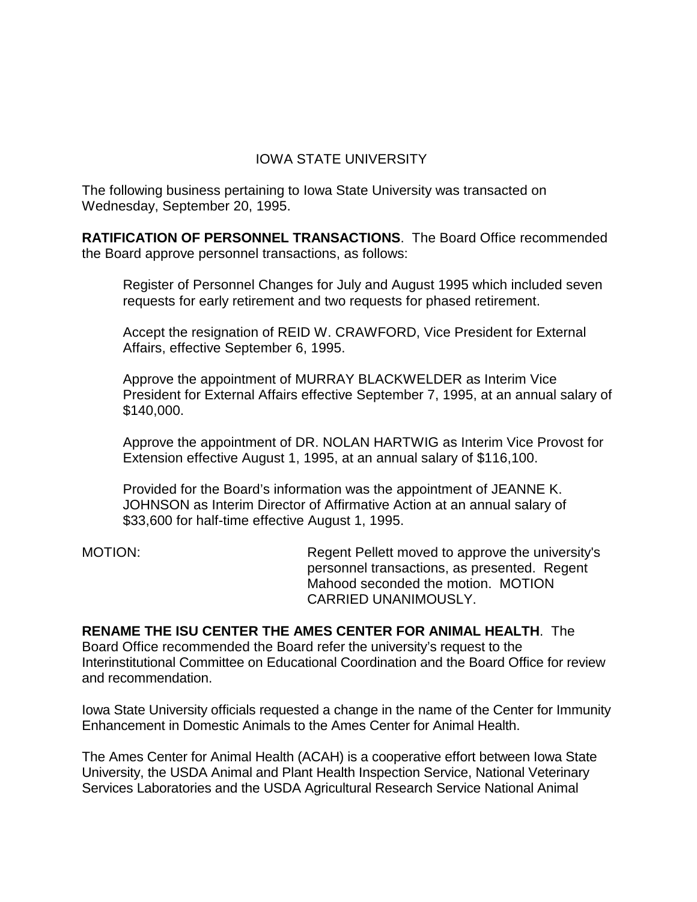IOWA STATE UNIVERSITY

The following business pertaining to Iowa State University was transacted on Wednesday, September 20, 1995.

**RATIFICATION OF PERSONNEL TRANSACTIONS**. The Board Office recommended the Board approve personnel transactions, as follows:

> Register of Personnel Changes for July and August 1995 which included seven requests for early retirement and two requests for phased retirement.
>
> Accept the resignation of REID W. CRAWFORD, Vice President for External Affairs, effective September 6, 1995.
>
> Approve the appointment of MURRAY BLACKWELDER as Interim Vice President for External Affairs effective September 7, 1995, at an annual salary of $140,000.
>
> Approve the appointment of DR. NOLAN HARTWIG as Interim Vice Provost for Extension effective August 1, 1995, at an annual salary of $116,100.
>
> Provided for the Board's information was the appointment of JEANNE K. JOHNSON as Interim Director of Affirmative Action at an annual salary of $33,600 for half-time effective August 1, 1995.

MOTION: Regent Pellett moved to approve the university's personnel transactions, as presented. Regent Mahood seconded the motion. MOTION CARRIED UNANIMOUSLY.

**RENAME THE ISU CENTER THE AMES CENTER FOR ANIMAL HEALTH**. The Board Office recommended the Board refer the university's request to the Interinstitutional Committee on Educational Coordination and the Board Office for review and recommendation.

Iowa State University officials requested a change in the name of the Center for Immunity Enhancement in Domestic Animals to the Ames Center for Animal Health.

The Ames Center for Animal Health (ACAH) is a cooperative effort between Iowa State University, the USDA Animal and Plant Health Inspection Service, National Veterinary Services Laboratories and the USDA Agricultural Research Service National Animal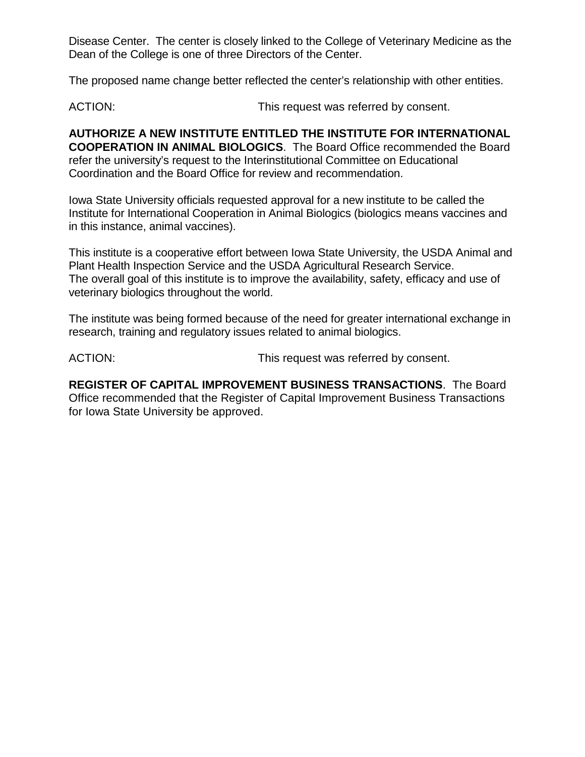Disease Center. The center is closely linked to the College of Veterinary Medicine as the Dean of the College is one of three Directors of the Center.

The proposed name change better reflected the center's relationship with other entities.

ACTION: This request was referred by consent.

**AUTHORIZE A NEW INSTITUTE ENTITLED THE INSTITUTE FOR INTERNATIONAL COOPERATION IN ANIMAL BIOLOGICS**. The Board Office recommended the Board refer the university's request to the Interinstitutional Committee on Educational Coordination and the Board Office for review and recommendation.

Iowa State University officials requested approval for a new institute to be called the Institute for International Cooperation in Animal Biologics (biologics means vaccines and in this instance, animal vaccines).

This institute is a cooperative effort between Iowa State University, the USDA Animal and Plant Health Inspection Service and the USDA Agricultural Research Service. The overall goal of this institute is to improve the availability, safety, efficacy and use of veterinary biologics throughout the world.

The institute was being formed because of the need for greater international exchange in research, training and regulatory issues related to animal biologics.

ACTION: This request was referred by consent.

**REGISTER OF CAPITAL IMPROVEMENT BUSINESS TRANSACTIONS**. The Board Office recommended that the Register of Capital Improvement Business Transactions for Iowa State University be approved.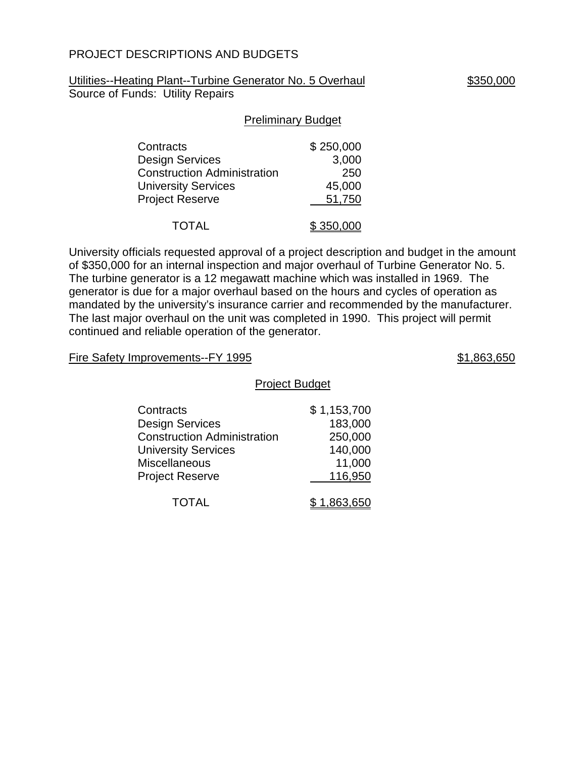PROJECT DESCRIPTIONS AND BUDGETS

Utilities--Heating Plant--Turbine Generator No. 5 Overhaul $350,000
Source of Funds: Utility Repairs

Preliminary Budget

| | |
|---|---|
| Contracts | $ 250,000 |
| Design Services | 3,000 |
| Construction Administration | 250 |
| University Services | 45,000 |
| Project Reserve | 51,750 |
| TOTAL | $ 350,000 |

University officials requested approval of a project description and budget in the amount of $350,000 for an internal inspection and major overhaul of Turbine Generator No. 5. The turbine generator is a 12 megawatt machine which was installed in 1969. The generator is due for a major overhaul based on the hours and cycles of operation as mandated by the university's insurance carrier and recommended by the manufacturer. The last major overhaul on the unit was completed in 1990. This project will permit continued and reliable operation of the generator.

Fire Safety Improvements--FY 1995 $1,863,650

Project Budget

| | |
|---|---|
| Contracts | $ 1,153,700 |
| Design Services | 183,000 |
| Construction Administration | 250,000 |
| University Services | 140,000 |
| Miscellaneous | 11,000 |
| Project Reserve | 116,950 |
| TOTAL | $ 1,863,650 |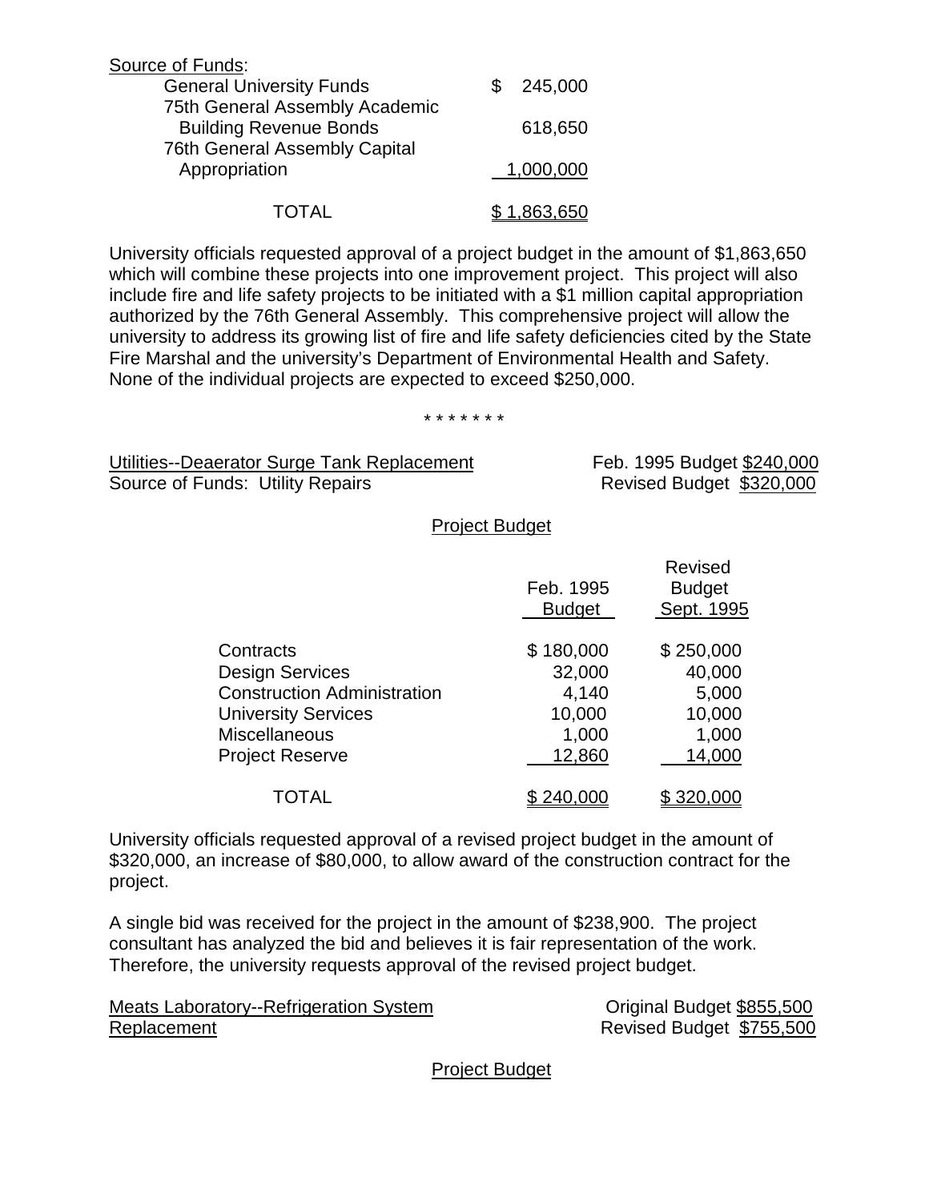Source of Funds:

| | |
|---|---|
| General University Funds | $ 245,000 |
| 75th General Assembly Academic Building Revenue Bonds | 618,650 |
| 76th General Assembly Capital Appropriation | 1,000,000 |
| TOTAL | $ 1,863,650 |

University officials requested approval of a project budget in the amount of $1,863,650 which will combine these projects into one improvement project. This project will also include fire and life safety projects to be initiated with a $1 million capital appropriation authorized by the 76th General Assembly. This comprehensive project will allow the university to address its growing list of fire and life safety deficiencies cited by the State Fire Marshal and the university's Department of Environmental Health and Safety. None of the individual projects are expected to exceed $250,000.

\* \* \* \* \* \* \*

Utilities--Deaerator Surge Tank Replacement — Feb. 1995 Budget $240,000
Source of Funds: Utility Repairs — Revised Budget $320,000

Project Budget

| | Feb. 1995 Budget | Revised Budget Sept. 1995 |
|---|---|---|
| Contracts | $ 180,000 | $ 250,000 |
| Design Services | 32,000 | 40,000 |
| Construction Administration | 4,140 | 5,000 |
| University Services | 10,000 | 10,000 |
| Miscellaneous | 1,000 | 1,000 |
| Project Reserve | 12,860 | 14,000 |
| TOTAL | $ 240,000 | $ 320,000 |

University officials requested approval of a revised project budget in the amount of $320,000, an increase of $80,000, to allow award of the construction contract for the project.

A single bid was received for the project in the amount of $238,900. The project consultant has analyzed the bid and believes it is fair representation of the work. Therefore, the university requests approval of the revised project budget.

Meats Laboratory--Refrigeration System Replacement — Original Budget $855,500
Revised Budget $755,500

Project Budget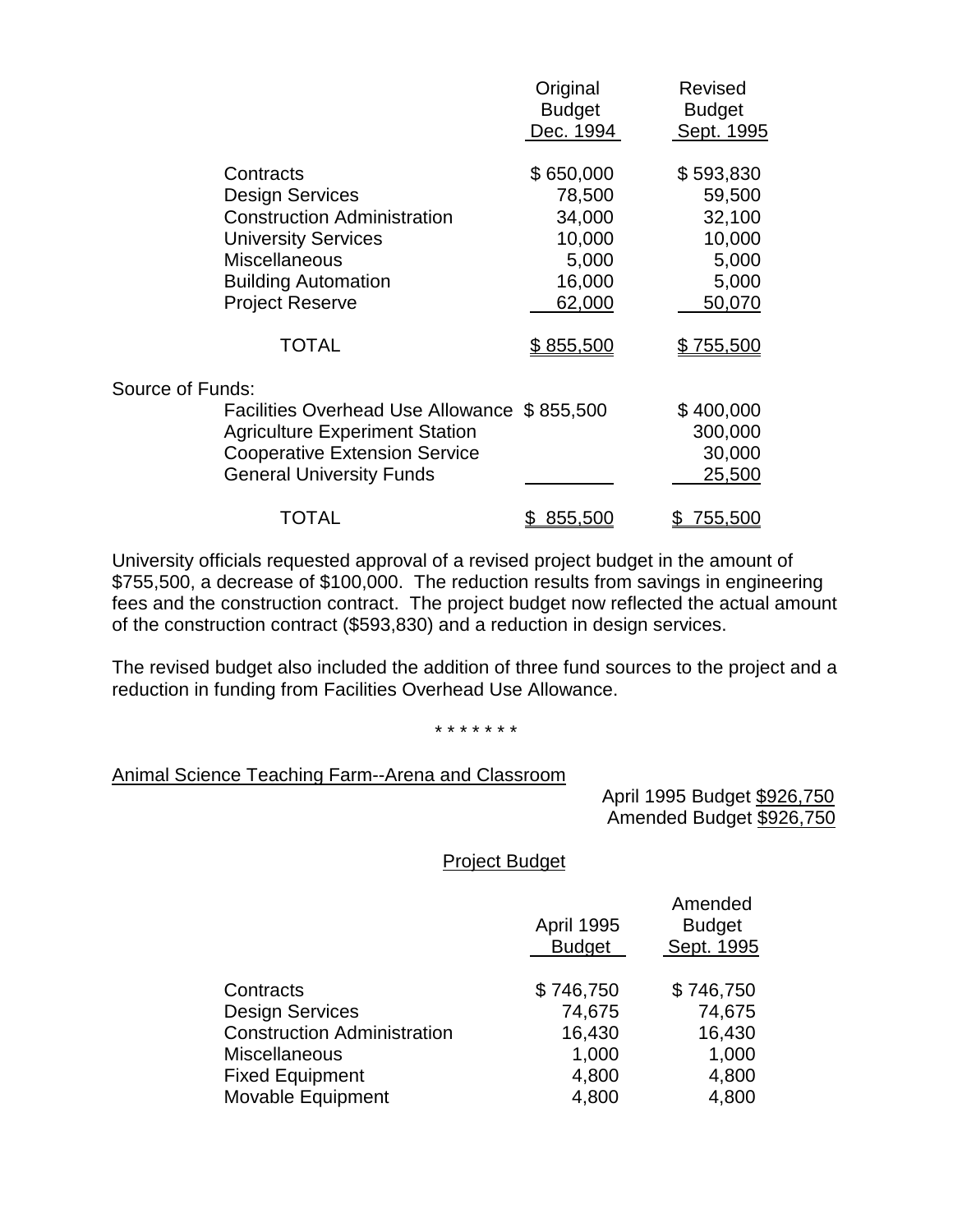| | Original Budget Dec. 1994 | Revised Budget Sept. 1995 |
|---|---|---|
| Contracts | $ 650,000 | $ 593,830 |
| Design Services | 78,500 | 59,500 |
| Construction Administration | 34,000 | 32,100 |
| University Services | 10,000 | 10,000 |
| Miscellaneous | 5,000 | 5,000 |
| Building Automation | 16,000 | 5,000 |
| Project Reserve | 62,000 | 50,070 |
| TOTAL | $ 855,500 | $ 755,500 |
| **Source of Funds:** | | |
| Facilities Overhead Use Allowance | $ 855,500 | $ 400,000 |
| Agriculture Experiment Station | | 300,000 |
| Cooperative Extension Service | | 30,000 |
| General University Funds | | 25,500 |
| TOTAL | $ 855,500 | $ 755,500 |

University officials requested approval of a revised project budget in the amount of $755,500, a decrease of $100,000. The reduction results from savings in engineering fees and the construction contract. The project budget now reflected the actual amount of the construction contract ($593,830) and a reduction in design services.

The revised budget also included the addition of three fund sources to the project and a reduction in funding from Facilities Overhead Use Allowance.

\* \* \* \* \* \* \*

Animal Science Teaching Farm--Arena and Classroom

April 1995 Budget $926,750
Amended Budget $926,750

Project Budget

| | April 1995 Budget | Amended Budget Sept. 1995 |
|---|---|---|
| Contracts | $ 746,750 | $ 746,750 |
| Design Services | 74,675 | 74,675 |
| Construction Administration | 16,430 | 16,430 |
| Miscellaneous | 1,000 | 1,000 |
| Fixed Equipment | 4,800 | 4,800 |
| Movable Equipment | 4,800 | 4,800 |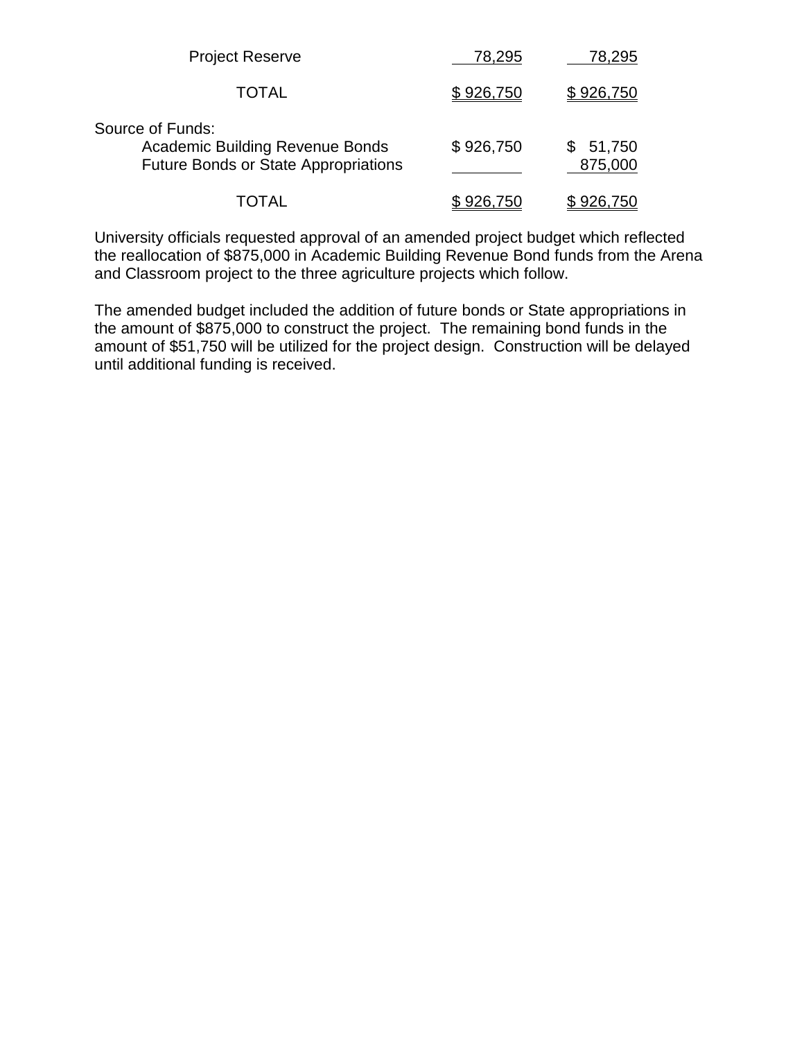| | | |
|---|---|---|
| Project Reserve | 78,295 | 78,295 |
| TOTAL | $ 926,750 | $ 926,750 |
| Source of Funds: | | |
| Academic Building Revenue Bonds | $ 926,750 | $ 51,750 |
| Future Bonds or State Appropriations | | 875,000 |
| TOTAL | $ 926,750 | $ 926,750 |

University officials requested approval of an amended project budget which reflected the reallocation of $875,000 in Academic Building Revenue Bond funds from the Arena and Classroom project to the three agriculture projects which follow.

The amended budget included the addition of future bonds or State appropriations in the amount of $875,000 to construct the project. The remaining bond funds in the amount of $51,750 will be utilized for the project design. Construction will be delayed until additional funding is received.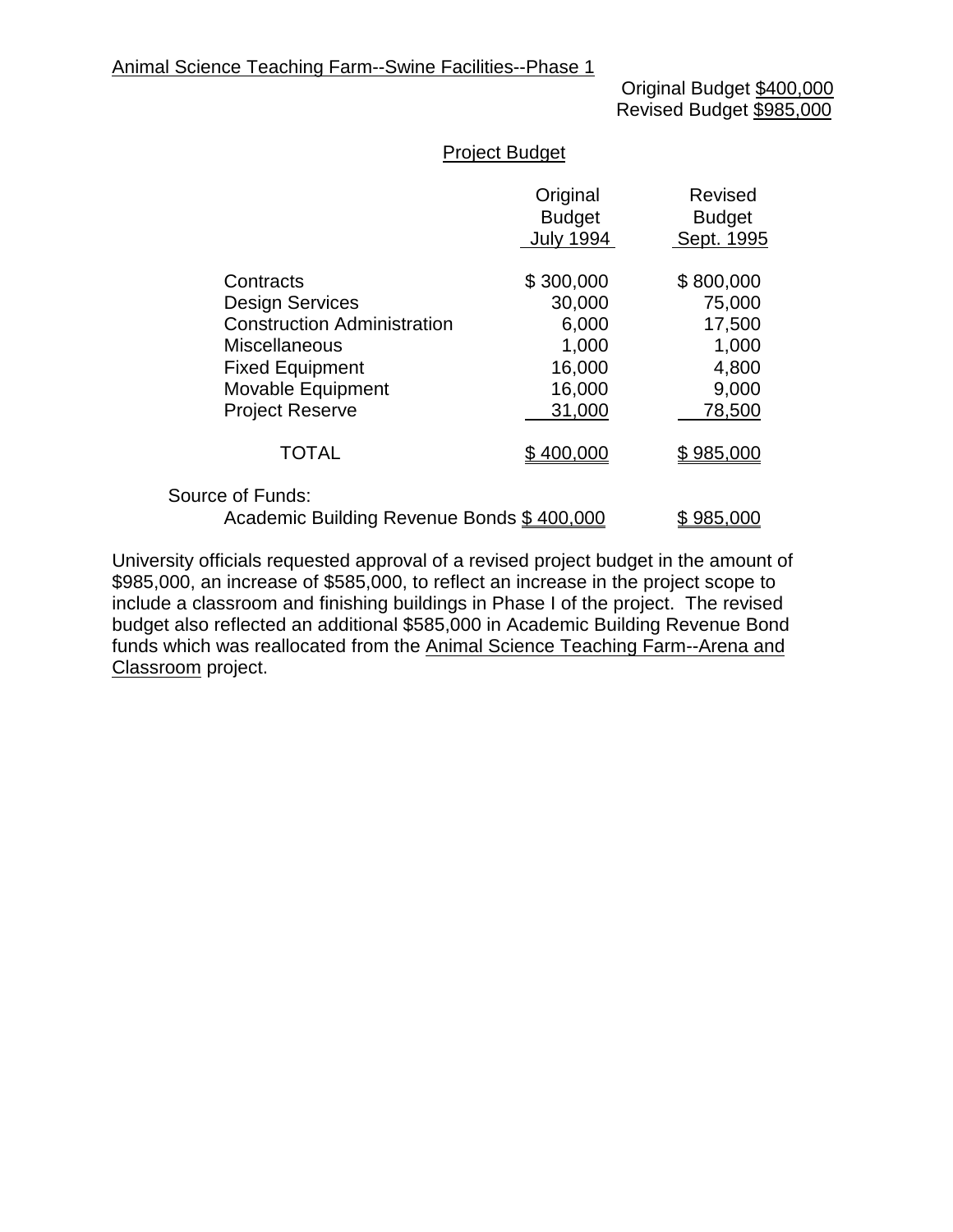Animal Science Teaching Farm--Swine Facilities--Phase 1

Original Budget $400,000
Revised Budget $985,000

Project Budget

| | Original Budget July 1994 | Revised Budget Sept. 1995 |
|---|---|---|
| Contracts | $ 300,000 | $ 800,000 |
| Design Services | 30,000 | 75,000 |
| Construction Administration | 6,000 | 17,500 |
| Miscellaneous | 1,000 | 1,000 |
| Fixed Equipment | 16,000 | 4,800 |
| Movable Equipment | 16,000 | 9,000 |
| Project Reserve | 31,000 | 78,500 |
| TOTAL | $ 400,000 | $ 985,000 |
| Source of Funds: | | |
| Academic Building Revenue Bonds | $ 400,000 | $ 985,000 |

University officials requested approval of a revised project budget in the amount of $985,000, an increase of $585,000, to reflect an increase in the project scope to include a classroom and finishing buildings in Phase I of the project. The revised budget also reflected an additional $585,000 in Academic Building Revenue Bond funds which was reallocated from the Animal Science Teaching Farm--Arena and Classroom project.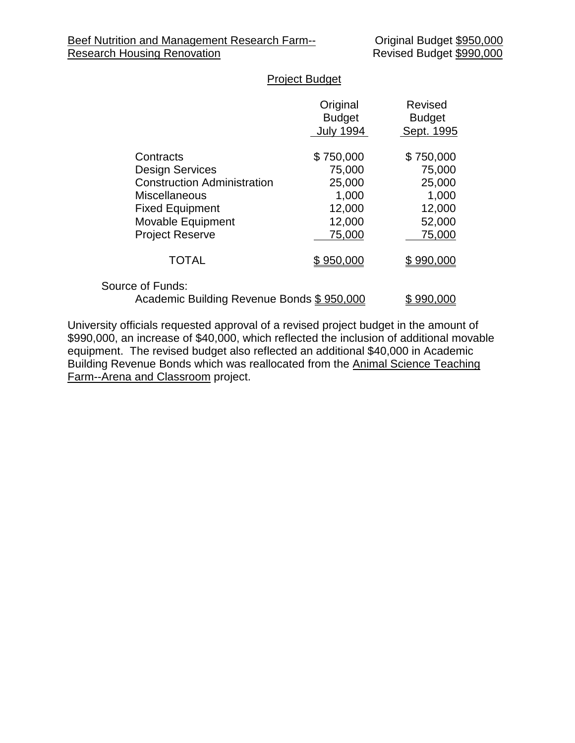Beef Nutrition and Management Research Farm-- Research Housing Renovation

Original Budget $950,000
Revised Budget $990,000

Project Budget

| | Original Budget July 1994 | Revised Budget Sept. 1995 |
|---|---|---|
| Contracts | $ 750,000 | $ 750,000 |
| Design Services | 75,000 | 75,000 |
| Construction Administration | 25,000 | 25,000 |
| Miscellaneous | 1,000 | 1,000 |
| Fixed Equipment | 12,000 | 12,000 |
| Movable Equipment | 12,000 | 52,000 |
| Project Reserve | 75,000 | 75,000 |
| TOTAL | $ 950,000 | $ 990,000 |
| Source of Funds: | | |
| Academic Building Revenue Bonds | $ 950,000 | $ 990,000 |

University officials requested approval of a revised project budget in the amount of $990,000, an increase of $40,000, which reflected the inclusion of additional movable equipment. The revised budget also reflected an additional $40,000 in Academic Building Revenue Bonds which was reallocated from the Animal Science Teaching Farm--Arena and Classroom project.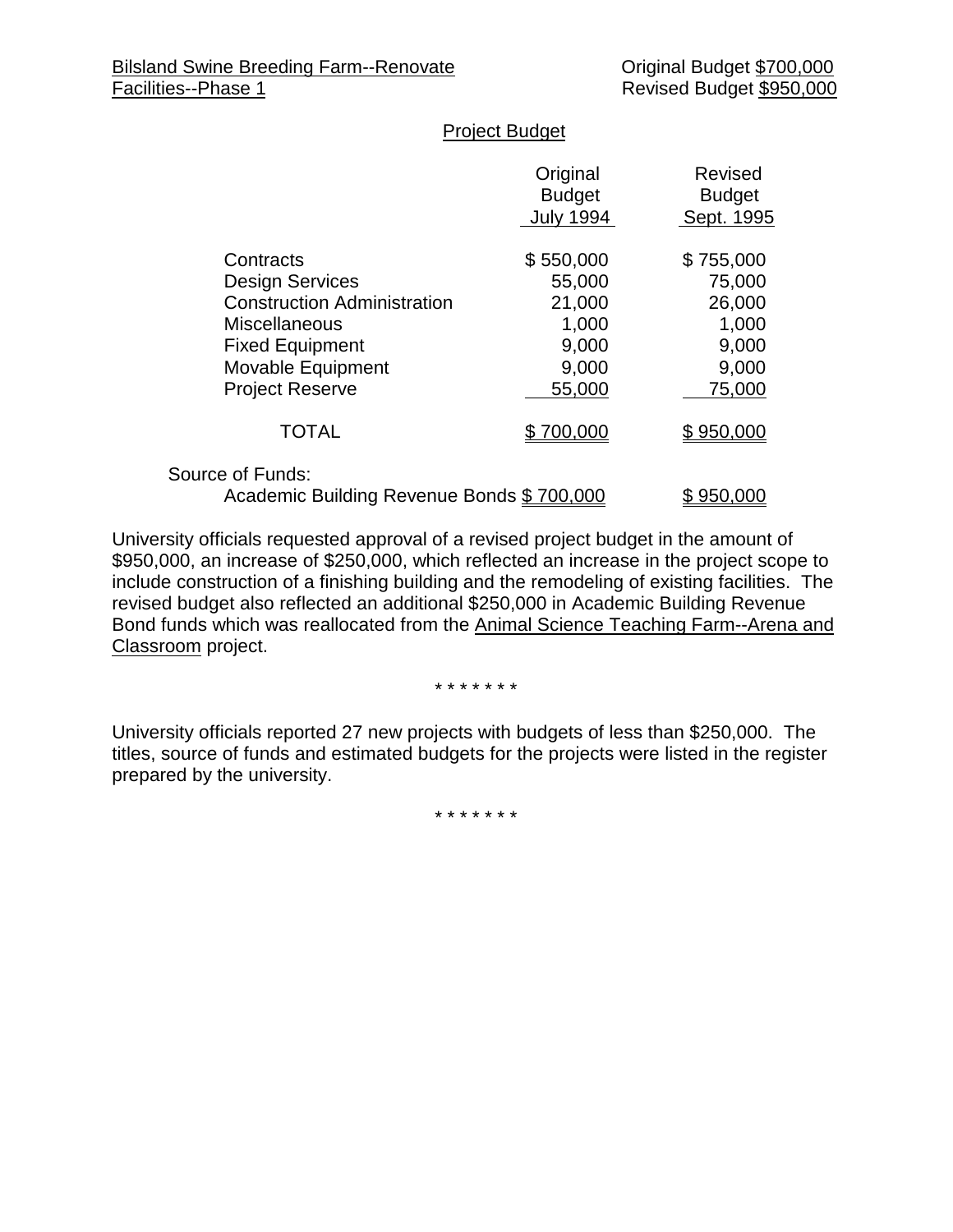Bilsland Swine Breeding Farm--Renovate Facilities--Phase 1

Original Budget $700,000
Revised Budget $950,000

Project Budget

| | Original Budget July 1994 | Revised Budget Sept. 1995 |
|---|---|---|
| Contracts | $ 550,000 | $ 755,000 |
| Design Services | 55,000 | 75,000 |
| Construction Administration | 21,000 | 26,000 |
| Miscellaneous | 1,000 | 1,000 |
| Fixed Equipment | 9,000 | 9,000 |
| Movable Equipment | 9,000 | 9,000 |
| Project Reserve | 55,000 | 75,000 |
| TOTAL | $ 700,000 | $ 950,000 |
| Source of Funds: | | |
| Academic Building Revenue Bonds | $ 700,000 | $ 950,000 |

University officials requested approval of a revised project budget in the amount of $950,000, an increase of $250,000, which reflected an increase in the project scope to include construction of a finishing building and the remodeling of existing facilities. The revised budget also reflected an additional $250,000 in Academic Building Revenue Bond funds which was reallocated from the Animal Science Teaching Farm--Arena and Classroom project.

\* \* \* \* \* \* \*

University officials reported 27 new projects with budgets of less than $250,000. The titles, source of funds and estimated budgets for the projects were listed in the register prepared by the university.

\* \* \* \* \* \* \*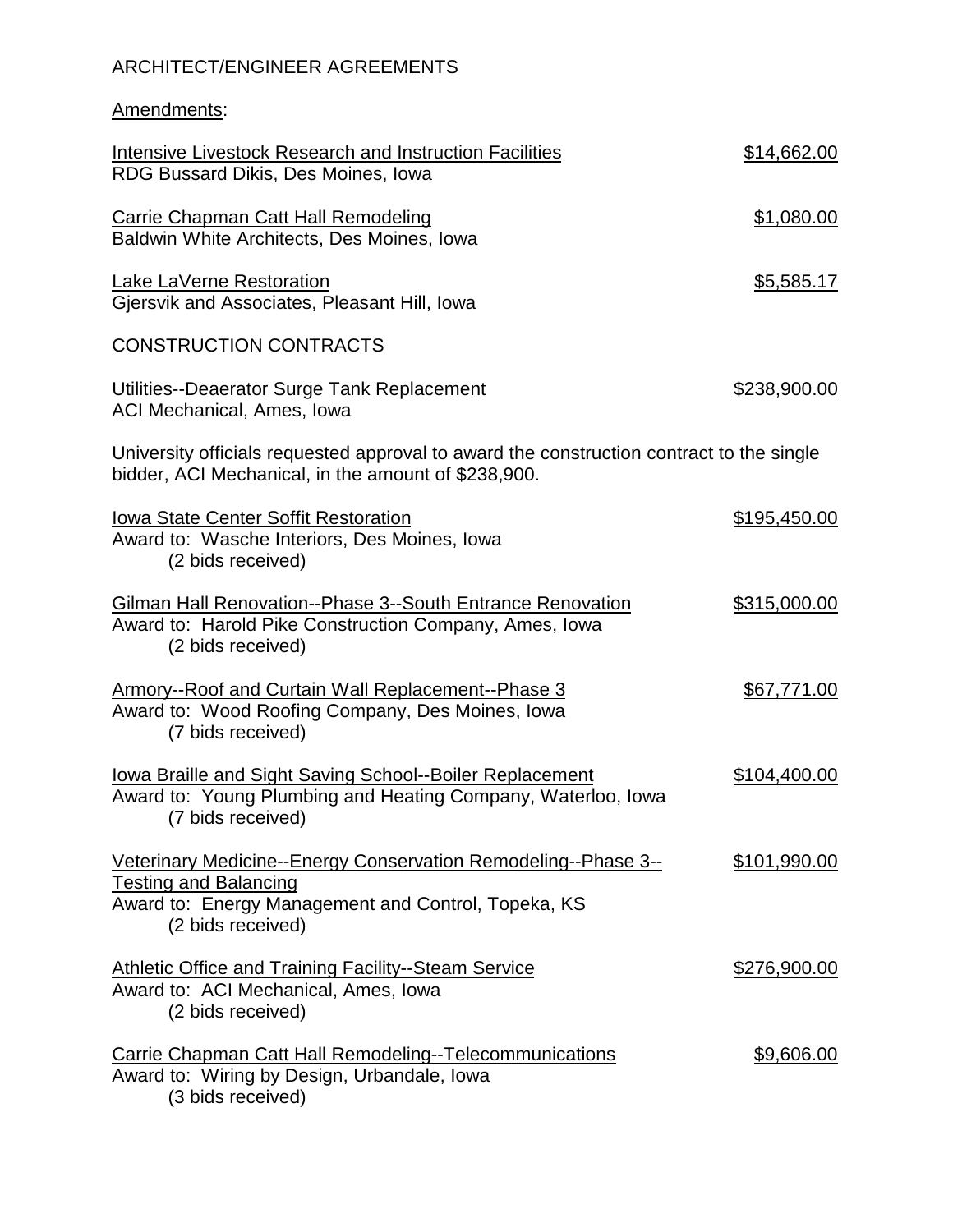ARCHITECT/ENGINEER AGREEMENTS

Amendments:

Intensive Livestock Research and Instruction Facilities — $14,662.00
RDG Bussard Dikis, Des Moines, Iowa

Carrie Chapman Catt Hall Remodeling — $1,080.00
Baldwin White Architects, Des Moines, Iowa

Lake LaVerne Restoration — $5,585.17
Gjersvik and Associates, Pleasant Hill, Iowa

CONSTRUCTION CONTRACTS

Utilities--Deaerator Surge Tank Replacement — $238,900.00
ACI Mechanical, Ames, Iowa

University officials requested approval to award the construction contract to the single bidder, ACI Mechanical, in the amount of $238,900.

Iowa State Center Soffit Restoration — $195,450.00
Award to: Wasche Interiors, Des Moines, Iowa
(2 bids received)

Gilman Hall Renovation--Phase 3--South Entrance Renovation — $315,000.00
Award to: Harold Pike Construction Company, Ames, Iowa
(2 bids received)

Armory--Roof and Curtain Wall Replacement--Phase 3 — $67,771.00
Award to: Wood Roofing Company, Des Moines, Iowa
(7 bids received)

Iowa Braille and Sight Saving School--Boiler Replacement — $104,400.00
Award to: Young Plumbing and Heating Company, Waterloo, Iowa
(7 bids received)

Veterinary Medicine--Energy Conservation Remodeling--Phase 3--Testing and Balancing — $101,990.00
Award to: Energy Management and Control, Topeka, KS
(2 bids received)

Athletic Office and Training Facility--Steam Service — $276,900.00
Award to: ACI Mechanical, Ames, Iowa
(2 bids received)

Carrie Chapman Catt Hall Remodeling--Telecommunications — $9,606.00
Award to: Wiring by Design, Urbandale, Iowa
(3 bids received)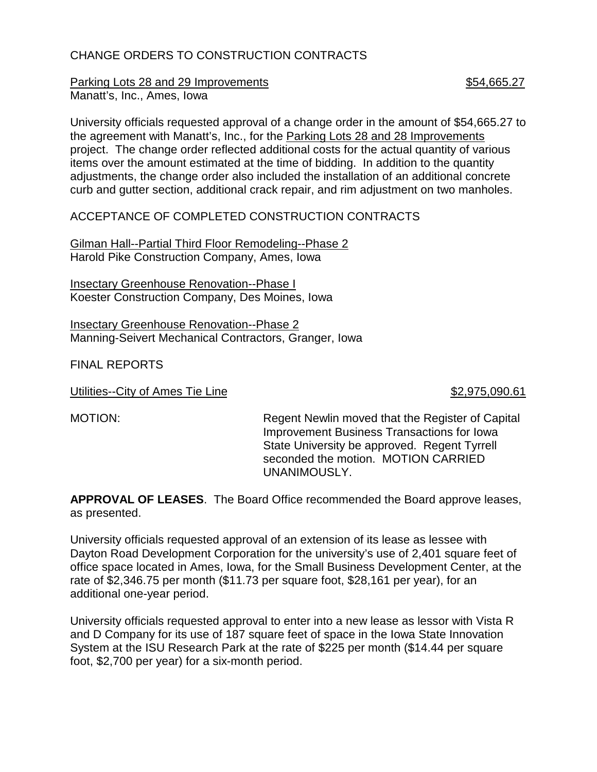CHANGE ORDERS TO CONSTRUCTION CONTRACTS

Parking Lots 28 and 29 Improvements $54,665.27
Manatt's, Inc., Ames, Iowa

University officials requested approval of a change order in the amount of $54,665.27 to the agreement with Manatt's, Inc., for the Parking Lots 28 and 28 Improvements project. The change order reflected additional costs for the actual quantity of various items over the amount estimated at the time of bidding. In addition to the quantity adjustments, the change order also included the installation of an additional concrete curb and gutter section, additional crack repair, and rim adjustment on two manholes.

ACCEPTANCE OF COMPLETED CONSTRUCTION CONTRACTS

Gilman Hall--Partial Third Floor Remodeling--Phase 2
Harold Pike Construction Company, Ames, Iowa

Insectary Greenhouse Renovation--Phase I
Koester Construction Company, Des Moines, Iowa

Insectary Greenhouse Renovation--Phase 2
Manning-Seivert Mechanical Contractors, Granger, Iowa

FINAL REPORTS

Utilities--City of Ames Tie Line $2,975,090.61

MOTION: Regent Newlin moved that the Register of Capital Improvement Business Transactions for Iowa State University be approved. Regent Tyrrell seconded the motion. MOTION CARRIED UNANIMOUSLY.

**APPROVAL OF LEASES**. The Board Office recommended the Board approve leases, as presented.

University officials requested approval of an extension of its lease as lessee with Dayton Road Development Corporation for the university's use of 2,401 square feet of office space located in Ames, Iowa, for the Small Business Development Center, at the rate of $2,346.75 per month ($11.73 per square foot, $28,161 per year), for an additional one-year period.

University officials requested approval to enter into a new lease as lessor with Vista R and D Company for its use of 187 square feet of space in the Iowa State Innovation System at the ISU Research Park at the rate of $225 per month ($14.44 per square foot, $2,700 per year) for a six-month period.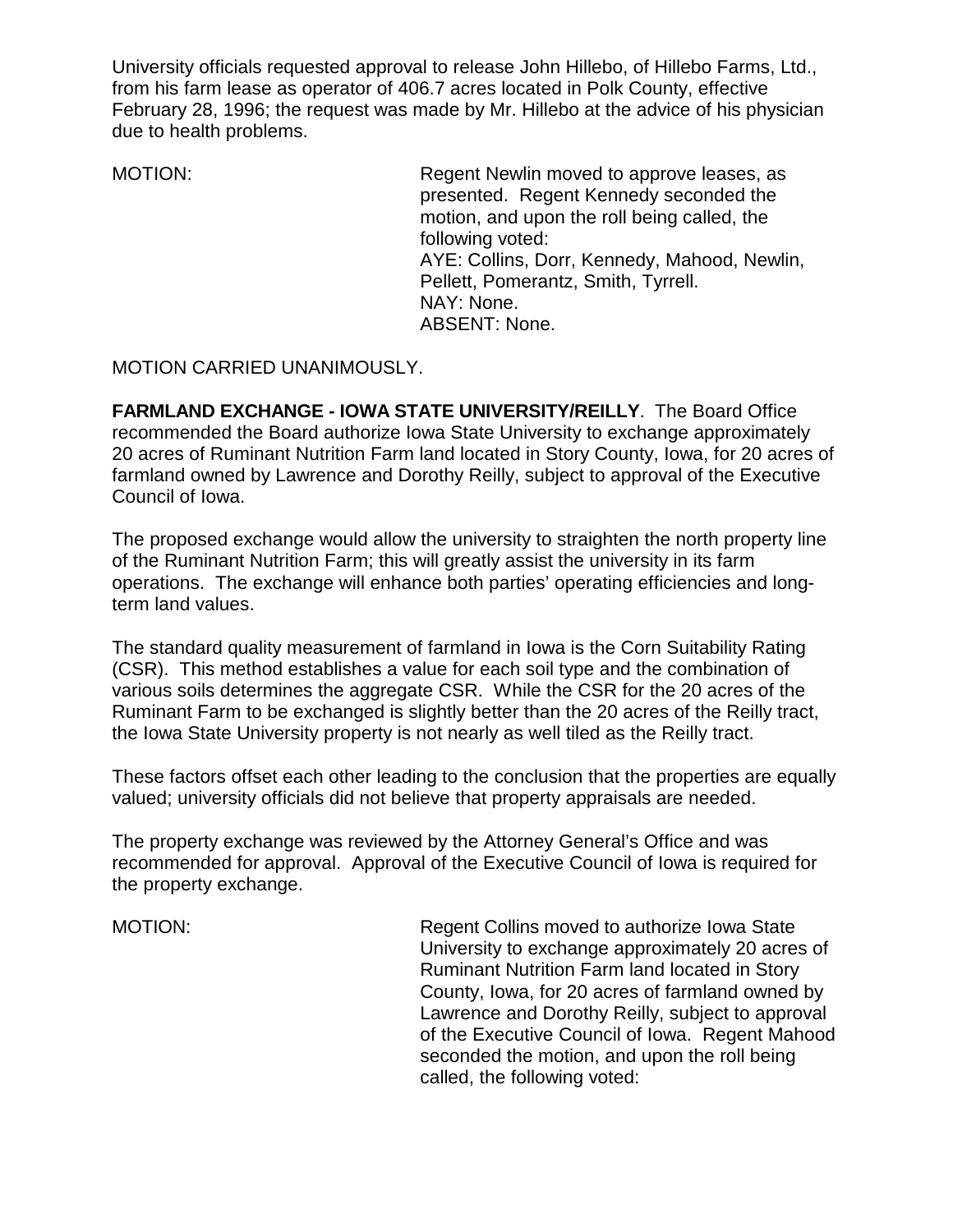University officials requested approval to release John Hillebo, of Hillebo Farms, Ltd., from his farm lease as operator of 406.7 acres located in Polk County, effective February 28, 1996; the request was made by Mr. Hillebo at the advice of his physician due to health problems.

MOTION: Regent Newlin moved to approve leases, as presented. Regent Kennedy seconded the motion, and upon the roll being called, the following voted:
AYE: Collins, Dorr, Kennedy, Mahood, Newlin, Pellett, Pomerantz, Smith, Tyrrell.
NAY: None.
ABSENT: None.

MOTION CARRIED UNANIMOUSLY.

**FARMLAND EXCHANGE - IOWA STATE UNIVERSITY/REILLY**. The Board Office recommended the Board authorize Iowa State University to exchange approximately 20 acres of Ruminant Nutrition Farm land located in Story County, Iowa, for 20 acres of farmland owned by Lawrence and Dorothy Reilly, subject to approval of the Executive Council of Iowa.

The proposed exchange would allow the university to straighten the north property line of the Ruminant Nutrition Farm; this will greatly assist the university in its farm operations. The exchange will enhance both parties' operating efficiencies and long-term land values.

The standard quality measurement of farmland in Iowa is the Corn Suitability Rating (CSR). This method establishes a value for each soil type and the combination of various soils determines the aggregate CSR. While the CSR for the 20 acres of the Ruminant Farm to be exchanged is slightly better than the 20 acres of the Reilly tract, the Iowa State University property is not nearly as well tiled as the Reilly tract.

These factors offset each other leading to the conclusion that the properties are equally valued; university officials did not believe that property appraisals are needed.

The property exchange was reviewed by the Attorney General's Office and was recommended for approval. Approval of the Executive Council of Iowa is required for the property exchange.

MOTION: Regent Collins moved to authorize Iowa State University to exchange approximately 20 acres of Ruminant Nutrition Farm land located in Story County, Iowa, for 20 acres of farmland owned by Lawrence and Dorothy Reilly, subject to approval of the Executive Council of Iowa. Regent Mahood seconded the motion, and upon the roll being called, the following voted: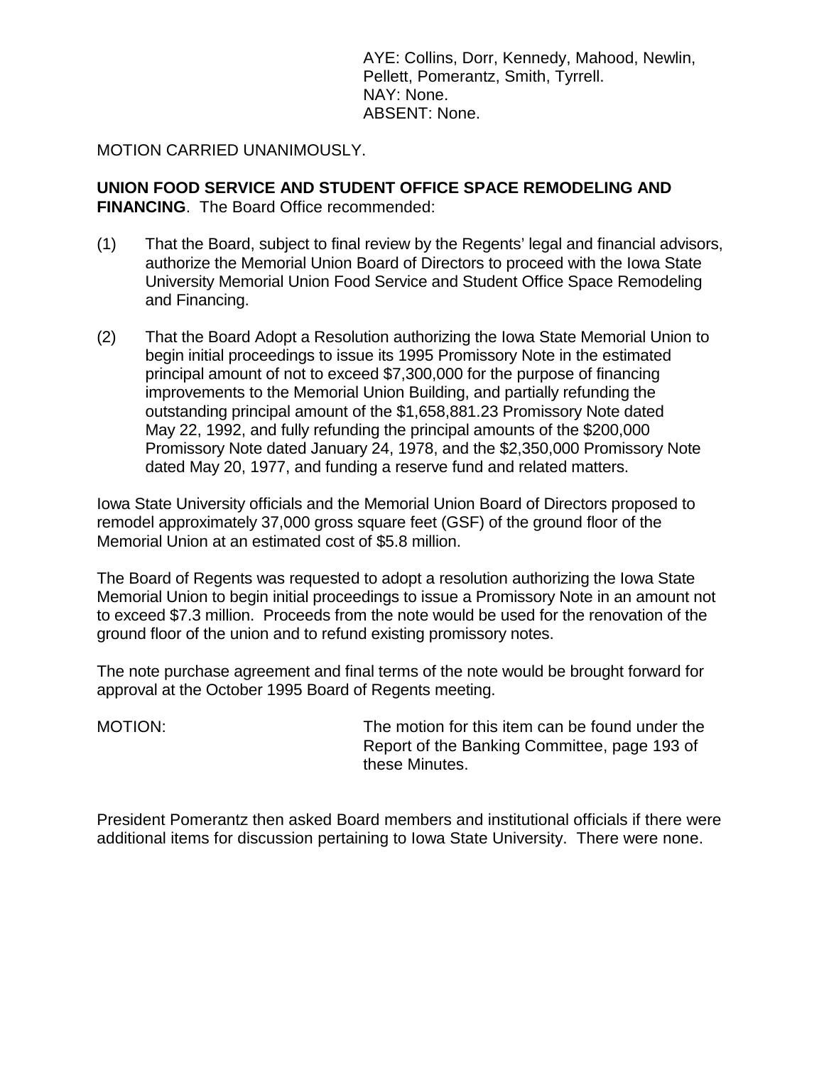AYE: Collins, Dorr, Kennedy, Mahood, Newlin, Pellett, Pomerantz, Smith, Tyrrell.
NAY: None.
ABSENT: None.

MOTION CARRIED UNANIMOUSLY.

**UNION FOOD SERVICE AND STUDENT OFFICE SPACE REMODELING AND FINANCING**. The Board Office recommended:

(1) That the Board, subject to final review by the Regents' legal and financial advisors, authorize the Memorial Union Board of Directors to proceed with the Iowa State University Memorial Union Food Service and Student Office Space Remodeling and Financing.

(2) That the Board Adopt a Resolution authorizing the Iowa State Memorial Union to begin initial proceedings to issue its 1995 Promissory Note in the estimated principal amount of not to exceed $7,300,000 for the purpose of financing improvements to the Memorial Union Building, and partially refunding the outstanding principal amount of the $1,658,881.23 Promissory Note dated May 22, 1992, and fully refunding the principal amounts of the $200,000 Promissory Note dated January 24, 1978, and the $2,350,000 Promissory Note dated May 20, 1977, and funding a reserve fund and related matters.

Iowa State University officials and the Memorial Union Board of Directors proposed to remodel approximately 37,000 gross square feet (GSF) of the ground floor of the Memorial Union at an estimated cost of $5.8 million.

The Board of Regents was requested to adopt a resolution authorizing the Iowa State Memorial Union to begin initial proceedings to issue a Promissory Note in an amount not to exceed $7.3 million. Proceeds from the note would be used for the renovation of the ground floor of the union and to refund existing promissory notes.

The note purchase agreement and final terms of the note would be brought forward for approval at the October 1995 Board of Regents meeting.

MOTION: The motion for this item can be found under the Report of the Banking Committee, page 193 of these Minutes.

President Pomerantz then asked Board members and institutional officials if there were additional items for discussion pertaining to Iowa State University. There were none.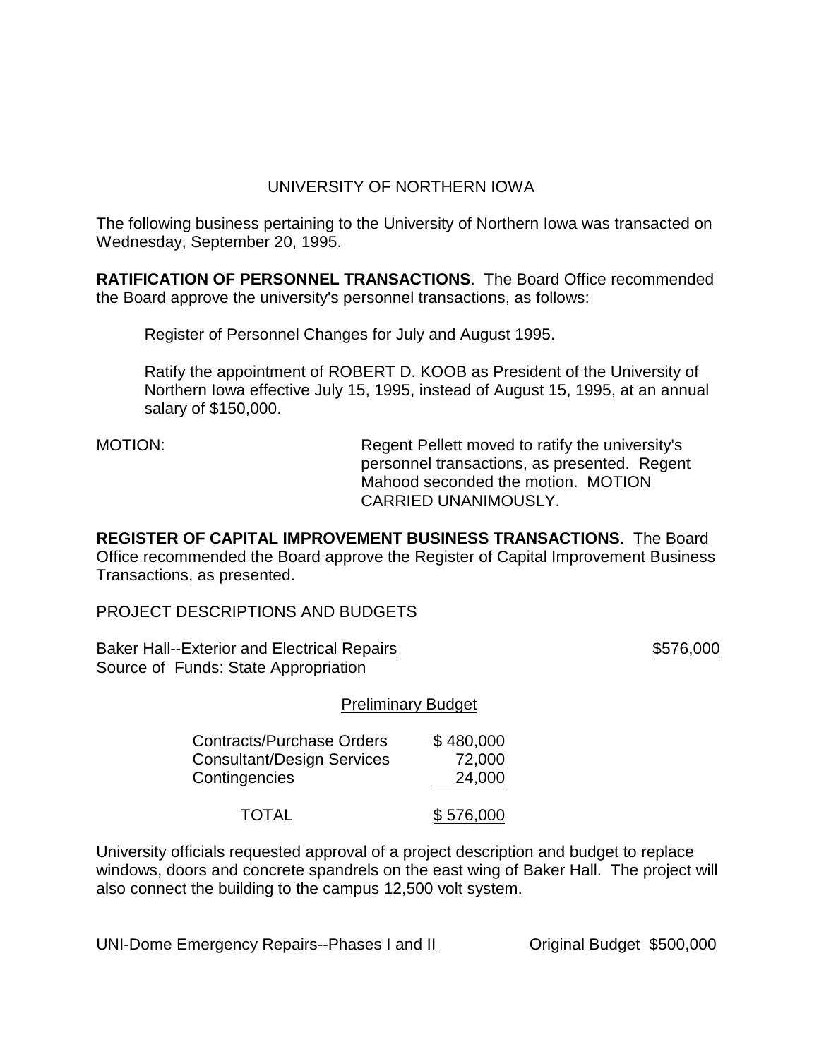UNIVERSITY OF NORTHERN IOWA

The following business pertaining to the University of Northern Iowa was transacted on Wednesday, September 20, 1995.

**RATIFICATION OF PERSONNEL TRANSACTIONS**. The Board Office recommended the Board approve the university's personnel transactions, as follows:

> Register of Personnel Changes for July and August 1995.
>
> Ratify the appointment of ROBERT D. KOOB as President of the University of Northern Iowa effective July 15, 1995, instead of August 15, 1995, at an annual salary of $150,000.

MOTION: Regent Pellett moved to ratify the university's personnel transactions, as presented. Regent Mahood seconded the motion. MOTION CARRIED UNANIMOUSLY.

**REGISTER OF CAPITAL IMPROVEMENT BUSINESS TRANSACTIONS**. The Board Office recommended the Board approve the Register of Capital Improvement Business Transactions, as presented.

PROJECT DESCRIPTIONS AND BUDGETS

Baker Hall--Exterior and Electrical Repairs $576,000
Source of Funds: State Appropriation

Preliminary Budget

| | |
|---|---|
| Contracts/Purchase Orders | $ 480,000 |
| Consultant/Design Services | 72,000 |
| Contingencies | 24,000 |
| TOTAL | $ 576,000 |

University officials requested approval of a project description and budget to replace windows, doors and concrete spandrels on the east wing of Baker Hall. The project will also connect the building to the campus 12,500 volt system.

UNI-Dome Emergency Repairs--Phases I and II Original Budget $500,000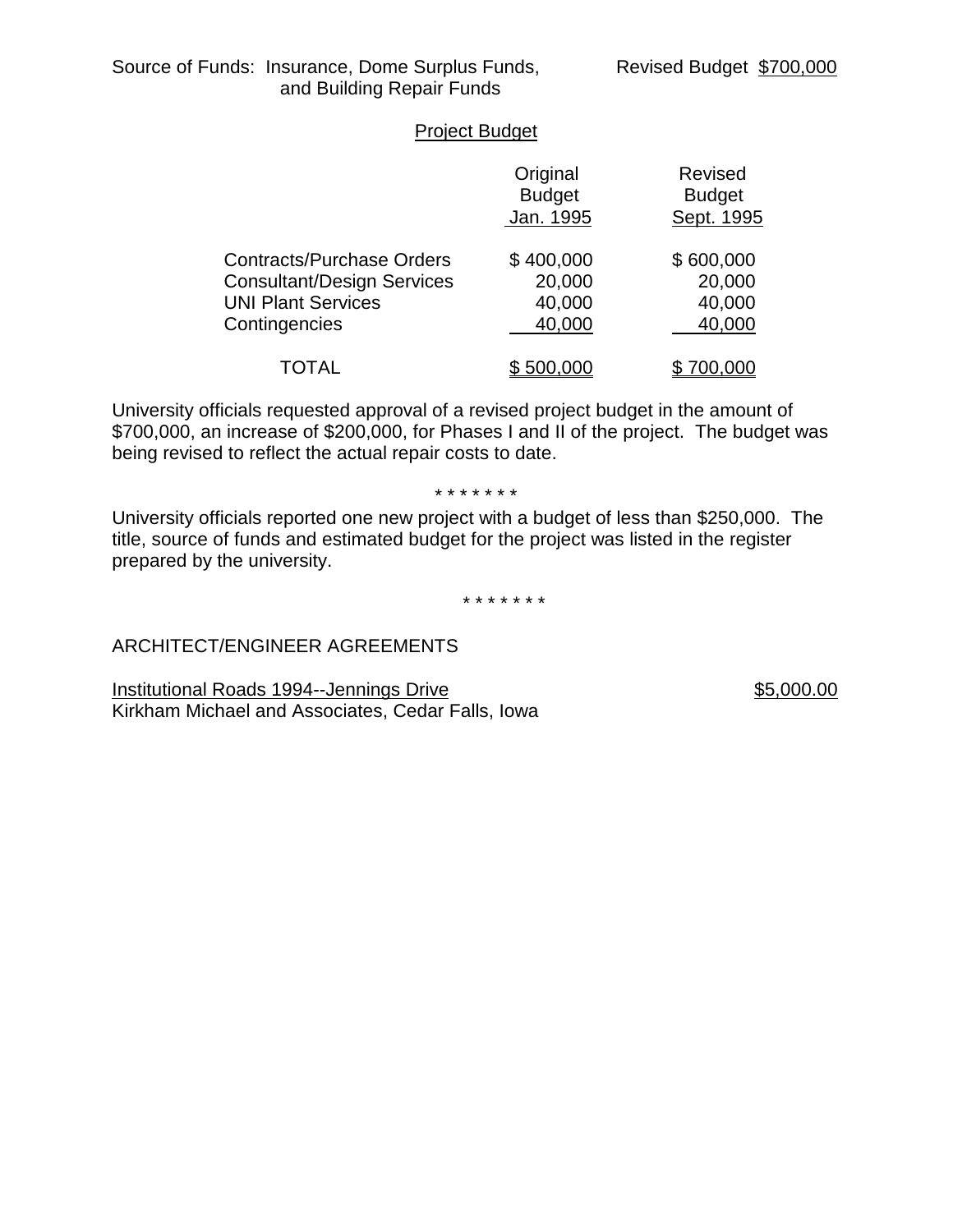Source of Funds: Insurance, Dome Surplus Funds, and Building Repair Funds

Revised Budget $700,000

Project Budget

| | Original Budget Jan. 1995 | Revised Budget Sept. 1995 |
|---|---|---|
| Contracts/Purchase Orders | $ 400,000 | $ 600,000 |
| Consultant/Design Services | 20,000 | 20,000 |
| UNI Plant Services | 40,000 | 40,000 |
| Contingencies | 40,000 | 40,000 |
| TOTAL | $ 500,000 | $ 700,000 |

University officials requested approval of a revised project budget in the amount of $700,000, an increase of $200,000, for Phases I and II of the project. The budget was being revised to reflect the actual repair costs to date.

\* \* \* \* \* \* \*

University officials reported one new project with a budget of less than $250,000. The title, source of funds and estimated budget for the project was listed in the register prepared by the university.

\* \* \* \* \* \* \*

ARCHITECT/ENGINEER AGREEMENTS

Institutional Roads 1994--Jennings Drive — $5,000.00
Kirkham Michael and Associates, Cedar Falls, Iowa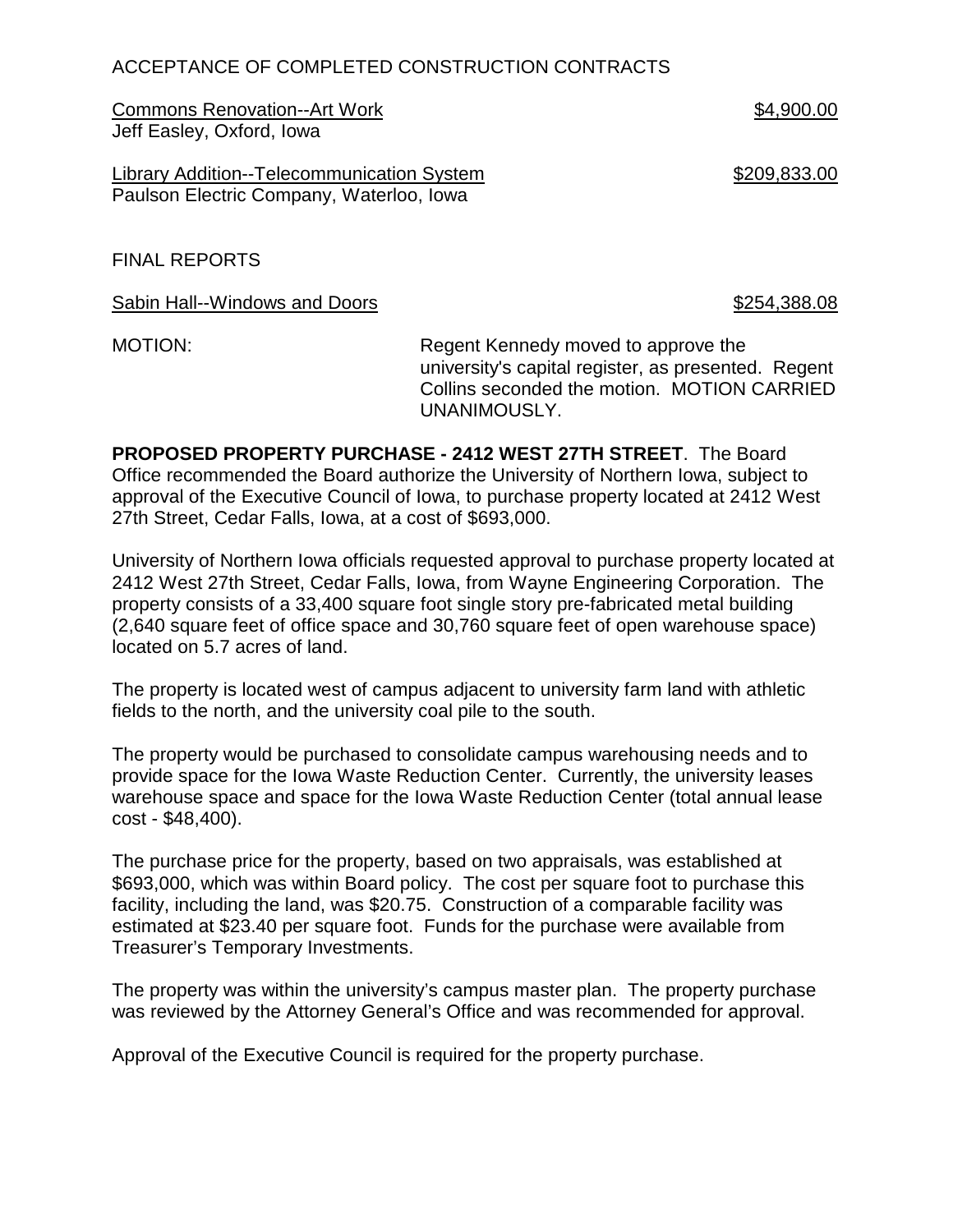ACCEPTANCE OF COMPLETED CONSTRUCTION CONTRACTS

Commons Renovation--Art Work $4,900.00
Jeff Easley, Oxford, Iowa

Library Addition--Telecommunication System $209,833.00
Paulson Electric Company, Waterloo, Iowa

FINAL REPORTS

Sabin Hall--Windows and Doors $254,388.08

MOTION: Regent Kennedy moved to approve the university's capital register, as presented. Regent Collins seconded the motion. MOTION CARRIED UNANIMOUSLY.

**PROPOSED PROPERTY PURCHASE - 2412 WEST 27TH STREET**. The Board Office recommended the Board authorize the University of Northern Iowa, subject to approval of the Executive Council of Iowa, to purchase property located at 2412 West 27th Street, Cedar Falls, Iowa, at a cost of $693,000.

University of Northern Iowa officials requested approval to purchase property located at 2412 West 27th Street, Cedar Falls, Iowa, from Wayne Engineering Corporation. The property consists of a 33,400 square foot single story pre-fabricated metal building (2,640 square feet of office space and 30,760 square feet of open warehouse space) located on 5.7 acres of land.

The property is located west of campus adjacent to university farm land with athletic fields to the north, and the university coal pile to the south.

The property would be purchased to consolidate campus warehousing needs and to provide space for the Iowa Waste Reduction Center. Currently, the university leases warehouse space and space for the Iowa Waste Reduction Center (total annual lease cost - $48,400).

The purchase price for the property, based on two appraisals, was established at $693,000, which was within Board policy. The cost per square foot to purchase this facility, including the land, was $20.75. Construction of a comparable facility was estimated at $23.40 per square foot. Funds for the purchase were available from Treasurer's Temporary Investments.

The property was within the university's campus master plan. The property purchase was reviewed by the Attorney General's Office and was recommended for approval.

Approval of the Executive Council is required for the property purchase.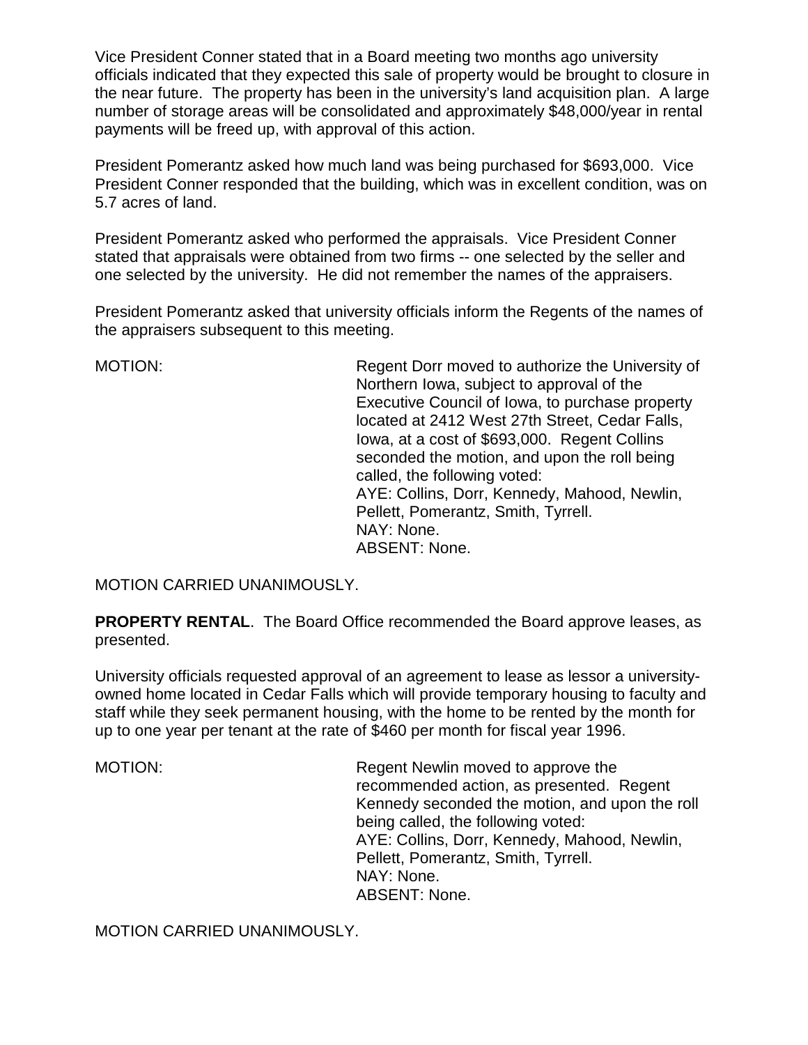Vice President Conner stated that in a Board meeting two months ago university officials indicated that they expected this sale of property would be brought to closure in the near future. The property has been in the university's land acquisition plan. A large number of storage areas will be consolidated and approximately $48,000/year in rental payments will be freed up, with approval of this action.

President Pomerantz asked how much land was being purchased for $693,000. Vice President Conner responded that the building, which was in excellent condition, was on 5.7 acres of land.

President Pomerantz asked who performed the appraisals. Vice President Conner stated that appraisals were obtained from two firms -- one selected by the seller and one selected by the university. He did not remember the names of the appraisers.

President Pomerantz asked that university officials inform the Regents of the names of the appraisers subsequent to this meeting.

MOTION: Regent Dorr moved to authorize the University of Northern Iowa, subject to approval of the Executive Council of Iowa, to purchase property located at 2412 West 27th Street, Cedar Falls, Iowa, at a cost of $693,000. Regent Collins seconded the motion, and upon the roll being called, the following voted:
AYE: Collins, Dorr, Kennedy, Mahood, Newlin, Pellett, Pomerantz, Smith, Tyrrell.
NAY: None.
ABSENT: None.

MOTION CARRIED UNANIMOUSLY.

**PROPERTY RENTAL**. The Board Office recommended the Board approve leases, as presented.

University officials requested approval of an agreement to lease as lessor a university-owned home located in Cedar Falls which will provide temporary housing to faculty and staff while they seek permanent housing, with the home to be rented by the month for up to one year per tenant at the rate of $460 per month for fiscal year 1996.

MOTION: Regent Newlin moved to approve the recommended action, as presented. Regent Kennedy seconded the motion, and upon the roll being called, the following voted:
AYE: Collins, Dorr, Kennedy, Mahood, Newlin, Pellett, Pomerantz, Smith, Tyrrell.
NAY: None.
ABSENT: None.

MOTION CARRIED UNANIMOUSLY.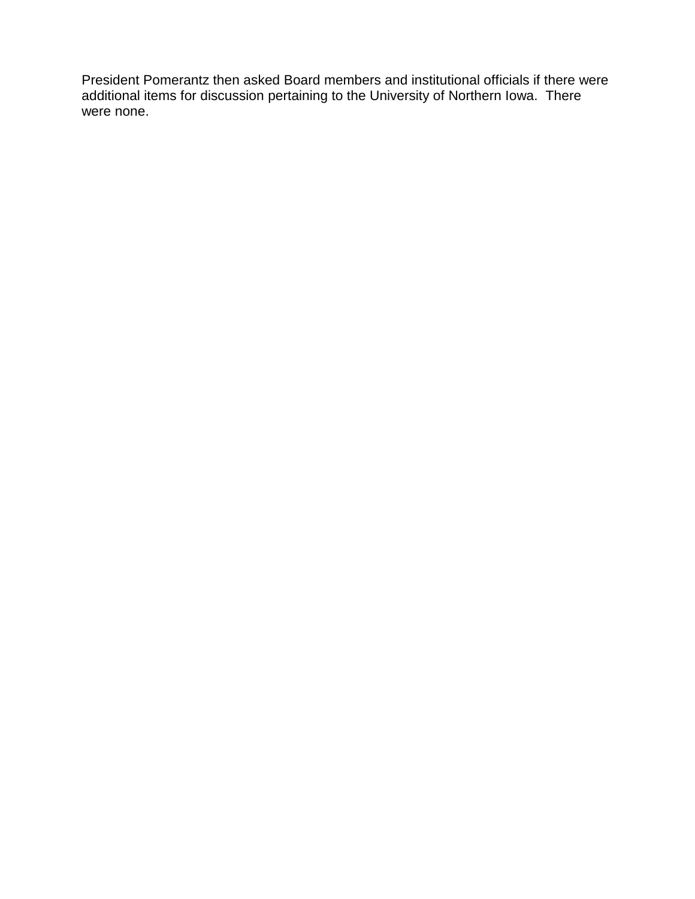President Pomerantz then asked Board members and institutional officials if there were additional items for discussion pertaining to the University of Northern Iowa. There were none.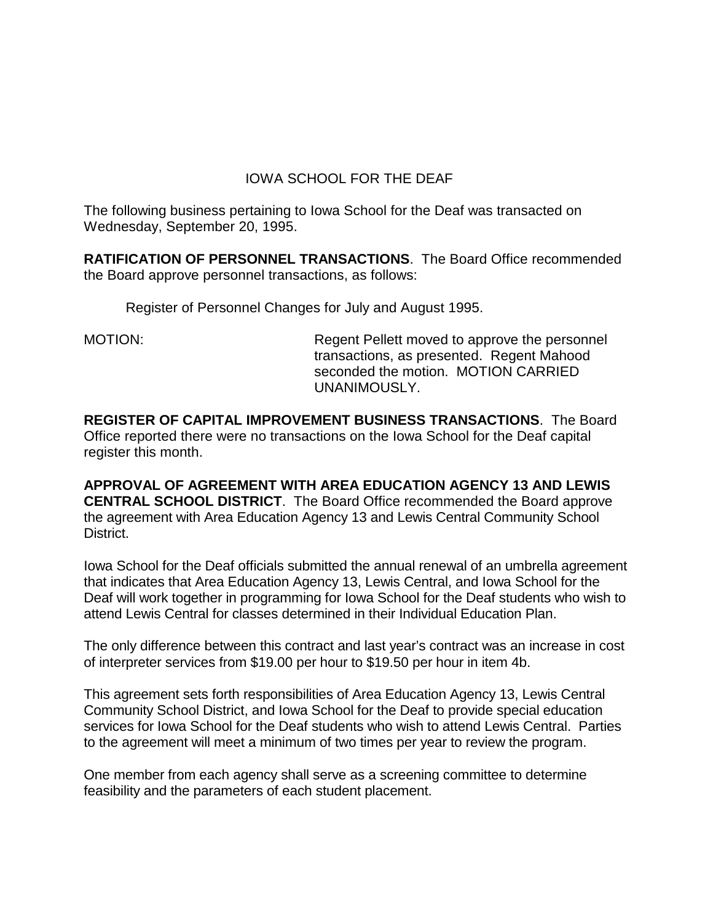# IOWA SCHOOL FOR THE DEAF

The following business pertaining to Iowa School for the Deaf was transacted on Wednesday, September 20, 1995.

**RATIFICATION OF PERSONNEL TRANSACTIONS**. The Board Office recommended the Board approve personnel transactions, as follows:

Register of Personnel Changes for July and August 1995.

MOTION: Regent Pellett moved to approve the personnel transactions, as presented. Regent Mahood seconded the motion. MOTION CARRIED UNANIMOUSLY.

**REGISTER OF CAPITAL IMPROVEMENT BUSINESS TRANSACTIONS**. The Board Office reported there were no transactions on the Iowa School for the Deaf capital register this month.

**APPROVAL OF AGREEMENT WITH AREA EDUCATION AGENCY 13 AND LEWIS CENTRAL SCHOOL DISTRICT**. The Board Office recommended the Board approve the agreement with Area Education Agency 13 and Lewis Central Community School District.

Iowa School for the Deaf officials submitted the annual renewal of an umbrella agreement that indicates that Area Education Agency 13, Lewis Central, and Iowa School for the Deaf will work together in programming for Iowa School for the Deaf students who wish to attend Lewis Central for classes determined in their Individual Education Plan.

The only difference between this contract and last year's contract was an increase in cost of interpreter services from $19.00 per hour to $19.50 per hour in item 4b.

This agreement sets forth responsibilities of Area Education Agency 13, Lewis Central Community School District, and Iowa School for the Deaf to provide special education services for Iowa School for the Deaf students who wish to attend Lewis Central. Parties to the agreement will meet a minimum of two times per year to review the program.

One member from each agency shall serve as a screening committee to determine feasibility and the parameters of each student placement.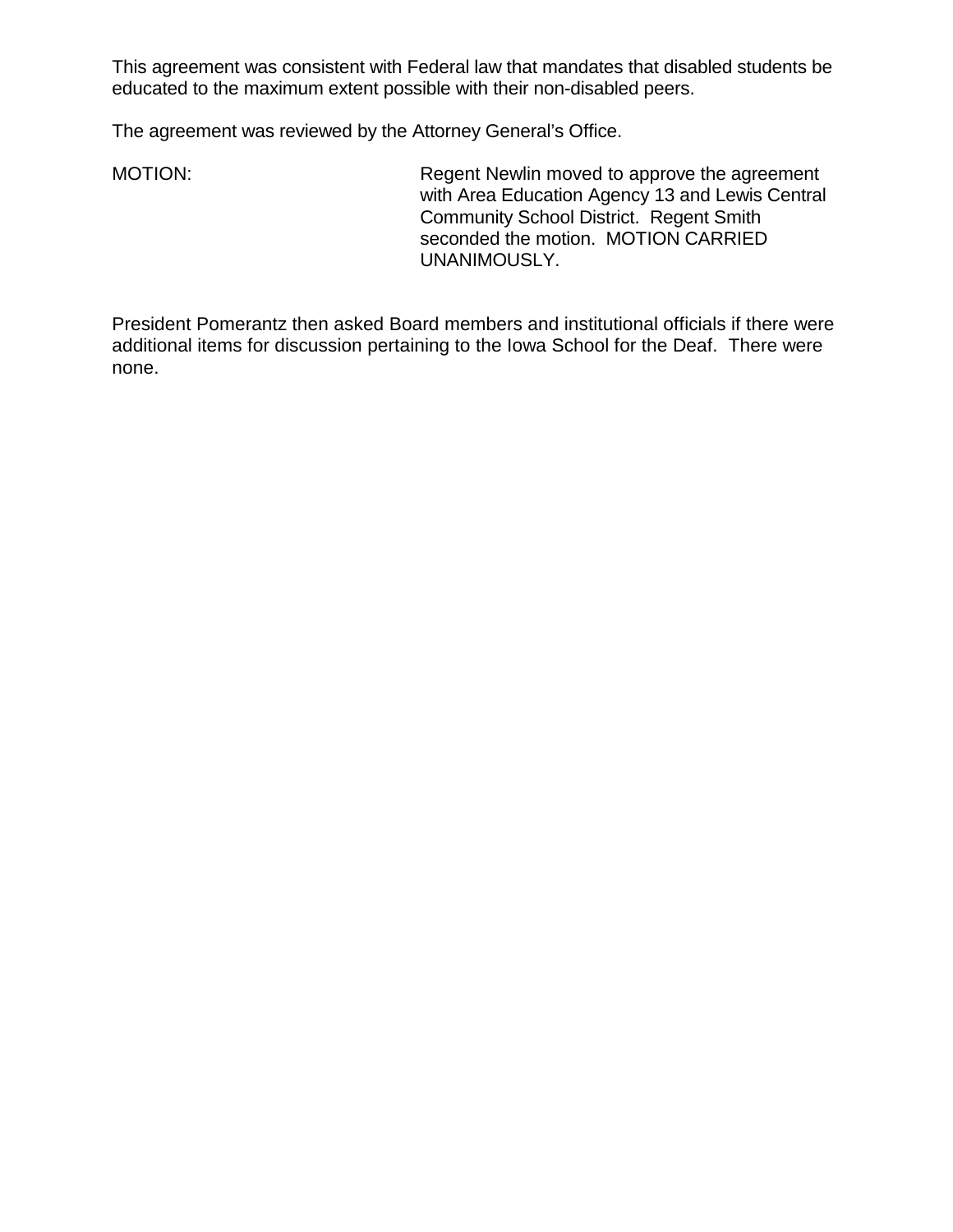This agreement was consistent with Federal law that mandates that disabled students be educated to the maximum extent possible with their non-disabled peers.

The agreement was reviewed by the Attorney General's Office.

MOTION: Regent Newlin moved to approve the agreement with Area Education Agency 13 and Lewis Central Community School District. Regent Smith seconded the motion. MOTION CARRIED UNANIMOUSLY.

President Pomerantz then asked Board members and institutional officials if there were additional items for discussion pertaining to the Iowa School for the Deaf. There were none.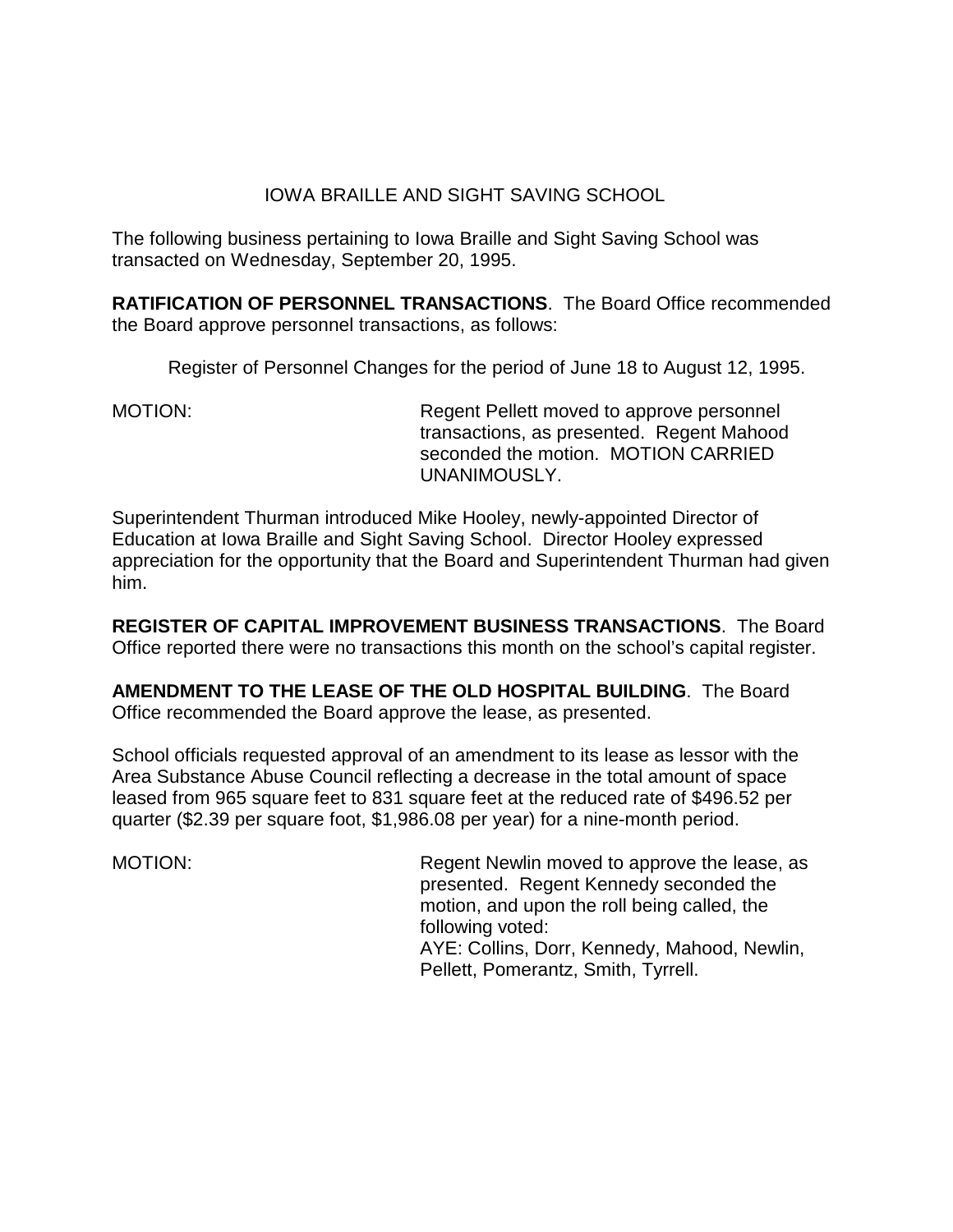IOWA BRAILLE AND SIGHT SAVING SCHOOL

The following business pertaining to Iowa Braille and Sight Saving School was transacted on Wednesday, September 20, 1995.

**RATIFICATION OF PERSONNEL TRANSACTIONS**. The Board Office recommended the Board approve personnel transactions, as follows:

Register of Personnel Changes for the period of June 18 to August 12, 1995.

MOTION: Regent Pellett moved to approve personnel transactions, as presented. Regent Mahood seconded the motion. MOTION CARRIED UNANIMOUSLY.

Superintendent Thurman introduced Mike Hooley, newly-appointed Director of Education at Iowa Braille and Sight Saving School. Director Hooley expressed appreciation for the opportunity that the Board and Superintendent Thurman had given him.

**REGISTER OF CAPITAL IMPROVEMENT BUSINESS TRANSACTIONS**. The Board Office reported there were no transactions this month on the school's capital register.

**AMENDMENT TO THE LEASE OF THE OLD HOSPITAL BUILDING**. The Board Office recommended the Board approve the lease, as presented.

School officials requested approval of an amendment to its lease as lessor with the Area Substance Abuse Council reflecting a decrease in the total amount of space leased from 965 square feet to 831 square feet at the reduced rate of $496.52 per quarter ($2.39 per square foot, $1,986.08 per year) for a nine-month period.

MOTION: Regent Newlin moved to approve the lease, as presented. Regent Kennedy seconded the motion, and upon the roll being called, the following voted:
AYE: Collins, Dorr, Kennedy, Mahood, Newlin, Pellett, Pomerantz, Smith, Tyrrell.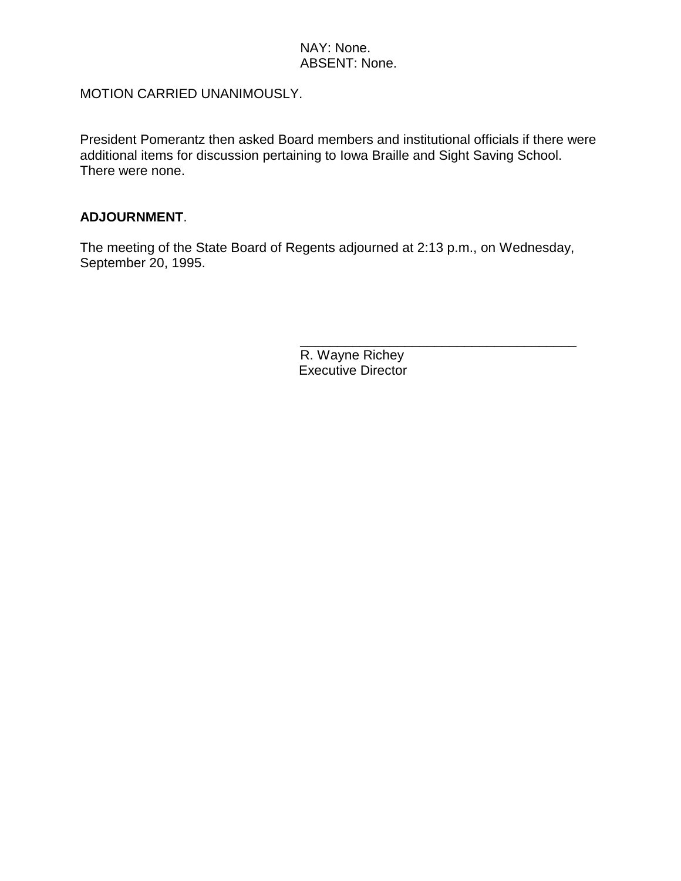NAY: None.
ABSENT: None.

MOTION CARRIED UNANIMOUSLY.

President Pomerantz then asked Board members and institutional officials if there were additional items for discussion pertaining to Iowa Braille and Sight Saving School. There were none.

**ADJOURNMENT**.

The meeting of the State Board of Regents adjourned at 2:13 p.m., on Wednesday, September 20, 1995.

\_\_\_\_\_\_\_\_\_\_\_\_\_\_\_\_\_\_\_\_\_\_\_\_\_\_\_\_\_\_\_\_\_\_\_\_\_\_\_

R. Wayne Richey
Executive Director